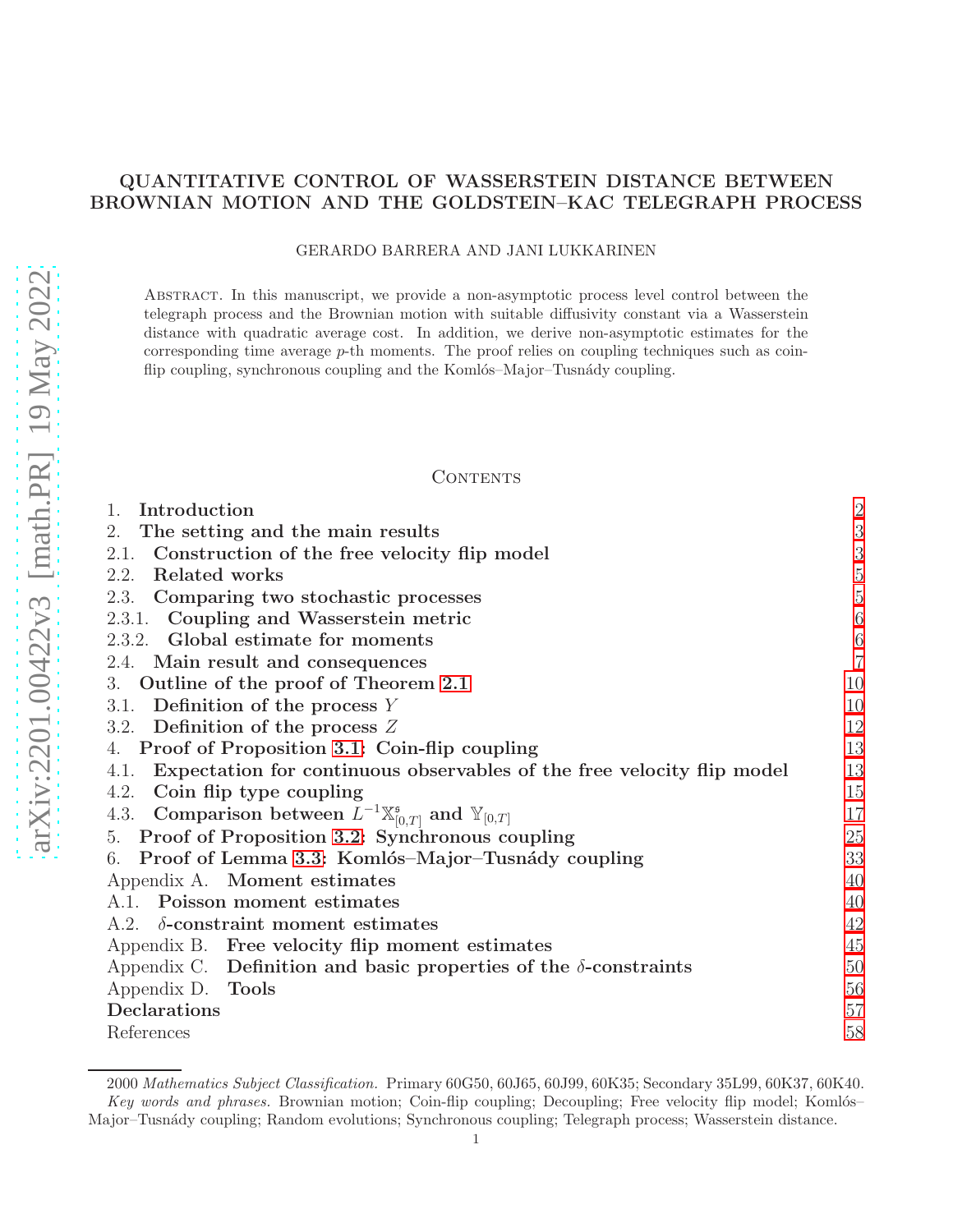# QUANTITATIVE CONTROL OF WASSERSTEIN DISTANCE BETWEEN BROWNIAN MOTION AND THE GOLDSTEIN–KAC TELEGRAPH PROCESS

GERARDO BARRERA AND JANI LUKKARINEN

Abstract. In this manuscript, we provide a non-asymptotic process level control between the telegraph process and the Brownian motion with suitable diffusivity constant via a Wasserstein distance with quadratic average cost. In addition, we derive non-asymptotic estimates for the corresponding time average $p$-th moments. The proof relies on coupling techniques such as coin-flip coupling, synchronous coupling and the Komlós–Major–Tusnády coupling.

## Contents

| | |
|---|---|
| 1. **Introduction** | 2 |
| 2. **The setting and the main results** | 3 |
| 2.1. **Construction of the free velocity flip model** | 3 |
| 2.2. **Related works** | 5 |
| 2.3. **Comparing two stochastic processes** | 5 |
| 2.3.1. **Coupling and Wasserstein metric** | 6 |
| 2.3.2. **Global estimate for moments** | 6 |
| 2.4. **Main result and consequences** | 7 |
| 3. **Outline of the proof of Theorem 2.1** | 10 |
| 3.1. **Definition of the process $Y$** | 10 |
| 3.2. **Definition of the process $Z$** | 12 |
| 4. **Proof of Proposition 3.1: Coin-flip coupling** | 13 |
| 4.1. **Expectation for continuous observables of the free velocity flip model** | 13 |
| 4.2. **Coin flip type coupling** | 15 |
| 4.3. **Comparison between $L^{-1}\mathbb{X}^{\mathfrak{s}}_{[0,T]}$ and $\mathbb{Y}_{[0,T]}$** | 17 |
| 5. **Proof of Proposition 3.2: Synchronous coupling** | 25 |
| 6. **Proof of Lemma 3.3: Komlós–Major–Tusnády coupling** | 33 |
| Appendix A. **Moment estimates** | 40 |
| A.1. **Poisson moment estimates** | 40 |
| A.2. **$\delta$-constraint moment estimates** | 42 |
| Appendix B. **Free velocity flip moment estimates** | 45 |
| Appendix C. **Definition and basic properties of the $\delta$-constraints** | 50 |
| Appendix D. **Tools** | 56 |
| **Declarations** | 57 |
| References | 58 |

2000 *Mathematics Subject Classification.* Primary 60G50, 60J65, 60J99, 60K35; Secondary 35L99, 60K37, 60K40.

*Key words and phrases.* Brownian motion; Coin-flip coupling; Decoupling; Free velocity flip model; Komlós–Major–Tusnády coupling; Random evolutions; Synchronous coupling; Telegraph process; Wasserstein distance.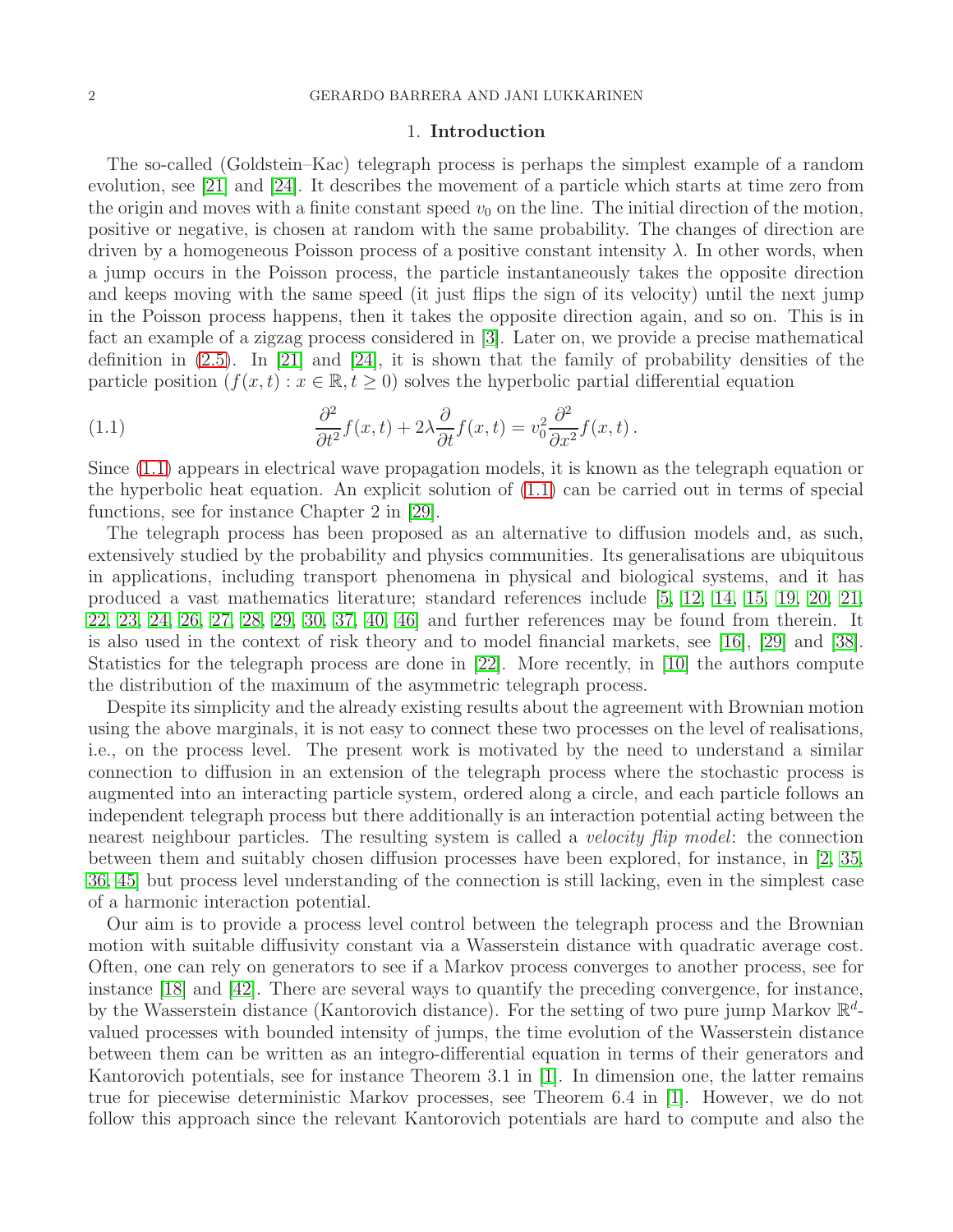## 1. Introduction

The so-called (Goldstein–Kac) telegraph process is perhaps the simplest example of a random evolution, see [21] and [24]. It describes the movement of a particle which starts at time zero from the origin and moves with a finite constant speed $v_0$ on the line. The initial direction of the motion, positive or negative, is chosen at random with the same probability. The changes of direction are driven by a homogeneous Poisson process of a positive constant intensity $\lambda$. In other words, when a jump occurs in the Poisson process, the particle instantaneously takes the opposite direction and keeps moving with the same speed (it just flips the sign of its velocity) until the next jump in the Poisson process happens, then it takes the opposite direction again, and so on. This is in fact an example of a zigzag process considered in [3]. Later on, we provide a precise mathematical definition in (2.5). In [21] and [24], it is shown that the family of probability densities of the particle position $(f(x,t) : x \in \mathbb{R}, t \geq 0)$ solves the hyperbolic partial differential equation

$$\frac{\partial^2}{\partial t^2} f(x,t) + 2\lambda \frac{\partial}{\partial t} f(x,t) = v_0^2 \frac{\partial^2}{\partial x^2} f(x,t)\,. \tag{1.1}$$

Since (1.1) appears in electrical wave propagation models, it is known as the telegraph equation or the hyperbolic heat equation. An explicit solution of (1.1) can be carried out in terms of special functions, see for instance Chapter 2 in [29].

The telegraph process has been proposed as an alternative to diffusion models and, as such, extensively studied by the probability and physics communities. Its generalisations are ubiquitous in applications, including transport phenomena in physical and biological systems, and it has produced a vast mathematics literature; standard references include [5, 12, 14, 15, 19, 20, 21, 22, 23, 24, 26, 27, 28, 29, 30, 37, 40, 46] and further references may be found from therein. It is also used in the context of risk theory and to model financial markets, see [16], [29] and [38]. Statistics for the telegraph process are done in [22]. More recently, in [10] the authors compute the distribution of the maximum of the asymmetric telegraph process.

Despite its simplicity and the already existing results about the agreement with Brownian motion using the above marginals, it is not easy to connect these two processes on the level of realisations, i.e., on the process level. The present work is motivated by the need to understand a similar connection to diffusion in an extension of the telegraph process where the stochastic process is augmented into an interacting particle system, ordered along a circle, and each particle follows an independent telegraph process but there additionally is an interaction potential acting between the nearest neighbour particles. The resulting system is called a *velocity flip model*: the connection between them and suitably chosen diffusion processes have been explored, for instance, in [2, 35, 36, 45] but process level understanding of the connection is still lacking, even in the simplest case of a harmonic interaction potential.

Our aim is to provide a process level control between the telegraph process and the Brownian motion with suitable diffusivity constant via a Wasserstein distance with quadratic average cost. Often, one can rely on generators to see if a Markov process converges to another process, see for instance [18] and [42]. There are several ways to quantify the preceding convergence, for instance, by the Wasserstein distance (Kantorovich distance). For the setting of two pure jump Markov $\mathbb{R}^d$-valued processes with bounded intensity of jumps, the time evolution of the Wasserstein distance between them can be written as an integro-differential equation in terms of their generators and Kantorovich potentials, see for instance Theorem 3.1 in [1]. In dimension one, the latter remains true for piecewise deterministic Markov processes, see Theorem 6.4 in [1]. However, we do not follow this approach since the relevant Kantorovich potentials are hard to compute and also the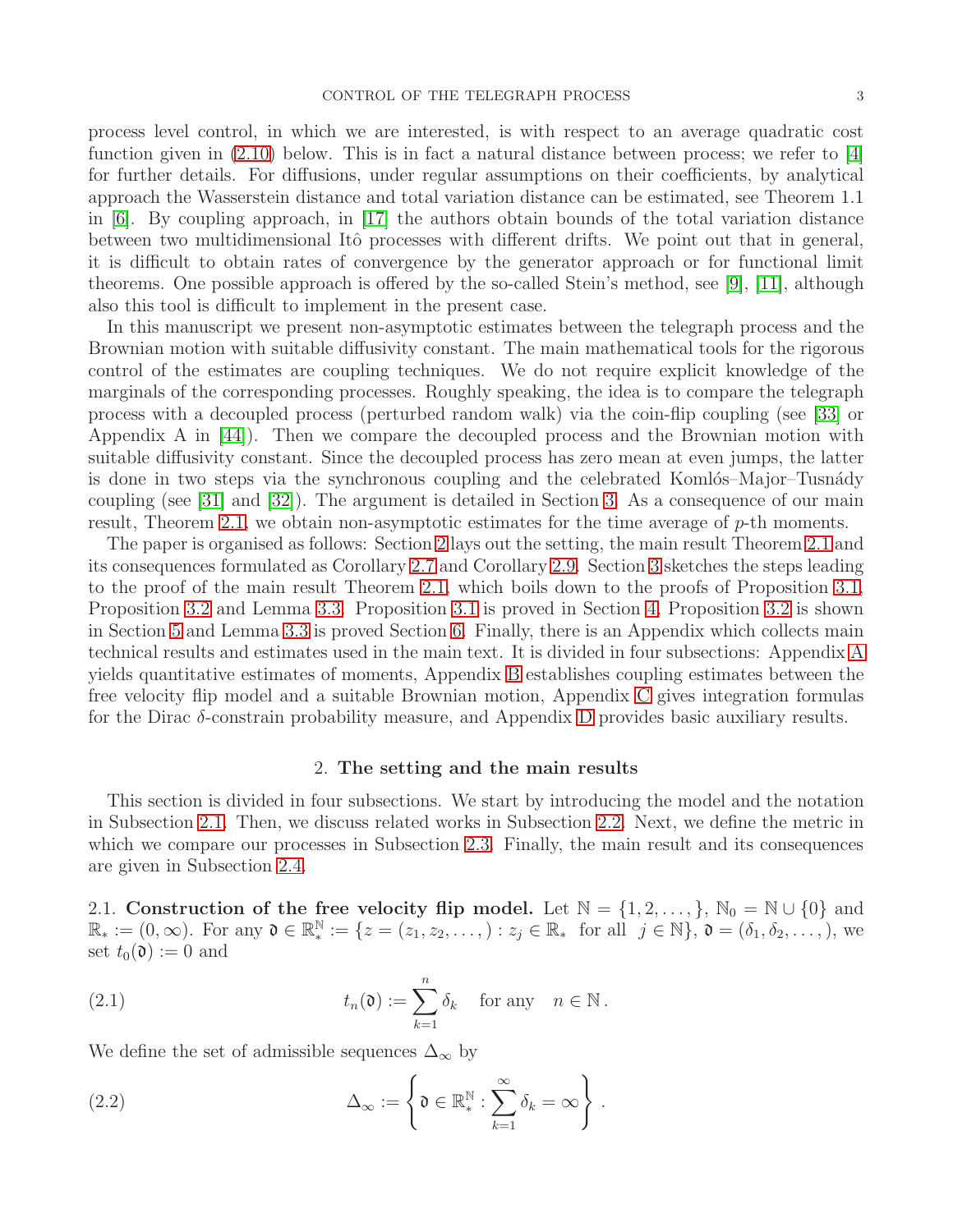process level control, in which we are interested, is with respect to an average quadratic cost function given in (2.10) below. This is in fact a natural distance between process; we refer to [4] for further details. For diffusions, under regular assumptions on their coefficients, by analytical approach the Wasserstein distance and total variation distance can be estimated, see Theorem 1.1 in [6]. By coupling approach, in [17] the authors obtain bounds of the total variation distance between two multidimensional Itô processes with different drifts. We point out that in general, it is difficult to obtain rates of convergence by the generator approach or for functional limit theorems. One possible approach is offered by the so-called Stein's method, see [9], [11], although also this tool is difficult to implement in the present case.

In this manuscript we present non-asymptotic estimates between the telegraph process and the Brownian motion with suitable diffusivity constant. The main mathematical tools for the rigorous control of the estimates are coupling techniques. We do not require explicit knowledge of the marginals of the corresponding processes. Roughly speaking, the idea is to compare the telegraph process with a decoupled process (perturbed random walk) via the coin-flip coupling (see [33] or Appendix A in [44]). Then we compare the decoupled process and the Brownian motion with suitable diffusivity constant. Since the decoupled process has zero mean at even jumps, the latter is done in two steps via the synchronous coupling and the celebrated Komlós–Major–Tusnády coupling (see [31] and [32]). The argument is detailed in Section 3. As a consequence of our main result, Theorem 2.1, we obtain non-asymptotic estimates for the time average of $p$-th moments.

The paper is organised as follows: Section 2 lays out the setting, the main result Theorem 2.1 and its consequences formulated as Corollary 2.7 and Corollary 2.9. Section 3 sketches the steps leading to the proof of the main result Theorem 2.1, which boils down to the proofs of Proposition 3.1, Proposition 3.2 and Lemma 3.3. Proposition 3.1 is proved in Section 4, Proposition 3.2 is shown in Section 5 and Lemma 3.3 is proved Section 6. Finally, there is an Appendix which collects main technical results and estimates used in the main text. It is divided in four subsections: Appendix A yields quantitative estimates of moments, Appendix B establishes coupling estimates between the free velocity flip model and a suitable Brownian motion, Appendix C gives integration formulas for the Dirac $\delta$-constrain probability measure, and Appendix D provides basic auxiliary results.

## 2. The setting and the main results

This section is divided in four subsections. We start by introducing the model and the notation in Subsection 2.1. Then, we discuss related works in Subsection 2.2. Next, we define the metric in which we compare our processes in Subsection 2.3. Finally, the main result and its consequences are given in Subsection 2.4.

### 2.1. Construction of the free velocity flip model.

Let $\mathbb{N} = \{1, 2, \ldots, \}$, $\mathbb{N}_0 = \mathbb{N} \cup \{0\}$ and $\mathbb{R}_* := (0, \infty)$. For any $\mathfrak{d} \in \mathbb{R}_*^{\mathbb{N}} := \{z = (z_1, z_2, \ldots, ) : z_j \in \mathbb{R}_* \text{ for all } j \in \mathbb{N}\}$, $\mathfrak{d} = (\delta_1, \delta_2, \ldots, )$, we set $t_0(\mathfrak{d}) := 0$ and

$$t_n(\mathfrak{d}) := \sum_{k=1}^{n} \delta_k \quad \text{for any} \quad n \in \mathbb{N}. \tag{2.1}$$

We define the set of admissible sequences $\Delta_\infty$ by

$$\Delta_\infty := \left\{ \mathfrak{d} \in \mathbb{R}_*^{\mathbb{N}} : \sum_{k=1}^{\infty} \delta_k = \infty \right\}. \tag{2.2}$$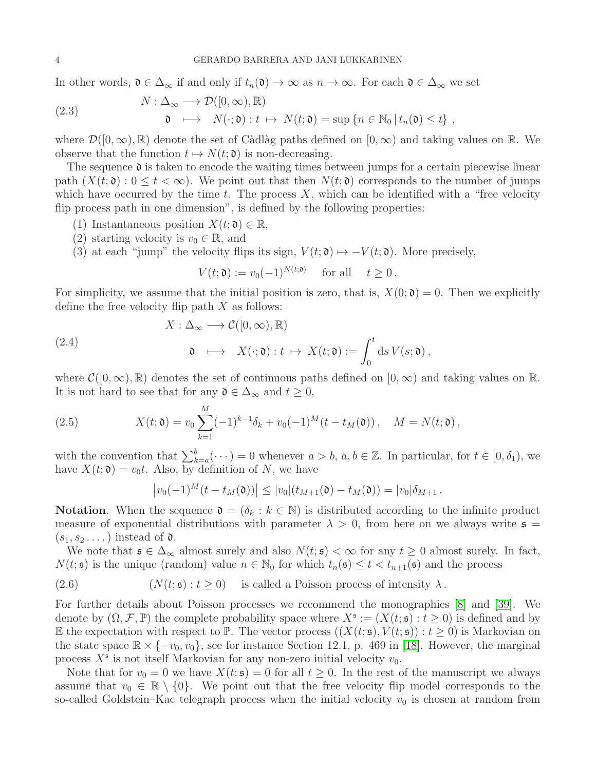In other words, $\mathfrak{d} \in \Delta_\infty$ if and only if $t_n(\mathfrak{d}) \to \infty$ as $n \to \infty$. For each $\mathfrak{d} \in \Delta_\infty$ we set

$$
\begin{aligned}
N : \Delta_\infty &\longrightarrow \mathcal{D}([0,\infty),\mathbb{R}) \\
\mathfrak{d} \quad &\longmapsto \quad N(\cdot;\mathfrak{d}) : t \;\mapsto\; N(t;\mathfrak{d}) = \sup\{n \in \mathbb{N}_0 \,|\, t_n(\mathfrak{d}) \leq t\}\,,
\end{aligned}
\tag{2.3}
$$

where $\mathcal{D}([0,\infty),\mathbb{R})$ denote the set of Càdlàg paths defined on $[0,\infty)$ and taking values on $\mathbb{R}$. We observe that the function $t \mapsto N(t;\mathfrak{d})$ is non-decreasing.

The sequence $\mathfrak{d}$ is taken to encode the waiting times between jumps for a certain piecewise linear path $(X(t;\mathfrak{d}) : 0 \leq t < \infty)$. We point out that then $N(t;\mathfrak{d})$ corresponds to the number of jumps which have occurred by the time $t$. The process $X$, which can be identified with a "free velocity flip process path in one dimension", is defined by the following properties:

(1) Instantaneous position $X(t;\mathfrak{d}) \in \mathbb{R}$,
(2) starting velocity is $v_0 \in \mathbb{R}$, and
(3) at each "jump" the velocity flips its sign, $V(t;\mathfrak{d}) \mapsto -V(t;\mathfrak{d})$. More precisely,

$$
V(t;\mathfrak{d}) := v_0(-1)^{N(t;\mathfrak{d})} \quad \text{for all} \quad t \geq 0\,.
$$

For simplicity, we assume that the initial position is zero, that is, $X(0;\mathfrak{d}) = 0$. Then we explicitly define the free velocity flip path $X$ as follows:

$$
\begin{aligned}
X : \Delta_\infty &\longrightarrow \mathcal{C}([0,\infty),\mathbb{R}) \\
\mathfrak{d} \quad &\longmapsto \quad X(\cdot;\mathfrak{d}) : t \;\mapsto\; X(t;\mathfrak{d}) := \int_0^t \mathrm{d}s\, V(s;\mathfrak{d})\,,
\end{aligned}
\tag{2.4}
$$

where $\mathcal{C}([0,\infty),\mathbb{R})$ denotes the set of continuous paths defined on $[0,\infty)$ and taking values on $\mathbb{R}$. It is not hard to see that for any $\mathfrak{d} \in \Delta_\infty$ and $t \geq 0$,

$$
X(t;\mathfrak{d}) = v_0 \sum_{k=1}^{M} (-1)^{k-1}\delta_k + v_0(-1)^M(t - t_M(\mathfrak{d}))\,, \quad M = N(t;\mathfrak{d})\,,
\tag{2.5}
$$

with the convention that $\sum_{k=a}^{b}(\cdots) = 0$ whenever $a > b$, $a, b \in \mathbb{Z}$. In particular, for $t \in [0,\delta_1)$, we have $X(t;\mathfrak{d}) = v_0 t$. Also, by definition of $N$, we have

$$
\left|v_0(-1)^M(t - t_M(\mathfrak{d}))\right| \leq |v_0|(t_{M+1}(\mathfrak{d}) - t_M(\mathfrak{d})) = |v_0|\delta_{M+1}\,.
$$

**Notation**. When the sequence $\mathfrak{d} = (\delta_k : k \in \mathbb{N})$ is distributed according to the infinite product measure of exponential distributions with parameter $\lambda > 0$, from here on we always write $\mathfrak{s} = (s_1, s_2 \ldots,)$ instead of $\mathfrak{d}$.

We note that $\mathfrak{s} \in \Delta_\infty$ almost surely and also $N(t;\mathfrak{s}) < \infty$ for any $t \geq 0$ almost surely. In fact, $N(t;\mathfrak{s})$ is the unique (random) value $n \in \mathbb{N}_0$ for which $t_n(\mathfrak{s}) \leq t < t_{n+1}(\mathfrak{s})$ and the process

$$
(N(t;\mathfrak{s}) : t \geq 0) \quad \text{is called a Poisson process of intensity } \lambda\,.
\tag{2.6}
$$

For further details about Poisson processes we recommend the monographies [8] and [39]. We denote by $(\Omega, \mathcal{F}, \mathbb{P})$ the complete probability space where $X^{\mathfrak{s}} := (X(t;\mathfrak{s}) : t \geq 0)$ is defined and by $\mathbb{E}$ the expectation with respect to $\mathbb{P}$. The vector process $((X(t;\mathfrak{s}), V(t;\mathfrak{s})) : t \geq 0)$ is Markovian on the state space $\mathbb{R} \times \{-v_0, v_0\}$, see for instance Section 12.1, p. 469 in [18]. However, the marginal process $X^{\mathfrak{s}}$ is not itself Markovian for any non-zero initial velocity $v_0$.

Note that for $v_0 = 0$ we have $X(t;\mathfrak{s}) = 0$ for all $t \geq 0$. In the rest of the manuscript we always assume that $v_0 \in \mathbb{R} \setminus \{0\}$. We point out that the free velocity flip model corresponds to the so-called Goldstein–Kac telegraph process when the initial velocity $v_0$ is chosen at random from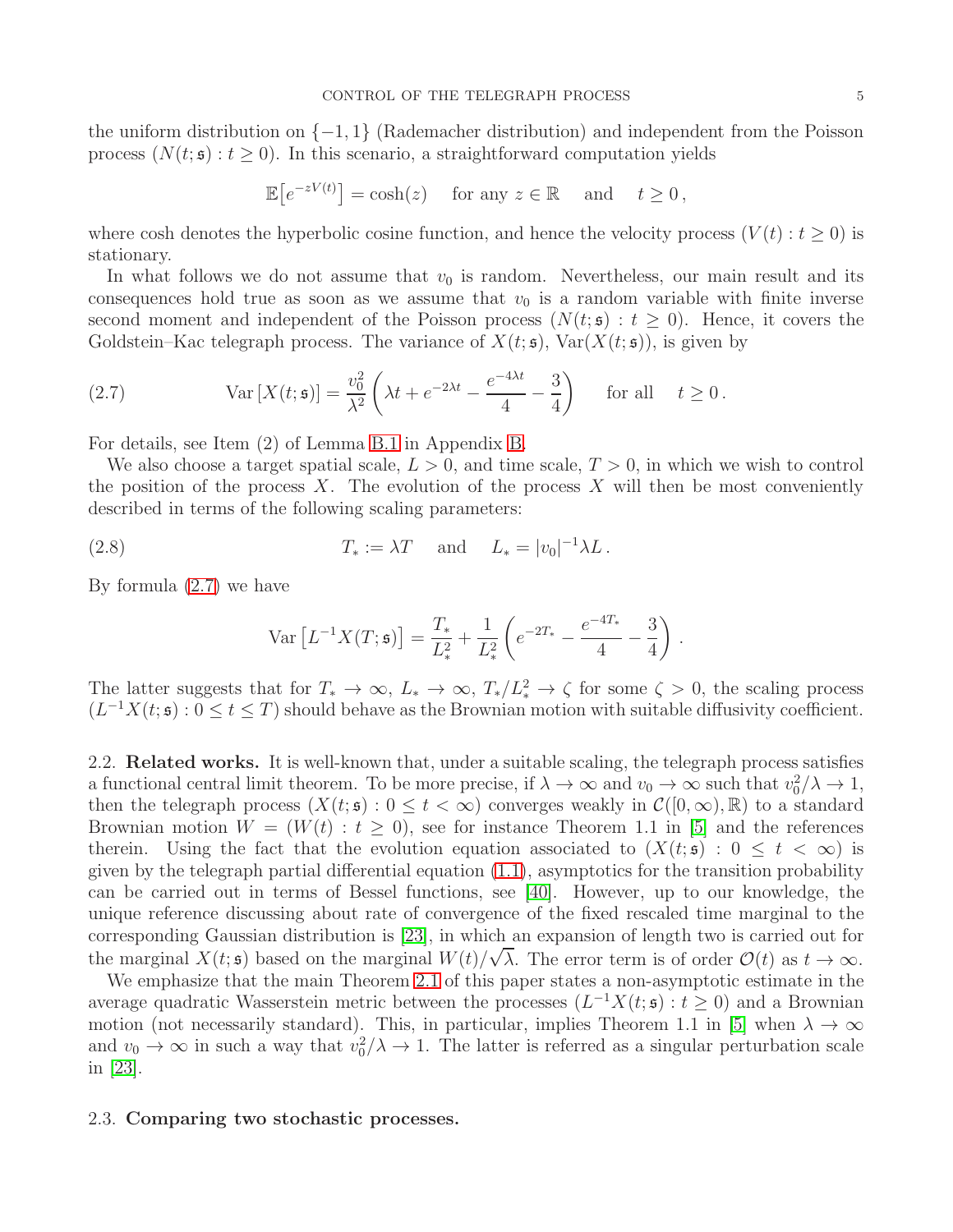the uniform distribution on $\{-1,1\}$ (Rademacher distribution) and independent from the Poisson process $(N(t;\mathfrak{s}) : t \geq 0)$. In this scenario, a straightforward computation yields

$$\mathbb{E}\big[e^{-zV(t)}\big] = \cosh(z) \quad \text{for any } z \in \mathbb{R} \quad \text{and} \quad t \geq 0\,,$$

where cosh denotes the hyperbolic cosine function, and hence the velocity process $(V(t) : t \geq 0)$ is stationary.

In what follows we do not assume that $v_0$ is random. Nevertheless, our main result and its consequences hold true as soon as we assume that $v_0$ is a random variable with finite inverse second moment and independent of the Poisson process $(N(t;\mathfrak{s}) : t \geq 0)$. Hence, it covers the Goldstein–Kac telegraph process. The variance of $X(t;\mathfrak{s})$, $\mathrm{Var}(X(t;\mathfrak{s}))$, is given by

$$\mathrm{Var}\left[X(t;\mathfrak{s})\right] = \frac{v_0^2}{\lambda^2}\left(\lambda t + e^{-2\lambda t} - \frac{e^{-4\lambda t}}{4} - \frac{3}{4}\right) \quad \text{for all} \quad t \geq 0\,. \tag{2.7}$$

For details, see Item (2) of Lemma B.1 in Appendix B.

We also choose a target spatial scale, $L > 0$, and time scale, $T > 0$, in which we wish to control the position of the process $X$. The evolution of the process $X$ will then be most conveniently described in terms of the following scaling parameters:

$$T_* := \lambda T \quad \text{and} \quad L_* = |v_0|^{-1}\lambda L\,. \tag{2.8}$$

By formula (2.7) we have

$$\mathrm{Var}\left[L^{-1}X(T;\mathfrak{s})\right] = \frac{T_*}{L_*^2} + \frac{1}{L_*^2}\left(e^{-2T_*} - \frac{e^{-4T_*}}{4} - \frac{3}{4}\right).$$

The latter suggests that for $T_* \to \infty$, $L_* \to \infty$, $T_*/L_*^2 \to \zeta$ for some $\zeta > 0$, the scaling process $(L^{-1}X(t;\mathfrak{s}) : 0 \leq t \leq T)$ should behave as the Brownian motion with suitable diffusivity coefficient.

## 2.2. Related works.

It is well-known that, under a suitable scaling, the telegraph process satisfies a functional central limit theorem. To be more precise, if $\lambda \to \infty$ and $v_0 \to \infty$ such that $v_0^2/\lambda \to 1$, then the telegraph process $(X(t;\mathfrak{s}) : 0 \leq t < \infty)$ converges weakly in $\mathcal{C}([0,\infty),\mathbb{R})$ to a standard Brownian motion $W = (W(t) : t \geq 0)$, see for instance Theorem 1.1 in [5] and the references therein. Using the fact that the evolution equation associated to $(X(t;\mathfrak{s}) : 0 \leq t < \infty)$ is given by the telegraph partial differential equation (1.1), asymptotics for the transition probability can be carried out in terms of Bessel functions, see [40]. However, up to our knowledge, the unique reference discussing about rate of convergence of the fixed rescaled time marginal to the corresponding Gaussian distribution is [23], in which an expansion of length two is carried out for the marginal $X(t;\mathfrak{s})$ based on the marginal $W(t)/\sqrt{\lambda}$. The error term is of order $\mathcal{O}(t)$ as $t \to \infty$.

We emphasize that the main Theorem 2.1 of this paper states a non-asymptotic estimate in the average quadratic Wasserstein metric between the processes $(L^{-1}X(t;\mathfrak{s}) : t \geq 0)$ and a Brownian motion (not necessarily standard). This, in particular, implies Theorem 1.1 in [5] when $\lambda \to \infty$ and $v_0 \to \infty$ in such a way that $v_0^2/\lambda \to 1$. The latter is referred as a singular perturbation scale in [23].

## 2.3. Comparing two stochastic processes.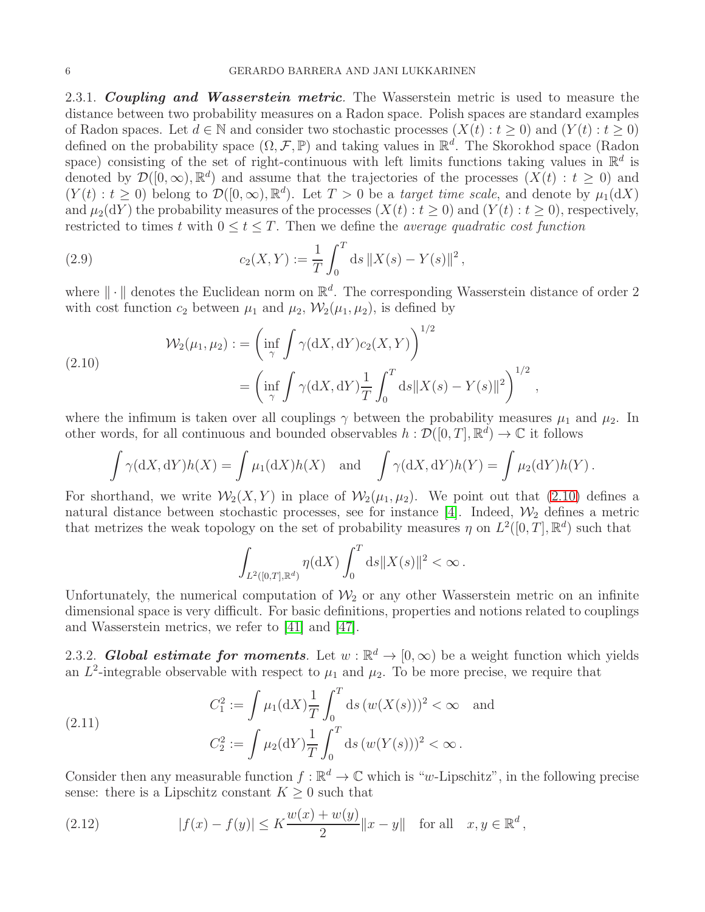2.3.1. ***Coupling and Wasserstein metric***. The Wasserstein metric is used to measure the distance between two probability measures on a Radon space. Polish spaces are standard examples of Radon spaces. Let $d \in \mathbb{N}$ and consider two stochastic processes $(X(t) : t \geq 0)$ and $(Y(t) : t \geq 0)$ defined on the probability space $(\Omega, \mathcal{F}, \mathbb{P})$ and taking values in $\mathbb{R}^d$. The Skorokhod space (Radon space) consisting of the set of right-continuous with left limits functions taking values in $\mathbb{R}^d$ is denoted by $\mathcal{D}([0,\infty),\mathbb{R}^d)$ and assume that the trajectories of the processes $(X(t) : t \geq 0)$ and $(Y(t) : t \geq 0)$ belong to $\mathcal{D}([0,\infty),\mathbb{R}^d)$. Let $T > 0$ be a *target time scale*, and denote by $\mu_1(\mathrm{d}X)$ and $\mu_2(\mathrm{d}Y)$ the probability measures of the processes $(X(t) : t \geq 0)$ and $(Y(t) : t \geq 0)$, respectively, restricted to times $t$ with $0 \leq t \leq T$. Then we define the *average quadratic cost function*

$$
c_2(X,Y) := \frac{1}{T}\int_0^T \mathrm{d}s \, \|X(s) - Y(s)\|^2 \,, \tag{2.9}
$$

where $\|\cdot\|$ denotes the Euclidean norm on $\mathbb{R}^d$. The corresponding Wasserstein distance of order 2 with cost function $c_2$ between $\mu_1$ and $\mu_2$, $\mathcal{W}_2(\mu_1,\mu_2)$, is defined by

$$
\begin{aligned}
\mathcal{W}_2(\mu_1,\mu_2) :&= \left(\inf_\gamma \int \gamma(\mathrm{d}X,\mathrm{d}Y) c_2(X,Y)\right)^{1/2} \\
&= \left(\inf_\gamma \int \gamma(\mathrm{d}X,\mathrm{d}Y) \frac{1}{T}\int_0^T \mathrm{d}s \|X(s) - Y(s)\|^2\right)^{1/2} ,
\end{aligned} \tag{2.10}
$$

where the infimum is taken over all couplings $\gamma$ between the probability measures $\mu_1$ and $\mu_2$. In other words, for all continuous and bounded observables $h : \mathcal{D}([0,T],\mathbb{R}^d) \to \mathbb{C}$ it follows

$$
\int \gamma(\mathrm{d}X,\mathrm{d}Y) h(X) = \int \mu_1(\mathrm{d}X) h(X) \quad \text{and} \quad \int \gamma(\mathrm{d}X,\mathrm{d}Y) h(Y) = \int \mu_2(\mathrm{d}Y) h(Y) \,.
$$

For shorthand, we write $\mathcal{W}_2(X,Y)$ in place of $\mathcal{W}_2(\mu_1,\mu_2)$. We point out that (2.10) defines a natural distance between stochastic processes, see for instance [4]. Indeed, $\mathcal{W}_2$ defines a metric that metrizes the weak topology on the set of probability measures $\eta$ on $L^2([0,T],\mathbb{R}^d)$ such that

$$
\int_{L^2([0,T],\mathbb{R}^d)} \eta(\mathrm{d}X) \int_0^T \mathrm{d}s \|X(s)\|^2 < \infty \,.
$$

Unfortunately, the numerical computation of $\mathcal{W}_2$ or any other Wasserstein metric on an infinite dimensional space is very difficult. For basic definitions, properties and notions related to couplings and Wasserstein metrics, we refer to [41] and [47].

2.3.2. ***Global estimate for moments***. Let $w : \mathbb{R}^d \to [0,\infty)$ be a weight function which yields an $L^2$-integrable observable with respect to $\mu_1$ and $\mu_2$. To be more precise, we require that

$$
\begin{aligned}
C_1^2 &:= \int \mu_1(\mathrm{d}X) \frac{1}{T}\int_0^T \mathrm{d}s \, (w(X(s)))^2 < \infty \quad \text{and} \\
C_2^2 &:= \int \mu_2(\mathrm{d}Y) \frac{1}{T}\int_0^T \mathrm{d}s \, (w(Y(s)))^2 < \infty \,.
\end{aligned} \tag{2.11}
$$

Consider then any measurable function $f : \mathbb{R}^d \to \mathbb{C}$ which is "$w$-Lipschitz", in the following precise sense: there is a Lipschitz constant $K \geq 0$ such that

$$
|f(x) - f(y)| \leq K \frac{w(x) + w(y)}{2} \|x - y\| \quad \text{for all} \quad x, y \in \mathbb{R}^d \,, \tag{2.12}
$$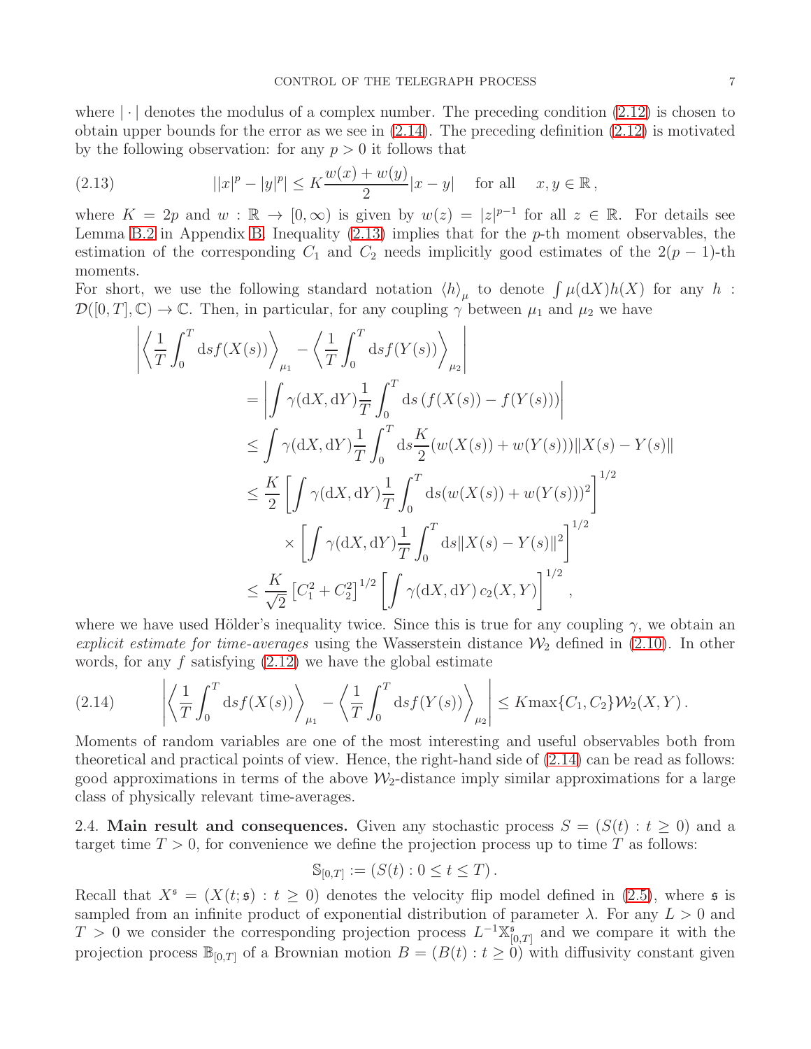where $|\cdot|$ denotes the modulus of a complex number. The preceding condition (2.12) is chosen to obtain upper bounds for the error as we see in (2.14). The preceding definition (2.12) is motivated by the following observation: for any $p > 0$ it follows that

$$||x|^p - |y|^p| \leq K\frac{w(x) + w(y)}{2}|x - y| \quad \text{for all} \quad x, y \in \mathbb{R}\,, \tag{2.13}$$

where $K = 2p$ and $w : \mathbb{R} \to [0, \infty)$ is given by $w(z) = |z|^{p-1}$ for all $z \in \mathbb{R}$. For details see Lemma B.2 in Appendix B. Inequality (2.13) implies that for the $p$-th moment observables, the estimation of the corresponding $C_1$ and $C_2$ needs implicitly good estimates of the $2(p-1)$-th moments.

For short, we use the following standard notation $\langle h \rangle_\mu$ to denote $\int \mu(\mathrm{d}X)h(X)$ for any $h : \mathcal{D}([0, T], \mathbb{C}) \to \mathbb{C}$. Then, in particular, for any coupling $\gamma$ between $\mu_1$ and $\mu_2$ we have

$$
\begin{aligned}
&\left| \left\langle \frac{1}{T}\int_0^T \mathrm{d}s f(X(s)) \right\rangle_{\mu_1} - \left\langle \frac{1}{T}\int_0^T \mathrm{d}s f(Y(s)) \right\rangle_{\mu_2} \right| \\
&\qquad = \left| \int \gamma(\mathrm{d}X, \mathrm{d}Y) \frac{1}{T}\int_0^T \mathrm{d}s \left(f(X(s)) - f(Y(s))\right) \right| \\
&\qquad \leq \int \gamma(\mathrm{d}X, \mathrm{d}Y) \frac{1}{T}\int_0^T \mathrm{d}s \frac{K}{2}(w(X(s)) + w(Y(s))) \|X(s) - Y(s)\| \\
&\qquad \leq \frac{K}{2}\left[ \int \gamma(\mathrm{d}X, \mathrm{d}Y) \frac{1}{T}\int_0^T \mathrm{d}s (w(X(s)) + w(Y(s)))^2 \right]^{1/2} \\
&\qquad\qquad \times \left[ \int \gamma(\mathrm{d}X, \mathrm{d}Y) \frac{1}{T}\int_0^T \mathrm{d}s \|X(s) - Y(s)\|^2 \right]^{1/2} \\
&\qquad \leq \frac{K}{\sqrt{2}}\left[C_1^2 + C_2^2\right]^{1/2} \left[ \int \gamma(\mathrm{d}X, \mathrm{d}Y)\, c_2(X, Y) \right]^{1/2},
\end{aligned}
$$

where we have used Hölder's inequality twice. Since this is true for any coupling $\gamma$, we obtain an *explicit estimate for time-averages* using the Wasserstein distance $\mathcal{W}_2$ defined in (2.10). In other words, for any $f$ satisfying (2.12) we have the global estimate

$$\left| \left\langle \frac{1}{T}\int_0^T \mathrm{d}s f(X(s)) \right\rangle_{\mu_1} - \left\langle \frac{1}{T}\int_0^T \mathrm{d}s f(Y(s)) \right\rangle_{\mu_2} \right| \leq K \max\{C_1, C_2\} \mathcal{W}_2(X, Y)\,. \tag{2.14}$$

Moments of random variables are one of the most interesting and useful observables both from theoretical and practical points of view. Hence, the right-hand side of (2.14) can be read as follows: good approximations in terms of the above $\mathcal{W}_2$-distance imply similar approximations for a large class of physically relevant time-averages.

2.4. **Main result and consequences.** Given any stochastic process $S = (S(t) : t \geq 0)$ and a target time $T > 0$, for convenience we define the projection process up to time $T$ as follows:

$$\mathbb{S}_{[0,T]} := (S(t) : 0 \leq t \leq T)\,.$$

Recall that $X^{\mathfrak{s}} = (X(t; \mathfrak{s}) : t \geq 0)$ denotes the velocity flip model defined in (2.5), where $\mathfrak{s}$ is sampled from an infinite product of exponential distribution of parameter $\lambda$. For any $L > 0$ and $T > 0$ we consider the corresponding projection process $L^{-1}\mathbb{X}^{\mathfrak{s}}_{[0,T]}$ and we compare it with the projection process $\mathbb{B}_{[0,T]}$ of a Brownian motion $B = (B(t) : t \geq 0)$ with diffusivity constant given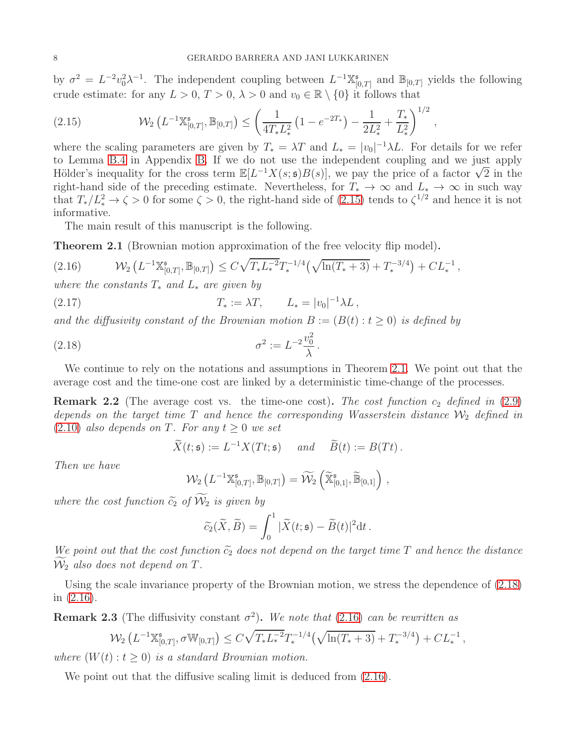by $\sigma^2 = L^{-2}v_0^2\lambda^{-1}$. The independent coupling between $L^{-1}\mathbb{X}^{\mathfrak{s}}_{[0,T]}$ and $\mathbb{B}_{[0,T]}$ yields the following crude estimate: for any $L > 0$, $T > 0$, $\lambda > 0$ and $v_0 \in \mathbb{R} \setminus \{0\}$ it follows that

$$
\mathcal{W}_2\left(L^{-1}\mathbb{X}^{\mathfrak{s}}_{[0,T]}, \mathbb{B}_{[0,T]}\right) \leq \left(\frac{1}{4T_* L_*^2}\left(1 - e^{-2T_*}\right) - \frac{1}{2L_*^2} + \frac{T_*}{L_*^2}\right)^{1/2}, \tag{2.15}
$$

where the scaling parameters are given by $T_* = \lambda T$ and $L_* = |v_0|^{-1}\lambda L$. For details for we refer to Lemma B.4 in Appendix B. If we do not use the independent coupling and we just apply Hölder's inequality for the cross term $\mathbb{E}[L^{-1}X(s;\mathfrak{s})B(s)]$, we pay the price of a factor $\sqrt{2}$ in the right-hand side of the preceding estimate. Nevertheless, for $T_* \to \infty$ and $L_* \to \infty$ in such way that $T_*/L_*^2 \to \zeta > 0$ for some $\zeta > 0$, the right-hand side of (2.15) tends to $\zeta^{1/2}$ and hence it is not informative.

The main result of this manuscript is the following.

**Theorem 2.1** (Brownian motion approximation of the free velocity flip model)**.**

$$
\mathcal{W}_2\left(L^{-1}\mathbb{X}^{\mathfrak{s}}_{[0,T]}, \mathbb{B}_{[0,T]}\right) \leq C\sqrt{T_* L_*^{-2}}\,T_*^{-1/4}\left(\sqrt{\ln(T_*+3)} + T_*^{-3/4}\right) + CL_*^{-1}, \tag{2.16}
$$

*where the constants $T_*$ and $L_*$ are given by*

$$
T_* := \lambda T, \qquad L_* = |v_0|^{-1}\lambda L, \tag{2.17}
$$

*and the diffusivity constant of the Brownian motion $B := (B(t) : t \geq 0)$ is defined by*

$$
\sigma^2 := L^{-2}\frac{v_0^2}{\lambda}. \tag{2.18}
$$

We continue to rely on the notations and assumptions in Theorem 2.1. We point out that the average cost and the time-one cost are linked by a deterministic time-change of the processes.

**Remark 2.2** (The average cost vs. the time-one cost)**.** *The cost function $c_2$ defined in (2.9) depends on the target time $T$ and hence the corresponding Wasserstein distance $\mathcal{W}_2$ defined in (2.10) also depends on $T$. For any $t \geq 0$ we set*

$$
\widetilde{X}(t;\mathfrak{s}) := L^{-1}X(Tt;\mathfrak{s}) \quad \text{ and } \quad \widetilde{B}(t) := B(Tt).
$$

*Then we have*

$$
\mathcal{W}_2\left(L^{-1}\mathbb{X}^{\mathfrak{s}}_{[0,T]}, \mathbb{B}_{[0,T]}\right) = \widetilde{\mathcal{W}_2}\left(\widetilde{\mathbb{X}}^{\mathfrak{s}}_{[0,1]}, \widetilde{\mathbb{B}}_{[0,1]}\right),
$$

*where the cost function $\widetilde{c}_2$ of $\widetilde{\mathcal{W}_2}$ is given by*

$$
\widetilde{c}_2(\widetilde{X}, \widetilde{B}) = \int_0^1 |\widetilde{X}(t;\mathfrak{s}) - \widetilde{B}(t)|^2 \mathrm{d}t.
$$

*We point out that the cost function $\widetilde{c}_2$ does not depend on the target time $T$ and hence the distance $\widetilde{\mathcal{W}_2}$ also does not depend on $T$.*

Using the scale invariance property of the Brownian motion, we stress the dependence of (2.18) in (2.16).

**Remark 2.3** (The diffusivity constant $\sigma^2$)**.** *We note that (2.16) can be rewritten as*

$$
\mathcal{W}_2\left(L^{-1}\mathbb{X}^{\mathfrak{s}}_{[0,T]}, \sigma\mathbb{W}_{[0,T]}\right) \leq C\sqrt{T_* L_*^{-2}}\,T_*^{-1/4}\left(\sqrt{\ln(T_*+3)} + T_*^{-3/4}\right) + CL_*^{-1},
$$

*where $(W(t) : t \geq 0)$ is a standard Brownian motion.*

We point out that the diffusive scaling limit is deduced from (2.16).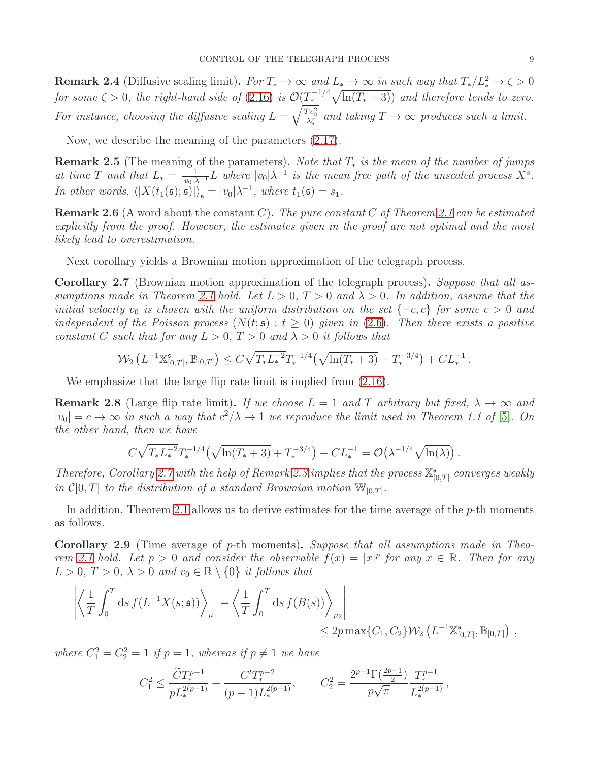**Remark 2.4** (Diffusive scaling limit)**.** *For $T_* \to \infty$ and $L_* \to \infty$ in such way that $T_*/L_*^2 \to \zeta > 0$ for some $\zeta > 0$, the right-hand side of (2.16) is $\mathcal{O}(T_*^{-1/4}\sqrt{\ln(T_*+3)})$ and therefore tends to zero. For instance, choosing the diffusive scaling $L = \sqrt{\frac{Tv_0^2}{\lambda\zeta}}$ and taking $T \to \infty$ produces such a limit.*

Now, we describe the meaning of the parameters (2.17).

**Remark 2.5** (The meaning of the parameters)**.** *Note that $T_*$ is the mean of the number of jumps at time $T$ and that $L_* = \frac{1}{|v_0|\lambda^{-1}}L$ where $|v_0|\lambda^{-1}$ is the mean free path of the unscaled process $X^s$. In other words, $\langle |X(t_1(\mathfrak{s});\mathfrak{s})|\rangle_{\mathfrak{s}} = |v_0|\lambda^{-1}$, where $t_1(\mathfrak{s}) = s_1$.*

**Remark 2.6** (A word about the constant $C$)**.** *The pure constant $C$ of Theorem 2.1 can be estimated explicitly from the proof. However, the estimates given in the proof are not optimal and the most likely lead to overestimation.*

Next corollary yields a Brownian motion approximation of the telegraph process.

**Corollary 2.7** (Brownian motion approximation of the telegraph process)**.** *Suppose that all assumptions made in Theorem 2.1 hold. Let $L > 0$, $T > 0$ and $\lambda > 0$. In addition, assume that the initial velocity $v_0$ is chosen with the uniform distribution on the set $\{-c, c\}$ for some $c > 0$ and independent of the Poisson process $(N(t;\mathfrak{s}) : t \geq 0)$ given in (2.6). Then there exists a positive constant $C$ such that for any $L > 0$, $T > 0$ and $\lambda > 0$ it follows that*

$$
\mathcal{W}_2\left(L^{-1}\mathbb{X}^{\mathfrak{s}}_{[0,T]}, \mathbb{B}_{[0,T]}\right) \leq C\sqrt{T_* L_*^{-2}}\,T_*^{-1/4}\left(\sqrt{\ln(T_*+3)} + T_*^{-3/4}\right) + CL_*^{-1}\,.
$$

We emphasize that the large flip rate limit is implied from (2.16).

**Remark 2.8** (Large flip rate limit)**.** *If we choose $L = 1$ and $T$ arbitrary but fixed, $\lambda \to \infty$ and $|v_0| = c \to \infty$ in such a way that $c^2/\lambda \to 1$ we reproduce the limit used in Theorem 1.1 of [5]. On the other hand, then we have*

$$
C\sqrt{T_* L_*^{-2}}\,T_*^{-1/4}\left(\sqrt{\ln(T_*+3)} + T_*^{-3/4}\right) + CL_*^{-1} = \mathcal{O}\left(\lambda^{-1/4}\sqrt{\ln(\lambda)}\right).
$$

*Therefore, Corollary 2.7 with the help of Remark 2.3 implies that the process $\mathbb{X}^{\mathfrak{s}}_{[0,T]}$ converges weakly in $\mathcal{C}[0,T]$ to the distribution of a standard Brownian motion $\mathbb{W}_{[0,T]}$.*

In addition, Theorem 2.1 allows us to derive estimates for the time average of the $p$-th moments as follows.

**Corollary 2.9** (Time average of $p$-th moments)**.** *Suppose that all assumptions made in Theorem 2.1 hold. Let $p > 0$ and consider the observable $f(x) = |x|^p$ for any $x \in \mathbb{R}$. Then for any $L > 0$, $T > 0$, $\lambda > 0$ and $v_0 \in \mathbb{R} \setminus \{0\}$ it follows that*

$$
\left| \left\langle \frac{1}{T}\int_0^T \mathrm{d}s\, f(L^{-1}X(s;\mathfrak{s})) \right\rangle_{\mu_1} - \left\langle \frac{1}{T}\int_0^T \mathrm{d}s\, f(B(s)) \right\rangle_{\mu_2} \right| \leq 2p\max\{C_1, C_2\}\mathcal{W}_2\left(L^{-1}\mathbb{X}^{\mathfrak{s}}_{[0,T]}, \mathbb{B}_{[0,T]}\right),
$$

*where $C_1^2 = C_2^2 = 1$ if $p = 1$, whereas if $p \neq 1$ we have*

$$
C_1^2 \leq \frac{\widetilde{C}T_*^{p-1}}{pL_*^{2(p-1)}} + \frac{C'T_*^{p-2}}{(p-1)L_*^{2(p-1)}}, \qquad C_2^2 = \frac{2^{p-1}\Gamma(\frac{2p-1}{2})}{p\sqrt{\pi}}\,\frac{T_*^{p-1}}{L_*^{2(p-1)}}\,,
$$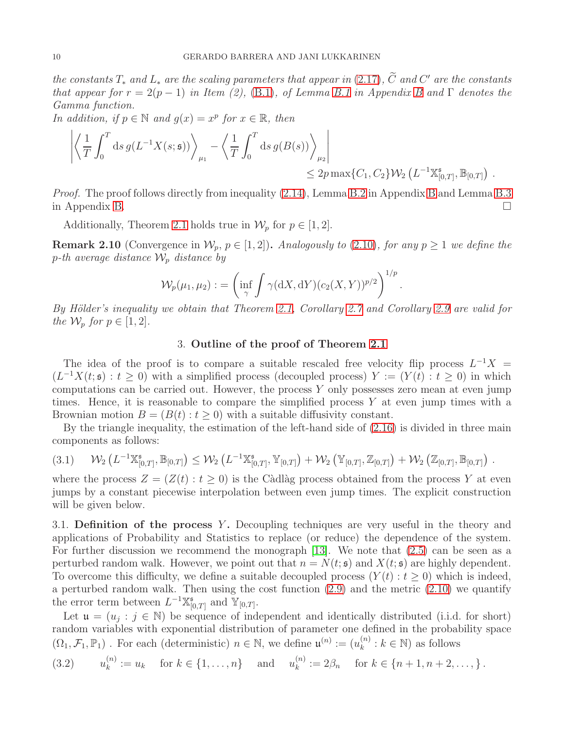*the constants $T_*$ and $L_*$ are the scaling parameters that appear in (2.17), $\widetilde{C}$ and $C'$ are the constants that appear for $r = 2(p-1)$ in Item (2), (B.1), of Lemma B.1 in Appendix B and $\Gamma$ denotes the Gamma function.*

*In addition, if $p \in \mathbb{N}$ and $g(x) = x^p$ for $x \in \mathbb{R}$, then*

$$
\left| \left\langle \frac{1}{T}\int_0^T \mathrm{d}s\, g(L^{-1}X(s;\mathfrak{s})) \right\rangle_{\mu_1} - \left\langle \frac{1}{T}\int_0^T \mathrm{d}s\, g(B(s)) \right\rangle_{\mu_2} \right| \\
\leq 2p \max\{C_1, C_2\} \mathcal{W}_2\left(L^{-1}\mathbb{X}^{\mathfrak{s}}_{[0,T]}, \mathbb{B}_{[0,T]}\right) .
$$

*Proof.* The proof follows directly from inequality (2.14), Lemma B.2 in Appendix B and Lemma B.3 in Appendix B. □

Additionally, Theorem 2.1 holds true in $\mathcal{W}_p$ for $p \in [1,2]$.

**Remark 2.10** (Convergence in $\mathcal{W}_p$, $p \in [1,2]$)**.** *Analogously to (2.10), for any $p \geq 1$ we define the $p$-th average distance $\mathcal{W}_p$ distance by*

$$
\mathcal{W}_p(\mu_1, \mu_2) := \left( \inf_{\gamma} \int \gamma(\mathrm{d}X, \mathrm{d}Y)(c_2(X,Y))^{p/2} \right)^{1/p} .
$$

*By Hölder's inequality we obtain that Theorem 2.1, Corollary 2.7 and Corollary 2.9 are valid for the $\mathcal{W}_p$ for $p \in [1,2]$.*

## 3. Outline of the proof of Theorem 2.1

The idea of the proof is to compare a suitable rescaled free velocity flip process $L^{-1}X = (L^{-1}X(t;\mathfrak{s}) : t \geq 0)$ with a simplified process (decoupled process) $Y := (Y(t) : t \geq 0)$ in which computations can be carried out. However, the process $Y$ only possesses zero mean at even jump times. Hence, it is reasonable to compare the simplified process $Y$ at even jump times with a Brownian motion $B = (B(t) : t \geq 0)$ with a suitable diffusivity constant.

By the triangle inequality, the estimation of the left-hand side of (2.16) is divided in three main components as follows:

$$
\mathcal{W}_2\left(L^{-1}\mathbb{X}^{\mathfrak{s}}_{[0,T]}, \mathbb{B}_{[0,T]}\right) \leq \mathcal{W}_2\left(L^{-1}\mathbb{X}^{\mathfrak{s}}_{[0,T]}, \mathbb{Y}_{[0,T]}\right) + \mathcal{W}_2\left(\mathbb{Y}_{[0,T]}, \mathbb{Z}_{[0,T]}\right) + \mathcal{W}_2\left(\mathbb{Z}_{[0,T]}, \mathbb{B}_{[0,T]}\right) . \tag{3.1}
$$

where the process $Z = (Z(t) : t \geq 0)$ is the Càdlàg process obtained from the process $Y$ at even jumps by a constant piecewise interpolation between even jump times. The explicit construction will be given below.

### 3.1. Definition of the process $Y$.

Decoupling techniques are very useful in the theory and applications of Probability and Statistics to replace (or reduce) the dependence of the system. For further discussion we recommend the monograph [13]. We note that (2.5) can be seen as a perturbed random walk. However, we point out that $n = N(t;\mathfrak{s})$ and $X(t;\mathfrak{s})$ are highly dependent. To overcome this difficulty, we define a suitable decoupled process $(Y(t) : t \geq 0)$ which is indeed, a perturbed random walk. Then using the cost function (2.9) and the metric (2.10) we quantify the error term between $L^{-1}\mathbb{X}^{\mathfrak{s}}_{[0,T]}$ and $\mathbb{Y}_{[0,T]}$.

Let $\mathfrak{u} = (u_j : j \in \mathbb{N})$ be sequence of independent and identically distributed (i.i.d. for short) random variables with exponential distribution of parameter one defined in the probability space $(\Omega_1, \mathcal{F}_1, \mathbb{P}_1)$ . For each (deterministic) $n \in \mathbb{N}$, we define $\mathfrak{u}^{(n)} := (u^{(n)}_k : k \in \mathbb{N})$ as follows

$$
u^{(n)}_k := u_k \quad \text{for } k \in \{1, \ldots, n\} \quad \text{and} \quad u^{(n)}_k := 2\beta_n \quad \text{for } k \in \{n+1, n+2, \ldots, \} . \tag{3.2}
$$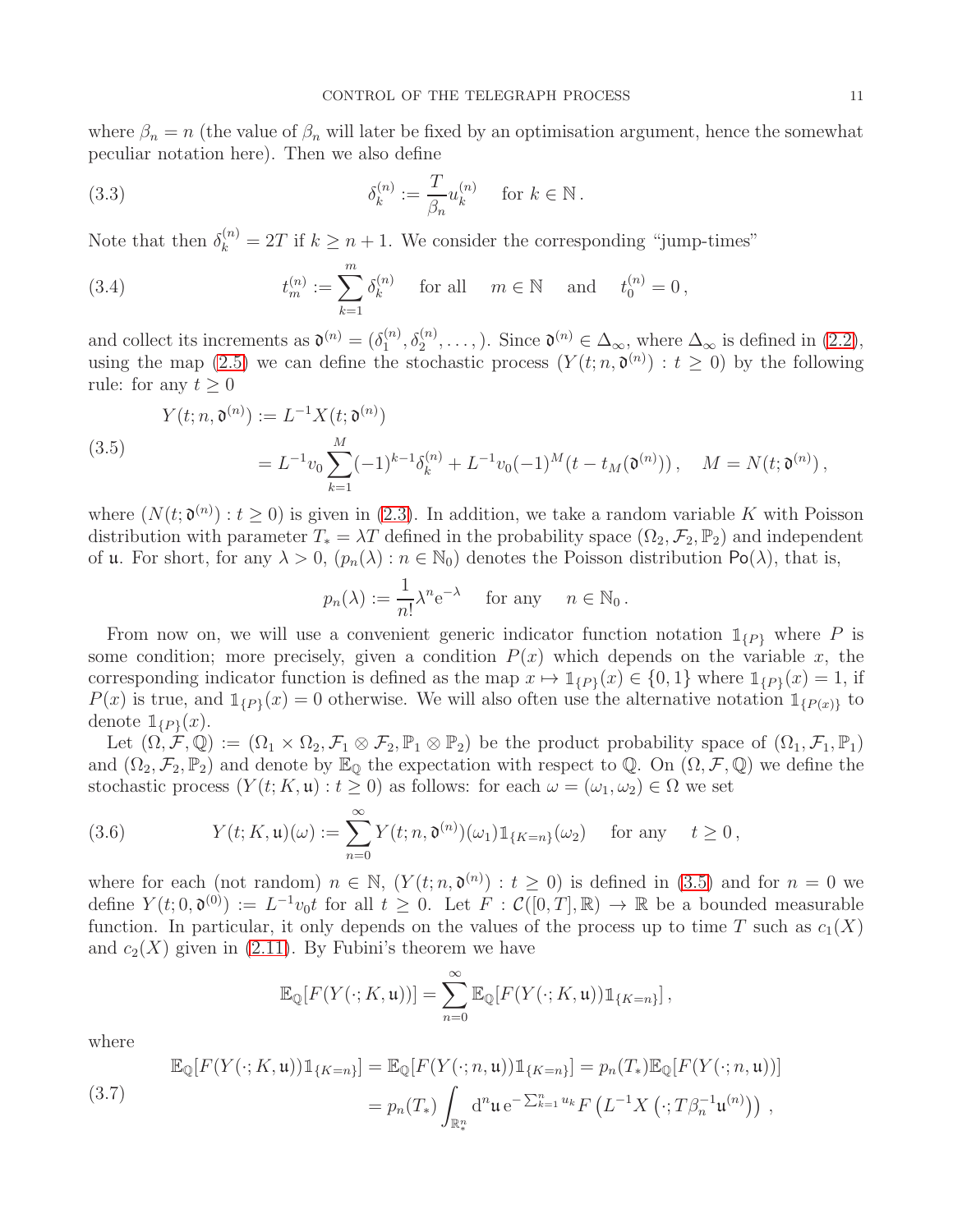where $\beta_n = n$ (the value of $\beta_n$ will later be fixed by an optimisation argument, hence the somewhat peculiar notation here). Then we also define

$$\delta_k^{(n)} := \frac{T}{\beta_n} u_k^{(n)} \quad \text{for } k \in \mathbb{N}\,. \tag{3.3}$$

Note that then $\delta_k^{(n)} = 2T$ if $k \geq n+1$. We consider the corresponding "jump-times"

$$t_m^{(n)} := \sum_{k=1}^{m} \delta_k^{(n)} \quad \text{for all} \quad m \in \mathbb{N} \quad \text{and} \quad t_0^{(n)} = 0\,, \tag{3.4}$$

and collect its increments as $\mathfrak{d}^{(n)} = (\delta_1^{(n)}, \delta_2^{(n)}, \ldots,)$. Since $\mathfrak{d}^{(n)} \in \Delta_\infty$, where $\Delta_\infty$ is defined in (2.2), using the map (2.5) we can define the stochastic process $(Y(t; n, \mathfrak{d}^{(n)}) : t \geq 0)$ by the following rule: for any $t \geq 0$

$$\begin{aligned} Y(t; n, \mathfrak{d}^{(n)}) &:= L^{-1} X(t; \mathfrak{d}^{(n)}) \\ &= L^{-1} v_0 \sum_{k=1}^{M} (-1)^{k-1} \delta_k^{(n)} + L^{-1} v_0 (-1)^M (t - t_M(\mathfrak{d}^{(n)}))\,, \quad M = N(t; \mathfrak{d}^{(n)})\,, \end{aligned} \tag{3.5}$$

where $(N(t; \mathfrak{d}^{(n)}) : t \geq 0)$ is given in (2.3). In addition, we take a random variable $K$ with Poisson distribution with parameter $T_* = \lambda T$ defined in the probability space $(\Omega_2, \mathcal{F}_2, \mathbb{P}_2)$ and independent of $\mathfrak{u}$. For short, for any $\lambda > 0$, $(p_n(\lambda) : n \in \mathbb{N}_0)$ denotes the Poisson distribution $\mathsf{Po}(\lambda)$, that is,

$$p_n(\lambda) := \frac{1}{n!} \lambda^n \mathrm{e}^{-\lambda} \quad \text{for any} \quad n \in \mathbb{N}_0\,.$$

From now on, we will use a convenient generic indicator function notation $\mathbb{1}_{\{P\}}$ where $P$ is some condition; more precisely, given a condition $P(x)$ which depends on the variable $x$, the corresponding indicator function is defined as the map $x \mapsto \mathbb{1}_{\{P\}}(x) \in \{0, 1\}$ where $\mathbb{1}_{\{P\}}(x) = 1$, if $P(x)$ is true, and $\mathbb{1}_{\{P\}}(x) = 0$ otherwise. We will also often use the alternative notation $\mathbb{1}_{\{P(x)\}}$ to denote $\mathbb{1}_{\{P\}}(x)$.

Let $(\Omega, \mathcal{F}, \mathbb{Q}) := (\Omega_1 \times \Omega_2, \mathcal{F}_1 \otimes \mathcal{F}_2, \mathbb{P}_1 \otimes \mathbb{P}_2)$ be the product probability space of $(\Omega_1, \mathcal{F}_1, \mathbb{P}_1)$ and $(\Omega_2, \mathcal{F}_2, \mathbb{P}_2)$ and denote by $\mathbb{E}_{\mathbb{Q}}$ the expectation with respect to $\mathbb{Q}$. On $(\Omega, \mathcal{F}, \mathbb{Q})$ we define the stochastic process $(Y(t; K, \mathfrak{u}) : t \geq 0)$ as follows: for each $\omega = (\omega_1, \omega_2) \in \Omega$ we set

$$Y(t; K, \mathfrak{u})(\omega) := \sum_{n=0}^{\infty} Y(t; n, \mathfrak{d}^{(n)})(\omega_1) \mathbb{1}_{\{K=n\}}(\omega_2) \quad \text{for any} \quad t \geq 0\,, \tag{3.6}$$

where for each (not random) $n \in \mathbb{N}$, $(Y(t; n, \mathfrak{d}^{(n)}) : t \geq 0)$ is defined in (3.5) and for $n = 0$ we define $Y(t; 0, \mathfrak{d}^{(0)}) := L^{-1} v_0 t$ for all $t \geq 0$. Let $F : \mathcal{C}([0, T], \mathbb{R}) \to \mathbb{R}$ be a bounded measurable function. In particular, it only depends on the values of the process up to time $T$ such as $c_1(X)$ and $c_2(X)$ given in (2.11). By Fubini's theorem we have

$$\mathbb{E}_{\mathbb{Q}}[F(Y(\cdot; K, \mathfrak{u}))] = \sum_{n=0}^{\infty} \mathbb{E}_{\mathbb{Q}}[F(Y(\cdot; K, \mathfrak{u})) \mathbb{1}_{\{K=n\}}]\,,$$

where

$$\begin{aligned} \mathbb{E}_{\mathbb{Q}}[F(Y(\cdot; K, \mathfrak{u})) \mathbb{1}_{\{K=n\}}] &= \mathbb{E}_{\mathbb{Q}}[F(Y(\cdot; n, \mathfrak{u})) \mathbb{1}_{\{K=n\}}] = p_n(T_*) \mathbb{E}_{\mathbb{Q}}[F(Y(\cdot; n, \mathfrak{u}))] \\ &= p_n(T_*) \int_{\mathbb{R}_*^n} \mathrm{d}^n \mathfrak{u}\, \mathrm{e}^{-\sum_{k=1}^n u_k} F\left(L^{-1} X\left(\cdot; T \beta_n^{-1} \mathfrak{u}^{(n)}\right)\right)\,, \end{aligned} \tag{3.7}$$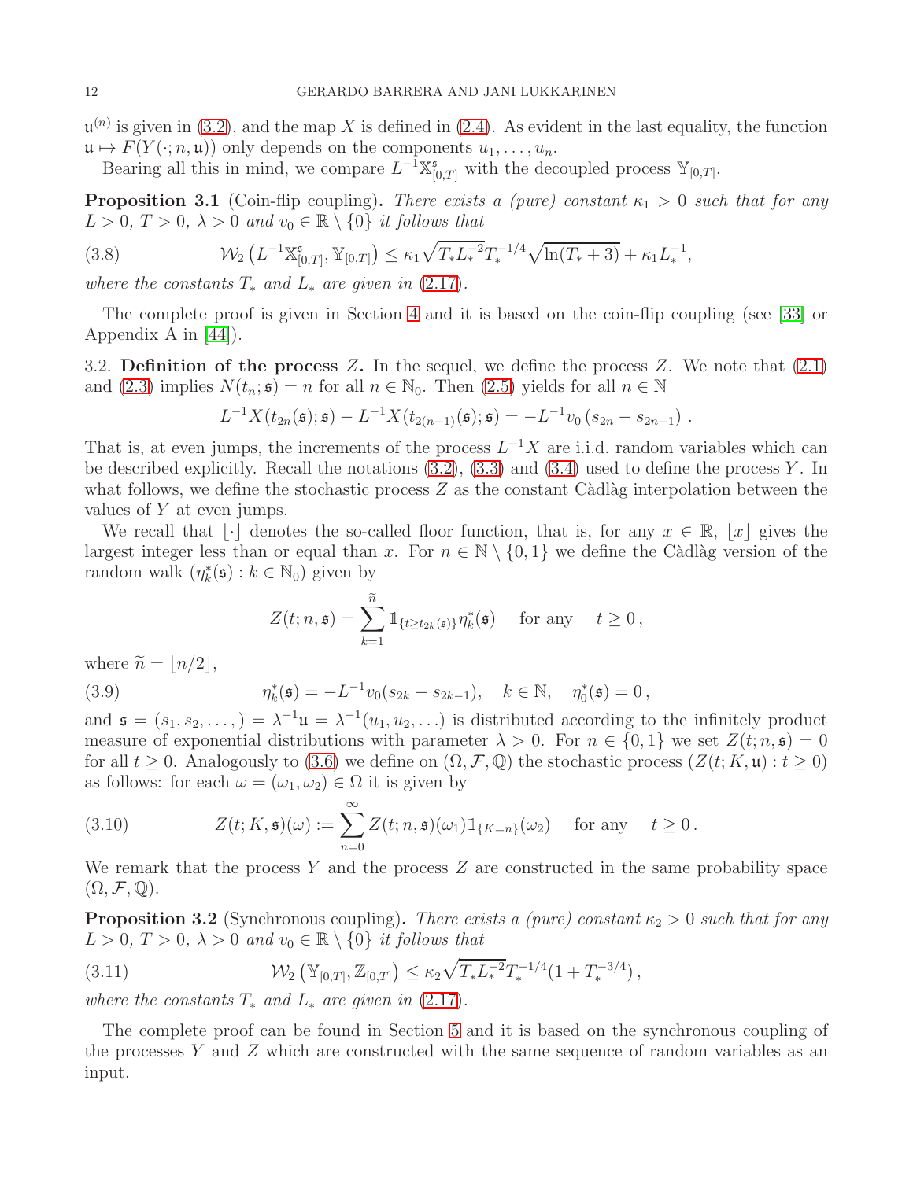$\mathfrak{u}^{(n)}$ is given in (3.2), and the map $X$ is defined in (2.4). As evident in the last equality, the function $\mathfrak{u} \mapsto F(Y(\cdot; n, \mathfrak{u}))$ only depends on the components $u_1, \ldots, u_n$.

Bearing all this in mind, we compare $L^{-1}\mathbb{X}^{\mathfrak{s}}_{[0,T]}$ with the decoupled process $\mathbb{Y}_{[0,T]}$.

**Proposition 3.1** (Coin-flip coupling)**.** *There exists a (pure) constant $\kappa_1 > 0$ such that for any $L > 0$, $T > 0$, $\lambda > 0$ and $v_0 \in \mathbb{R} \setminus \{0\}$ it follows that*

$$\mathcal{W}_2\left(L^{-1}\mathbb{X}^{\mathfrak{s}}_{[0,T]}, \mathbb{Y}_{[0,T]}\right) \leq \kappa_1 \sqrt{T_* L_*^{-2}} T_*^{-1/4} \sqrt{\ln(T_* + 3)} + \kappa_1 L_*^{-1}, \tag{3.8}$$

*where the constants $T_*$ and $L_*$ are given in (2.17).*

The complete proof is given in Section 4 and it is based on the coin-flip coupling (see [33] or Appendix A in [44]).

3.2. **Definition of the process $Z$.** In the sequel, we define the process $Z$. We note that (2.1) and (2.3) implies $N(t_n; \mathfrak{s}) = n$ for all $n \in \mathbb{N}_0$. Then (2.5) yields for all $n \in \mathbb{N}$

$$L^{-1}X(t_{2n}(\mathfrak{s}); \mathfrak{s}) - L^{-1}X(t_{2(n-1)}(\mathfrak{s}); \mathfrak{s}) = -L^{-1}v_0\left(s_{2n} - s_{2n-1}\right).$$

That is, at even jumps, the increments of the process $L^{-1}X$ are i.i.d. random variables which can be described explicitly. Recall the notations (3.2), (3.3) and (3.4) used to define the process $Y$. In what follows, we define the stochastic process $Z$ as the constant Càdlàg interpolation between the values of $Y$ at even jumps.

We recall that $\lfloor \cdot \rfloor$ denotes the so-called floor function, that is, for any $x \in \mathbb{R}$, $\lfloor x \rfloor$ gives the largest integer less than or equal than $x$. For $n \in \mathbb{N} \setminus \{0, 1\}$ we define the Càdlàg version of the random walk $(\eta^*_k(\mathfrak{s}) : k \in \mathbb{N}_0)$ given by

$$Z(t; n, \mathfrak{s}) = \sum_{k=1}^{\widetilde{n}} \mathbb{1}_{\{t \geq t_{2k}(\mathfrak{s})\}} \eta^*_k(\mathfrak{s}) \quad \text{for any} \quad t \geq 0,$$

where $\widetilde{n} = \lfloor n/2 \rfloor$,

$$\eta^*_k(\mathfrak{s}) = -L^{-1}v_0(s_{2k} - s_{2k-1}), \quad k \in \mathbb{N}, \quad \eta^*_0(\mathfrak{s}) = 0, \tag{3.9}$$

and $\mathfrak{s} = (s_1, s_2, \ldots, ) = \lambda^{-1}\mathfrak{u} = \lambda^{-1}(u_1, u_2, \ldots)$ is distributed according to the infinitely product measure of exponential distributions with parameter $\lambda > 0$. For $n \in \{0, 1\}$ we set $Z(t; n, \mathfrak{s}) = 0$ for all $t \geq 0$. Analogously to (3.6) we define on $(\Omega, \mathcal{F}, \mathbb{Q})$ the stochastic process $(Z(t; K, \mathfrak{u}) : t \geq 0)$ as follows: for each $\omega = (\omega_1, \omega_2) \in \Omega$ it is given by

$$Z(t; K, \mathfrak{s})(\omega) := \sum_{n=0}^{\infty} Z(t; n, \mathfrak{s})(\omega_1)\mathbb{1}_{\{K=n\}}(\omega_2) \quad \text{for any} \quad t \geq 0. \tag{3.10}$$

We remark that the process $Y$ and the process $Z$ are constructed in the same probability space $(\Omega, \mathcal{F}, \mathbb{Q})$.

**Proposition 3.2** (Synchronous coupling)**.** *There exists a (pure) constant $\kappa_2 > 0$ such that for any $L > 0$, $T > 0$, $\lambda > 0$ and $v_0 \in \mathbb{R} \setminus \{0\}$ it follows that*

$$\mathcal{W}_2\left(\mathbb{Y}_{[0,T]}, \mathbb{Z}_{[0,T]}\right) \leq \kappa_2 \sqrt{T_* L_*^{-2}} T_*^{-1/4}(1 + T_*^{-3/4}), \tag{3.11}$$

*where the constants $T_*$ and $L_*$ are given in (2.17).*

The complete proof can be found in Section 5 and it is based on the synchronous coupling of the processes $Y$ and $Z$ which are constructed with the same sequence of random variables as an input.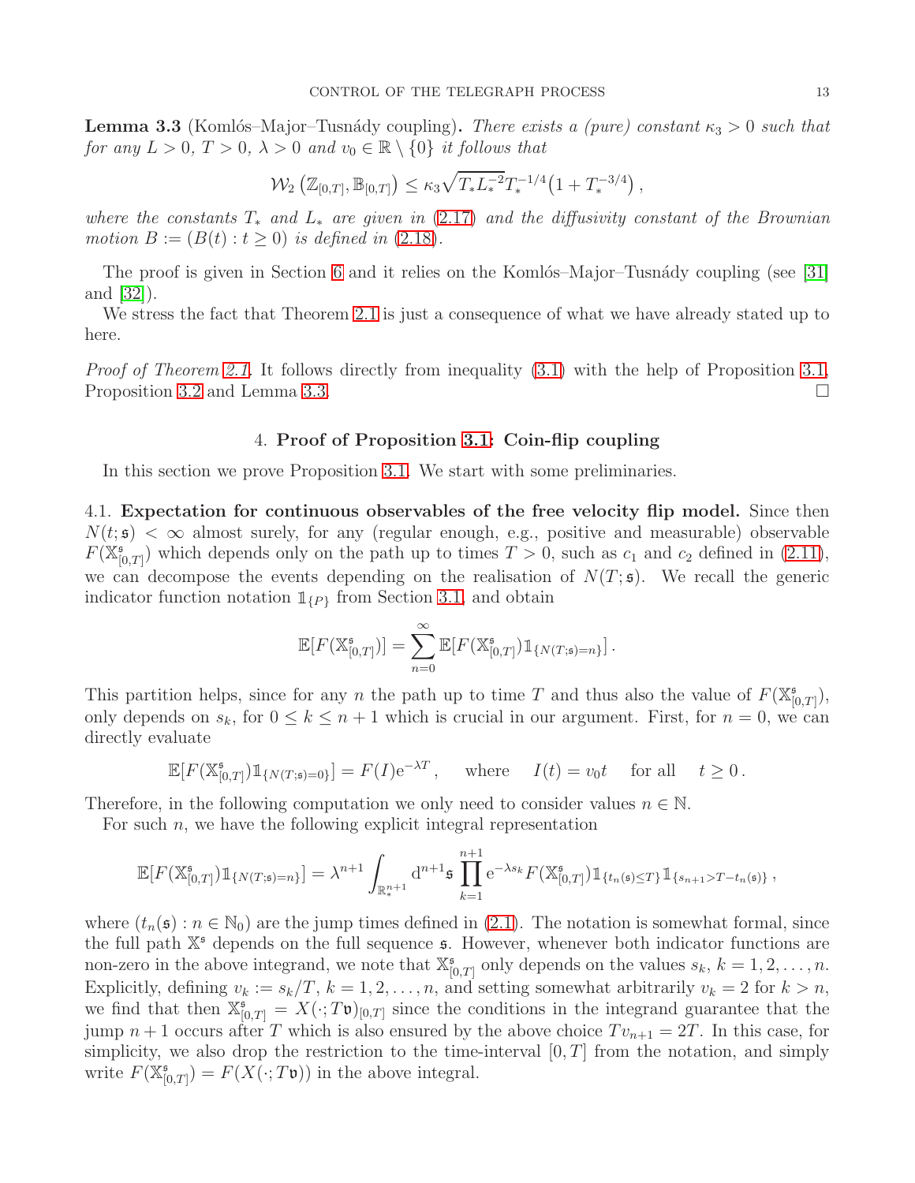**Lemma 3.3** (Komlós–Major–Tusnády coupling)**.** *There exists a (pure) constant $\kappa_3 > 0$ such that for any $L > 0$, $T > 0$, $\lambda > 0$ and $v_0 \in \mathbb{R} \setminus \{0\}$ it follows that*

$$\mathcal{W}_2\left(\mathbb{Z}_{[0,T]}, \mathbb{B}_{[0,T]}\right) \leq \kappa_3 \sqrt{T_* L_*^{-2}} T_*^{-1/4}\big(1 + T_*^{-3/4}\big)\,,$$

*where the constants $T_*$ and $L_*$ are given in (2.17) and the diffusivity constant of the Brownian motion $B := (B(t) : t \geq 0)$ is defined in (2.18).*

The proof is given in Section 6 and it relies on the Komlós–Major–Tusnády coupling (see [31] and [32]).

We stress the fact that Theorem 2.1 is just a consequence of what we have already stated up to here.

*Proof of Theorem 2.1.* It follows directly from inequality (3.1) with the help of Proposition 3.1, Proposition 3.2 and Lemma 3.3. □

## 4. Proof of Proposition 3.1: Coin-flip coupling

In this section we prove Proposition 3.1. We start with some preliminaries.

### 4.1. Expectation for continuous observables of the free velocity flip model.

Since then $N(t;\mathfrak{s}) < \infty$ almost surely, for any (regular enough, e.g., positive and measurable) observable $F(\mathbb{X}^{\mathfrak{s}}_{[0,T]})$ which depends only on the path up to times $T > 0$, such as $c_1$ and $c_2$ defined in (2.11), we can decompose the events depending on the realisation of $N(T;\mathfrak{s})$. We recall the generic indicator function notation $\mathbb{1}_{\{P\}}$ from Section 3.1, and obtain

$$\mathbb{E}[F(\mathbb{X}^{\mathfrak{s}}_{[0,T]})] = \sum_{n=0}^{\infty} \mathbb{E}[F(\mathbb{X}^{\mathfrak{s}}_{[0,T]})\mathbb{1}_{\{N(T;\mathfrak{s})=n\}}]\,.$$

This partition helps, since for any $n$ the path up to time $T$ and thus also the value of $F(\mathbb{X}^{\mathfrak{s}}_{[0,T]})$, only depends on $s_k$, for $0 \leq k \leq n+1$ which is crucial in our argument. First, for $n = 0$, we can directly evaluate

$$\mathbb{E}[F(\mathbb{X}^{\mathfrak{s}}_{[0,T]})\mathbb{1}_{\{N(T;\mathfrak{s})=0\}}] = F(I)\mathrm{e}^{-\lambda T}\,, \qquad \text{where} \qquad I(t) = v_0 t \quad \text{ for all } \quad t \geq 0\,.$$

Therefore, in the following computation we only need to consider values $n \in \mathbb{N}$.

For such $n$, we have the following explicit integral representation

$$\mathbb{E}[F(\mathbb{X}^{\mathfrak{s}}_{[0,T]})\mathbb{1}_{\{N(T;\mathfrak{s})=n\}}] = \lambda^{n+1} \int_{\mathbb{R}^{n+1}_*} \mathrm{d}^{n+1}\mathfrak{s} \prod_{k=1}^{n+1} \mathrm{e}^{-\lambda s_k} F(\mathbb{X}^{\mathfrak{s}}_{[0,T]})\mathbb{1}_{\{t_n(\mathfrak{s}) \leq T\}}\mathbb{1}_{\{s_{n+1} > T - t_n(\mathfrak{s})\}}\,,$$

where $(t_n(\mathfrak{s}) : n \in \mathbb{N}_0)$ are the jump times defined in (2.1). The notation is somewhat formal, since the full path $\mathbb{X}^{\mathfrak{s}}$ depends on the full sequence $\mathfrak{s}$. However, whenever both indicator functions are non-zero in the above integrand, we note that $\mathbb{X}^{\mathfrak{s}}_{[0,T]}$ only depends on the values $s_k$, $k = 1, 2, \ldots, n$. Explicitly, defining $v_k := s_k/T$, $k = 1, 2, \ldots, n$, and setting somewhat arbitrarily $v_k = 2$ for $k > n$, we find that then $\mathbb{X}^{\mathfrak{s}}_{[0,T]} = X(\cdot; T\mathfrak{v})_{[0,T]}$ since the conditions in the integrand guarantee that the jump $n+1$ occurs after $T$ which is also ensured by the above choice $Tv_{n+1} = 2T$. In this case, for simplicity, we also drop the restriction to the time-interval $[0, T]$ from the notation, and simply write $F(\mathbb{X}^{\mathfrak{s}}_{[0,T]}) = F(X(\cdot; T\mathfrak{v}))$ in the above integral.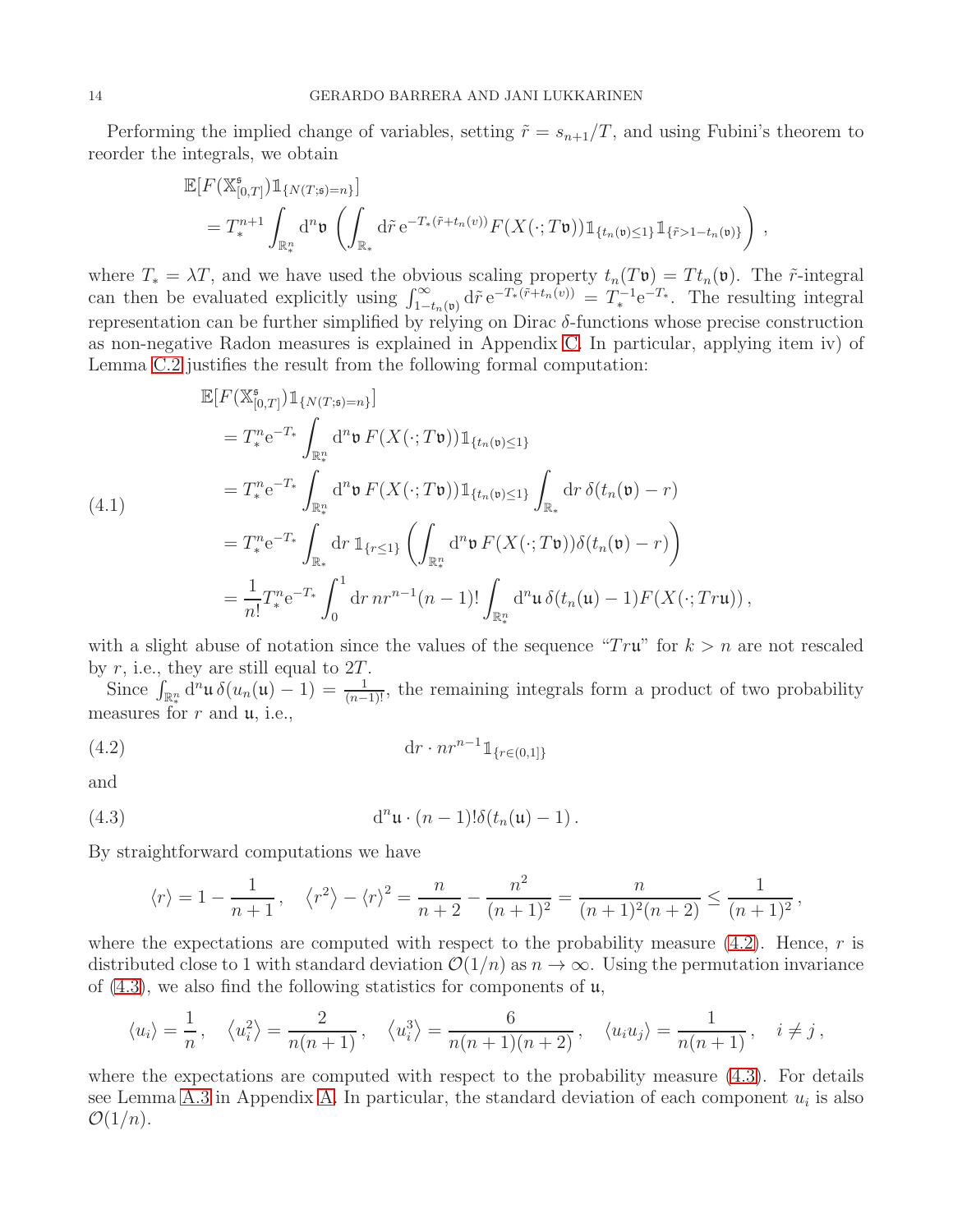Performing the implied change of variables, setting $\tilde{r} = s_{n+1}/T$, and using Fubini's theorem to reorder the integrals, we obtain

$$
\begin{aligned}
&\mathbb{E}[F(\mathbb{X}^{\mathfrak{s}}_{[0,T]})\mathbb{1}_{\{N(T;\mathfrak{s})=n\}}] \\
&= T_*^{n+1} \int_{\mathbb{R}_*^n} \mathrm{d}^n \mathfrak{v} \left( \int_{\mathbb{R}_*} \mathrm{d}\tilde{r}\, \mathrm{e}^{-T_*(\tilde{r}+t_n(v))} F(X(\cdot; T\mathfrak{v})) \mathbb{1}_{\{t_n(\mathfrak{v})\le 1\}} \mathbb{1}_{\{\tilde{r}>1-t_n(\mathfrak{v})\}} \right),
\end{aligned}
$$

where $T_* = \lambda T$, and we have used the obvious scaling property $t_n(T\mathfrak{v}) = T t_n(\mathfrak{v})$. The $\tilde{r}$-integral can then be evaluated explicitly using $\int_{1-t_n(\mathfrak{v})}^{\infty} \mathrm{d}\tilde{r}\, \mathrm{e}^{-T_*(\tilde{r}+t_n(v))} = T_*^{-1}\mathrm{e}^{-T_*}$. The resulting integral representation can be further simplified by relying on Dirac $\delta$-functions whose precise construction as non-negative Radon measures is explained in Appendix C. In particular, applying item iv) of Lemma C.2 justifies the result from the following formal computation:

$$
\begin{aligned}
&\mathbb{E}[F(\mathbb{X}^{\mathfrak{s}}_{[0,T]})\mathbb{1}_{\{N(T;\mathfrak{s})=n\}}] \\
&= T_*^n \mathrm{e}^{-T_*} \int_{\mathbb{R}_*^n} \mathrm{d}^n \mathfrak{v}\, F(X(\cdot; T\mathfrak{v})) \mathbb{1}_{\{t_n(\mathfrak{v})\le 1\}} \\
&= T_*^n \mathrm{e}^{-T_*} \int_{\mathbb{R}_*^n} \mathrm{d}^n \mathfrak{v}\, F(X(\cdot; T\mathfrak{v})) \mathbb{1}_{\{t_n(\mathfrak{v})\le 1\}} \int_{\mathbb{R}_*} \mathrm{d}r\, \delta(t_n(\mathfrak{v}) - r) \\
&= T_*^n \mathrm{e}^{-T_*} \int_{\mathbb{R}_*} \mathrm{d}r\, \mathbb{1}_{\{r\le 1\}} \left( \int_{\mathbb{R}_*^n} \mathrm{d}^n \mathfrak{v}\, F(X(\cdot; T\mathfrak{v})) \delta(t_n(\mathfrak{v}) - r) \right) \\
&= \frac{1}{n!} T_*^n \mathrm{e}^{-T_*} \int_0^1 \mathrm{d}r\, n r^{n-1} (n-1)! \int_{\mathbb{R}_*^n} \mathrm{d}^n \mathfrak{u}\, \delta(t_n(\mathfrak{u}) - 1) F(X(\cdot; Tr\mathfrak{u})),
\end{aligned}
\tag{4.1}
$$

with a slight abuse of notation since the values of the sequence "$Tr\mathfrak{u}$" for $k > n$ are not rescaled by $r$, i.e., they are still equal to $2T$.

Since $\int_{\mathbb{R}_*^n} \mathrm{d}^n \mathfrak{u}\, \delta(u_n(\mathfrak{u}) - 1) = \frac{1}{(n-1)!}$, the remaining integrals form a product of two probability measures for $r$ and $\mathfrak{u}$, i.e.,

$$
\mathrm{d}r \cdot n r^{n-1} \mathbb{1}_{\{r\in(0,1]\}} \tag{4.2}
$$

and

$$
\mathrm{d}^n \mathfrak{u} \cdot (n-1)! \delta(t_n(\mathfrak{u}) - 1). \tag{4.3}
$$

By straightforward computations we have

$$
\langle r \rangle = 1 - \frac{1}{n+1}, \quad \langle r^2 \rangle - \langle r \rangle^2 = \frac{n}{n+2} - \frac{n^2}{(n+1)^2} = \frac{n}{(n+1)^2(n+2)} \le \frac{1}{(n+1)^2},
$$

where the expectations are computed with respect to the probability measure (4.2). Hence, $r$ is distributed close to 1 with standard deviation $\mathcal{O}(1/n)$ as $n \to \infty$. Using the permutation invariance of (4.3), we also find the following statistics for components of $\mathfrak{u}$,

$$
\langle u_i \rangle = \frac{1}{n}, \quad \langle u_i^2 \rangle = \frac{2}{n(n+1)}, \quad \langle u_i^3 \rangle = \frac{6}{n(n+1)(n+2)}, \quad \langle u_i u_j \rangle = \frac{1}{n(n+1)}, \quad i \ne j,
$$

where the expectations are computed with respect to the probability measure (4.3). For details see Lemma A.3 in Appendix A. In particular, the standard deviation of each component $u_i$ is also $\mathcal{O}(1/n)$.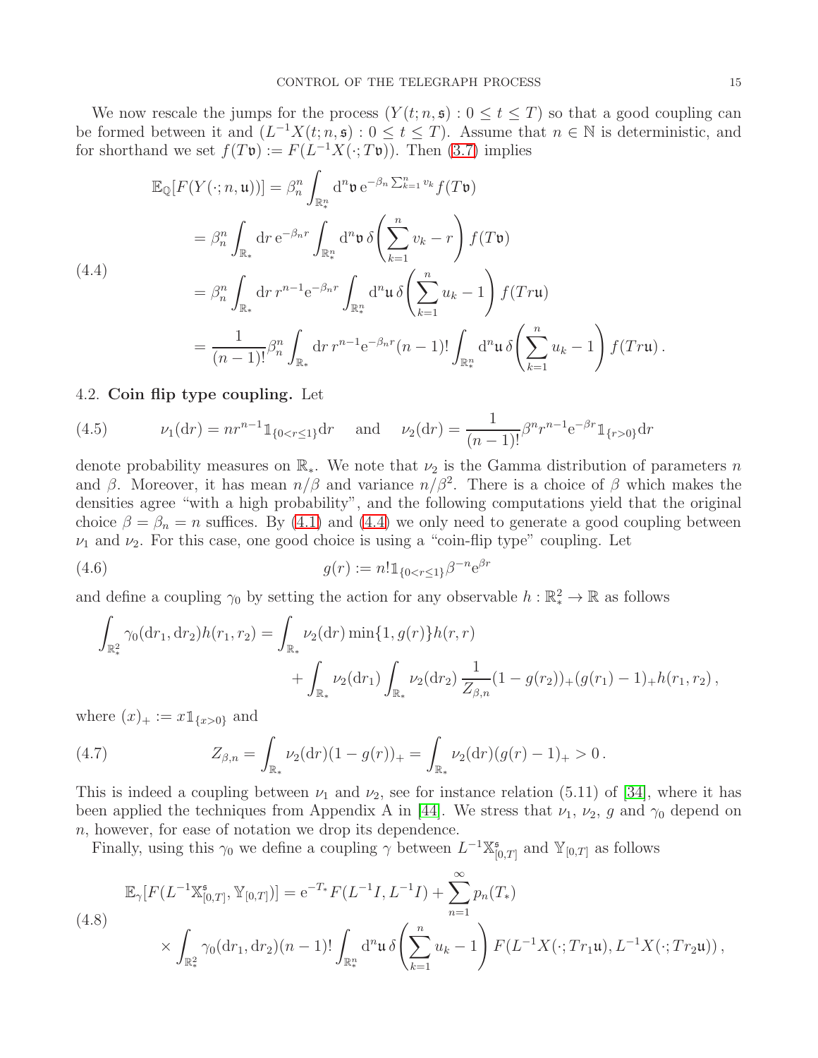We now rescale the jumps for the process $(Y(t;n,\mathfrak{s}) : 0 \le t \le T)$ so that a good coupling can be formed between it and $(L^{-1}X(t;n,\mathfrak{s}) : 0 \le t \le T)$. Assume that $n \in \mathbb{N}$ is deterministic, and for shorthand we set $f(T\mathfrak{v}) := F(L^{-1}X(\cdot;T\mathfrak{v}))$. Then (3.7) implies

$$
\begin{aligned}
\mathbb{E}_{\mathbb{Q}}[F(Y(\cdot;n,\mathfrak{u}))] &= \beta_n^n \int_{\mathbb{R}_*^n} \mathrm{d}^n\mathfrak{v}\, \mathrm{e}^{-\beta_n \sum_{k=1}^n v_k} f(T\mathfrak{v}) \\
&= \beta_n^n \int_{\mathbb{R}_*} \mathrm{d}r\, \mathrm{e}^{-\beta_n r} \int_{\mathbb{R}_*^n} \mathrm{d}^n\mathfrak{v}\, \delta\!\left(\sum_{k=1}^n v_k - r\right) f(T\mathfrak{v}) \\
&= \beta_n^n \int_{\mathbb{R}_*} \mathrm{d}r\, r^{n-1} \mathrm{e}^{-\beta_n r} \int_{\mathbb{R}_*^n} \mathrm{d}^n\mathfrak{u}\, \delta\!\left(\sum_{k=1}^n u_k - 1\right) f(Tr\mathfrak{u}) \\
&= \frac{1}{(n-1)!}\beta_n^n \int_{\mathbb{R}_*} \mathrm{d}r\, r^{n-1} \mathrm{e}^{-\beta_n r} (n-1)! \int_{\mathbb{R}_*^n} \mathrm{d}^n\mathfrak{u}\, \delta\!\left(\sum_{k=1}^n u_k - 1\right) f(Tr\mathfrak{u})\,.
\end{aligned}
\tag{4.4}
$$

### 4.2. Coin flip type coupling.

Let

$$
\nu_1(\mathrm{d}r) = n r^{n-1} \mathbb{1}_{\{0<r\le 1\}} \mathrm{d}r \quad \text{and} \quad \nu_2(\mathrm{d}r) = \frac{1}{(n-1)!}\beta^n r^{n-1} \mathrm{e}^{-\beta r} \mathbb{1}_{\{r>0\}} \mathrm{d}r
\tag{4.5}
$$

denote probability measures on $\mathbb{R}_*$. We note that $\nu_2$ is the Gamma distribution of parameters $n$ and $\beta$. Moreover, it has mean $n/\beta$ and variance $n/\beta^2$. There is a choice of $\beta$ which makes the densities agree "with a high probability", and the following computations yield that the original choice $\beta = \beta_n = n$ suffices. By (4.1) and (4.4) we only need to generate a good coupling between $\nu_1$ and $\nu_2$. For this case, one good choice is using a "coin-flip type" coupling. Let

$$
g(r) := n! \mathbb{1}_{\{0<r\le 1\}} \beta^{-n} \mathrm{e}^{\beta r}
\tag{4.6}
$$

and define a coupling $\gamma_0$ by setting the action for any observable $h : \mathbb{R}_*^2 \to \mathbb{R}$ as follows

$$
\begin{aligned}
\int_{\mathbb{R}_*^2} \gamma_0(\mathrm{d}r_1,\mathrm{d}r_2) h(r_1,r_2) &= \int_{\mathbb{R}_*} \nu_2(\mathrm{d}r) \min\{1, g(r)\} h(r,r) \\
&\quad + \int_{\mathbb{R}_*} \nu_2(\mathrm{d}r_1) \int_{\mathbb{R}_*} \nu_2(\mathrm{d}r_2)\, \frac{1}{Z_{\beta,n}} (1-g(r_2))_+ (g(r_1)-1)_+ h(r_1,r_2)\,,
\end{aligned}
$$

where $(x)_+ := x\mathbb{1}_{\{x>0\}}$ and

$$
Z_{\beta,n} = \int_{\mathbb{R}_*} \nu_2(\mathrm{d}r)(1-g(r))_+ = \int_{\mathbb{R}_*} \nu_2(\mathrm{d}r)(g(r)-1)_+ > 0\,.
\tag{4.7}
$$

This is indeed a coupling between $\nu_1$ and $\nu_2$, see for instance relation (5.11) of [34], where it has been applied the techniques from Appendix A in [44]. We stress that $\nu_1$, $\nu_2$, $g$ and $\gamma_0$ depend on $n$, however, for ease of notation we drop its dependence.

Finally, using this $\gamma_0$ we define a coupling $\gamma$ between $L^{-1}\mathbb{X}^{\mathfrak{s}}_{[0,T]}$ and $\mathbb{Y}_{[0,T]}$ as follows

$$
\begin{aligned}
\mathbb{E}_\gamma[F(L^{-1}\mathbb{X}^{\mathfrak{s}}_{[0,T]}, \mathbb{Y}_{[0,T]})] &= \mathrm{e}^{-T_*} F(L^{-1}I, L^{-1}I) + \sum_{n=1}^\infty p_n(T_*) \\
&\quad \times \int_{\mathbb{R}_*^2} \gamma_0(\mathrm{d}r_1,\mathrm{d}r_2)(n-1)! \int_{\mathbb{R}_*^n} \mathrm{d}^n\mathfrak{u}\, \delta\!\left(\sum_{k=1}^n u_k - 1\right) F(L^{-1}X(\cdot;Tr_1\mathfrak{u}), L^{-1}X(\cdot;Tr_2\mathfrak{u}))\,,
\end{aligned}
\tag{4.8}
$$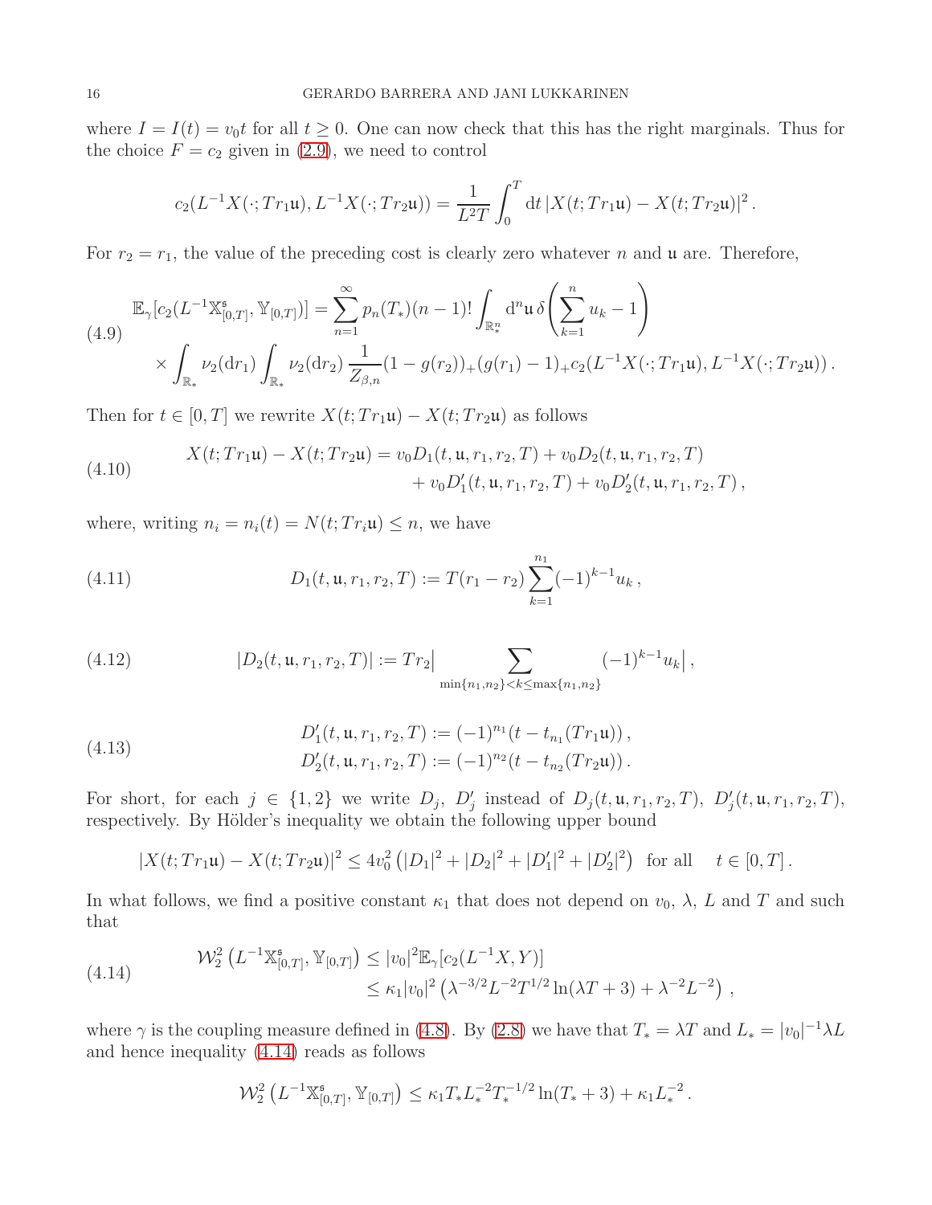where $I = I(t) = v_0 t$ for all $t \geq 0$. One can now check that this has the right marginals. Thus for the choice $F = c_2$ given in (2.9), we need to control

$$c_2(L^{-1}X(\cdot; Tr_1\mathfrak{u}), L^{-1}X(\cdot; Tr_2\mathfrak{u})) = \frac{1}{L^2 T}\int_0^T \mathrm{d}t\, |X(t; Tr_1\mathfrak{u}) - X(t; Tr_2\mathfrak{u})|^2 .$$

For $r_2 = r_1$, the value of the preceding cost is clearly zero whatever $n$ and $\mathfrak{u}$ are. Therefore,

$$\begin{aligned}
\mathbb{E}_\gamma[c_2(L^{-1}\mathbb{X}^{\mathfrak{s}}_{[0,T]}, \mathbb{Y}_{[0,T]})] &= \sum_{n=1}^{\infty} p_n(T_*)(n-1)! \int_{\mathbb{R}^n_*} \mathrm{d}^n\mathfrak{u}\, \delta\!\left(\sum_{k=1}^{n} u_k - 1\right) \\
&\quad \times \int_{\mathbb{R}_*} \nu_2(\mathrm{d}r_1) \int_{\mathbb{R}_*} \nu_2(\mathrm{d}r_2)\, \frac{1}{Z_{\beta,n}} (1 - g(r_2))_+ (g(r_1) - 1)_+ c_2(L^{-1}X(\cdot; Tr_1\mathfrak{u}), L^{-1}X(\cdot; Tr_2\mathfrak{u})) .
\end{aligned} \tag{4.9}$$

Then for $t \in [0,T]$ we rewrite $X(t; Tr_1\mathfrak{u}) - X(t; Tr_2\mathfrak{u})$ as follows

$$\begin{aligned}
X(t; Tr_1\mathfrak{u}) - X(t; Tr_2\mathfrak{u}) &= v_0 D_1(t, \mathfrak{u}, r_1, r_2, T) + v_0 D_2(t, \mathfrak{u}, r_1, r_2, T) \\
&\quad + v_0 D_1'(t, \mathfrak{u}, r_1, r_2, T) + v_0 D_2'(t, \mathfrak{u}, r_1, r_2, T) ,
\end{aligned} \tag{4.10}$$

where, writing $n_i = n_i(t) = N(t; Tr_i\mathfrak{u}) \leq n$, we have

$$D_1(t, \mathfrak{u}, r_1, r_2, T) := T(r_1 - r_2) \sum_{k=1}^{n_1} (-1)^{k-1} u_k , \tag{4.11}$$

$$|D_2(t, \mathfrak{u}, r_1, r_2, T)| := Tr_2 \Big| \sum_{\min\{n_1,n_2\} < k \leq \max\{n_1,n_2\}} (-1)^{k-1} u_k \Big| , \tag{4.12}$$

$$\begin{aligned}
D_1'(t, \mathfrak{u}, r_1, r_2, T) &:= (-1)^{n_1}(t - t_{n_1}(Tr_1\mathfrak{u})) , \\
D_2'(t, \mathfrak{u}, r_1, r_2, T) &:= (-1)^{n_2}(t - t_{n_2}(Tr_2\mathfrak{u})) .
\end{aligned} \tag{4.13}$$

For short, for each $j \in \{1,2\}$ we write $D_j$, $D_j'$ instead of $D_j(t, \mathfrak{u}, r_1, r_2, T)$, $D_j'(t, \mathfrak{u}, r_1, r_2, T)$, respectively. By Hölder's inequality we obtain the following upper bound

$$|X(t; Tr_1\mathfrak{u}) - X(t; Tr_2\mathfrak{u})|^2 \leq 4v_0^2 \left(|D_1|^2 + |D_2|^2 + |D_1'|^2 + |D_2'|^2\right) \quad \text{for all} \quad t \in [0,T] .$$

In what follows, we find a positive constant $\kappa_1$ that does not depend on $v_0$, $\lambda$, $L$ and $T$ and such that

$$\begin{aligned}
\mathcal{W}_2^2 \left(L^{-1}\mathbb{X}^{\mathfrak{s}}_{[0,T]}, \mathbb{Y}_{[0,T]}\right) &\leq |v_0|^2 \mathbb{E}_\gamma[c_2(L^{-1}X, Y)] \\
&\leq \kappa_1 |v_0|^2 \left(\lambda^{-3/2} L^{-2} T^{1/2} \ln(\lambda T + 3) + \lambda^{-2} L^{-2}\right) ,
\end{aligned} \tag{4.14}$$

where $\gamma$ is the coupling measure defined in (4.8). By (2.8) we have that $T_* = \lambda T$ and $L_* = |v_0|^{-1}\lambda L$ and hence inequality (4.14) reads as follows

$$\mathcal{W}_2^2 \left(L^{-1}\mathbb{X}^{\mathfrak{s}}_{[0,T]}, \mathbb{Y}_{[0,T]}\right) \leq \kappa_1 T_* L_*^{-2} T_*^{-1/2} \ln(T_* + 3) + \kappa_1 L_*^{-2} .$$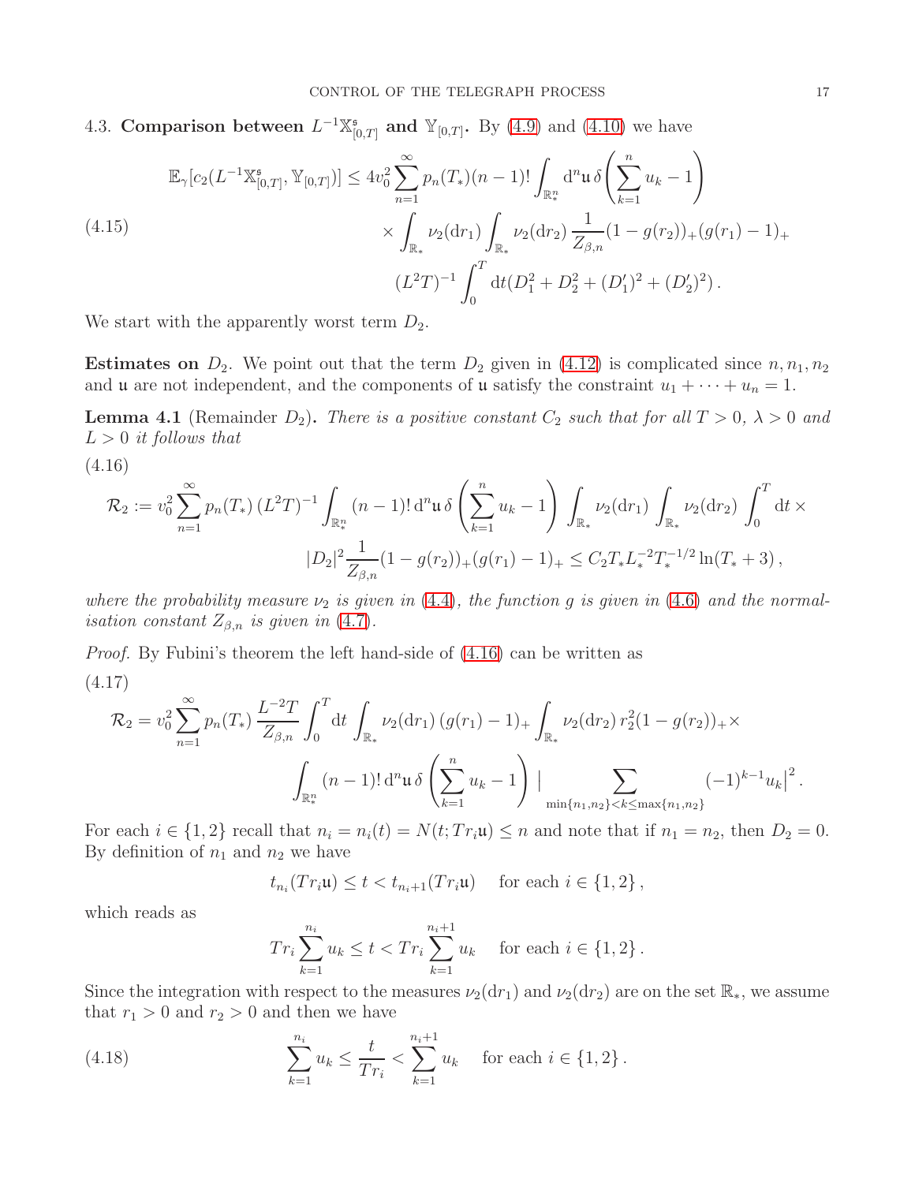4.3. **Comparison between $L^{-1}\mathbb{X}^{\mathfrak{s}}_{[0,T]}$ and $\mathbb{Y}_{[0,T]}$.** By (4.9) and (4.10) we have

$$
\begin{aligned}
\mathbb{E}_\gamma[c_2(L^{-1}\mathbb{X}^{\mathfrak{s}}_{[0,T]}, \mathbb{Y}_{[0,T]})] \leq 4v_0^2 \sum_{n=1}^{\infty} p_n(T_*)(n-1)! \int_{\mathbb{R}^n_*} \mathrm{d}^n\mathfrak{u}\, \delta\left(\sum_{k=1}^{n} u_k - 1\right) \\
\times \int_{\mathbb{R}_*} \nu_2(\mathrm{d}r_1) \int_{\mathbb{R}_*} \nu_2(\mathrm{d}r_2)\, \frac{1}{Z_{\beta,n}}(1-g(r_2))_+ (g(r_1)-1)_+ \\
(L^2T)^{-1} \int_0^T \mathrm{d}t (D_1^2 + D_2^2 + (D_1')^2 + (D_2')^2)\,.
\end{aligned}
\tag{4.15}
$$

We start with the apparently worst term $D_2$.

**Estimates on $D_2$.** We point out that the term $D_2$ given in (4.12) is complicated since $n, n_1, n_2$ and $\mathfrak{u}$ are not independent, and the components of $\mathfrak{u}$ satisfy the constraint $u_1 + \cdots + u_n = 1$.

**Lemma 4.1** (Remainder $D_2$)**.** *There is a positive constant $C_2$ such that for all $T > 0$, $\lambda > 0$ and $L > 0$ it follows that*

$$
\begin{aligned}
\mathcal{R}_2 := v_0^2 \sum_{n=1}^{\infty} p_n(T_*)\,(L^2T)^{-1} \int_{\mathbb{R}^n_*} (n-1)!\, \mathrm{d}^n\mathfrak{u}\, \delta\left(\sum_{k=1}^{n} u_k - 1\right) \int_{\mathbb{R}_*} \nu_2(\mathrm{d}r_1) \int_{\mathbb{R}_*} \nu_2(\mathrm{d}r_2) \int_0^T \mathrm{d}t\, \times \\
|D_2|^2 \frac{1}{Z_{\beta,n}} (1-g(r_2))_+ (g(r_1)-1)_+ \leq C_2 T_* L_*^{-2} T_*^{-1/2} \ln(T_* + 3)\,,
\end{aligned}
\tag{4.16}
$$

*where the probability measure $\nu_2$ is given in (4.4), the function $g$ is given in (4.6) and the normalisation constant $Z_{\beta,n}$ is given in (4.7).*

*Proof.* By Fubini's theorem the left hand-side of (4.16) can be written as

$$
\begin{aligned}
\mathcal{R}_2 = v_0^2 \sum_{n=1}^{\infty} p_n(T_*)\, \frac{L^{-2}T}{Z_{\beta,n}} \int_0^T \mathrm{d}t \int_{\mathbb{R}_*} \nu_2(\mathrm{d}r_1)\, (g(r_1)-1)_+ \int_{\mathbb{R}_*} \nu_2(\mathrm{d}r_2)\, r_2^2 (1-g(r_2))_+ \times \\
\int_{\mathbb{R}^n_*} (n-1)!\, \mathrm{d}^n\mathfrak{u}\, \delta\left(\sum_{k=1}^{n} u_k - 1\right) \Big| \sum_{\min\{n_1,n_2\} < k \leq \max\{n_1,n_2\}} (-1)^{k-1} u_k \Big|^2.
\end{aligned}
\tag{4.17}
$$

For each $i \in \{1,2\}$ recall that $n_i = n_i(t) = N(t; Tr_i\mathfrak{u}) \leq n$ and note that if $n_1 = n_2$, then $D_2 = 0$. By definition of $n_1$ and $n_2$ we have

$$
t_{n_i}(Tr_i\mathfrak{u}) \leq t < t_{n_i+1}(Tr_i\mathfrak{u}) \quad \text{for each } i \in \{1,2\}\,,
$$

which reads as

$$
Tr_i \sum_{k=1}^{n_i} u_k \leq t < Tr_i \sum_{k=1}^{n_i+1} u_k \quad \text{for each } i \in \{1,2\}\,.
$$

Since the integration with respect to the measures $\nu_2(\mathrm{d}r_1)$ and $\nu_2(\mathrm{d}r_2)$ are on the set $\mathbb{R}_*$, we assume that $r_1 > 0$ and $r_2 > 0$ and then we have

$$
\sum_{k=1}^{n_i} u_k \leq \frac{t}{Tr_i} < \sum_{k=1}^{n_i+1} u_k \quad \text{for each } i \in \{1,2\}\,.
\tag{4.18}
$$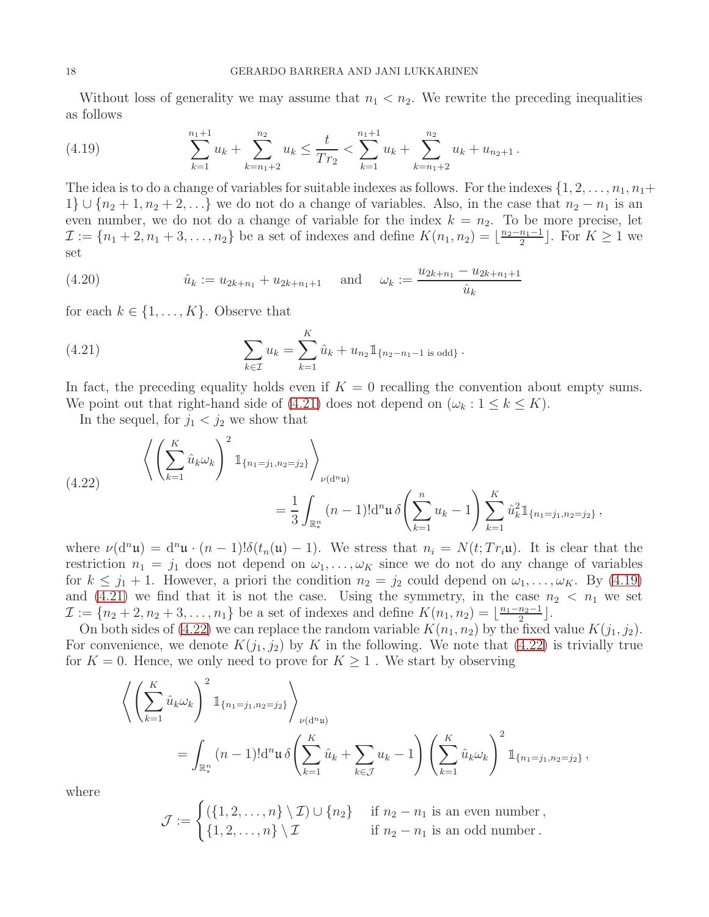Without loss of generality we may assume that $n_1 < n_2$. We rewrite the preceding inequalities as follows

$$
\sum_{k=1}^{n_1+1} u_k + \sum_{k=n_1+2}^{n_2} u_k \leq \frac{t}{Tr_2} < \sum_{k=1}^{n_1+1} u_k + \sum_{k=n_1+2}^{n_2} u_k + u_{n_2+1} \,. \tag{4.19}
$$

The idea is to do a change of variables for suitable indexes as follows. For the indexes $\{1, 2, \ldots, n_1, n_1+1\} \cup \{n_2+1, n_2+2, \ldots\}$ we do not do a change of variables. Also, in the case that $n_2 - n_1$ is an even number, we do not do a change of variable for the index $k = n_2$. To be more precise, let $\mathcal{I} := \{n_1+2, n_1+3, \ldots, n_2\}$ be a set of indexes and define $K(n_1, n_2) = \lfloor \frac{n_2 - n_1 - 1}{2} \rfloor$. For $K \geq 1$ we set

$$
\hat{u}_k := u_{2k+n_1} + u_{2k+n_1+1} \quad \text{ and } \quad \omega_k := \frac{u_{2k+n_1} - u_{2k+n_1+1}}{\hat{u}_k} \tag{4.20}
$$

for each $k \in \{1, \ldots, K\}$. Observe that

$$
\sum_{k \in \mathcal{I}} u_k = \sum_{k=1}^{K} \hat{u}_k + u_{n_2} \mathbb{1}_{\{n_2 - n_1 - 1 \text{ is odd}\}} \,. \tag{4.21}
$$

In fact, the preceding equality holds even if $K = 0$ recalling the convention about empty sums. We point out that right-hand side of (4.21) does not depend on $(\omega_k : 1 \leq k \leq K)$.

In the sequel, for $j_1 < j_2$ we show that

$$
\begin{aligned}
&\left\langle \left( \sum_{k=1}^{K} \hat{u}_k \omega_k \right)^2 \mathbb{1}_{\{n_1 = j_1, n_2 = j_2\}} \right\rangle_{\nu(\mathrm{d}^n \mathfrak{u})} \\
&\qquad\qquad = \frac{1}{3} \int_{\mathbb{R}^n_*} (n-1)! \mathrm{d}^n \mathfrak{u} \, \delta\left( \sum_{k=1}^{n} u_k - 1 \right) \sum_{k=1}^{K} \hat{u}_k^2 \mathbb{1}_{\{n_1 = j_1, n_2 = j_2\}} \,,
\end{aligned} \tag{4.22}
$$

where $\nu(\mathrm{d}^n \mathfrak{u}) = \mathrm{d}^n \mathfrak{u} \cdot (n-1)! \delta(t_n(\mathfrak{u}) - 1)$. We stress that $n_i = N(t; Tr_i \mathfrak{u})$. It is clear that the restriction $n_1 = j_1$ does not depend on $\omega_1, \ldots, \omega_K$ since we do not do any change of variables for $k \leq j_1 + 1$. However, a priori the condition $n_2 = j_2$ could depend on $\omega_1, \ldots, \omega_K$. By (4.19) and (4.21) we find that it is not the case. Using the symmetry, in the case $n_2 < n_1$ we set $\mathcal{I} := \{n_2+2, n_2+3, \ldots, n_1\}$ be a set of indexes and define $K(n_1, n_2) = \lfloor \frac{n_1 - n_2 - 1}{2} \rfloor$.

On both sides of (4.22) we can replace the random variable $K(n_1, n_2)$ by the fixed value $K(j_1, j_2)$. For convenience, we denote $K(j_1, j_2)$ by $K$ in the following. We note that (4.22) is trivially true for $K = 0$. Hence, we only need to prove for $K \geq 1$ . We start by observing

$$
\begin{aligned}
&\left\langle \left( \sum_{k=1}^{K} \hat{u}_k \omega_k \right)^2 \mathbb{1}_{\{n_1 = j_1, n_2 = j_2\}} \right\rangle_{\nu(\mathrm{d}^n \mathfrak{u})} \\
&\qquad = \int_{\mathbb{R}^n_*} (n-1)! \mathrm{d}^n \mathfrak{u} \, \delta\left( \sum_{k=1}^{K} \hat{u}_k + \sum_{k \in \mathcal{J}} u_k - 1 \right) \left( \sum_{k=1}^{K} \hat{u}_k \omega_k \right)^2 \mathbb{1}_{\{n_1 = j_1, n_2 = j_2\}} \,,
\end{aligned}
$$

where

$$
\mathcal{J} := \begin{cases} (\{1, 2, \ldots, n\} \setminus \mathcal{I}) \cup \{n_2\} & \text{if } n_2 - n_1 \text{ is an even number}\,, \\ \{1, 2, \ldots, n\} \setminus \mathcal{I} & \text{if } n_2 - n_1 \text{ is an odd number}\,. \end{cases}
$$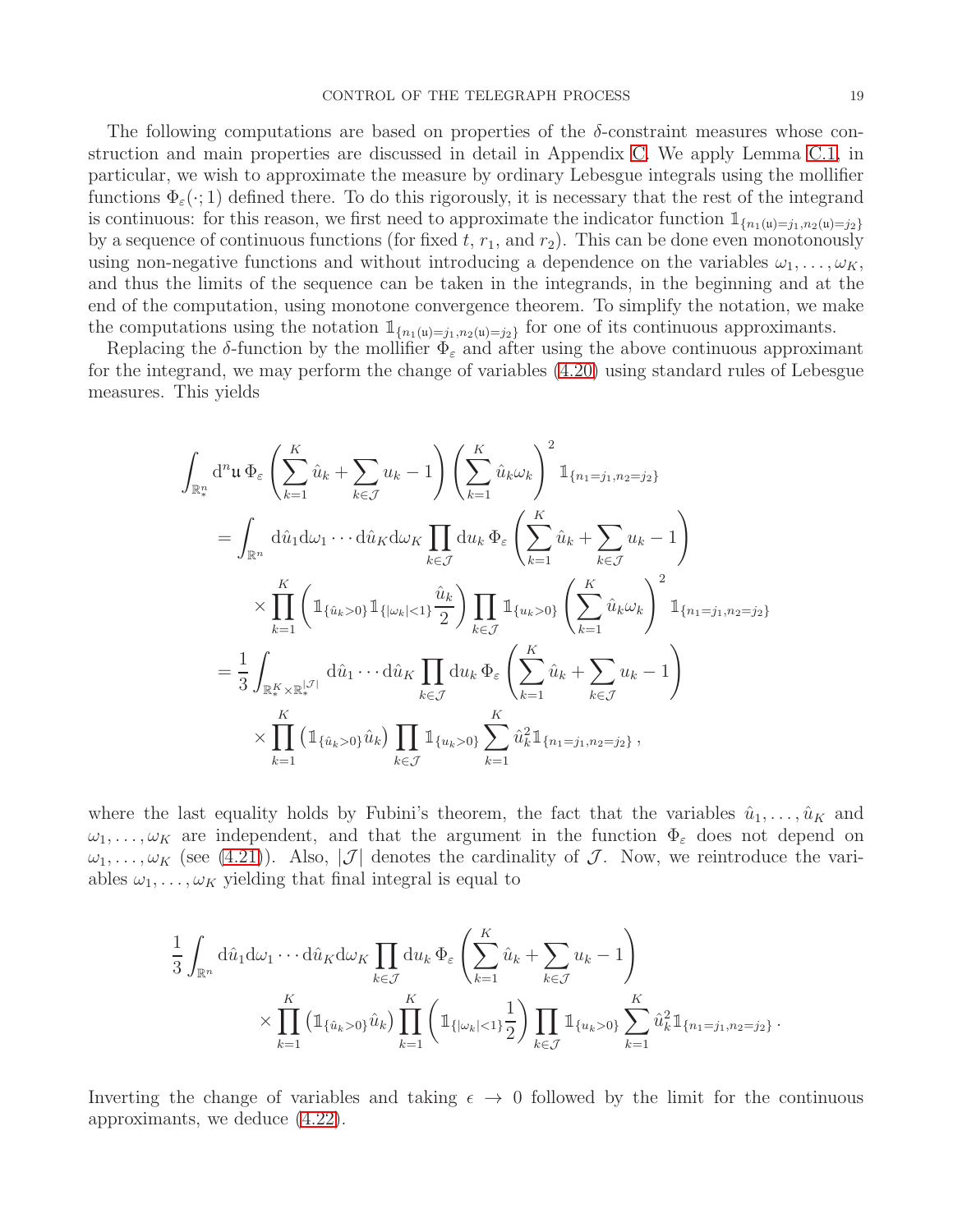The following computations are based on properties of the $\delta$-constraint measures whose construction and main properties are discussed in detail in Appendix C. We apply Lemma C.1, in particular, we wish to approximate the measure by ordinary Lebesgue integrals using the mollifier functions $\Phi_\varepsilon(\cdot;1)$ defined there. To do this rigorously, it is necessary that the rest of the integrand is continuous: for this reason, we first need to approximate the indicator function $\mathbb{1}_{\{n_1(\mathfrak{u})=j_1,n_2(\mathfrak{u})=j_2\}}$ by a sequence of continuous functions (for fixed $t$, $r_1$, and $r_2$). This can be done even monotonously using non-negative functions and without introducing a dependence on the variables $\omega_1,\ldots,\omega_K$, and thus the limits of the sequence can be taken in the integrands, in the beginning and at the end of the computation, using monotone convergence theorem. To simplify the notation, we make the computations using the notation $\mathbb{1}_{\{n_1(\mathfrak{u})=j_1,n_2(\mathfrak{u})=j_2\}}$ for one of its continuous approximants.

Replacing the $\delta$-function by the mollifier $\Phi_\varepsilon$ and after using the above continuous approximant for the integrand, we may perform the change of variables (4.20) using standard rules of Lebesgue measures. This yields

$$
\begin{aligned}
&\int_{\mathbb{R}^n_*} \mathrm{d}^n\mathfrak{u}\,\Phi_\varepsilon\left(\sum_{k=1}^K \hat{u}_k + \sum_{k\in\mathcal{J}} u_k - 1\right)\left(\sum_{k=1}^K \hat{u}_k\omega_k\right)^2 \mathbb{1}_{\{n_1=j_1,n_2=j_2\}} \\
&\quad= \int_{\mathbb{R}^n} \mathrm{d}\hat{u}_1\mathrm{d}\omega_1\cdots\mathrm{d}\hat{u}_K\mathrm{d}\omega_K \prod_{k\in\mathcal{J}}\mathrm{d}u_k\,\Phi_\varepsilon\left(\sum_{k=1}^K \hat{u}_k + \sum_{k\in\mathcal{J}} u_k - 1\right) \\
&\qquad\times \prod_{k=1}^K\left(\mathbb{1}_{\{\hat{u}_k>0\}}\mathbb{1}_{\{|\omega_k|<1\}}\frac{\hat{u}_k}{2}\right)\prod_{k\in\mathcal{J}}\mathbb{1}_{\{u_k>0\}}\left(\sum_{k=1}^K \hat{u}_k\omega_k\right)^2 \mathbb{1}_{\{n_1=j_1,n_2=j_2\}} \\
&\quad= \frac{1}{3}\int_{\mathbb{R}^K_*\times\mathbb{R}^{|\mathcal{J}|}_*} \mathrm{d}\hat{u}_1\cdots\mathrm{d}\hat{u}_K \prod_{k\in\mathcal{J}}\mathrm{d}u_k\,\Phi_\varepsilon\left(\sum_{k=1}^K \hat{u}_k + \sum_{k\in\mathcal{J}} u_k - 1\right) \\
&\qquad\times \prod_{k=1}^K\left(\mathbb{1}_{\{\hat{u}_k>0\}}\hat{u}_k\right)\prod_{k\in\mathcal{J}}\mathbb{1}_{\{u_k>0\}}\sum_{k=1}^K \hat{u}_k^2\mathbb{1}_{\{n_1=j_1,n_2=j_2\}}\,,
\end{aligned}
$$

where the last equality holds by Fubini's theorem, the fact that the variables $\hat{u}_1,\ldots,\hat{u}_K$ and $\omega_1,\ldots,\omega_K$ are independent, and that the argument in the function $\Phi_\varepsilon$ does not depend on $\omega_1,\ldots,\omega_K$ (see (4.21)). Also, $|\mathcal{J}|$ denotes the cardinality of $\mathcal{J}$. Now, we reintroduce the variables $\omega_1,\ldots,\omega_K$ yielding that final integral is equal to

$$
\begin{aligned}
&\frac{1}{3}\int_{\mathbb{R}^n} \mathrm{d}\hat{u}_1\mathrm{d}\omega_1\cdots\mathrm{d}\hat{u}_K\mathrm{d}\omega_K \prod_{k\in\mathcal{J}}\mathrm{d}u_k\,\Phi_\varepsilon\left(\sum_{k=1}^K \hat{u}_k + \sum_{k\in\mathcal{J}} u_k - 1\right) \\
&\qquad\times \prod_{k=1}^K\left(\mathbb{1}_{\{\hat{u}_k>0\}}\hat{u}_k\right)\prod_{k=1}^K\left(\mathbb{1}_{\{|\omega_k|<1\}}\frac{1}{2}\right)\prod_{k\in\mathcal{J}}\mathbb{1}_{\{u_k>0\}}\sum_{k=1}^K \hat{u}_k^2\mathbb{1}_{\{n_1=j_1,n_2=j_2\}}\,.
\end{aligned}
$$

Inverting the change of variables and taking $\epsilon\to 0$ followed by the limit for the continuous approximants, we deduce (4.22).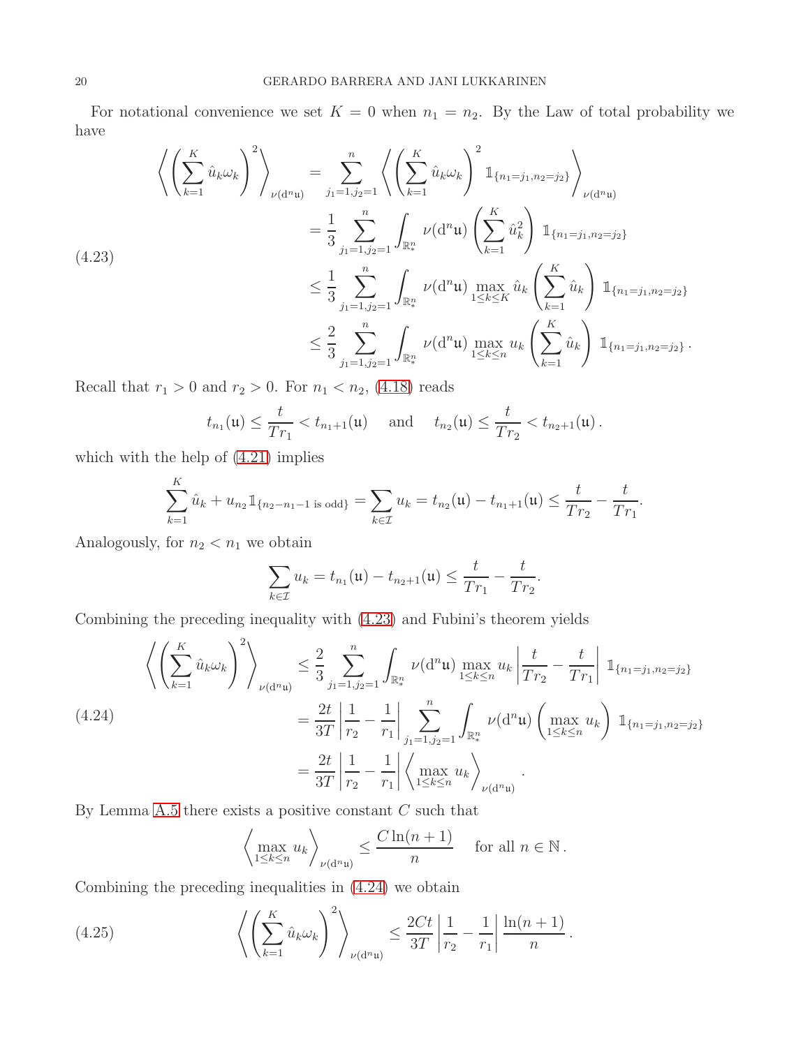For notational convenience we set $K = 0$ when $n_1 = n_2$. By the Law of total probability we have

$$
\begin{aligned}
\left\langle \left( \sum_{k=1}^{K} \hat{u}_k \omega_k \right)^2 \right\rangle_{\nu(\mathrm{d}^n \mathfrak{u})} &= \sum_{j_1=1, j_2=1}^{n} \left\langle \left( \sum_{k=1}^{K} \hat{u}_k \omega_k \right)^2 \mathbb{1}_{\{n_1=j_1, n_2=j_2\}} \right\rangle_{\nu(\mathrm{d}^n \mathfrak{u})} \\
&= \frac{1}{3} \sum_{j_1=1, j_2=1}^{n} \int_{\mathbb{R}^n_*} \nu(\mathrm{d}^n \mathfrak{u}) \left( \sum_{k=1}^{K} \hat{u}_k^2 \right) \mathbb{1}_{\{n_1=j_1, n_2=j_2\}} \\
&\leq \frac{1}{3} \sum_{j_1=1, j_2=1}^{n} \int_{\mathbb{R}^n_*} \nu(\mathrm{d}^n \mathfrak{u}) \max_{1\leq k \leq K} \hat{u}_k \left( \sum_{k=1}^{K} \hat{u}_k \right) \mathbb{1}_{\{n_1=j_1, n_2=j_2\}} \\
&\leq \frac{2}{3} \sum_{j_1=1, j_2=1}^{n} \int_{\mathbb{R}^n_*} \nu(\mathrm{d}^n \mathfrak{u}) \max_{1\leq k \leq n} u_k \left( \sum_{k=1}^{K} \hat{u}_k \right) \mathbb{1}_{\{n_1=j_1, n_2=j_2\}} .
\end{aligned}
\tag{4.23}
$$

Recall that $r_1 > 0$ and $r_2 > 0$. For $n_1 < n_2$, (4.18) reads

$$
t_{n_1}(\mathfrak{u}) \leq \frac{t}{Tr_1} < t_{n_1+1}(\mathfrak{u}) \quad \text{ and } \quad t_{n_2}(\mathfrak{u}) \leq \frac{t}{Tr_2} < t_{n_2+1}(\mathfrak{u}) .
$$

which with the help of (4.21) implies

$$
\sum_{k=1}^{K} \hat{u}_k + u_{n_2} \mathbb{1}_{\{n_2-n_1-1 \text{ is odd}\}} = \sum_{k \in \mathcal{I}} u_k = t_{n_2}(\mathfrak{u}) - t_{n_1+1}(\mathfrak{u}) \leq \frac{t}{Tr_2} - \frac{t}{Tr_1}.
$$

Analogously, for $n_2 < n_1$ we obtain

$$
\sum_{k \in \mathcal{I}} u_k = t_{n_1}(\mathfrak{u}) - t_{n_2+1}(\mathfrak{u}) \leq \frac{t}{Tr_1} - \frac{t}{Tr_2}.
$$

Combining the preceding inequality with (4.23) and Fubini's theorem yields

$$
\begin{aligned}
\left\langle \left( \sum_{k=1}^{K} \hat{u}_k \omega_k \right)^2 \right\rangle_{\nu(\mathrm{d}^n \mathfrak{u})} &\leq \frac{2}{3} \sum_{j_1=1, j_2=1}^{n} \int_{\mathbb{R}^n_*} \nu(\mathrm{d}^n \mathfrak{u}) \max_{1\leq k \leq n} u_k \left| \frac{t}{Tr_2} - \frac{t}{Tr_1} \right| \mathbb{1}_{\{n_1=j_1, n_2=j_2\}} \\
&= \frac{2t}{3T} \left| \frac{1}{r_2} - \frac{1}{r_1} \right| \sum_{j_1=1, j_2=1}^{n} \int_{\mathbb{R}^n_*} \nu(\mathrm{d}^n \mathfrak{u}) \left( \max_{1\leq k \leq n} u_k \right) \mathbb{1}_{\{n_1=j_1, n_2=j_2\}} \\
&= \frac{2t}{3T} \left| \frac{1}{r_2} - \frac{1}{r_1} \right| \left\langle \max_{1\leq k \leq n} u_k \right\rangle_{\nu(\mathrm{d}^n \mathfrak{u})} .
\end{aligned}
\tag{4.24}
$$

By Lemma A.5 there exists a positive constant $C$ such that

$$
\left\langle \max_{1\leq k \leq n} u_k \right\rangle_{\nu(\mathrm{d}^n \mathfrak{u})} \leq \frac{C \ln(n+1)}{n} \quad \text{ for all } n \in \mathbb{N} .
$$

Combining the preceding inequalities in (4.24) we obtain

$$
\left\langle \left( \sum_{k=1}^{K} \hat{u}_k \omega_k \right)^2 \right\rangle_{\nu(\mathrm{d}^n \mathfrak{u})} \leq \frac{2Ct}{3T} \left| \frac{1}{r_2} - \frac{1}{r_1} \right| \frac{\ln(n+1)}{n} .
\tag{4.25}
$$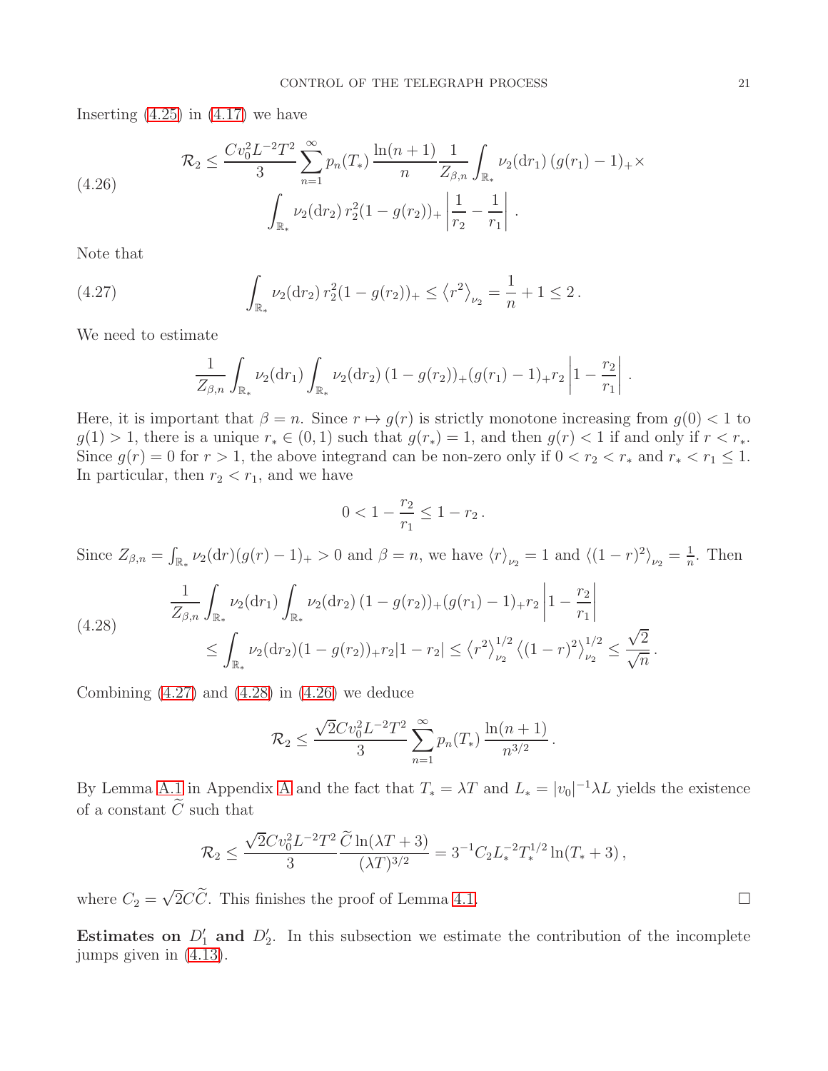Inserting (4.25) in (4.17) we have

$$
\mathcal{R}_2 \leq \frac{C v_0^2 L^{-2} T^2}{3} \sum_{n=1}^{\infty} p_n(T_*) \frac{\ln(n+1)}{n} \frac{1}{Z_{\beta,n}} \int_{\mathbb{R}_*} \nu_2(\mathrm{d}r_1)\, (g(r_1)-1)_+ \times \\
\int_{\mathbb{R}_*} \nu_2(\mathrm{d}r_2)\, r_2^2 (1-g(r_2))_+ \left| \frac{1}{r_2} - \frac{1}{r_1} \right| . \tag{4.26}
$$

Note that

$$
\int_{\mathbb{R}_*} \nu_2(\mathrm{d}r_2)\, r_2^2 (1-g(r_2))_+ \leq \left\langle r^2 \right\rangle_{\nu_2} = \frac{1}{n} + 1 \leq 2 \, . \tag{4.27}
$$

We need to estimate

$$
\frac{1}{Z_{\beta,n}} \int_{\mathbb{R}_*} \nu_2(\mathrm{d}r_1) \int_{\mathbb{R}_*} \nu_2(\mathrm{d}r_2)\, (1-g(r_2))_+ (g(r_1)-1)_+ r_2 \left| 1 - \frac{r_2}{r_1} \right| .
$$

Here, it is important that $\beta = n$. Since $r \mapsto g(r)$ is strictly monotone increasing from $g(0) < 1$ to $g(1) > 1$, there is a unique $r_* \in (0,1)$ such that $g(r_*) = 1$, and then $g(r) < 1$ if and only if $r < r_*$. Since $g(r) = 0$ for $r > 1$, the above integrand can be non-zero only if $0 < r_2 < r_*$ and $r_* < r_1 \leq 1$. In particular, then $r_2 < r_1$, and we have

$$
0 < 1 - \frac{r_2}{r_1} \leq 1 - r_2 \, .
$$

Since $Z_{\beta,n} = \int_{\mathbb{R}_*} \nu_2(\mathrm{d}r)(g(r)-1)_+ > 0$ and $\beta = n$, we have $\langle r \rangle_{\nu_2} = 1$ and $\langle (1-r)^2 \rangle_{\nu_2} = \frac{1}{n}$. Then

$$
\frac{1}{Z_{\beta,n}} \int_{\mathbb{R}_*} \nu_2(\mathrm{d}r_1) \int_{\mathbb{R}_*} \nu_2(\mathrm{d}r_2)\, (1-g(r_2))_+ (g(r_1)-1)_+ r_2 \left| 1 - \frac{r_2}{r_1} \right| \\
\leq \int_{\mathbb{R}_*} \nu_2(\mathrm{d}r_2) (1-g(r_2))_+ r_2 |1-r_2| \leq \left\langle r^2 \right\rangle_{\nu_2}^{1/2} \left\langle (1-r)^2 \right\rangle_{\nu_2}^{1/2} \leq \frac{\sqrt{2}}{\sqrt{n}} . \tag{4.28}
$$

Combining (4.27) and (4.28) in (4.26) we deduce

$$
\mathcal{R}_2 \leq \frac{\sqrt{2} C v_0^2 L^{-2} T^2}{3} \sum_{n=1}^{\infty} p_n(T_*) \frac{\ln(n+1)}{n^{3/2}} .
$$

By Lemma A.1 in Appendix A and the fact that $T_* = \lambda T$ and $L_* = |v_0|^{-1} \lambda L$ yields the existence of a constant $\widetilde{C}$ such that

$$
\mathcal{R}_2 \leq \frac{\sqrt{2} C v_0^2 L^{-2} T^2}{3} \frac{\widetilde{C} \ln(\lambda T + 3)}{(\lambda T)^{3/2}} = 3^{-1} C_2 L_*^{-2} T_*^{1/2} \ln(T_* + 3) ,
$$

where $C_2 = \sqrt{2} C \widetilde{C}$. This finishes the proof of Lemma 4.1. □

**Estimates on $D_1'$ and $D_2'$.** In this subsection we estimate the contribution of the incomplete jumps given in (4.13).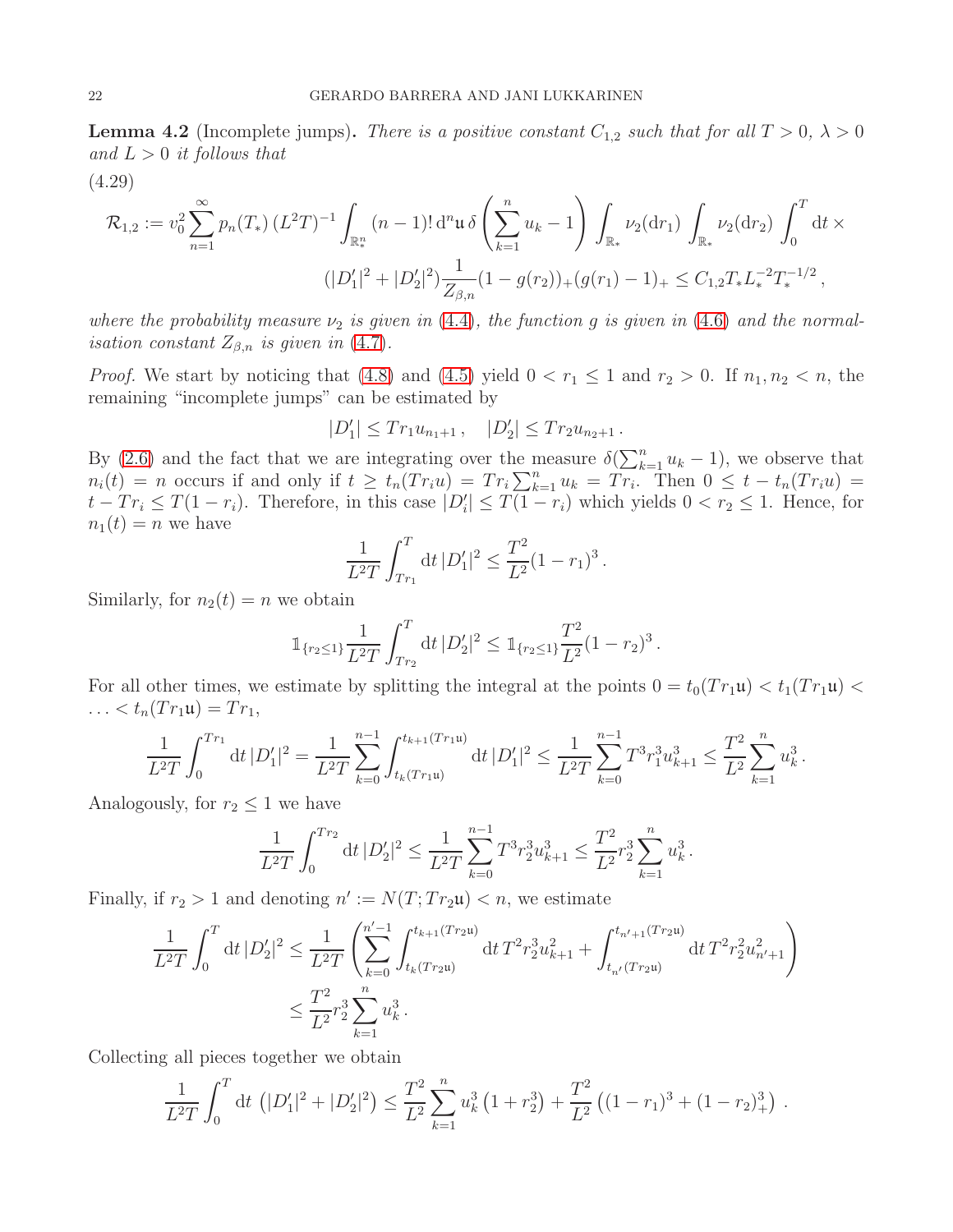**Lemma 4.2** (Incomplete jumps)**.** *There is a positive constant $C_{1,2}$ such that for all $T > 0$, $\lambda > 0$ and $L > 0$ it follows that*

(4.29)

$$
\mathcal{R}_{1,2} := v_0^2 \sum_{n=1}^{\infty} p_n(T_*)\,(L^2T)^{-1} \int_{\mathbb{R}_*^n} (n-1)!\,\mathrm{d}^n\mathfrak{u}\,\delta\left(\sum_{k=1}^n u_k - 1\right) \int_{\mathbb{R}_*} \nu_2(\mathrm{d}r_1) \int_{\mathbb{R}_*} \nu_2(\mathrm{d}r_2) \int_0^T \mathrm{d}t\, \times
$$
$$
(|D_1'|^2 + |D_2'|^2) \frac{1}{Z_{\beta,n}} (1-g(r_2))_+ (g(r_1)-1)_+ \le C_{1,2} T_* L_*^{-2} T_*^{-1/2}\,,
$$

*where the probability measure $\nu_2$ is given in (4.4), the function $g$ is given in (4.6) and the normalisation constant $Z_{\beta,n}$ is given in (4.7).*

*Proof.* We start by noticing that (4.8) and (4.5) yield $0 < r_1 \le 1$ and $r_2 > 0$. If $n_1, n_2 < n$, the remaining "incomplete jumps" can be estimated by

$$
|D_1'| \le T r_1 u_{n_1+1}\,, \quad |D_2'| \le T r_2 u_{n_2+1}\,.
$$

By (2.6) and the fact that we are integrating over the measure $\delta(\sum_{k=1}^n u_k - 1)$, we observe that $n_i(t) = n$ occurs if and only if $t \ge t_n(Tr_i u) = Tr_i \sum_{k=1}^n u_k = Tr_i$. Then $0 \le t - t_n(Tr_i u) = t - Tr_i \le T(1-r_i)$. Therefore, in this case $|D_i'| \le T(1-r_i)$ which yields $0 < r_2 \le 1$. Hence, for $n_1(t) = n$ we have

$$
\frac{1}{L^2T} \int_{Tr_1}^T \mathrm{d}t\,|D_1'|^2 \le \frac{T^2}{L^2}(1-r_1)^3\,.
$$

Similarly, for $n_2(t) = n$ we obtain

$$
\mathbb{1}_{\{r_2 \le 1\}} \frac{1}{L^2T} \int_{Tr_2}^T \mathrm{d}t\,|D_2'|^2 \le \mathbb{1}_{\{r_2 \le 1\}} \frac{T^2}{L^2}(1-r_2)^3\,.
$$

For all other times, we estimate by splitting the integral at the points $0 = t_0(Tr_1\mathfrak{u}) < t_1(Tr_1\mathfrak{u}) < \ldots < t_n(Tr_1\mathfrak{u}) = Tr_1$,

$$
\frac{1}{L^2T} \int_0^{Tr_1} \mathrm{d}t\,|D_1'|^2 = \frac{1}{L^2T} \sum_{k=0}^{n-1} \int_{t_k(Tr_1\mathfrak{u})}^{t_{k+1}(Tr_1\mathfrak{u})} \mathrm{d}t\,|D_1'|^2 \le \frac{1}{L^2T} \sum_{k=0}^{n-1} T^3 r_1^3 u_{k+1}^3 \le \frac{T^2}{L^2} \sum_{k=1}^n u_k^3\,.
$$

Analogously, for $r_2 \le 1$ we have

$$
\frac{1}{L^2T} \int_0^{Tr_2} \mathrm{d}t\,|D_2'|^2 \le \frac{1}{L^2T} \sum_{k=0}^{n-1} T^3 r_2^3 u_{k+1}^3 \le \frac{T^2}{L^2} r_2^3 \sum_{k=1}^n u_k^3\,.
$$

Finally, if $r_2 > 1$ and denoting $n' := N(T; Tr_2\mathfrak{u}) < n$, we estimate

$$
\frac{1}{L^2T} \int_0^T \mathrm{d}t\,|D_2'|^2 \le \frac{1}{L^2T} \left( \sum_{k=0}^{n'-1} \int_{t_k(Tr_2\mathfrak{u})}^{t_{k+1}(Tr_2\mathfrak{u})} \mathrm{d}t\, T^2 r_2^2 u_{k+1}^2 + \int_{t_{n'}(Tr_2\mathfrak{u})}^{t_{n'+1}(Tr_2\mathfrak{u})} \mathrm{d}t\, T^2 r_2^2 u_{n'+1}^2 \right)
$$
$$
\le \frac{T^2}{L^2} r_2^3 \sum_{k=1}^n u_k^3\,.
$$

Collecting all pieces together we obtain

$$
\frac{1}{L^2T} \int_0^T \mathrm{d}t\, \left(|D_1'|^2 + |D_2'|^2\right) \le \frac{T^2}{L^2} \sum_{k=1}^n u_k^3 \left(1 + r_2^3\right) + \frac{T^2}{L^2} \left((1-r_1)^3 + (1-r_2)_+^3\right)\,.
$$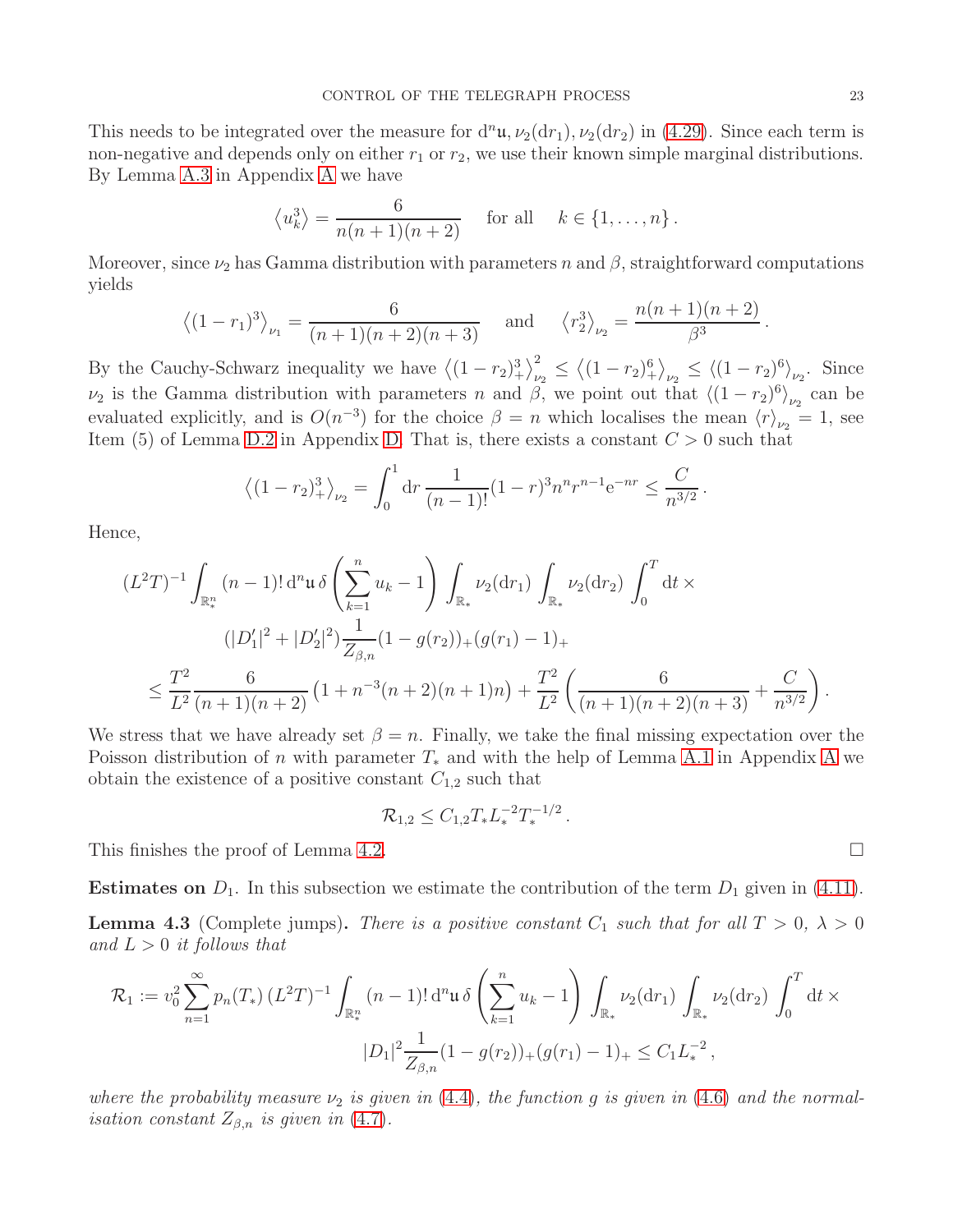This needs to be integrated over the measure for $\mathrm{d}^n\mathfrak{u}, \nu_2(\mathrm{d}r_1), \nu_2(\mathrm{d}r_2)$ in (4.29). Since each term is non-negative and depends only on either $r_1$ or $r_2$, we use their known simple marginal distributions. By Lemma A.3 in Appendix A we have

$$\langle u_k^3 \rangle = \frac{6}{n(n+1)(n+2)} \quad \text{for all} \quad k \in \{1, \ldots, n\}\,.$$

Moreover, since $\nu_2$ has Gamma distribution with parameters $n$ and $\beta$, straightforward computations yields

$$\left\langle (1-r_1)^3 \right\rangle_{\nu_1} = \frac{6}{(n+1)(n+2)(n+3)} \quad \text{and} \quad \left\langle r_2^3 \right\rangle_{\nu_2} = \frac{n(n+1)(n+2)}{\beta^3}\,.$$

By the Cauchy-Schwarz inequality we have $\left\langle (1-r_2)_+^3 \right\rangle_{\nu_2}^2 \leq \left\langle (1-r_2)_+^6 \right\rangle_{\nu_2} \leq \langle (1-r_2)^6 \rangle_{\nu_2}$. Since $\nu_2$ is the Gamma distribution with parameters $n$ and $\beta$, we point out that $\langle (1-r_2)^6 \rangle_{\nu_2}$ can be evaluated explicitly, and is $O(n^{-3})$ for the choice $\beta = n$ which localises the mean $\langle r \rangle_{\nu_2} = 1$, see Item (5) of Lemma D.2 in Appendix D. That is, there exists a constant $C > 0$ such that

$$\left\langle (1-r_2)_+^3 \right\rangle_{\nu_2} = \int_0^1 \mathrm{d}r \, \frac{1}{(n-1)!}(1-r)^3 n^n r^{n-1} \mathrm{e}^{-nr} \leq \frac{C}{n^{3/2}}\,.$$

Hence,

$$\begin{aligned}
(L^2T)^{-1} \int_{\mathbb{R}_*^n} (n-1)!\, \mathrm{d}^n\mathfrak{u}\, \delta\left(\sum_{k=1}^n u_k - 1\right) \int_{\mathbb{R}_*} \nu_2(\mathrm{d}r_1) \int_{\mathbb{R}_*} \nu_2(\mathrm{d}r_2) \int_0^T \mathrm{d}t \, \times \\
(|D_1'|^2 + |D_2'|^2) \frac{1}{Z_{\beta,n}} (1-g(r_2))_+ (g(r_1)-1)_+ \\
\leq \frac{T^2}{L^2} \frac{6}{(n+1)(n+2)} \left(1 + n^{-3}(n+2)(n+1)n\right) + \frac{T^2}{L^2}\left(\frac{6}{(n+1)(n+2)(n+3)} + \frac{C}{n^{3/2}}\right).
\end{aligned}$$

We stress that we have already set $\beta = n$. Finally, we take the final missing expectation over the Poisson distribution of $n$ with parameter $T_*$ and with the help of Lemma A.1 in Appendix A we obtain the existence of a positive constant $C_{1,2}$ such that

$$\mathcal{R}_{1,2} \leq C_{1,2} T_* L_*^{-2} T_*^{-1/2}\,.$$

This finishes the proof of Lemma 4.2. $\square$

**Estimates on** $D_1$. In this subsection we estimate the contribution of the term $D_1$ given in (4.11).

**Lemma 4.3** (Complete jumps)**.** *There is a positive constant $C_1$ such that for all $T > 0$, $\lambda > 0$ and $L > 0$ it follows that*

$$\begin{aligned}
\mathcal{R}_1 := v_0^2 \sum_{n=1}^{\infty} p_n(T_*)\,(L^2T)^{-1} \int_{\mathbb{R}_*^n} (n-1)!\, \mathrm{d}^n\mathfrak{u}\, \delta\left(\sum_{k=1}^n u_k - 1\right) \int_{\mathbb{R}_*} \nu_2(\mathrm{d}r_1) \int_{\mathbb{R}_*} \nu_2(\mathrm{d}r_2) \int_0^T \mathrm{d}t \, \times \\
|D_1|^2 \frac{1}{Z_{\beta,n}} (1-g(r_2))_+ (g(r_1)-1)_+ \leq C_1 L_*^{-2}\,,
\end{aligned}$$

*where the probability measure $\nu_2$ is given in (4.4), the function $g$ is given in (4.6) and the normalisation constant $Z_{\beta,n}$ is given in (4.7).*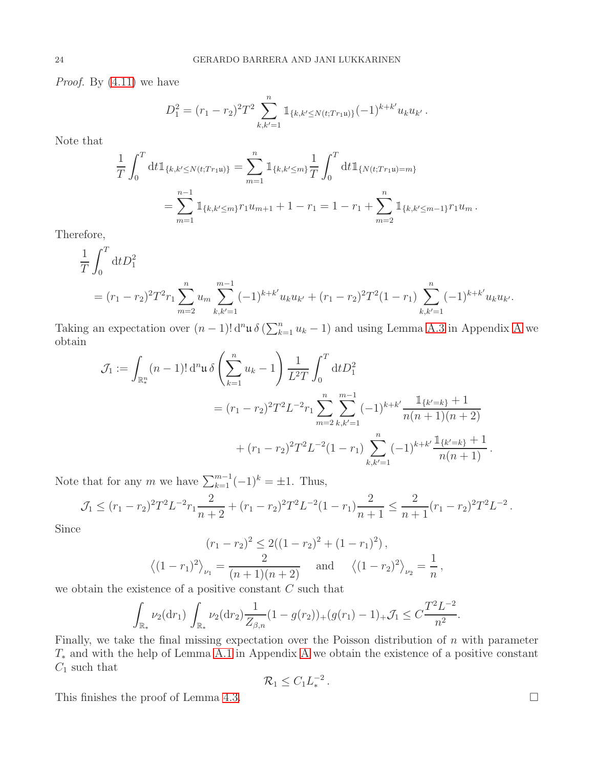*Proof.* By (4.11) we have

$$D_1^2 = (r_1 - r_2)^2 T^2 \sum_{k,k'=1}^{n} \mathbb{1}_{\{k,k' \leq N(t;Tr_1\mathfrak{u})\}} (-1)^{k+k'} u_k u_{k'} \,.$$

Note that

$$\begin{aligned}
\frac{1}{T}\int_0^T \mathrm{d}t \mathbb{1}_{\{k,k' \leq N(t;Tr_1\mathfrak{u})\}} &= \sum_{m=1}^{n} \mathbb{1}_{\{k,k' \leq m\}} \frac{1}{T}\int_0^T \mathrm{d}t \mathbb{1}_{\{N(t;Tr_1\mathfrak{u})=m\}} \\
&= \sum_{m=1}^{n-1} \mathbb{1}_{\{k,k' \leq m\}} r_1 u_{m+1} + 1 - r_1 = 1 - r_1 + \sum_{m=2}^{n} \mathbb{1}_{\{k,k' \leq m-1\}} r_1 u_m \,.
\end{aligned}$$

Therefore,

$$\begin{aligned}
&\frac{1}{T}\int_0^T \mathrm{d}t D_1^2 \\
&= (r_1 - r_2)^2 T^2 r_1 \sum_{m=2}^{n} u_m \sum_{k,k'=1}^{m-1} (-1)^{k+k'} u_k u_{k'} + (r_1 - r_2)^2 T^2 (1 - r_1) \sum_{k,k'=1}^{n} (-1)^{k+k'} u_k u_{k'}.
\end{aligned}$$

Taking an expectation over $(n-1)!\,\mathrm{d}^n\mathfrak{u}\,\delta\left(\sum_{k=1}^n u_k - 1\right)$ and using Lemma A.3 in Appendix A we obtain

$$\begin{aligned}
\mathcal{J}_1 := \int_{\mathbb{R}_*^n} (n-1)!\,\mathrm{d}^n\mathfrak{u}\,\delta\left(\sum_{k=1}^n u_k - 1\right) \frac{1}{L^2 T}\int_0^T \mathrm{d}t D_1^2 \\
= (r_1 - r_2)^2 T^2 L^{-2} r_1 \sum_{m=2}^{n} \sum_{k,k'=1}^{m-1} (-1)^{k+k'} \frac{\mathbb{1}_{\{k'=k\}} + 1}{n(n+1)(n+2)} \\
+ (r_1 - r_2)^2 T^2 L^{-2} (1 - r_1) \sum_{k,k'=1}^{n} (-1)^{k+k'} \frac{\mathbb{1}_{\{k'=k\}} + 1}{n(n+1)} \,.
\end{aligned}$$

Note that for any $m$ we have $\sum_{k=1}^{m-1} (-1)^k = \pm 1$. Thus,

$$\mathcal{J}_1 \leq (r_1 - r_2)^2 T^2 L^{-2} r_1 \frac{2}{n+2} + (r_1 - r_2)^2 T^2 L^{-2} (1 - r_1) \frac{2}{n+1} \leq \frac{2}{n+1} (r_1 - r_2)^2 T^2 L^{-2} \,.$$

Since

$$(r_1 - r_2)^2 \leq 2((1 - r_2)^2 + (1 - r_1)^2) \,,$$

$$\left\langle (1 - r_1)^2 \right\rangle_{\nu_1} = \frac{2}{(n+1)(n+2)} \quad \text{and} \quad \left\langle (1 - r_2)^2 \right\rangle_{\nu_2} = \frac{1}{n} \,,$$

we obtain the existence of a positive constant $C$ such that

$$\int_{\mathbb{R}_*} \nu_2(\mathrm{d}r_1) \int_{\mathbb{R}_*} \nu_2(\mathrm{d}r_2) \frac{1}{Z_{\beta,n}} (1 - g(r_2))_+ (g(r_1) - 1)_+ \mathcal{J}_1 \leq C \frac{T^2 L^{-2}}{n^2}.$$

Finally, we take the final missing expectation over the Poisson distribution of $n$ with parameter $T_*$ and with the help of Lemma A.1 in Appendix A we obtain the existence of a positive constant $C_1$ such that

$$\mathcal{R}_1 \leq C_1 L_*^{-2} \,.$$

This finishes the proof of Lemma 4.3. $\square$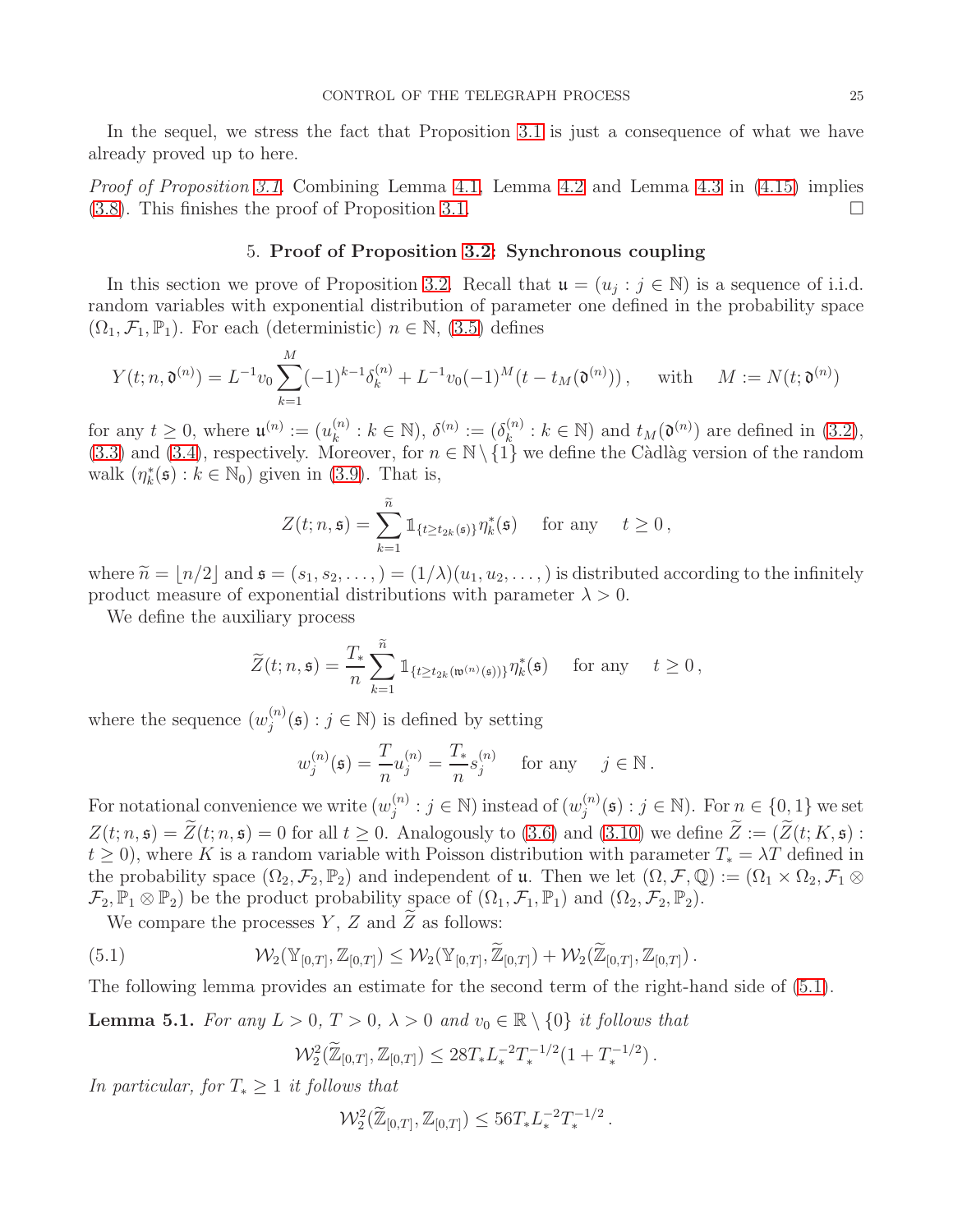In the sequel, we stress the fact that Proposition 3.1 is just a consequence of what we have already proved up to here.

*Proof of Proposition 3.1.* Combining Lemma 4.1, Lemma 4.2 and Lemma 4.3 in (4.15) implies (3.8). This finishes the proof of Proposition 3.1. $\square$

## 5. Proof of Proposition 3.2: Synchronous coupling

In this section we prove of Proposition 3.2. Recall that $\mathfrak{u} = (u_j : j \in \mathbb{N})$ is a sequence of i.i.d. random variables with exponential distribution of parameter one defined in the probability space $(\Omega_1, \mathcal{F}_1, \mathbb{P}_1)$. For each (deterministic) $n \in \mathbb{N}$, (3.5) defines

$$
Y(t; n, \mathfrak{d}^{(n)}) = L^{-1} v_0 \sum_{k=1}^{M} (-1)^{k-1} \delta_k^{(n)} + L^{-1} v_0 (-1)^M (t - t_M(\mathfrak{d}^{(n)})) , \quad \text{with} \quad M := N(t; \mathfrak{d}^{(n)})
$$

for any $t \geq 0$, where $\mathfrak{u}^{(n)} := (u_k^{(n)} : k \in \mathbb{N})$, $\delta^{(n)} := (\delta_k^{(n)} : k \in \mathbb{N})$ and $t_M(\mathfrak{d}^{(n)})$ are defined in (3.2), (3.3) and (3.4), respectively. Moreover, for $n \in \mathbb{N} \setminus \{1\}$ we define the Càdlàg version of the random walk $(\eta_k^*(\mathfrak{s}) : k \in \mathbb{N}_0)$ given in (3.9). That is,

$$
Z(t; n, \mathfrak{s}) = \sum_{k=1}^{\widetilde{n}} \mathbb{1}_{\{t \geq t_{2k}(\mathfrak{s})\}} \eta_k^*(\mathfrak{s}) \quad \text{for any} \quad t \geq 0 ,
$$

where $\widetilde{n} = \lfloor n/2 \rfloor$ and $\mathfrak{s} = (s_1, s_2, \ldots, ) = (1/\lambda)(u_1, u_2, \ldots, )$ is distributed according to the infinitely product measure of exponential distributions with parameter $\lambda > 0$.

We define the auxiliary process

$$
\widetilde{Z}(t; n, \mathfrak{s}) = \frac{T_*}{n} \sum_{k=1}^{\widetilde{n}} \mathbb{1}_{\{t \geq t_{2k}(\mathfrak{w}^{(n)}(\mathfrak{s}))\}} \eta_k^*(\mathfrak{s}) \quad \text{for any} \quad t \geq 0 ,
$$

where the sequence $(w_j^{(n)}(\mathfrak{s}) : j \in \mathbb{N})$ is defined by setting

$$
w_j^{(n)}(\mathfrak{s}) = \frac{T}{n} u_j^{(n)} = \frac{T_*}{n} s_j^{(n)} \quad \text{for any} \quad j \in \mathbb{N} .
$$

For notational convenience we write $(w_j^{(n)} : j \in \mathbb{N})$ instead of $(w_j^{(n)}(\mathfrak{s}) : j \in \mathbb{N})$. For $n \in \{0, 1\}$ we set $Z(t; n, \mathfrak{s}) = \widetilde{Z}(t; n, \mathfrak{s}) = 0$ for all $t \geq 0$. Analogously to (3.6) and (3.10) we define $\widetilde{Z} := (\widetilde{Z}(t; K, \mathfrak{s}) : t \geq 0)$, where $K$ is a random variable with Poisson distribution with parameter $T_* = \lambda T$ defined in the probability space $(\Omega_2, \mathcal{F}_2, \mathbb{P}_2)$ and independent of $\mathfrak{u}$. Then we let $(\Omega, \mathcal{F}, \mathbb{Q}) := (\Omega_1 \times \Omega_2, \mathcal{F}_1 \otimes \mathcal{F}_2, \mathbb{P}_1 \otimes \mathbb{P}_2)$ be the product probability space of $(\Omega_1, \mathcal{F}_1, \mathbb{P}_1)$ and $(\Omega_2, \mathcal{F}_2, \mathbb{P}_2)$.

We compare the processes $Y$, $Z$ and $\widetilde{Z}$ as follows:

$$
\mathcal{W}_2(\mathbb{Y}_{[0,T]}, \mathbb{Z}_{[0,T]}) \leq \mathcal{W}_2(\mathbb{Y}_{[0,T]}, \widetilde{\mathbb{Z}}_{[0,T]}) + \mathcal{W}_2(\widetilde{\mathbb{Z}}_{[0,T]}, \mathbb{Z}_{[0,T]}) . \tag{5.1}
$$

The following lemma provides an estimate for the second term of the right-hand side of (5.1).

**Lemma 5.1.** *For any $L > 0$, $T > 0$, $\lambda > 0$ and $v_0 \in \mathbb{R} \setminus \{0\}$ it follows that*

$$
\mathcal{W}_2^2(\widetilde{\mathbb{Z}}_{[0,T]}, \mathbb{Z}_{[0,T]}) \leq 28 T_* L_*^{-2} T_*^{-1/2} (1 + T_*^{-1/2}) .
$$

*In particular, for $T_* \geq 1$ it follows that*

$$
\mathcal{W}_2^2(\widetilde{\mathbb{Z}}_{[0,T]}, \mathbb{Z}_{[0,T]}) \leq 56 T_* L_*^{-2} T_*^{-1/2} .
$$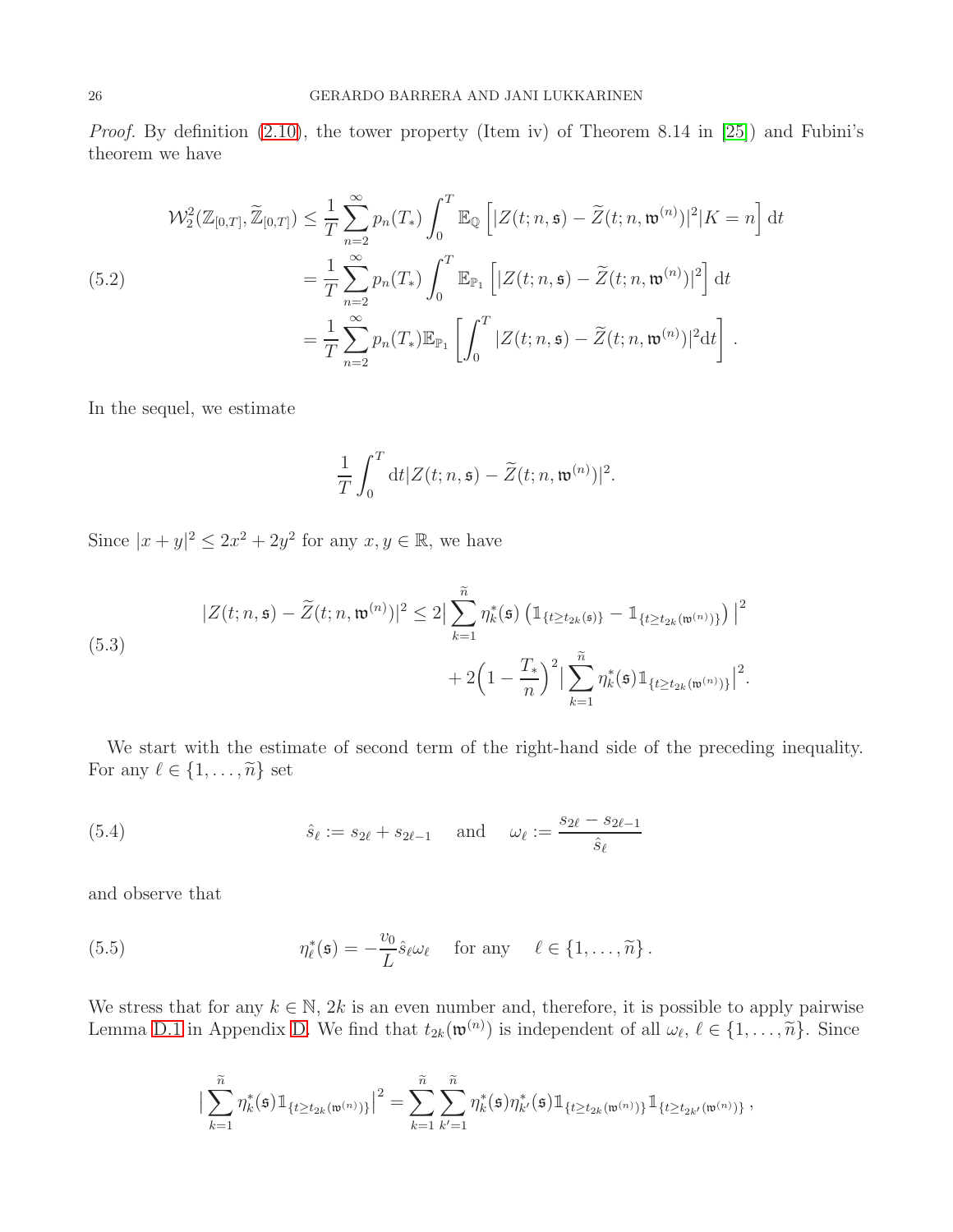*Proof.* By definition (2.10), the tower property (Item iv) of Theorem 8.14 in [25]) and Fubini's theorem we have

$$
\begin{aligned}
\mathcal{W}_2^2(\mathbb{Z}_{[0,T]}, \widetilde{\mathbb{Z}}_{[0,T]}) &\leq \frac{1}{T}\sum_{n=2}^{\infty} p_n(T_*) \int_0^T \mathbb{E}_{\mathbb{Q}}\left[ |Z(t;n,\mathfrak{s}) - \widetilde{Z}(t;n,\mathfrak{w}^{(n)})|^2 | K = n\right] \mathrm{d}t \\
&= \frac{1}{T}\sum_{n=2}^{\infty} p_n(T_*) \int_0^T \mathbb{E}_{\mathbb{P}_1}\left[ |Z(t;n,\mathfrak{s}) - \widetilde{Z}(t;n,\mathfrak{w}^{(n)})|^2 \right] \mathrm{d}t \\
&= \frac{1}{T}\sum_{n=2}^{\infty} p_n(T_*) \mathbb{E}_{\mathbb{P}_1}\left[ \int_0^T |Z(t;n,\mathfrak{s}) - \widetilde{Z}(t;n,\mathfrak{w}^{(n)})|^2 \mathrm{d}t \right].
\end{aligned}
\tag{5.2}
$$

In the sequel, we estimate

$$
\frac{1}{T}\int_0^T \mathrm{d}t |Z(t;n,\mathfrak{s}) - \widetilde{Z}(t;n,\mathfrak{w}^{(n)})|^2.
$$

Since $|x+y|^2 \leq 2x^2 + 2y^2$ for any $x, y \in \mathbb{R}$, we have

$$
\begin{aligned}
|Z(t;n,\mathfrak{s}) - \widetilde{Z}(t;n,\mathfrak{w}^{(n)})|^2 \leq 2\Big| \sum_{k=1}^{\widetilde{n}} \eta_k^*(\mathfrak{s}) \left( \mathbb{1}_{\{t \geq t_{2k}(\mathfrak{s})\}} - \mathbb{1}_{\{t \geq t_{2k}(\mathfrak{w}^{(n)})\}} \right) \Big|^2 \\
+ 2\Big(1 - \frac{T_*}{n}\Big)^2 \Big| \sum_{k=1}^{\widetilde{n}} \eta_k^*(\mathfrak{s}) \mathbb{1}_{\{t \geq t_{2k}(\mathfrak{w}^{(n)})\}} \Big|^2.
\end{aligned}
\tag{5.3}
$$

We start with the estimate of second term of the right-hand side of the preceding inequality. For any $\ell \in \{1, \ldots, \widetilde{n}\}$ set

$$
\hat{s}_\ell := s_{2\ell} + s_{2\ell-1} \quad \text{and} \quad \omega_\ell := \frac{s_{2\ell} - s_{2\ell-1}}{\hat{s}_\ell}
\tag{5.4}
$$

and observe that

$$
\eta_\ell^*(\mathfrak{s}) = -\frac{v_0}{L}\hat{s}_\ell \omega_\ell \quad \text{for any} \quad \ell \in \{1, \ldots, \widetilde{n}\}.
\tag{5.5}
$$

We stress that for any $k \in \mathbb{N}$, $2k$ is an even number and, therefore, it is possible to apply pairwise Lemma D.1 in Appendix D. We find that $t_{2k}(\mathfrak{w}^{(n)})$ is independent of all $\omega_\ell$, $\ell \in \{1, \ldots, \widetilde{n}\}$. Since

$$
\Big| \sum_{k=1}^{\widetilde{n}} \eta_k^*(\mathfrak{s}) \mathbb{1}_{\{t \geq t_{2k}(\mathfrak{w}^{(n)})\}} \Big|^2 = \sum_{k=1}^{\widetilde{n}} \sum_{k'=1}^{\widetilde{n}} \eta_k^*(\mathfrak{s}) \eta_{k'}^*(\mathfrak{s}) \mathbb{1}_{\{t \geq t_{2k}(\mathfrak{w}^{(n)})\}} \mathbb{1}_{\{t \geq t_{2k'}(\mathfrak{w}^{(n)})\}},
$$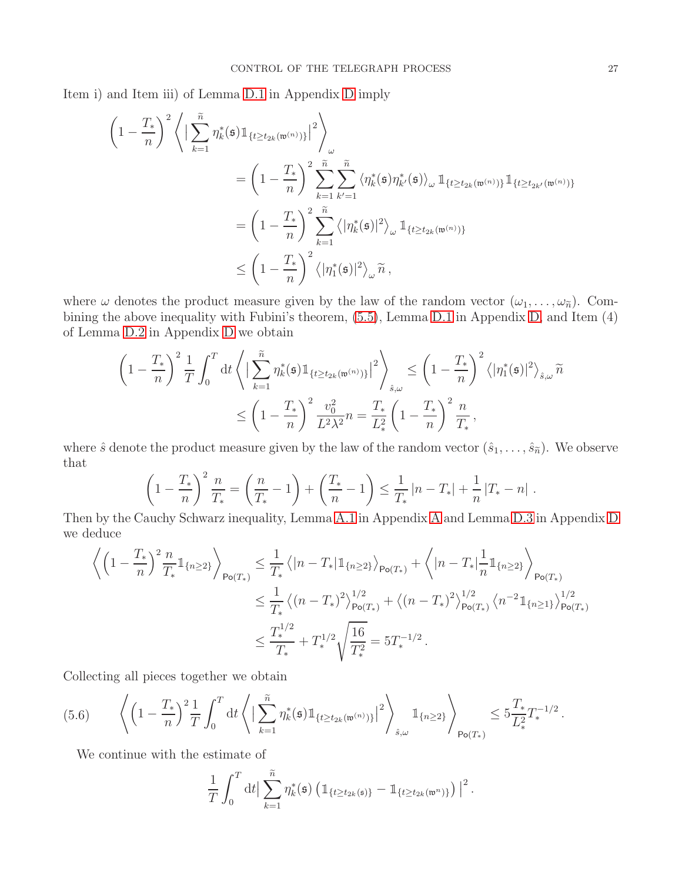Item i) and Item iii) of Lemma D.1 in Appendix D imply

$$
\begin{aligned}
\left(1-\frac{T_*}{n}\right)^2 & \left\langle \Big| \sum_{k=1}^{\widetilde{n}} \eta_k^*(\mathfrak{s}) \mathbb{1}_{\{t\geq t_{2k}(\mathfrak{w}^{(n)})\}} \Big|^2 \right\rangle_{\omega} \\
&= \left(1-\frac{T_*}{n}\right)^2 \sum_{k=1}^{\widetilde{n}} \sum_{k'=1}^{\widetilde{n}} \left\langle \eta_k^*(\mathfrak{s}) \eta_{k'}^*(\mathfrak{s}) \right\rangle_{\omega} \mathbb{1}_{\{t\geq t_{2k}(\mathfrak{w}^{(n)})\}} \mathbb{1}_{\{t\geq t_{2k'}(\mathfrak{w}^{(n)})\}} \\
&= \left(1-\frac{T_*}{n}\right)^2 \sum_{k=1}^{\widetilde{n}} \left\langle |\eta_k^*(\mathfrak{s})|^2 \right\rangle_{\omega} \mathbb{1}_{\{t\geq t_{2k}(\mathfrak{w}^{(n)})\}} \\
&\leq \left(1-\frac{T_*}{n}\right)^2 \left\langle |\eta_1^*(\mathfrak{s})|^2 \right\rangle_{\omega} \widetilde{n}\,,
\end{aligned}
$$

where $\omega$ denotes the product measure given by the law of the random vector $(\omega_1, \ldots, \omega_{\widetilde{n}})$. Combining the above inequality with Fubini's theorem, (5.5), Lemma D.1 in Appendix D, and Item (4) of Lemma D.2 in Appendix D we obtain

$$
\begin{aligned}
\left(1-\frac{T_*}{n}\right)^2 \frac{1}{T} \int_0^T \mathrm{d}t \left\langle \Big| \sum_{k=1}^{\widetilde{n}} \eta_k^*(\mathfrak{s}) \mathbb{1}_{\{t\geq t_{2k}(\mathfrak{w}^{(n)})\}} \Big|^2 \right\rangle_{\hat{s},\omega} &\leq \left(1-\frac{T_*}{n}\right)^2 \left\langle |\eta_1^*(\mathfrak{s})|^2 \right\rangle_{\hat{s},\omega} \widetilde{n} \\
&\leq \left(1-\frac{T_*}{n}\right)^2 \frac{v_0^2}{L^2\lambda^2} n = \frac{T_*}{L_*^2} \left(1-\frac{T_*}{n}\right)^2 \frac{n}{T_*}\,,
\end{aligned}
$$

where $\hat{s}$ denote the product measure given by the law of the random vector $(\hat{s}_1, \ldots, \hat{s}_{\widetilde{n}})$. We observe that

$$
\left(1-\frac{T_*}{n}\right)^2 \frac{n}{T_*} = \left(\frac{n}{T_*}-1\right) + \left(\frac{T_*}{n}-1\right) \leq \frac{1}{T_*}|n-T_*| + \frac{1}{n}|T_*-n|\,.
$$

Then by the Cauchy Schwarz inequality, Lemma A.1 in Appendix A and Lemma D.3 in Appendix D we deduce

$$
\begin{aligned}
\left\langle \left(1-\frac{T_*}{n}\right)^2 \frac{n}{T_*} \mathbb{1}_{\{n\geq 2\}} \right\rangle_{\mathsf{Po}(T_*)} &\leq \frac{1}{T_*} \left\langle |n-T_*| \mathbb{1}_{\{n\geq 2\}} \right\rangle_{\mathsf{Po}(T_*)} + \left\langle |n-T_*| \frac{1}{n} \mathbb{1}_{\{n\geq 2\}} \right\rangle_{\mathsf{Po}(T_*)} \\
&\leq \frac{1}{T_*} \left\langle (n-T_*)^2 \right\rangle_{\mathsf{Po}(T_*)}^{1/2} + \left\langle (n-T_*)^2 \right\rangle_{\mathsf{Po}(T_*)}^{1/2} \left\langle n^{-2} \mathbb{1}_{\{n\geq 1\}} \right\rangle_{\mathsf{Po}(T_*)}^{1/2} \\
&\leq \frac{T_*^{1/2}}{T_*} + T_*^{1/2} \sqrt{\frac{16}{T_*^2}} = 5T_*^{-1/2}\,.
\end{aligned}
$$

Collecting all pieces together we obtain

$$
\left\langle \left(1-\frac{T_*}{n}\right)^2 \frac{1}{T} \int_0^T \mathrm{d}t \left\langle \Big| \sum_{k=1}^{\widetilde{n}} \eta_k^*(\mathfrak{s}) \mathbb{1}_{\{t\geq t_{2k}(\mathfrak{w}^{(n)})\}} \Big|^2 \right\rangle_{\hat{s},\omega} \mathbb{1}_{\{n\geq 2\}} \right\rangle_{\mathsf{Po}(T_*)} \leq 5 \frac{T_*}{L_*^2} T_*^{-1/2}\,. \tag{5.6}
$$

We continue with the estimate of

$$
\frac{1}{T} \int_0^T \mathrm{d}t \Big| \sum_{k=1}^{\widetilde{n}} \eta_k^*(\mathfrak{s}) \left( \mathbb{1}_{\{t\geq t_{2k}(\mathfrak{s})\}} - \mathbb{1}_{\{t\geq t_{2k}(\mathfrak{w}^n)\}} \right) \Big|^2 .
$$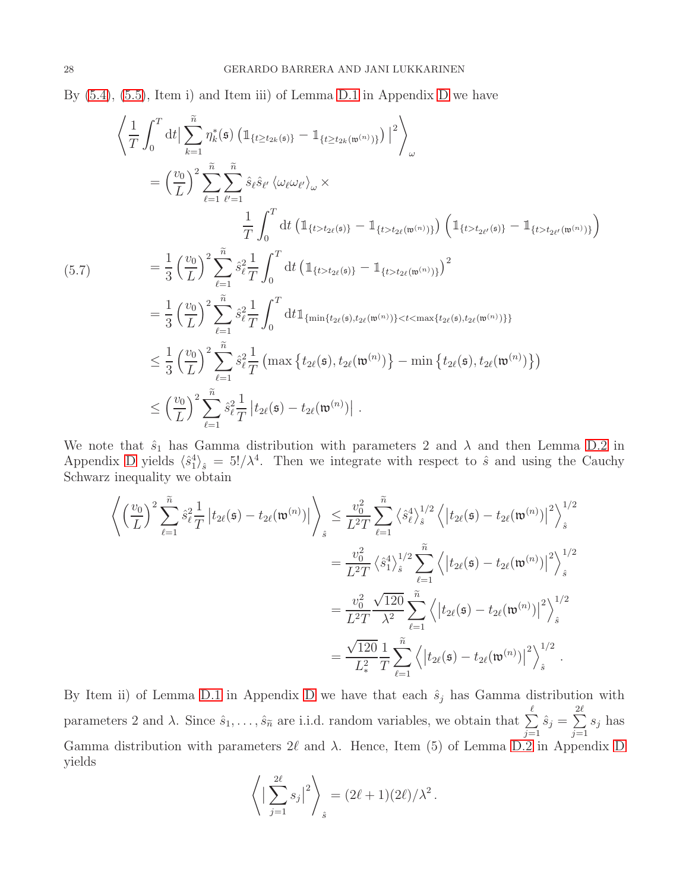By (5.4), (5.5), Item i) and Item iii) of Lemma D.1 in Appendix D we have

$$
\begin{aligned}
&\left\langle \frac{1}{T}\int_0^T \mathrm{d}t \Big| \sum_{k=1}^{\widetilde{n}} \eta_k^*(\mathfrak{s}) \left(\mathbb{1}_{\{t\geq t_{2k}(\mathfrak{s})\}} - \mathbb{1}_{\{t\geq t_{2k}(\mathfrak{w}^{(n)})\}}\right) \Big|^2 \right\rangle_{\omega} \\
&\quad = \left(\frac{v_0}{L}\right)^2 \sum_{\ell=1}^{\widetilde{n}} \sum_{\ell'=1}^{\widetilde{n}} \hat{s}_\ell \hat{s}_{\ell'} \left\langle \omega_\ell \omega_{\ell'} \right\rangle_\omega \times \\
&\qquad\qquad \frac{1}{T}\int_0^T \mathrm{d}t \left(\mathbb{1}_{\{t> t_{2\ell}(\mathfrak{s})\}} - \mathbb{1}_{\{t> t_{2\ell}(\mathfrak{w}^{(n)})\}}\right)\left(\mathbb{1}_{\{t> t_{2\ell'}(\mathfrak{s})\}} - \mathbb{1}_{\{t> t_{2\ell'}(\mathfrak{w}^{(n)})\}}\right) \\
&\quad = \frac{1}{3}\left(\frac{v_0}{L}\right)^2 \sum_{\ell=1}^{\widetilde{n}} \hat{s}_\ell^2 \frac{1}{T}\int_0^T \mathrm{d}t \left(\mathbb{1}_{\{t> t_{2\ell}(\mathfrak{s})\}} - \mathbb{1}_{\{t> t_{2\ell}(\mathfrak{w}^{(n)})\}}\right)^2 \qquad (5.7)\\
&\quad = \frac{1}{3}\left(\frac{v_0}{L}\right)^2 \sum_{\ell=1}^{\widetilde{n}} \hat{s}_\ell^2 \frac{1}{T}\int_0^T \mathrm{d}t \mathbb{1}_{\{\min\{t_{2\ell}(\mathfrak{s}),t_{2\ell}(\mathfrak{w}^{(n)})\}<t<\max\{t_{2\ell}(\mathfrak{s}),t_{2\ell}(\mathfrak{w}^{(n)})\}\}} \\
&\quad \leq \frac{1}{3}\left(\frac{v_0}{L}\right)^2 \sum_{\ell=1}^{\widetilde{n}} \hat{s}_\ell^2 \frac{1}{T}\left(\max\left\{t_{2\ell}(\mathfrak{s}),t_{2\ell}(\mathfrak{w}^{(n)})\right\} - \min\left\{t_{2\ell}(\mathfrak{s}),t_{2\ell}(\mathfrak{w}^{(n)})\right\}\right) \\
&\quad \leq \left(\frac{v_0}{L}\right)^2 \sum_{\ell=1}^{\widetilde{n}} \hat{s}_\ell^2 \frac{1}{T}\left|t_{2\ell}(\mathfrak{s}) - t_{2\ell}(\mathfrak{w}^{(n)})\right| .
\end{aligned}
$$

We note that $\hat{s}_1$ has Gamma distribution with parameters 2 and $\lambda$ and then Lemma D.2 in Appendix D yields $\langle \hat{s}_1^4 \rangle_{\hat{s}} = 5!/\lambda^4$. Then we integrate with respect to $\hat{s}$ and using the Cauchy Schwarz inequality we obtain

$$
\begin{aligned}
\left\langle \left(\frac{v_0}{L}\right)^2 \sum_{\ell=1}^{\widetilde{n}} \hat{s}_\ell^2 \frac{1}{T}\left|t_{2\ell}(\mathfrak{s}) - t_{2\ell}(\mathfrak{w}^{(n)})\right| \right\rangle_{\hat{s}} &\leq \frac{v_0^2}{L^2 T} \sum_{\ell=1}^{\widetilde{n}} \left\langle \hat{s}_\ell^4 \right\rangle_{\hat{s}}^{1/2} \left\langle \left|t_{2\ell}(\mathfrak{s}) - t_{2\ell}(\mathfrak{w}^{(n)})\right|^2 \right\rangle_{\hat{s}}^{1/2} \\
&= \frac{v_0^2}{L^2 T} \left\langle \hat{s}_1^4 \right\rangle_{\hat{s}}^{1/2} \sum_{\ell=1}^{\widetilde{n}} \left\langle \left|t_{2\ell}(\mathfrak{s}) - t_{2\ell}(\mathfrak{w}^{(n)})\right|^2 \right\rangle_{\hat{s}}^{1/2} \\
&= \frac{v_0^2}{L^2 T} \frac{\sqrt{120}}{\lambda^2} \sum_{\ell=1}^{\widetilde{n}} \left\langle \left|t_{2\ell}(\mathfrak{s}) - t_{2\ell}(\mathfrak{w}^{(n)})\right|^2 \right\rangle_{\hat{s}}^{1/2} \\
&= \frac{\sqrt{120}}{L_*^2} \frac{1}{T} \sum_{\ell=1}^{\widetilde{n}} \left\langle \left|t_{2\ell}(\mathfrak{s}) - t_{2\ell}(\mathfrak{w}^{(n)})\right|^2 \right\rangle_{\hat{s}}^{1/2} .
\end{aligned}
$$

By Item ii) of Lemma D.1 in Appendix D we have that each $\hat{s}_j$ has Gamma distribution with parameters 2 and $\lambda$. Since $\hat{s}_1, \ldots, \hat{s}_{\widetilde{n}}$ are i.i.d. random variables, we obtain that $\sum\limits_{j=1}^{\ell} \hat{s}_j = \sum\limits_{j=1}^{2\ell} s_j$ has Gamma distribution with parameters $2\ell$ and $\lambda$. Hence, Item (5) of Lemma D.2 in Appendix D yields

$$
\left\langle \Big| \sum_{j=1}^{2\ell} s_j \Big|^2 \right\rangle_{\hat{s}} = (2\ell+1)(2\ell)/\lambda^2 .
$$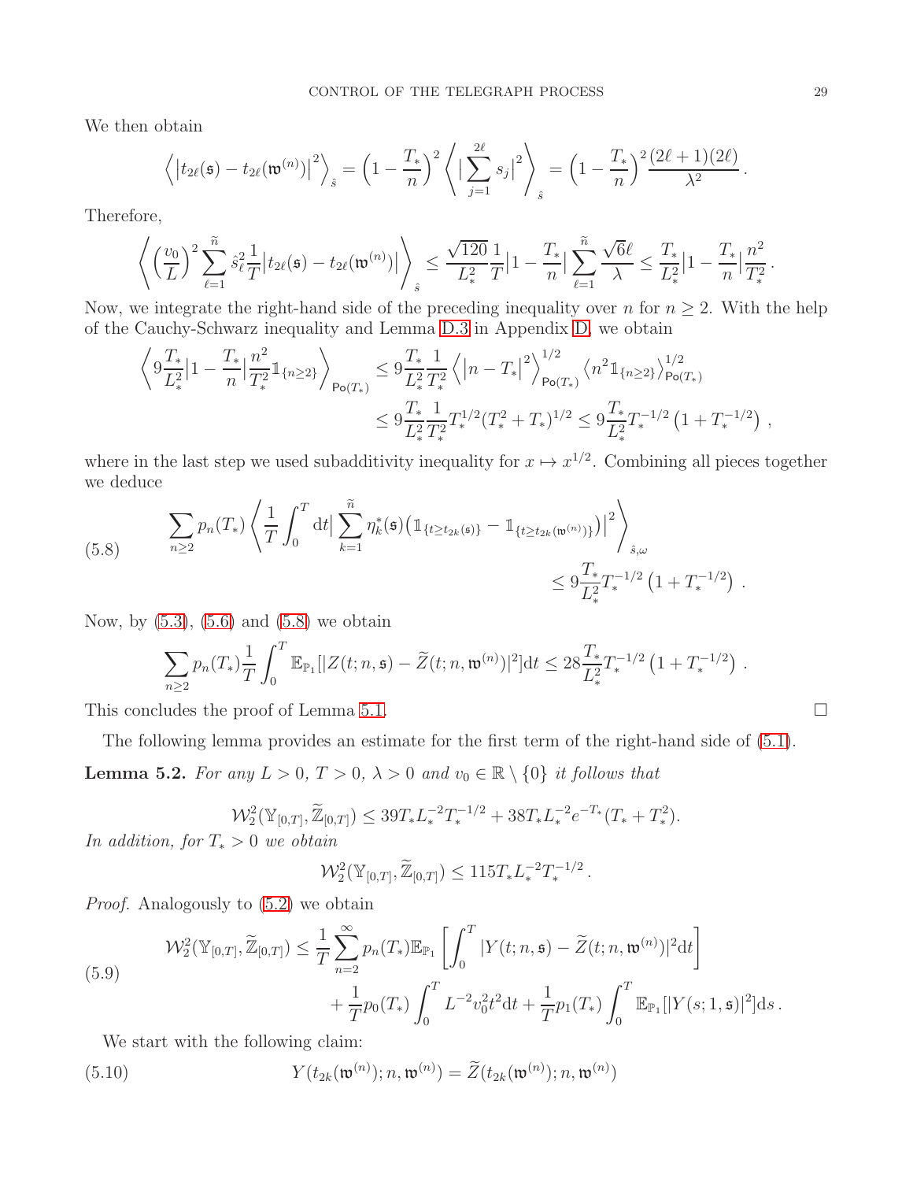We then obtain

$$\left\langle \left|t_{2\ell}(\mathfrak{s}) - t_{2\ell}(\mathfrak{w}^{(n)})\right|^2 \right\rangle_{\hat{s}} = \Big(1 - \frac{T_*}{n}\Big)^2 \left\langle \big|\sum_{j=1}^{2\ell} s_j\big|^2 \right\rangle_{\hat{s}} = \Big(1 - \frac{T_*}{n}\Big)^2 \frac{(2\ell+1)(2\ell)}{\lambda^2}\,.$$

Therefore,

$$\left\langle \Big(\frac{v_0}{L}\Big)^2 \sum_{\ell=1}^{\widetilde{n}} \hat{s}_\ell^2 \frac{1}{T}\big|t_{2\ell}(\mathfrak{s}) - t_{2\ell}(\mathfrak{w}^{(n)})\big| \right\rangle_{\hat{s}} \leq \frac{\sqrt{120}}{L_*^2}\frac{1}{T}\big|1 - \frac{T_*}{n}\big| \sum_{\ell=1}^{\widetilde{n}} \frac{\sqrt{6}\ell}{\lambda} \leq \frac{T_*}{L_*^2}\big|1 - \frac{T_*}{n}\big| \frac{n^2}{T_*^2}\,.$$

Now, we integrate the right-hand side of the preceding inequality over $n$ for $n \geq 2$. With the help of the Cauchy-Schwarz inequality and Lemma D.3 in Appendix D, we obtain

$$\begin{aligned}
\left\langle 9\frac{T_*}{L_*^2}\big|1 - \frac{T_*}{n}\big| \frac{n^2}{T_*^2}\mathbb{1}_{\{n\geq 2\}} \right\rangle_{\mathsf{Po}(T_*)} &\leq 9\frac{T_*}{L_*^2}\frac{1}{T_*^2}\left\langle \big|n - T_*\big|^2 \right\rangle_{\mathsf{Po}(T_*)}^{1/2} \left\langle n^2 \mathbb{1}_{\{n\geq 2\}} \right\rangle_{\mathsf{Po}(T_*)}^{1/2} \\
&\leq 9\frac{T_*}{L_*^2}\frac{1}{T_*^2} T_*^{1/2}(T_*^2 + T_*)^{1/2} \leq 9\frac{T_*}{L_*^2} T_*^{-1/2}\left(1 + T_*^{-1/2}\right)\,,
\end{aligned}$$

where in the last step we used subadditivity inequality for $x \mapsto x^{1/2}$. Combining all pieces together we deduce

$$\begin{aligned}
\sum_{n\geq 2} p_n(T_*) \left\langle \frac{1}{T}\int_0^T \mathrm{d}t \big| \sum_{k=1}^{\widetilde{n}} \eta_k^*(\mathfrak{s})\big(\mathbb{1}_{\{t\geq t_{2k}(\mathfrak{s})\}} - \mathbb{1}_{\{t\geq t_{2k}(\mathfrak{w}^{(n)})\}}\big)\big|^2 \right\rangle_{\hat{s},\omega} \qquad (5.8)\\
\leq 9\frac{T_*}{L_*^2} T_*^{-1/2}\left(1 + T_*^{-1/2}\right)\,.
\end{aligned}$$

Now, by (5.3), (5.6) and (5.8) we obtain

$$\sum_{n\geq 2} p_n(T_*) \frac{1}{T}\int_0^T \mathbb{E}_{\mathbb{P}_1}[|Z(t;n,\mathfrak{s}) - \widetilde{Z}(t;n,\mathfrak{w}^{(n)})|^2]\mathrm{d}t \leq 28\frac{T_*}{L_*^2} T_*^{-1/2}\left(1 + T_*^{-1/2}\right)\,.$$

This concludes the proof of Lemma 5.1. $\square$

The following lemma provides an estimate for the first term of the right-hand side of (5.1).

**Lemma 5.2.** *For any $L > 0$, $T > 0$, $\lambda > 0$ and $v_0 \in \mathbb{R}\setminus\{0\}$ it follows that*

$$\mathcal{W}_2^2(\mathbb{Y}_{[0,T]}, \widetilde{\mathbb{Z}}_{[0,T]}) \leq 39 T_* L_*^{-2} T_*^{-1/2} + 38 T_* L_*^{-2} e^{-T_*}(T_* + T_*^2).$$

*In addition, for $T_* > 0$ we obtain*

$$\mathcal{W}_2^2(\mathbb{Y}_{[0,T]}, \widetilde{\mathbb{Z}}_{[0,T]}) \leq 115 T_* L_*^{-2} T_*^{-1/2}\,.$$

*Proof.* Analogously to (5.2) we obtain

$$\begin{aligned}
\mathcal{W}_2^2(\mathbb{Y}_{[0,T]}, \widetilde{\mathbb{Z}}_{[0,T]}) &\leq \frac{1}{T}\sum_{n=2}^{\infty} p_n(T_*)\mathbb{E}_{\mathbb{P}_1}\left[\int_0^T |Y(t;n,\mathfrak{s}) - \widetilde{Z}(t;n,\mathfrak{w}^{(n)})|^2 \mathrm{d}t\right] \qquad (5.9)\\
&\quad + \frac{1}{T}p_0(T_*)\int_0^T L^{-2}v_0^2 t^2 \mathrm{d}t + \frac{1}{T}p_1(T_*)\int_0^T \mathbb{E}_{\mathbb{P}_1}[|Y(s;1,\mathfrak{s})|^2]\mathrm{d}s\,.
\end{aligned}$$

We start with the following claim:

$$Y(t_{2k}(\mathfrak{w}^{(n)}); n, \mathfrak{w}^{(n)}) = \widetilde{Z}(t_{2k}(\mathfrak{w}^{(n)}); n, \mathfrak{w}^{(n)}) \qquad (5.10)$$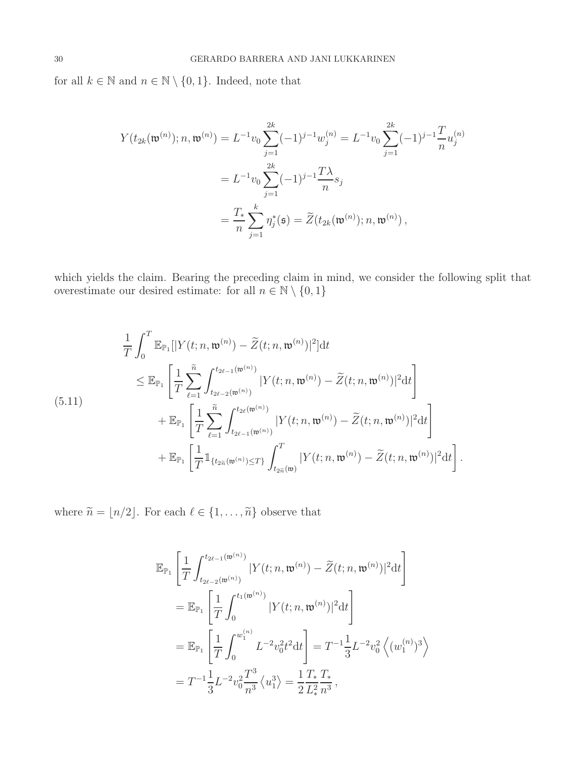for all $k \in \mathbb{N}$ and $n \in \mathbb{N} \setminus \{0, 1\}$. Indeed, note that

$$
\begin{aligned}
Y(t_{2k}(\mathfrak{w}^{(n)}); n, \mathfrak{w}^{(n)}) &= L^{-1} v_0 \sum_{j=1}^{2k} (-1)^{j-1} w_j^{(n)} = L^{-1} v_0 \sum_{j=1}^{2k} (-1)^{j-1} \frac{T}{n} u_j^{(n)} \\
&= L^{-1} v_0 \sum_{j=1}^{2k} (-1)^{j-1} \frac{T\lambda}{n} s_j \\
&= \frac{T_*}{n} \sum_{j=1}^{k} \eta_j^*(\mathfrak{s}) = \widetilde{Z}(t_{2k}(\mathfrak{w}^{(n)}); n, \mathfrak{w}^{(n)}) ,
\end{aligned}
$$

which yields the claim. Bearing the preceding claim in mind, we consider the following split that overestimate our desired estimate: for all $n \in \mathbb{N} \setminus \{0, 1\}$

$$
\begin{aligned}
&\frac{1}{T} \int_0^T \mathbb{E}_{\mathbb{P}_1}[|Y(t; n, \mathfrak{w}^{(n)}) - \widetilde{Z}(t; n, \mathfrak{w}^{(n)})|^2] \mathrm{d}t \\
&\quad \leq \mathbb{E}_{\mathbb{P}_1} \left[ \frac{1}{T} \sum_{\ell=1}^{\widetilde{n}} \int_{t_{2\ell-2}(\mathfrak{w}^{(n)})}^{t_{2\ell-1}(\mathfrak{w}^{(n)})} |Y(t; n, \mathfrak{w}^{(n)}) - \widetilde{Z}(t; n, \mathfrak{w}^{(n)})|^2 \mathrm{d}t \right] \\
&\quad\quad + \mathbb{E}_{\mathbb{P}_1} \left[ \frac{1}{T} \sum_{\ell=1}^{\widetilde{n}} \int_{t_{2\ell-1}(\mathfrak{w}^{(n)})}^{t_{2\ell}(\mathfrak{w}^{(n)})} |Y(t; n, \mathfrak{w}^{(n)}) - \widetilde{Z}(t; n, \mathfrak{w}^{(n)})|^2 \mathrm{d}t \right] \\
&\quad\quad + \mathbb{E}_{\mathbb{P}_1} \left[ \frac{1}{T} \mathbb{1}_{\{t_{2\widetilde{n}}(\mathfrak{w}^{(n)}) \leq T\}} \int_{t_{2\widetilde{n}}(\mathfrak{w})}^{T} |Y(t; n, \mathfrak{w}^{(n)}) - \widetilde{Z}(t; n, \mathfrak{w}^{(n)})|^2 \mathrm{d}t \right] .
\end{aligned}
\tag{5.11}
$$

where $\widetilde{n} = \lfloor n/2 \rfloor$. For each $\ell \in \{1, \ldots, \widetilde{n}\}$ observe that

$$
\begin{aligned}
&\mathbb{E}_{\mathbb{P}_1} \left[ \frac{1}{T} \int_{t_{2\ell-2}(\mathfrak{w}^{(n)})}^{t_{2\ell-1}(\mathfrak{w}^{(n)})} |Y(t; n, \mathfrak{w}^{(n)}) - \widetilde{Z}(t; n, \mathfrak{w}^{(n)})|^2 \mathrm{d}t \right] \\
&\quad = \mathbb{E}_{\mathbb{P}_1} \left[ \frac{1}{T} \int_0^{t_1(\mathfrak{w}^{(n)})} |Y(t; n, \mathfrak{w}^{(n)})|^2 \mathrm{d}t \right] \\
&\quad = \mathbb{E}_{\mathbb{P}_1} \left[ \frac{1}{T} \int_0^{w_1^{(n)}} L^{-2} v_0^2 t^2 \mathrm{d}t \right] = T^{-1} \frac{1}{3} L^{-2} v_0^2 \left\langle (w_1^{(n)})^3 \right\rangle \\
&\quad = T^{-1} \frac{1}{3} L^{-2} v_0^2 \frac{T^3}{n^3} \left\langle u_1^3 \right\rangle = \frac{1}{2} \frac{T_*}{L_*^2} \frac{T_*}{n^3} ,
\end{aligned}
$$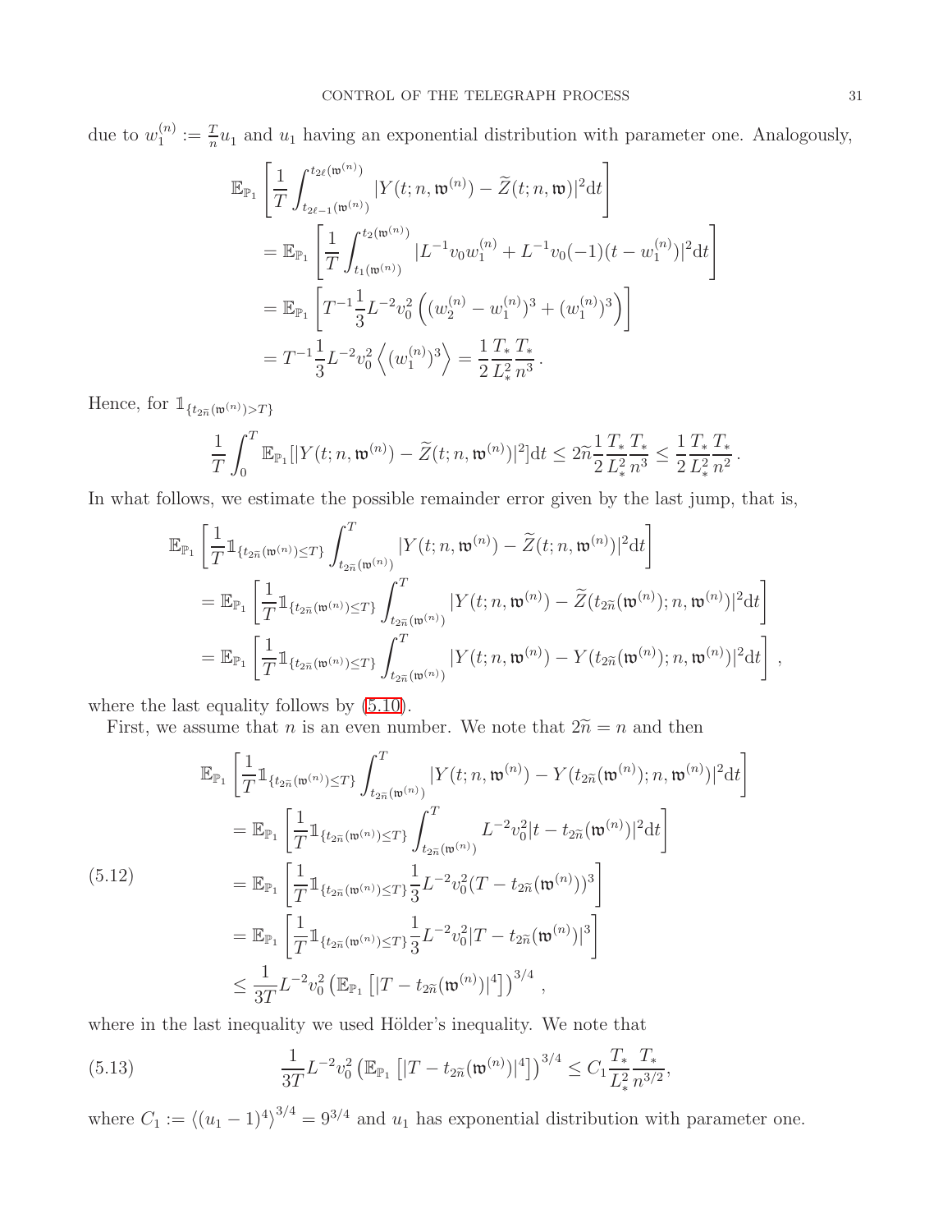due to $w_1^{(n)} := \frac{T}{n} u_1$ and $u_1$ having an exponential distribution with parameter one. Analogously,

$$
\begin{aligned}
&\mathbb{E}_{\mathbb{P}_1}\left[\frac{1}{T}\int_{t_{2\ell-1}(\mathfrak{w}^{(n)})}^{t_{2\ell}(\mathfrak{w}^{(n)})} |Y(t;n,\mathfrak{w}^{(n)}) - \widetilde{Z}(t;n,\mathfrak{w})|^2 \mathrm{d}t\right] \\
&= \mathbb{E}_{\mathbb{P}_1}\left[\frac{1}{T}\int_{t_1(\mathfrak{w}^{(n)})}^{t_2(\mathfrak{w}^{(n)})} |L^{-1}v_0 w_1^{(n)} + L^{-1}v_0(-1)(t - w_1^{(n)})|^2 \mathrm{d}t\right] \\
&= \mathbb{E}_{\mathbb{P}_1}\left[T^{-1}\frac{1}{3}L^{-2}v_0^2\left((w_2^{(n)} - w_1^{(n)})^3 + (w_1^{(n)})^3\right)\right] \\
&= T^{-1}\frac{1}{3}L^{-2}v_0^2\left\langle (w_1^{(n)})^3\right\rangle = \frac{1}{2}\frac{T_*}{L_*^2}\frac{T_*}{n^3}.
\end{aligned}
$$

Hence, for $\mathbb{1}_{\{t_{2\widetilde{n}}(\mathfrak{w}^{(n)}) > T\}}$

$$
\frac{1}{T}\int_0^T \mathbb{E}_{\mathbb{P}_1}[|Y(t;n,\mathfrak{w}^{(n)}) - \widetilde{Z}(t;n,\mathfrak{w}^{(n)})|^2]\mathrm{d}t \leq 2\widetilde{n}\frac{1}{2}\frac{T_*}{L_*^2}\frac{T_*}{n^3} \leq \frac{1}{2}\frac{T_*}{L_*^2}\frac{T_*}{n^2}.
$$

In what follows, we estimate the possible remainder error given by the last jump, that is,

$$
\begin{aligned}
&\mathbb{E}_{\mathbb{P}_1}\left[\frac{1}{T}\mathbb{1}_{\{t_{2\widetilde{n}}(\mathfrak{w}^{(n)}) \leq T\}}\int_{t_{2\widetilde{n}}(\mathfrak{w}^{(n)})}^{T} |Y(t;n,\mathfrak{w}^{(n)}) - \widetilde{Z}(t;n,\mathfrak{w}^{(n)})|^2 \mathrm{d}t\right] \\
&= \mathbb{E}_{\mathbb{P}_1}\left[\frac{1}{T}\mathbb{1}_{\{t_{2\widetilde{n}}(\mathfrak{w}^{(n)}) \leq T\}}\int_{t_{2\widetilde{n}}(\mathfrak{w}^{(n)})}^{T} |Y(t;n,\mathfrak{w}^{(n)}) - \widetilde{Z}(t_{2\widetilde{n}}(\mathfrak{w}^{(n)});n,\mathfrak{w}^{(n)})|^2 \mathrm{d}t\right] \\
&= \mathbb{E}_{\mathbb{P}_1}\left[\frac{1}{T}\mathbb{1}_{\{t_{2\widetilde{n}}(\mathfrak{w}^{(n)}) \leq T\}}\int_{t_{2\widetilde{n}}(\mathfrak{w}^{(n)})}^{T} |Y(t;n,\mathfrak{w}^{(n)}) - Y(t_{2\widetilde{n}}(\mathfrak{w}^{(n)});n,\mathfrak{w}^{(n)})|^2 \mathrm{d}t\right],
\end{aligned}
$$

where the last equality follows by (5.10).

First, we assume that $n$ is an even number. We note that $2\widetilde{n} = n$ and then

$$
\begin{aligned}
&\mathbb{E}_{\mathbb{P}_1}\left[\frac{1}{T}\mathbb{1}_{\{t_{2\widetilde{n}}(\mathfrak{w}^{(n)}) \leq T\}}\int_{t_{2\widetilde{n}}(\mathfrak{w}^{(n)})}^{T} |Y(t;n,\mathfrak{w}^{(n)}) - Y(t_{2\widetilde{n}}(\mathfrak{w}^{(n)});n,\mathfrak{w}^{(n)})|^2 \mathrm{d}t\right] \\
&= \mathbb{E}_{\mathbb{P}_1}\left[\frac{1}{T}\mathbb{1}_{\{t_{2\widetilde{n}}(\mathfrak{w}^{(n)}) \leq T\}}\int_{t_{2\widetilde{n}}(\mathfrak{w}^{(n)})}^{T} L^{-2}v_0^2|t - t_{2\widetilde{n}}(\mathfrak{w}^{(n)})|^2 \mathrm{d}t\right] \\
&= \mathbb{E}_{\mathbb{P}_1}\left[\frac{1}{T}\mathbb{1}_{\{t_{2\widetilde{n}}(\mathfrak{w}^{(n)}) \leq T\}}\frac{1}{3}L^{-2}v_0^2(T - t_{2\widetilde{n}}(\mathfrak{w}^{(n)}))^3\right] \\
&= \mathbb{E}_{\mathbb{P}_1}\left[\frac{1}{T}\mathbb{1}_{\{t_{2\widetilde{n}}(\mathfrak{w}^{(n)}) \leq T\}}\frac{1}{3}L^{-2}v_0^2|T - t_{2\widetilde{n}}(\mathfrak{w}^{(n)})|^3\right] \\
&\leq \frac{1}{3T}L^{-2}v_0^2\left(\mathbb{E}_{\mathbb{P}_1}\left[|T - t_{2\widetilde{n}}(\mathfrak{w}^{(n)})|^4\right]\right)^{3/4},
\end{aligned}
\tag{5.12}
$$

where in the last inequality we used Hölder's inequality. We note that

$$
\frac{1}{3T}L^{-2}v_0^2\left(\mathbb{E}_{\mathbb{P}_1}\left[|T - t_{2\widetilde{n}}(\mathfrak{w}^{(n)})|^4\right]\right)^{3/4} \leq C_1\frac{T_*}{L_*^2}\frac{T_*}{n^{3/2}},
\tag{5.13}
$$

where $C_1 := \langle (u_1 - 1)^4\rangle^{3/4} = 9^{3/4}$ and $u_1$ has exponential distribution with parameter one.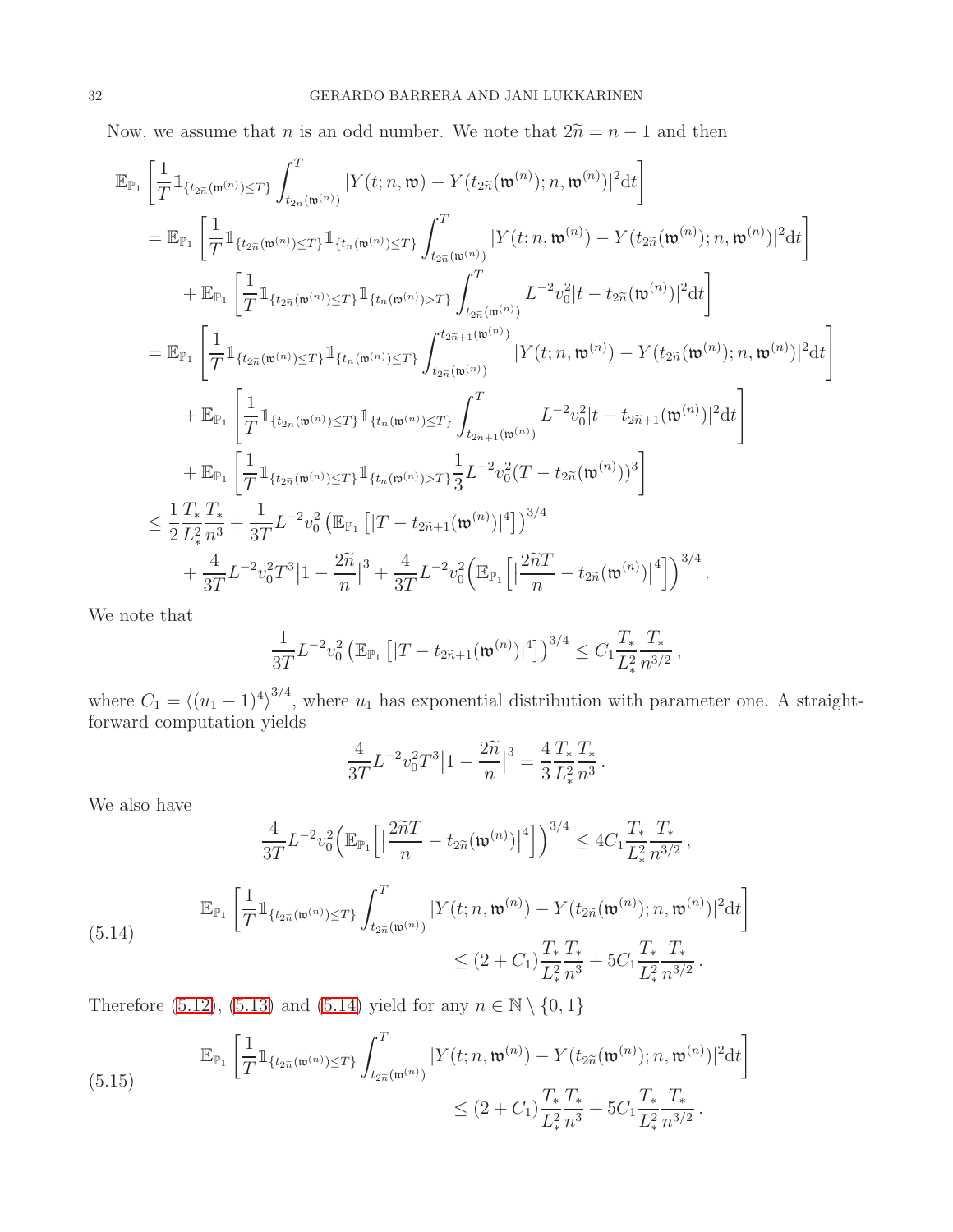Now, we assume that $n$ is an odd number. We note that $2\widetilde{n} = n-1$ and then

$$
\begin{aligned}
&\mathbb{E}_{\mathbb{P}_1}\left[\frac{1}{T}\mathbb{1}_{\{t_{2\widetilde{n}}(\mathfrak{w}^{(n)})\leq T\}}\int_{t_{2\widetilde{n}}(\mathfrak{w}^{(n)})}^{T}|Y(t;n,\mathfrak{w})-Y(t_{2\widetilde{n}}(\mathfrak{w}^{(n)});n,\mathfrak{w}^{(n)})|^2\mathrm{d}t\right]\\
&=\mathbb{E}_{\mathbb{P}_1}\left[\frac{1}{T}\mathbb{1}_{\{t_{2\widetilde{n}}(\mathfrak{w}^{(n)})\leq T\}}\mathbb{1}_{\{t_{n}(\mathfrak{w}^{(n)})\leq T\}}\int_{t_{2\widetilde{n}}(\mathfrak{w}^{(n)})}^{T}|Y(t;n,\mathfrak{w}^{(n)})-Y(t_{2\widetilde{n}}(\mathfrak{w}^{(n)});n,\mathfrak{w}^{(n)})|^2\mathrm{d}t\right]\\
&\quad+\mathbb{E}_{\mathbb{P}_1}\left[\frac{1}{T}\mathbb{1}_{\{t_{2\widetilde{n}}(\mathfrak{w}^{(n)})\leq T\}}\mathbb{1}_{\{t_{n}(\mathfrak{w}^{(n)})> T\}}\int_{t_{2\widetilde{n}}(\mathfrak{w}^{(n)})}^{T}L^{-2}v_0^2|t-t_{2\widetilde{n}}(\mathfrak{w}^{(n)})|^2\mathrm{d}t\right]\\
&=\mathbb{E}_{\mathbb{P}_1}\left[\frac{1}{T}\mathbb{1}_{\{t_{2\widetilde{n}}(\mathfrak{w}^{(n)})\leq T\}}\mathbb{1}_{\{t_{n}(\mathfrak{w}^{(n)})\leq T\}}\int_{t_{2\widetilde{n}}(\mathfrak{w}^{(n)})}^{t_{2\widetilde{n}+1}(\mathfrak{w}^{(n)})}|Y(t;n,\mathfrak{w}^{(n)})-Y(t_{2\widetilde{n}}(\mathfrak{w}^{(n)});n,\mathfrak{w}^{(n)})|^2\mathrm{d}t\right]\\
&\quad+\mathbb{E}_{\mathbb{P}_1}\left[\frac{1}{T}\mathbb{1}_{\{t_{2\widetilde{n}}(\mathfrak{w}^{(n)})\leq T\}}\mathbb{1}_{\{t_{n}(\mathfrak{w}^{(n)})\leq T\}}\int_{t_{2\widetilde{n}+1}(\mathfrak{w}^{(n)})}^{T}L^{-2}v_0^2|t-t_{2\widetilde{n}+1}(\mathfrak{w}^{(n)})|^2\mathrm{d}t\right]\\
&\quad+\mathbb{E}_{\mathbb{P}_1}\left[\frac{1}{T}\mathbb{1}_{\{t_{2\widetilde{n}}(\mathfrak{w}^{(n)})\leq T\}}\mathbb{1}_{\{t_{n}(\mathfrak{w}^{(n)})> T\}}\frac{1}{3}L^{-2}v_0^2(T-t_{2\widetilde{n}}(\mathfrak{w}^{(n)}))^3\right]\\
&\leq\frac{1}{2}\frac{T_*}{L_*^2}\frac{T_*}{n^3}+\frac{1}{3T}L^{-2}v_0^2\left(\mathbb{E}_{\mathbb{P}_1}\left[|T-t_{2\widetilde{n}+1}(\mathfrak{w}^{(n)})|^4\right]\right)^{3/4}\\
&\quad+\frac{4}{3T}L^{-2}v_0^2T^3\left|1-\frac{2\widetilde{n}}{n}\right|^3+\frac{4}{3T}L^{-2}v_0^2\Big(\mathbb{E}_{\mathbb{P}_1}\Big[\Big|\frac{2\widetilde{n}T}{n}-t_{2\widetilde{n}}(\mathfrak{w}^{(n)})\Big|^4\Big]\Big)^{3/4}.
\end{aligned}
$$

We note that

$$
\frac{1}{3T}L^{-2}v_0^2\left(\mathbb{E}_{\mathbb{P}_1}\left[|T-t_{2\widetilde{n}+1}(\mathfrak{w}^{(n)})|^4\right]\right)^{3/4}\leq C_1\frac{T_*}{L_*^2}\frac{T_*}{n^{3/2}},
$$

where $C_1=\langle(u_1-1)^4\rangle^{3/4}$, where $u_1$ has exponential distribution with parameter one. A straightforward computation yields

$$
\frac{4}{3T}L^{-2}v_0^2T^3\left|1-\frac{2\widetilde{n}}{n}\right|^3=\frac{4}{3}\frac{T_*}{L_*^2}\frac{T_*}{n^3}.
$$

We also have

$$
\frac{4}{3T}L^{-2}v_0^2\Big(\mathbb{E}_{\mathbb{P}_1}\Big[\Big|\frac{2\widetilde{n}T}{n}-t_{2\widetilde{n}}(\mathfrak{w}^{(n)})\Big|^4\Big]\Big)^{3/4}\leq 4C_1\frac{T_*}{L_*^2}\frac{T_*}{n^{3/2}},
$$

$$
\begin{aligned}
\mathbb{E}_{\mathbb{P}_1}&\left[\frac{1}{T}\mathbb{1}_{\{t_{2\widetilde{n}}(\mathfrak{w}^{(n)})\leq T\}}\int_{t_{2\widetilde{n}}(\mathfrak{w}^{(n)})}^{T}|Y(t;n,\mathfrak{w}^{(n)})-Y(t_{2\widetilde{n}}(\mathfrak{w}^{(n)});n,\mathfrak{w}^{(n)})|^2\mathrm{d}t\right]\\
&\leq(2+C_1)\frac{T_*}{L_*^2}\frac{T_*}{n^3}+5C_1\frac{T_*}{L_*^2}\frac{T_*}{n^{3/2}}.
\end{aligned}\tag{5.14}
$$

Therefore (5.12), (5.13) and (5.14) yield for any $n\in\mathbb{N}\setminus\{0,1\}$

$$
\begin{aligned}
\mathbb{E}_{\mathbb{P}_1}&\left[\frac{1}{T}\mathbb{1}_{\{t_{2\widetilde{n}}(\mathfrak{w}^{(n)})\leq T\}}\int_{t_{2\widetilde{n}}(\mathfrak{w}^{(n)})}^{T}|Y(t;n,\mathfrak{w}^{(n)})-Y(t_{2\widetilde{n}}(\mathfrak{w}^{(n)});n,\mathfrak{w}^{(n)})|^2\mathrm{d}t\right]\\
&\leq(2+C_1)\frac{T_*}{L_*^2}\frac{T_*}{n^3}+5C_1\frac{T_*}{L_*^2}\frac{T_*}{n^{3/2}}.
\end{aligned}\tag{5.15}
$$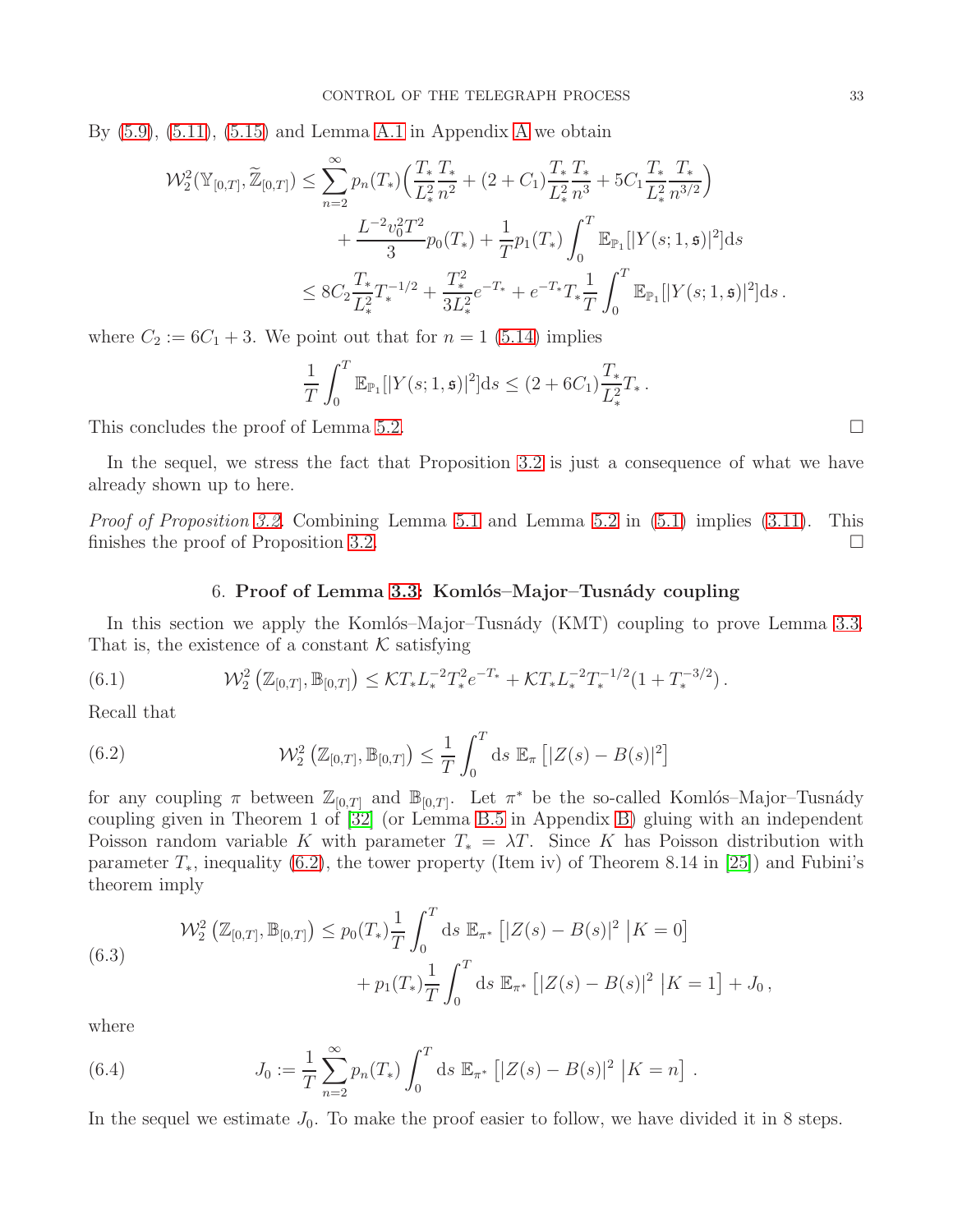By (5.9), (5.11), (5.15) and Lemma A.1 in Appendix A we obtain

$$
\begin{aligned}
\mathcal{W}_2^2(\mathbb{Y}_{[0,T]}, \widetilde{\mathbb{Z}}_{[0,T]}) &\leq \sum_{n=2}^{\infty} p_n(T_*)\Big(\frac{T_*}{L_*^2}\frac{T_*}{n^2} + (2+C_1)\frac{T_*}{L_*^2}\frac{T_*}{n^3} + 5C_1\frac{T_*}{L_*^2}\frac{T_*}{n^{3/2}}\Big) \\
&\qquad + \frac{L^{-2}v_0^2T^2}{3}p_0(T_*) + \frac{1}{T}p_1(T_*)\int_0^T \mathbb{E}_{\mathbb{P}_1}[|Y(s;1,\mathfrak{s})|^2]\mathrm{d}s \\
&\leq 8C_2\frac{T_*}{L_*^2}T_*^{-1/2} + \frac{T_*^2}{3L_*^2}e^{-T_*} + e^{-T_*}T_*\frac{1}{T}\int_0^T \mathbb{E}_{\mathbb{P}_1}[|Y(s;1,\mathfrak{s})|^2]\mathrm{d}s\,.
\end{aligned}
$$

where $C_2 := 6C_1 + 3$. We point out that for $n = 1$ (5.14) implies

$$
\frac{1}{T}\int_0^T \mathbb{E}_{\mathbb{P}_1}[|Y(s;1,\mathfrak{s})|^2]\mathrm{d}s \leq (2+6C_1)\frac{T_*}{L_*^2}T_*\,.
$$

This concludes the proof of Lemma 5.2. $\square$

In the sequel, we stress the fact that Proposition 3.2 is just a consequence of what we have already shown up to here.

*Proof of Proposition 3.2.* Combining Lemma 5.1 and Lemma 5.2 in (5.1) implies (3.11). This finishes the proof of Proposition 3.2. $\square$

## 6. Proof of Lemma 3.3: Komlós–Major–Tusnády coupling

In this section we apply the Komlós–Major–Tusnády (KMT) coupling to prove Lemma 3.3. That is, the existence of a constant $\mathcal{K}$ satisfying

$$
\mathcal{W}_2^2\left(\mathbb{Z}_{[0,T]}, \mathbb{B}_{[0,T]}\right) \leq \mathcal{K}T_*L_*^{-2}T_*^2e^{-T_*} + \mathcal{K}T_*L_*^{-2}T_*^{-1/2}(1+T_*^{-3/2})\,. \tag{6.1}
$$

Recall that

$$
\mathcal{W}_2^2\left(\mathbb{Z}_{[0,T]}, \mathbb{B}_{[0,T]}\right) \leq \frac{1}{T}\int_0^T \mathrm{d}s\ \mathbb{E}_{\pi}\left[|Z(s) - B(s)|^2\right] \tag{6.2}
$$

for any coupling $\pi$ between $\mathbb{Z}_{[0,T]}$ and $\mathbb{B}_{[0,T]}$. Let $\pi^*$ be the so-called Komlós–Major–Tusnády coupling given in Theorem 1 of [32] (or Lemma B.5 in Appendix B) gluing with an independent Poisson random variable $K$ with parameter $T_* = \lambda T$. Since $K$ has Poisson distribution with parameter $T_*$, inequality (6.2), the tower property (Item iv) of Theorem 8.14 in [25]) and Fubini's theorem imply

$$
\begin{aligned}
\mathcal{W}_2^2\left(\mathbb{Z}_{[0,T]}, \mathbb{B}_{[0,T]}\right) &\leq p_0(T_*)\frac{1}{T}\int_0^T \mathrm{d}s\ \mathbb{E}_{\pi^*}\left[|Z(s) - B(s)|^2\ \middle|K = 0\right] \\
&\qquad + p_1(T_*)\frac{1}{T}\int_0^T \mathrm{d}s\ \mathbb{E}_{\pi^*}\left[|Z(s) - B(s)|^2\ \middle|K = 1\right] + J_0\,,
\end{aligned} \tag{6.3}
$$

where

$$
J_0 := \frac{1}{T}\sum_{n=2}^{\infty} p_n(T_*)\int_0^T \mathrm{d}s\ \mathbb{E}_{\pi^*}\left[|Z(s) - B(s)|^2\ \middle|K = n\right]\,. \tag{6.4}
$$

In the sequel we estimate $J_0$. To make the proof easier to follow, we have divided it in 8 steps.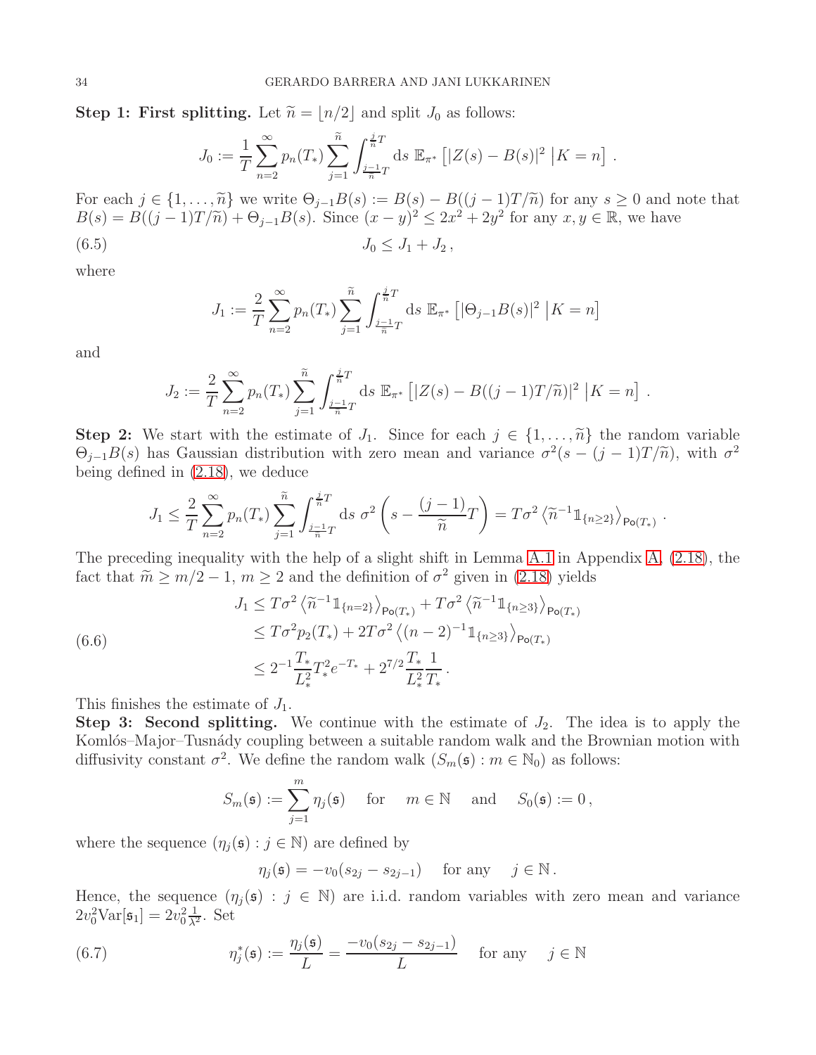**Step 1: First splitting.** Let $\widetilde{n} = \lfloor n/2 \rfloor$ and split $J_0$ as follows:

$$
J_0 := \frac{1}{T} \sum_{n=2}^{\infty} p_n(T_*) \sum_{j=1}^{\widetilde{n}} \int_{\frac{j-1}{\widetilde{n}}T}^{\frac{j}{\widetilde{n}}T} \mathrm{d}s \; \mathbb{E}_{\pi^*} \left[ |Z(s) - B(s)|^2 \, \middle| K = n \right] .
$$

For each $j \in \{1, \ldots, \widetilde{n}\}$ we write $\Theta_{j-1} B(s) := B(s) - B((j-1)T/\widetilde{n})$ for any $s \geq 0$ and note that $B(s) = B((j-1)T/\widetilde{n}) + \Theta_{j-1} B(s)$. Since $(x-y)^2 \leq 2x^2 + 2y^2$ for any $x, y \in \mathbb{R}$, we have

$$
J_0 \leq J_1 + J_2 \, , \tag{6.5}
$$

where

$$
J_1 := \frac{2}{T} \sum_{n=2}^{\infty} p_n(T_*) \sum_{j=1}^{\widetilde{n}} \int_{\frac{j-1}{\widetilde{n}}T}^{\frac{j}{\widetilde{n}}T} \mathrm{d}s \; \mathbb{E}_{\pi^*} \left[ |\Theta_{j-1} B(s)|^2 \, \middle| K = n \right]
$$

and

$$
J_2 := \frac{2}{T} \sum_{n=2}^{\infty} p_n(T_*) \sum_{j=1}^{\widetilde{n}} \int_{\frac{j-1}{\widetilde{n}}T}^{\frac{j}{\widetilde{n}}T} \mathrm{d}s \; \mathbb{E}_{\pi^*} \left[ |Z(s) - B((j-1)T/\widetilde{n})|^2 \, \middle| K = n \right] .
$$

**Step 2:** We start with the estimate of $J_1$. Since for each $j \in \{1, \ldots, \widetilde{n}\}$ the random variable $\Theta_{j-1} B(s)$ has Gaussian distribution with zero mean and variance $\sigma^2 (s - (j-1)T/\widetilde{n})$, with $\sigma^2$ being defined in (2.18), we deduce

$$
J_1 \leq \frac{2}{T} \sum_{n=2}^{\infty} p_n(T_*) \sum_{j=1}^{\widetilde{n}} \int_{\frac{j-1}{\widetilde{n}}T}^{\frac{j}{\widetilde{n}}T} \mathrm{d}s \; \sigma^2 \left( s - \frac{(j-1)}{\widetilde{n}} T \right) = T \sigma^2 \left\langle \widetilde{n}^{-1} \mathbb{1}_{\{n \geq 2\}} \right\rangle_{\mathsf{Po}(T_*)} .
$$

The preceding inequality with the help of a slight shift in Lemma A.1 in Appendix A, (2.18), the fact that $\widetilde{m} \geq m/2 - 1$, $m \geq 2$ and the definition of $\sigma^2$ given in (2.18) yields

$$
\begin{aligned}
J_1 &\leq T \sigma^2 \left\langle \widetilde{n}^{-1} \mathbb{1}_{\{n = 2\}} \right\rangle_{\mathsf{Po}(T_*)} + T \sigma^2 \left\langle \widetilde{n}^{-1} \mathbb{1}_{\{n \geq 3\}} \right\rangle_{\mathsf{Po}(T_*)} \\
&\leq T \sigma^2 p_2(T_*) + 2 T \sigma^2 \left\langle (n-2)^{-1} \mathbb{1}_{\{n \geq 3\}} \right\rangle_{\mathsf{Po}(T_*)} \\
&\leq 2^{-1} \frac{T_*}{L_*^2} T_*^2 e^{-T_*} + 2^{7/2} \frac{T_*}{L_*^2} \frac{1}{T_*} .
\end{aligned} \tag{6.6}
$$

This finishes the estimate of $J_1$.

**Step 3: Second splitting.** We continue with the estimate of $J_2$. The idea is to apply the Komlós–Major–Tusnády coupling between a suitable random walk and the Brownian motion with diffusivity constant $\sigma^2$. We define the random walk $(S_m(\mathfrak{s}) : m \in \mathbb{N}_0)$ as follows:

$$
S_m(\mathfrak{s}) := \sum_{j=1}^{m} \eta_j(\mathfrak{s}) \quad \text{for} \quad m \in \mathbb{N} \quad \text{and} \quad S_0(\mathfrak{s}) := 0 \, ,
$$

where the sequence $(\eta_j(\mathfrak{s}) : j \in \mathbb{N})$ are defined by

$$
\eta_j(\mathfrak{s}) = -v_0 (s_{2j} - s_{2j-1}) \quad \text{for any} \quad j \in \mathbb{N} \, .
$$

Hence, the sequence $(\eta_j(\mathfrak{s}) : j \in \mathbb{N})$ are i.i.d. random variables with zero mean and variance $2 v_0^2 \mathrm{Var}[\mathfrak{s}_1] = 2 v_0^2 \frac{1}{\lambda^2}$. Set

$$
\eta_j^*(\mathfrak{s}) := \frac{\eta_j(\mathfrak{s})}{L} = \frac{-v_0 (s_{2j} - s_{2j-1})}{L} \quad \text{for any} \quad j \in \mathbb{N} \tag{6.7}
$$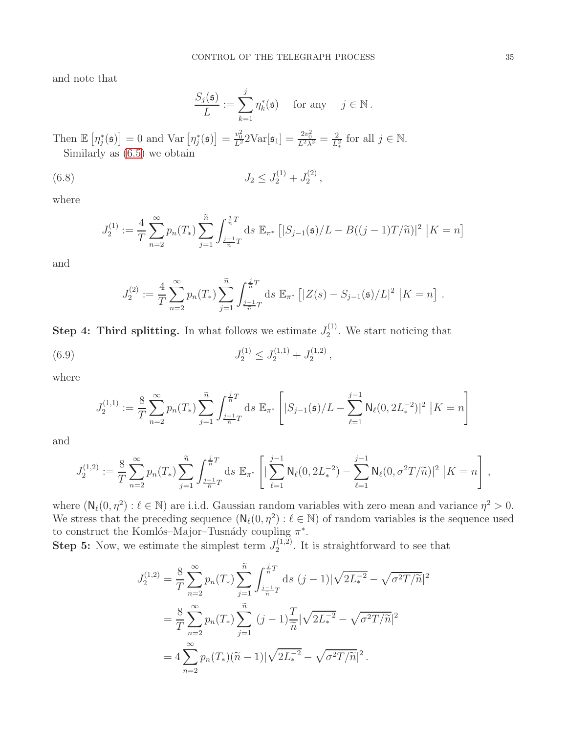and note that

$$
\frac{S_j(\mathfrak{s})}{L} := \sum_{k=1}^{j} \eta_k^*(\mathfrak{s}) \quad \text{ for any } \quad j \in \mathbb{N}\,.
$$

Then $\mathbb{E}\left[\eta_j^*(\mathfrak{s})\right] = 0$ and $\mathrm{Var}\left[\eta_j^*(\mathfrak{s})\right] = \frac{v_0^2}{L^2} 2\mathrm{Var}[\mathfrak{s}_1] = \frac{2v_0^2}{L^2\lambda^2} = \frac{2}{L_*^2}$ for all $j \in \mathbb{N}$.

Similarly as (6.5) we obtain

$$
J_2 \leq J_2^{(1)} + J_2^{(2)}\,, \tag{6.8}
$$

where

$$
J_2^{(1)} := \frac{4}{T} \sum_{n=2}^{\infty} p_n(T_*) \sum_{j=1}^{\widetilde{n}} \int_{\frac{j-1}{\widetilde{n}}T}^{\frac{j}{\widetilde{n}}T} \mathrm{d}s \; \mathbb{E}_{\pi^*}\left[ |S_{j-1}(\mathfrak{s})/L - B((j-1)T/\widetilde{n})|^2 \;\middle|\, K = n \right]
$$

and

$$
J_2^{(2)} := \frac{4}{T} \sum_{n=2}^{\infty} p_n(T_*) \sum_{j=1}^{\widetilde{n}} \int_{\frac{j-1}{\widetilde{n}}T}^{\frac{j}{\widetilde{n}}T} \mathrm{d}s \; \mathbb{E}_{\pi^*}\left[ |Z(s) - S_{j-1}(\mathfrak{s})/L|^2 \;\middle|\, K = n \right]\,.
$$

**Step 4: Third splitting.** In what follows we estimate $J_2^{(1)}$. We start noticing that

$$
J_2^{(1)} \leq J_2^{(1,1)} + J_2^{(1,2)}\,, \tag{6.9}
$$

where

$$
J_2^{(1,1)} := \frac{8}{T} \sum_{n=2}^{\infty} p_n(T_*) \sum_{j=1}^{\widetilde{n}} \int_{\frac{j-1}{\widetilde{n}}T}^{\frac{j}{\widetilde{n}}T} \mathrm{d}s \; \mathbb{E}_{\pi^*}\left[ |S_{j-1}(\mathfrak{s})/L - \sum_{\ell=1}^{j-1} \mathsf{N}_\ell(0, 2L_*^{-2})|^2 \;\middle|\, K = n \right]
$$

and

$$
J_2^{(1,2)} := \frac{8}{T} \sum_{n=2}^{\infty} p_n(T_*) \sum_{j=1}^{\widetilde{n}} \int_{\frac{j-1}{\widetilde{n}}T}^{\frac{j}{\widetilde{n}}T} \mathrm{d}s \; \mathbb{E}_{\pi^*}\left[ |\sum_{\ell=1}^{j-1} \mathsf{N}_\ell(0, 2L_*^{-2}) - \sum_{\ell=1}^{j-1} \mathsf{N}_\ell(0, \sigma^2 T/\widetilde{n})|^2 \;\middle|\, K = n \right],
$$

where $(\mathsf{N}_\ell(0,\eta^2) : \ell \in \mathbb{N})$ are i.i.d. Gaussian random variables with zero mean and variance $\eta^2 > 0$. We stress that the preceding sequence $(\mathsf{N}_\ell(0,\eta^2) : \ell \in \mathbb{N})$ of random variables is the sequence used to construct the Komlós–Major–Tusnády coupling $\pi^*$.

**Step 5:** Now, we estimate the simplest term $J_2^{(1,2)}$. It is straightforward to see that

$$
\begin{aligned}
J_2^{(1,2)} &= \frac{8}{T} \sum_{n=2}^{\infty} p_n(T_*) \sum_{j=1}^{\widetilde{n}} \int_{\frac{j-1}{\widetilde{n}}T}^{\frac{j}{\widetilde{n}}T} \mathrm{d}s \; (j-1) |\sqrt{2L_*^{-2}} - \sqrt{\sigma^2 T/\widetilde{n}}|^2 \\
&= \frac{8}{T} \sum_{n=2}^{\infty} p_n(T_*) \sum_{j=1}^{\widetilde{n}} \; (j-1) \frac{T}{\widetilde{n}} |\sqrt{2L_*^{-2}} - \sqrt{\sigma^2 T/\widetilde{n}}|^2 \\
&= 4 \sum_{n=2}^{\infty} p_n(T_*) (\widetilde{n} - 1) |\sqrt{2L_*^{-2}} - \sqrt{\sigma^2 T/\widetilde{n}}|^2\,.
\end{aligned}
$$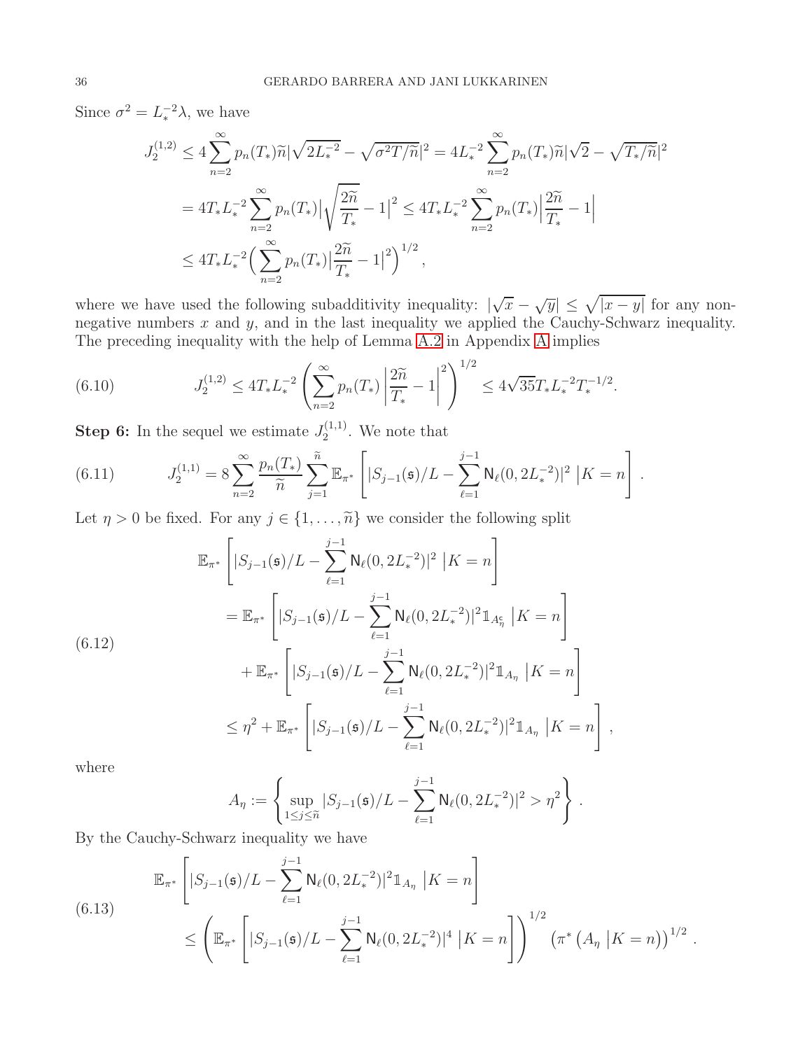Since $\sigma^2 = L_*^{-2}\lambda$, we have

$$
\begin{aligned}
J_2^{(1,2)} &\leq 4\sum_{n=2}^{\infty} p_n(T_*)\widetilde{n}|\sqrt{2L_*^{-2}} - \sqrt{\sigma^2 T/\widetilde{n}}|^2 = 4L_*^{-2}\sum_{n=2}^{\infty} p_n(T_*)\widetilde{n}|\sqrt{2} - \sqrt{T_*/\widetilde{n}}|^2 \\
&= 4T_*L_*^{-2}\sum_{n=2}^{\infty} p_n(T_*)\Big|\sqrt{\frac{2\widetilde{n}}{T_*}} - 1\Big|^2 \leq 4T_*L_*^{-2}\sum_{n=2}^{\infty} p_n(T_*)\Big|\frac{2\widetilde{n}}{T_*} - 1\Big| \\
&\leq 4T_*L_*^{-2}\Big(\sum_{n=2}^{\infty} p_n(T_*)\Big|\frac{2\widetilde{n}}{T_*} - 1\Big|^2\Big)^{1/2},
\end{aligned}
$$

where we have used the following subadditivity inequality: $|\sqrt{x} - \sqrt{y}| \leq \sqrt{|x-y|}$ for any non-negative numbers $x$ and $y$, and in the last inequality we applied the Cauchy-Schwarz inequality. The preceding inequality with the help of Lemma A.2 in Appendix A implies

$$
J_2^{(1,2)} \leq 4T_*L_*^{-2}\left(\sum_{n=2}^{\infty} p_n(T_*)\left|\frac{2\widetilde{n}}{T_*} - 1\right|^2\right)^{1/2} \leq 4\sqrt{35}T_*L_*^{-2}T_*^{-1/2}. \tag{6.10}
$$

**Step 6:** In the sequel we estimate $J_2^{(1,1)}$. We note that

$$
J_2^{(1,1)} = 8\sum_{n=2}^{\infty}\frac{p_n(T_*)}{\widetilde{n}}\sum_{j=1}^{\widetilde{n}}\mathbb{E}_{\pi^*}\left[|S_{j-1}(\mathfrak{s})/L - \sum_{\ell=1}^{j-1}\mathsf{N}_\ell(0,2L_*^{-2})|^2 \;\big|K=n\right]. \tag{6.11}
$$

Let $\eta > 0$ be fixed. For any $j \in \{1,\ldots,\widetilde{n}\}$ we consider the following split

$$
\begin{aligned}
&\mathbb{E}_{\pi^*}\left[|S_{j-1}(\mathfrak{s})/L - \sum_{\ell=1}^{j-1}\mathsf{N}_\ell(0,2L_*^{-2})|^2 \;\big|K=n\right] \\
&\quad= \mathbb{E}_{\pi^*}\left[|S_{j-1}(\mathfrak{s})/L - \sum_{\ell=1}^{j-1}\mathsf{N}_\ell(0,2L_*^{-2})|^2\mathbb{1}_{A_\eta^\mathsf{c}} \;\big|K=n\right] \\
&\qquad+ \mathbb{E}_{\pi^*}\left[|S_{j-1}(\mathfrak{s})/L - \sum_{\ell=1}^{j-1}\mathsf{N}_\ell(0,2L_*^{-2})|^2\mathbb{1}_{A_\eta} \;\big|K=n\right] \\
&\quad\leq \eta^2 + \mathbb{E}_{\pi^*}\left[|S_{j-1}(\mathfrak{s})/L - \sum_{\ell=1}^{j-1}\mathsf{N}_\ell(0,2L_*^{-2})|^2\mathbb{1}_{A_\eta} \;\big|K=n\right],
\end{aligned} \tag{6.12}
$$

where

$$
A_\eta := \left\{\sup_{1\leq j\leq\widetilde{n}}|S_{j-1}(\mathfrak{s})/L - \sum_{\ell=1}^{j-1}\mathsf{N}_\ell(0,2L_*^{-2})|^2 > \eta^2\right\}.
$$

By the Cauchy-Schwarz inequality we have

$$
\begin{aligned}
&\mathbb{E}_{\pi^*}\left[|S_{j-1}(\mathfrak{s})/L - \sum_{\ell=1}^{j-1}\mathsf{N}_\ell(0,2L_*^{-2})|^2\mathbb{1}_{A_\eta} \;\big|K=n\right] \\
&\quad\leq \left(\mathbb{E}_{\pi^*}\left[|S_{j-1}(\mathfrak{s})/L - \sum_{\ell=1}^{j-1}\mathsf{N}_\ell(0,2L_*^{-2})|^4 \;\big|K=n\right]\right)^{1/2}\left(\pi^*\left(A_\eta\;\big|K=n\right)\right)^{1/2}.
\end{aligned} \tag{6.13}
$$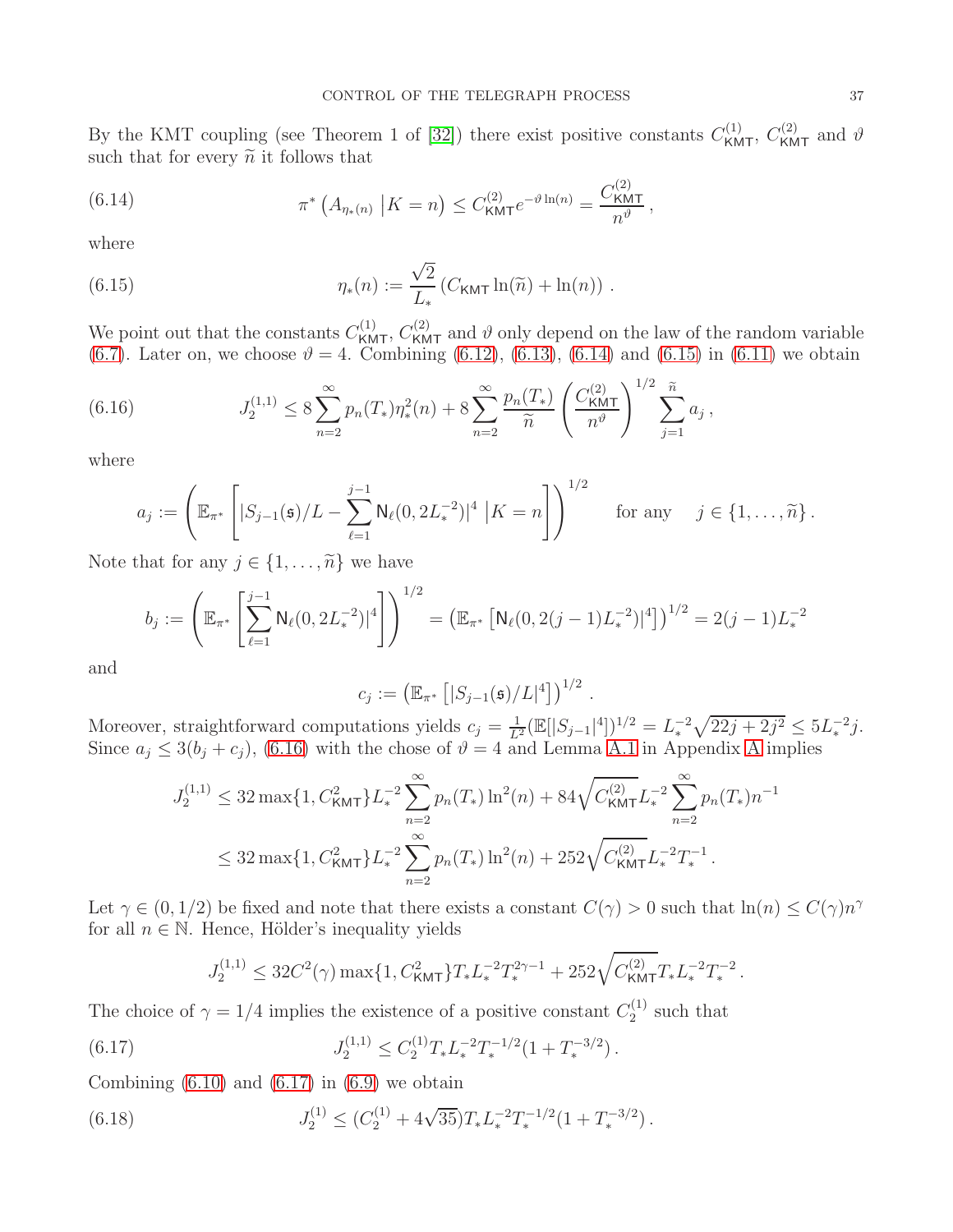By the KMT coupling (see Theorem 1 of [32]) there exist positive constants $C^{(1)}_{\mathsf{KMT}}$, $C^{(2)}_{\mathsf{KMT}}$ and $\vartheta$ such that for every $\widetilde{n}$ it follows that

$$\pi^*\left(A_{\eta_*(n)}\,\big|K=n\right) \leq C^{(2)}_{\mathsf{KMT}} e^{-\vartheta \ln(n)} = \frac{C^{(2)}_{\mathsf{KMT}}}{n^{\vartheta}}\,, \tag{6.14}$$

where

$$\eta_*(n) := \frac{\sqrt{2}}{L_*}\left(C_{\mathsf{KMT}}\ln(\widetilde{n}) + \ln(n)\right). \tag{6.15}$$

We point out that the constants $C^{(1)}_{\mathsf{KMT}}$, $C^{(2)}_{\mathsf{KMT}}$ and $\vartheta$ only depend on the law of the random variable (6.7). Later on, we choose $\vartheta = 4$. Combining (6.12), (6.13), (6.14) and (6.15) in (6.11) we obtain

$$J^{(1,1)}_2 \leq 8\sum_{n=2}^{\infty} p_n(T_*)\eta_*^2(n) + 8\sum_{n=2}^{\infty}\frac{p_n(T_*)}{\widetilde{n}}\left(\frac{C^{(2)}_{\mathsf{KMT}}}{n^{\vartheta}}\right)^{1/2}\sum_{j=1}^{\widetilde{n}} a_j\,, \tag{6.16}$$

where

$$a_j := \left(\mathbb{E}_{\pi^*}\left[|S_{j-1}(\mathfrak{s})/L - \sum_{\ell=1}^{j-1}\mathsf{N}_\ell(0,2L_*^{-2})|^4\,\big|K=n\right]\right)^{1/2} \qquad \text{for any} \quad j\in\{1,\ldots,\widetilde{n}\}.$$

Note that for any $j\in\{1,\ldots,\widetilde{n}\}$ we have

$$b_j := \left(\mathbb{E}_{\pi^*}\left[\sum_{\ell=1}^{j-1}\mathsf{N}_\ell(0,2L_*^{-2})|^4\right]\right)^{1/2} = \left(\mathbb{E}_{\pi^*}\left[\mathsf{N}_\ell(0,2(j-1)L_*^{-2})|^4\right]\right)^{1/2} = 2(j-1)L_*^{-2}$$

and

$$c_j := \left(\mathbb{E}_{\pi^*}\left[|S_{j-1}(\mathfrak{s})/L|^4\right]\right)^{1/2}.$$

Moreover, straightforward computations yields $c_j = \frac{1}{L^2}(\mathbb{E}[|S_{j-1}|^4])^{1/2} = L_*^{-2}\sqrt{22j+2j^2} \leq 5L_*^{-2}j$. Since $a_j \leq 3(b_j+c_j)$, (6.16) with the chose of $\vartheta=4$ and Lemma A.1 in Appendix A implies

$$\begin{aligned}
J^{(1,1)}_2 &\leq 32\max\{1, C^2_{\mathsf{KMT}}\}L_*^{-2}\sum_{n=2}^{\infty}p_n(T_*)\ln^2(n) + 84\sqrt{C^{(2)}_{\mathsf{KMT}}}L_*^{-2}\sum_{n=2}^{\infty}p_n(T_*)n^{-1}\\
&\leq 32\max\{1, C^2_{\mathsf{KMT}}\}L_*^{-2}\sum_{n=2}^{\infty}p_n(T_*)\ln^2(n) + 252\sqrt{C^{(2)}_{\mathsf{KMT}}}L_*^{-2}T_*^{-1}.
\end{aligned}$$

Let $\gamma\in(0,1/2)$ be fixed and note that there exists a constant $C(\gamma)>0$ such that $\ln(n)\leq C(\gamma)n^{\gamma}$ for all $n\in\mathbb{N}$. Hence, Hölder's inequality yields

$$J^{(1,1)}_2 \leq 32C^2(\gamma)\max\{1, C^2_{\mathsf{KMT}}\}T_*L_*^{-2}T_*^{2\gamma-1} + 252\sqrt{C^{(2)}_{\mathsf{KMT}}}T_*L_*^{-2}T_*^{-2}.$$

The choice of $\gamma = 1/4$ implies the existence of a positive constant $C^{(1)}_2$ such that

$$J^{(1,1)}_2 \leq C^{(1)}_2 T_* L_*^{-2}T_*^{-1/2}(1+T_*^{-3/2}). \tag{6.17}$$

Combining (6.10) and (6.17) in (6.9) we obtain

$$J^{(1)}_2 \leq (C^{(1)}_2 + 4\sqrt{35})T_*L_*^{-2}T_*^{-1/2}(1+T_*^{-3/2}). \tag{6.18}$$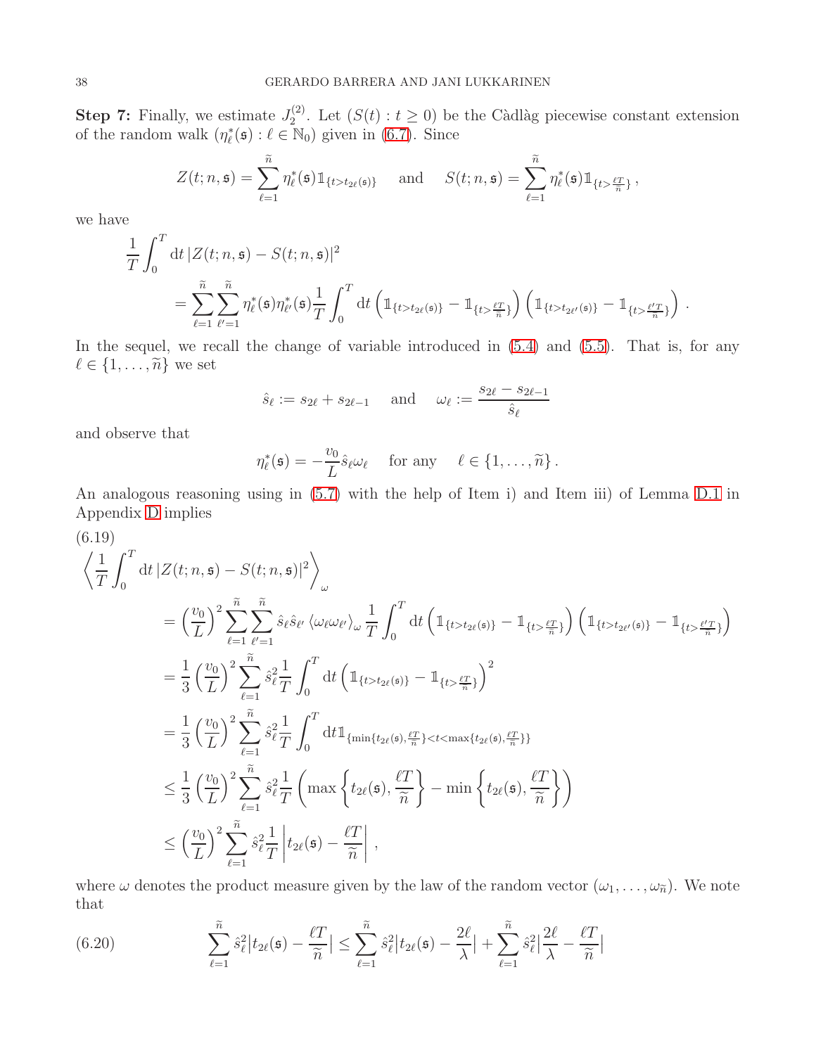**Step 7:** Finally, we estimate $J_2^{(2)}$. Let $(S(t): t \geq 0)$ be the Càdlàg piecewise constant extension of the random walk $(\eta^*_\ell(\mathfrak{s}) : \ell \in \mathbb{N}_0)$ given in (6.7). Since

$$Z(t; n, \mathfrak{s}) = \sum_{\ell=1}^{\widetilde{n}} \eta^*_\ell(\mathfrak{s}) \mathbb{1}_{\{t > t_{2\ell}(\mathfrak{s})\}} \quad \text{and} \quad S(t; n, \mathfrak{s}) = \sum_{\ell=1}^{\widetilde{n}} \eta^*_\ell(\mathfrak{s}) \mathbb{1}_{\{t > \frac{\ell T}{\widetilde{n}}\}},$$

we have

$$\begin{aligned}
&\frac{1}{T}\int_0^T \mathrm{d}t \, |Z(t; n, \mathfrak{s}) - S(t; n, \mathfrak{s})|^2 \\
&\quad = \sum_{\ell=1}^{\widetilde{n}} \sum_{\ell'=1}^{\widetilde{n}} \eta^*_\ell(\mathfrak{s}) \eta^*_{\ell'}(\mathfrak{s}) \frac{1}{T}\int_0^T \mathrm{d}t \left( \mathbb{1}_{\{t > t_{2\ell}(\mathfrak{s})\}} - \mathbb{1}_{\{t > \frac{\ell T}{\widetilde{n}}\}} \right) \left( \mathbb{1}_{\{t > t_{2\ell'}(\mathfrak{s})\}} - \mathbb{1}_{\{t > \frac{\ell' T}{\widetilde{n}}\}} \right).
\end{aligned}$$

In the sequel, we recall the change of variable introduced in (5.4) and (5.5). That is, for any $\ell \in \{1, \ldots, \widetilde{n}\}$ we set

$$\hat{s}_\ell := s_{2\ell} + s_{2\ell-1} \quad \text{and} \quad \omega_\ell := \frac{s_{2\ell} - s_{2\ell-1}}{\hat{s}_\ell}$$

and observe that

$$\eta^*_\ell(\mathfrak{s}) = -\frac{v_0}{L} \hat{s}_\ell \omega_\ell \quad \text{for any} \quad \ell \in \{1, \ldots, \widetilde{n}\}.$$

An analogous reasoning using in (5.7) with the help of Item i) and Item iii) of Lemma D.1 in Appendix D implies

(6.19)
$$\begin{aligned}
&\left\langle \frac{1}{T}\int_0^T \mathrm{d}t \, |Z(t; n, \mathfrak{s}) - S(t; n, \mathfrak{s})|^2 \right\rangle_\omega \\
&\quad = \left(\frac{v_0}{L}\right)^2 \sum_{\ell=1}^{\widetilde{n}} \sum_{\ell'=1}^{\widetilde{n}} \hat{s}_\ell \hat{s}_{\ell'} \left\langle \omega_\ell \omega_{\ell'} \right\rangle_\omega \frac{1}{T} \int_0^T \mathrm{d}t \left( \mathbb{1}_{\{t > t_{2\ell}(\mathfrak{s})\}} - \mathbb{1}_{\{t > \frac{\ell T}{\widetilde{n}}\}} \right) \left( \mathbb{1}_{\{t > t_{2\ell'}(\mathfrak{s})\}} - \mathbb{1}_{\{t > \frac{\ell' T}{\widetilde{n}}\}} \right) \\
&\quad = \frac{1}{3}\left(\frac{v_0}{L}\right)^2 \sum_{\ell=1}^{\widetilde{n}} \hat{s}_\ell^2 \frac{1}{T} \int_0^T \mathrm{d}t \left( \mathbb{1}_{\{t > t_{2\ell}(\mathfrak{s})\}} - \mathbb{1}_{\{t > \frac{\ell T}{\widetilde{n}}\}} \right)^2 \\
&\quad = \frac{1}{3}\left(\frac{v_0}{L}\right)^2 \sum_{\ell=1}^{\widetilde{n}} \hat{s}_\ell^2 \frac{1}{T} \int_0^T \mathrm{d}t \mathbb{1}_{\{\min\{t_{2\ell}(\mathfrak{s}), \frac{\ell T}{\widetilde{n}}\} < t < \max\{t_{2\ell}(\mathfrak{s}), \frac{\ell T}{\widetilde{n}}\}\}} \\
&\quad \leq \frac{1}{3}\left(\frac{v_0}{L}\right)^2 \sum_{\ell=1}^{\widetilde{n}} \hat{s}_\ell^2 \frac{1}{T} \left( \max\left\{ t_{2\ell}(\mathfrak{s}), \frac{\ell T}{\widetilde{n}} \right\} - \min\left\{ t_{2\ell}(\mathfrak{s}), \frac{\ell T}{\widetilde{n}} \right\} \right) \\
&\quad \leq \left(\frac{v_0}{L}\right)^2 \sum_{\ell=1}^{\widetilde{n}} \hat{s}_\ell^2 \frac{1}{T} \left| t_{2\ell}(\mathfrak{s}) - \frac{\ell T}{\widetilde{n}} \right|,
\end{aligned}$$

where $\omega$ denotes the product measure given by the law of the random vector $(\omega_1, \ldots, \omega_{\widetilde{n}})$. We note that

$$\sum_{\ell=1}^{\widetilde{n}} \hat{s}_\ell^2 \left| t_{2\ell}(\mathfrak{s}) - \frac{\ell T}{\widetilde{n}} \right| \leq \sum_{\ell=1}^{\widetilde{n}} \hat{s}_\ell^2 \left| t_{2\ell}(\mathfrak{s}) - \frac{2\ell}{\lambda} \right| + \sum_{\ell=1}^{\widetilde{n}} \hat{s}_\ell^2 \left| \frac{2\ell}{\lambda} - \frac{\ell T}{\widetilde{n}} \right| \tag{6.20}$$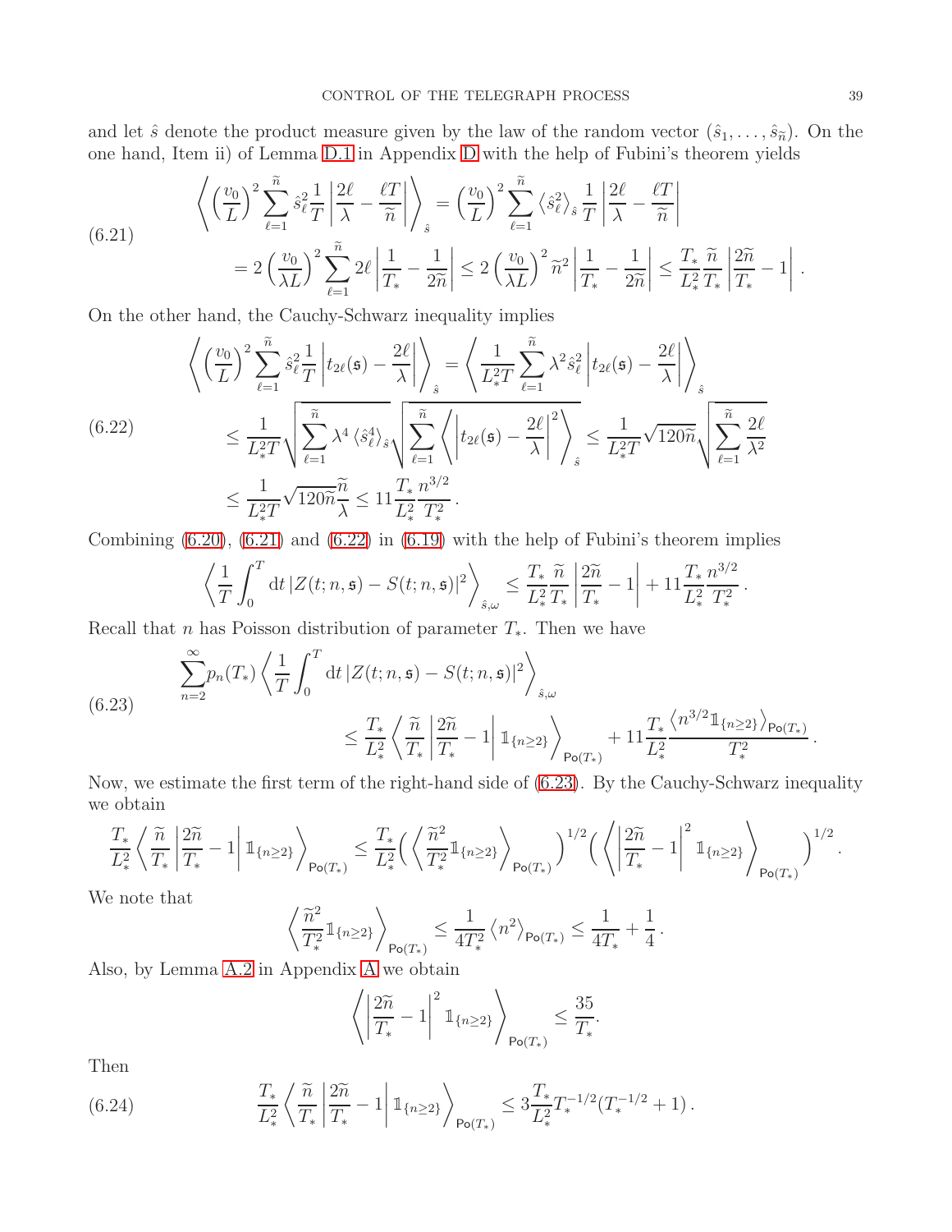and let $\hat{s}$ denote the product measure given by the law of the random vector $(\hat{s}_1, \ldots, \hat{s}_{\widetilde{n}})$. On the one hand, Item ii) of Lemma D.1 in Appendix D with the help of Fubini's theorem yields

$$
\begin{aligned}
\left\langle \left(\frac{v_0}{L}\right)^2 \sum_{\ell=1}^{\widetilde{n}} \hat{s}_\ell^2 \frac{1}{T} \left|\frac{2\ell}{\lambda} - \frac{\ell T}{\widetilde{n}}\right| \right\rangle_{\hat{s}} &= \left(\frac{v_0}{L}\right)^2 \sum_{\ell=1}^{\widetilde{n}} \left\langle \hat{s}_\ell^2 \right\rangle_{\hat{s}} \frac{1}{T} \left|\frac{2\ell}{\lambda} - \frac{\ell T}{\widetilde{n}}\right| \\
&= 2\left(\frac{v_0}{\lambda L}\right)^2 \sum_{\ell=1}^{\widetilde{n}} 2\ell \left|\frac{1}{T_*} - \frac{1}{2\widetilde{n}}\right| \leq 2\left(\frac{v_0}{\lambda L}\right)^2 \widetilde{n}^2 \left|\frac{1}{T_*} - \frac{1}{2\widetilde{n}}\right| \leq \frac{T_*}{L_*^2} \frac{\widetilde{n}}{T_*} \left|\frac{2\widetilde{n}}{T_*} - 1\right|.
\end{aligned}
\tag{6.21}
$$

On the other hand, the Cauchy-Schwarz inequality implies

$$
\begin{aligned}
\left\langle \left(\frac{v_0}{L}\right)^2 \sum_{\ell=1}^{\widetilde{n}} \hat{s}_\ell^2 \frac{1}{T} \left|t_{2\ell}(\mathfrak{s}) - \frac{2\ell}{\lambda}\right| \right\rangle_{\hat{s}} &= \left\langle \frac{1}{L_*^2 T} \sum_{\ell=1}^{\widetilde{n}} \lambda^2 \hat{s}_\ell^2 \left|t_{2\ell}(\mathfrak{s}) - \frac{2\ell}{\lambda}\right| \right\rangle_{\hat{s}} \\
&\leq \frac{1}{L_*^2 T} \sqrt{\sum_{\ell=1}^{\widetilde{n}} \lambda^4 \left\langle \hat{s}_\ell^4 \right\rangle_{\hat{s}}} \sqrt{\sum_{\ell=1}^{\widetilde{n}} \left\langle \left|t_{2\ell}(\mathfrak{s}) - \frac{2\ell}{\lambda}\right|^2 \right\rangle_{\hat{s}}} \leq \frac{1}{L_*^2 T} \sqrt{120\widetilde{n}} \sqrt{\sum_{\ell=1}^{\widetilde{n}} \frac{2\ell}{\lambda^2}} \\
&\leq \frac{1}{L_*^2 T} \sqrt{120\widetilde{n}} \frac{\widetilde{n}}{\lambda} \leq 11 \frac{T_*}{L_*^2} \frac{n^{3/2}}{T_*^2}.
\end{aligned}
\tag{6.22}
$$

Combining (6.20), (6.21) and (6.22) in (6.19) with the help of Fubini's theorem implies

$$
\left\langle \frac{1}{T} \int_0^T \mathrm{d}t \left|Z(t; n, \mathfrak{s}) - S(t; n, \mathfrak{s})\right|^2 \right\rangle_{\hat{s}, \omega} \leq \frac{T_*}{L_*^2} \frac{\widetilde{n}}{T_*} \left|\frac{2\widetilde{n}}{T_*} - 1\right| + 11 \frac{T_*}{L_*^2} \frac{n^{3/2}}{T_*^2}.
$$

Recall that $n$ has Poisson distribution of parameter $T_*$. Then we have

$$
\begin{aligned}
\sum_{n=2}^{\infty} p_n(T_*) &\left\langle \frac{1}{T} \int_0^T \mathrm{d}t \left|Z(t; n, \mathfrak{s}) - S(t; n, \mathfrak{s})\right|^2 \right\rangle_{\hat{s}, \omega} \\
&\leq \frac{T_*}{L_*^2} \left\langle \frac{\widetilde{n}}{T_*} \left|\frac{2\widetilde{n}}{T_*} - 1\right| \mathbb{1}_{\{n \geq 2\}} \right\rangle_{\mathsf{Po}(T_*)} + 11 \frac{T_*}{L_*^2} \frac{\left\langle n^{3/2} \mathbb{1}_{\{n \geq 2\}} \right\rangle_{\mathsf{Po}(T_*)}}{T_*^2}.
\end{aligned}
\tag{6.23}
$$

Now, we estimate the first term of the right-hand side of (6.23). By the Cauchy-Schwarz inequality we obtain

$$
\frac{T_*}{L_*^2} \left\langle \frac{\widetilde{n}}{T_*} \left|\frac{2\widetilde{n}}{T_*} - 1\right| \mathbb{1}_{\{n \geq 2\}} \right\rangle_{\mathsf{Po}(T_*)} \leq \frac{T_*}{L_*^2} \Big( \left\langle \frac{\widetilde{n}^2}{T_*^2} \mathbb{1}_{\{n \geq 2\}} \right\rangle_{\mathsf{Po}(T_*)} \Big)^{1/2} \Big( \left\langle \left|\frac{2\widetilde{n}}{T_*} - 1\right|^2 \mathbb{1}_{\{n \geq 2\}} \right\rangle_{\mathsf{Po}(T_*)} \Big)^{1/2}.
$$

We note that

$$
\left\langle \frac{\widetilde{n}^2}{T_*^2} \mathbb{1}_{\{n \geq 2\}} \right\rangle_{\mathsf{Po}(T_*)} \leq \frac{1}{4T_*^2} \left\langle n^2 \right\rangle_{\mathsf{Po}(T_*)} \leq \frac{1}{4T_*} + \frac{1}{4}.
$$

Also, by Lemma A.2 in Appendix A we obtain

$$
\left\langle \left|\frac{2\widetilde{n}}{T_*} - 1\right|^2 \mathbb{1}_{\{n \geq 2\}} \right\rangle_{\mathsf{Po}(T_*)} \leq \frac{35}{T_*}.
$$

Then

$$
\frac{T_*}{L_*^2} \left\langle \frac{\widetilde{n}}{T_*} \left|\frac{2\widetilde{n}}{T_*} - 1\right| \mathbb{1}_{\{n \geq 2\}} \right\rangle_{\mathsf{Po}(T_*)} \leq 3 \frac{T_*}{L_*^2} T_*^{-1/2} (T_*^{-1/2} + 1).
\tag{6.24}
$$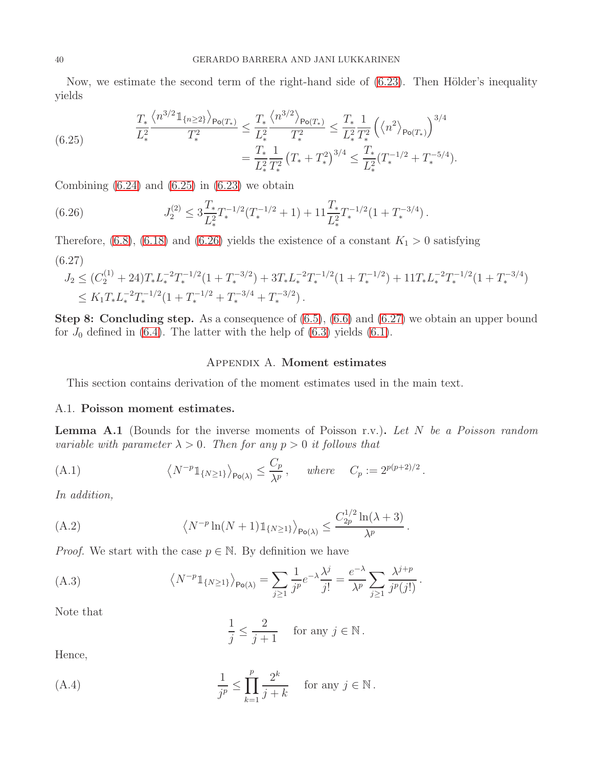Now, we estimate the second term of the right-hand side of (6.23). Then Hölder's inequality yields

$$
\begin{aligned}
\frac{T_*}{L_*^2}\frac{\left\langle n^{3/2}\mathbb{1}_{\{n\geq 2\}}\right\rangle_{\mathsf{Po}(T_*)}}{T_*^2} &\leq \frac{T_*}{L_*^2}\frac{\left\langle n^{3/2}\right\rangle_{\mathsf{Po}(T_*)}}{T_*^2} \leq \frac{T_*}{L_*^2}\frac{1}{T_*^2}\left(\left\langle n^2\right\rangle_{\mathsf{Po}(T_*)}\right)^{3/4} \\
&= \frac{T_*}{L_*^2}\frac{1}{T_*^2}\left(T_*+T_*^2\right)^{3/4} \leq \frac{T_*}{L_*^2}(T_*^{-1/2}+T_*^{-5/4}).
\end{aligned}
\tag{6.25}
$$

Combining (6.24) and (6.25) in (6.23) we obtain

$$
J_2^{(2)} \leq 3\frac{T_*}{L_*^2}T_*^{-1/2}(T_*^{-1/2}+1) + 11\frac{T_*}{L_*^2}T_*^{-1/2}(1+T_*^{-3/4})\,. \tag{6.26}
$$

Therefore, (6.8), (6.18) and (6.26) yields the existence of a constant $K_1>0$ satisfying

$$
\begin{aligned}
J_2 &\leq (C_2^{(1)}+24)T_*L_*^{-2}T_*^{-1/2}(1+T_*^{-3/2}) + 3T_*L_*^{-2}T_*^{-1/2}(1+T_*^{-1/2}) + 11T_*L_*^{-2}T_*^{-1/2}(1+T_*^{-3/4}) \\
&\leq K_1T_*L_*^{-2}T_*^{-1/2}(1+T_*^{-1/2}+T_*^{-3/4}+T_*^{-3/2})\,.
\end{aligned}
\tag{6.27}
$$

**Step 8: Concluding step.** As a consequence of (6.5), (6.6) and (6.27) we obtain an upper bound for $J_0$ defined in (6.4). The latter with the help of (6.3) yields (6.1).

## Appendix A. Moment estimates

This section contains derivation of the moment estimates used in the main text.

### A.1. Poisson moment estimates.

**Lemma A.1** (Bounds for the inverse moments of Poisson r.v.)**.** *Let $N$ be a Poisson random variable with parameter $\lambda>0$. Then for any $p>0$ it follows that*

$$
\left\langle N^{-p}\mathbb{1}_{\{N\geq 1\}}\right\rangle_{\mathsf{Po}(\lambda)} \leq \frac{C_p}{\lambda^p}\,, \quad \textit{where} \quad C_p := 2^{p(p+2)/2}\,. \tag{A.1}
$$

*In addition,*

$$
\left\langle N^{-p}\ln(N+1)\mathbb{1}_{\{N\geq 1\}}\right\rangle_{\mathsf{Po}(\lambda)} \leq \frac{C_{2p}^{1/2}\ln(\lambda+3)}{\lambda^p}\,. \tag{A.2}
$$

*Proof.* We start with the case $p\in\mathbb{N}$. By definition we have

$$
\left\langle N^{-p}\mathbb{1}_{\{N\geq 1\}}\right\rangle_{\mathsf{Po}(\lambda)} = \sum_{j\geq 1}\frac{1}{j^p}e^{-\lambda}\frac{\lambda^j}{j!} = \frac{e^{-\lambda}}{\lambda^p}\sum_{j\geq 1}\frac{\lambda^{j+p}}{j^p(j!)}\,. \tag{A.3}
$$

Note that

$$
\frac{1}{j} \leq \frac{2}{j+1} \quad \text{for any } j\in\mathbb{N}\,.
$$

Hence,

$$
\frac{1}{j^p} \leq \prod_{k=1}^{p}\frac{2^k}{j+k} \quad \text{for any } j\in\mathbb{N}\,. \tag{A.4}
$$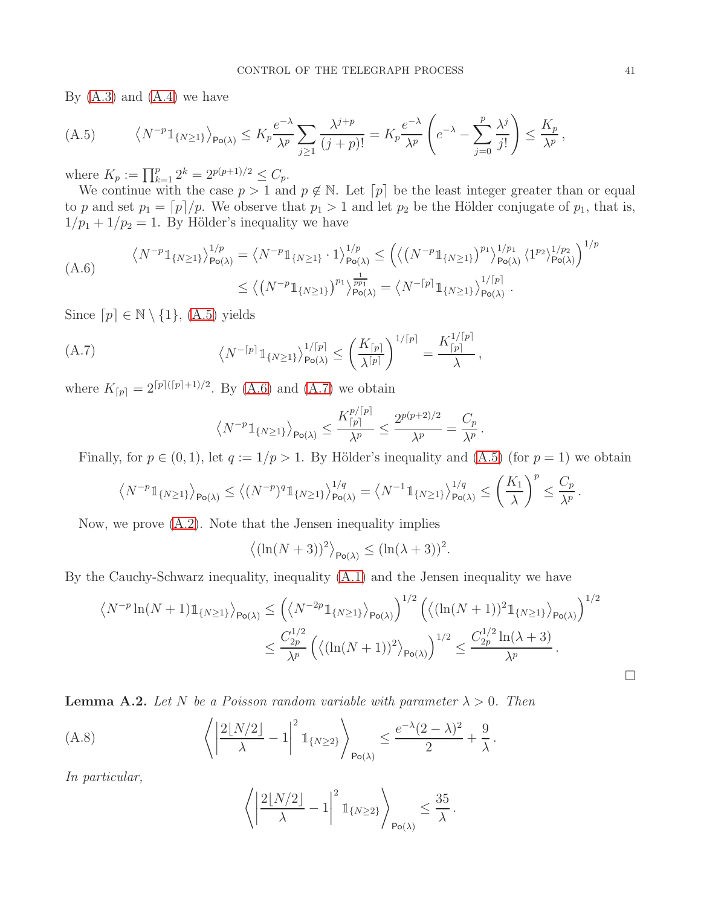By (A.3) and (A.4) we have

$$\left\langle N^{-p}\mathbb{1}_{\{N\geq 1\}}\right\rangle_{\mathsf{Po}(\lambda)} \leq K_p \frac{e^{-\lambda}}{\lambda^p}\sum_{j\geq 1}\frac{\lambda^{j+p}}{(j+p)!} = K_p\frac{e^{-\lambda}}{\lambda^p}\left(e^{-\lambda}-\sum_{j=0}^{p}\frac{\lambda^j}{j!}\right) \leq \frac{K_p}{\lambda^p}\,, \tag{A.5}$$

where $K_p := \prod_{k=1}^{p} 2^k = 2^{p(p+1)/2} \leq C_p$.

We continue with the case $p>1$ and $p\notin\mathbb{N}$. Let $\lceil p\rceil$ be the least integer greater than or equal to $p$ and set $p_1 = \lceil p\rceil/p$. We observe that $p_1>1$ and let $p_2$ be the Hölder conjugate of $p_1$, that is, $1/p_1+1/p_2=1$. By Hölder's inequality we have

$$\begin{aligned}\left\langle N^{-p}\mathbb{1}_{\{N\geq 1\}}\right\rangle_{\mathsf{Po}(\lambda)}^{1/p} &= \left\langle N^{-p}\mathbb{1}_{\{N\geq 1\}}\cdot 1\right\rangle_{\mathsf{Po}(\lambda)}^{1/p} \leq \left(\left\langle \left(N^{-p}\mathbb{1}_{\{N\geq 1\}}\right)^{p_1}\right\rangle_{\mathsf{Po}(\lambda)}^{1/p_1}\left\langle 1^{p_2}\right\rangle_{\mathsf{Po}(\lambda)}^{1/p_2}\right)^{1/p}\\ &\leq \left\langle \left(N^{-p}\mathbb{1}_{\{N\geq 1\}}\right)^{p_1}\right\rangle_{\mathsf{Po}(\lambda)}^{\frac{1}{pp_1}} = \left\langle N^{-\lceil p\rceil}\mathbb{1}_{\{N\geq 1\}}\right\rangle_{\mathsf{Po}(\lambda)}^{1/\lceil p\rceil}.\end{aligned}\tag{A.6}$$

Since $\lceil p\rceil\in\mathbb{N}\setminus\{1\}$, (A.5) yields

$$\left\langle N^{-\lceil p\rceil}\mathbb{1}_{\{N\geq 1\}}\right\rangle_{\mathsf{Po}(\lambda)}^{1/\lceil p\rceil} \leq \left(\frac{K_{\lceil p\rceil}}{\lambda^{\lceil p\rceil}}\right)^{1/\lceil p\rceil} = \frac{K_{\lceil p\rceil}^{1/\lceil p\rceil}}{\lambda}\,, \tag{A.7}$$

where $K_{\lceil p\rceil} = 2^{\lceil p\rceil(\lceil p\rceil+1)/2}$. By (A.6) and (A.7) we obtain

$$\left\langle N^{-p}\mathbb{1}_{\{N\geq 1\}}\right\rangle_{\mathsf{Po}(\lambda)} \leq \frac{K_{\lceil p\rceil}^{p/\lceil p\rceil}}{\lambda^p} \leq \frac{2^{p(p+2)/2}}{\lambda^p} = \frac{C_p}{\lambda^p}\,.$$

Finally, for $p\in(0,1)$, let $q:=1/p>1$. By Hölder's inequality and (A.5) (for $p=1$) we obtain

$$\left\langle N^{-p}\mathbb{1}_{\{N\geq 1\}}\right\rangle_{\mathsf{Po}(\lambda)} \leq \left\langle (N^{-p})^q\mathbb{1}_{\{N\geq 1\}}\right\rangle_{\mathsf{Po}(\lambda)}^{1/q} = \left\langle N^{-1}\mathbb{1}_{\{N\geq 1\}}\right\rangle_{\mathsf{Po}(\lambda)}^{1/q} \leq \left(\frac{K_1}{\lambda}\right)^p \leq \frac{C_p}{\lambda^p}\,.$$

Now, we prove (A.2). Note that the Jensen inequality implies

$$\left\langle (\ln(N+3))^2\right\rangle_{\mathsf{Po}(\lambda)} \leq (\ln(\lambda+3))^2.$$

By the Cauchy-Schwarz inequality, inequality (A.1) and the Jensen inequality we have

$$\begin{aligned}\left\langle N^{-p}\ln(N+1)\mathbb{1}_{\{N\geq 1\}}\right\rangle_{\mathsf{Po}(\lambda)} &\leq \left(\left\langle N^{-2p}\mathbb{1}_{\{N\geq 1\}}\right\rangle_{\mathsf{Po}(\lambda)}\right)^{1/2}\left(\left\langle (\ln(N+1))^2\mathbb{1}_{\{N\geq 1\}}\right\rangle_{\mathsf{Po}(\lambda)}\right)^{1/2}\\ &\leq \frac{C_{2p}^{1/2}}{\lambda^p}\left(\left\langle (\ln(N+1))^2\right\rangle_{\mathsf{Po}(\lambda)}\right)^{1/2} \leq \frac{C_{2p}^{1/2}\ln(\lambda+3)}{\lambda^p}\,.\end{aligned}$$

□

**Lemma A.2.** *Let $N$ be a Poisson random variable with parameter $\lambda>0$. Then*

$$\left\langle \left|\frac{2\lfloor N/2\rfloor}{\lambda}-1\right|^2\mathbb{1}_{\{N\geq 2\}}\right\rangle_{\mathsf{Po}(\lambda)} \leq \frac{e^{-\lambda}(2-\lambda)^2}{2}+\frac{9}{\lambda}\,. \tag{A.8}$$

*In particular,*

$$\left\langle \left|\frac{2\lfloor N/2\rfloor}{\lambda}-1\right|^2\mathbb{1}_{\{N\geq 2\}}\right\rangle_{\mathsf{Po}(\lambda)} \leq \frac{35}{\lambda}\,.$$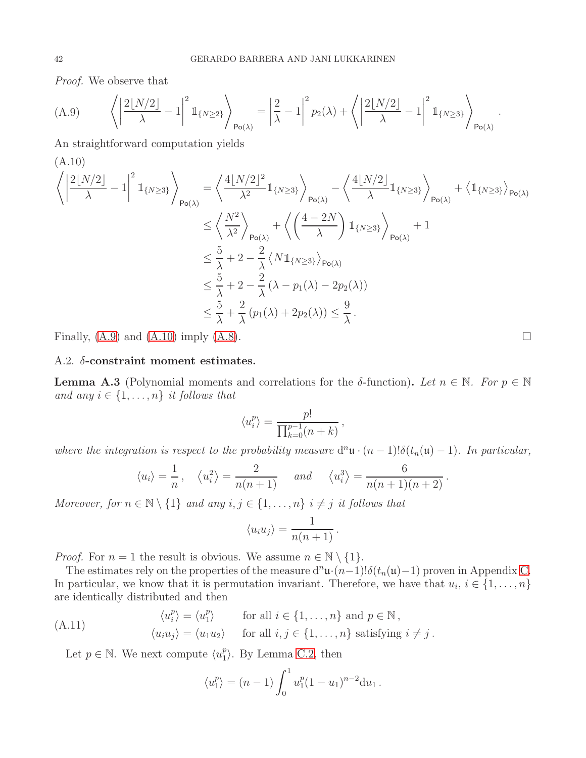*Proof.* We observe that

$$\left\langle \left|\frac{2\lfloor N/2\rfloor}{\lambda}-1\right|^2 \mathbb{1}_{\{N\geq 2\}}\right\rangle_{\mathsf{Po}(\lambda)} = \left|\frac{2}{\lambda}-1\right|^2 p_2(\lambda) + \left\langle \left|\frac{2\lfloor N/2\rfloor}{\lambda}-1\right|^2 \mathbb{1}_{\{N\geq 3\}}\right\rangle_{\mathsf{Po}(\lambda)}. \tag{A.9}$$

An straightforward computation yields

$$\begin{aligned}
\left\langle \left|\frac{2\lfloor N/2\rfloor}{\lambda}-1\right|^2 \mathbb{1}_{\{N\geq 3\}}\right\rangle_{\mathsf{Po}(\lambda)} &= \left\langle \frac{4\lfloor N/2\rfloor^2}{\lambda^2}\mathbb{1}_{\{N\geq 3\}}\right\rangle_{\mathsf{Po}(\lambda)} - \left\langle \frac{4\lfloor N/2\rfloor}{\lambda}\mathbb{1}_{\{N\geq 3\}}\right\rangle_{\mathsf{Po}(\lambda)} + \left\langle \mathbb{1}_{\{N\geq 3\}}\right\rangle_{\mathsf{Po}(\lambda)} \\
&\leq \left\langle \frac{N^2}{\lambda^2}\right\rangle_{\mathsf{Po}(\lambda)} + \left\langle \left(\frac{4-2N}{\lambda}\right)\mathbb{1}_{\{N\geq 3\}}\right\rangle_{\mathsf{Po}(\lambda)} + 1 \\
&\leq \frac{5}{\lambda} + 2 - \frac{2}{\lambda}\left\langle N\mathbb{1}_{\{N\geq 3\}}\right\rangle_{\mathsf{Po}(\lambda)} \\
&\leq \frac{5}{\lambda} + 2 - \frac{2}{\lambda}\left(\lambda - p_1(\lambda) - 2p_2(\lambda)\right) \\
&\leq \frac{5}{\lambda} + \frac{2}{\lambda}\left(p_1(\lambda)+2p_2(\lambda)\right) \leq \frac{9}{\lambda}.
\end{aligned} \tag{A.10}$$

Finally, (A.9) and (A.10) imply (A.8). □

## A.2. $\delta$-constraint moment estimates.

**Lemma A.3** (Polynomial moments and correlations for the $\delta$-function)**.** *Let $n \in \mathbb{N}$. For $p \in \mathbb{N}$ and any $i \in \{1,\ldots,n\}$ it follows that*

$$\langle u_i^p\rangle = \frac{p!}{\prod_{k=0}^{p-1}(n+k)},$$

*where the integration is respect to the probability measure $\mathrm{d}^n\mathfrak{u}\cdot(n-1)!\delta(t_n(\mathfrak{u})-1)$. In particular,*

$$\langle u_i\rangle = \frac{1}{n}, \quad \langle u_i^2\rangle = \frac{2}{n(n+1)} \quad \text{ and } \quad \langle u_i^3\rangle = \frac{6}{n(n+1)(n+2)}.$$

*Moreover, for $n \in \mathbb{N}\setminus\{1\}$ and any $i,j \in \{1,\ldots,n\}$ $i \neq j$ it follows that*

$$\langle u_i u_j\rangle = \frac{1}{n(n+1)}.$$

*Proof.* For $n = 1$ the result is obvious. We assume $n \in \mathbb{N}\setminus\{1\}$.

The estimates rely on the properties of the measure $\mathrm{d}^n\mathfrak{u}\cdot(n-1)!\delta(t_n(\mathfrak{u})-1)$ proven in Appendix C. In particular, we know that it is permutation invariant. Therefore, we have that $u_i$, $i \in \{1,\ldots,n\}$ are identically distributed and then

$$\begin{aligned}
\langle u_i^p\rangle &= \langle u_1^p\rangle \qquad \text{for all } i \in \{1,\ldots,n\} \text{ and } p \in \mathbb{N}, \\
\langle u_i u_j\rangle &= \langle u_1 u_2\rangle \qquad \text{for all } i,j \in \{1,\ldots,n\} \text{ satisfying } i \neq j.
\end{aligned} \tag{A.11}$$

Let $p \in \mathbb{N}$. We next compute $\langle u_1^p\rangle$. By Lemma C.2, then

$$\langle u_1^p\rangle = (n-1)\int_0^1 u_1^p(1-u_1)^{n-2}\mathrm{d}u_1.$$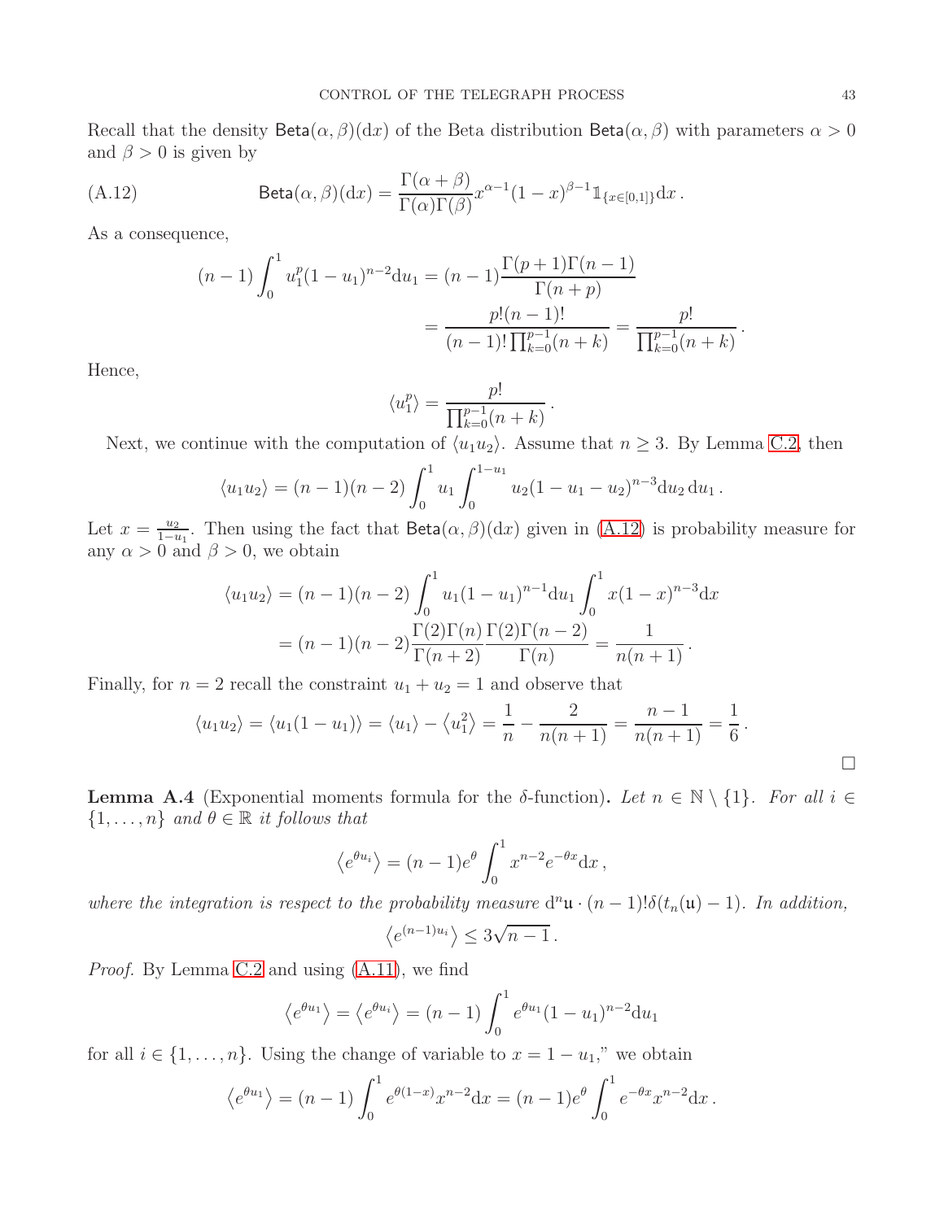Recall that the density $\mathsf{Beta}(\alpha,\beta)(\mathrm{d}x)$ of the Beta distribution $\mathsf{Beta}(\alpha,\beta)$ with parameters $\alpha > 0$ and $\beta > 0$ is given by

$$\mathsf{Beta}(\alpha,\beta)(\mathrm{d}x) = \frac{\Gamma(\alpha+\beta)}{\Gamma(\alpha)\Gamma(\beta)} x^{\alpha-1}(1-x)^{\beta-1}\mathbb{1}_{\{x\in[0,1]\}}\mathrm{d}x\,. \tag{A.12}$$

As a consequence,

$$\begin{aligned}
(n-1)\int_0^1 u_1^p(1-u_1)^{n-2}\mathrm{d}u_1 &= (n-1)\frac{\Gamma(p+1)\Gamma(n-1)}{\Gamma(n+p)} \\
&= \frac{p!(n-1)!}{(n-1)!\prod_{k=0}^{p-1}(n+k)} = \frac{p!}{\prod_{k=0}^{p-1}(n+k)}\,.
\end{aligned}$$

Hence,

$$\langle u_1^p \rangle = \frac{p!}{\prod_{k=0}^{p-1}(n+k)}\,.$$

Next, we continue with the computation of $\langle u_1 u_2\rangle$. Assume that $n \geq 3$. By Lemma C.2, then

$$\langle u_1 u_2 \rangle = (n-1)(n-2)\int_0^1 u_1 \int_0^{1-u_1} u_2(1-u_1-u_2)^{n-3}\mathrm{d}u_2\,\mathrm{d}u_1\,.$$

Let $x = \frac{u_2}{1-u_1}$. Then using the fact that $\mathsf{Beta}(\alpha,\beta)(\mathrm{d}x)$ given in (A.12) is probability measure for any $\alpha > 0$ and $\beta > 0$, we obtain

$$\begin{aligned}
\langle u_1 u_2 \rangle &= (n-1)(n-2)\int_0^1 u_1(1-u_1)^{n-1}\mathrm{d}u_1 \int_0^1 x(1-x)^{n-3}\mathrm{d}x \\
&= (n-1)(n-2)\frac{\Gamma(2)\Gamma(n)}{\Gamma(n+2)}\frac{\Gamma(2)\Gamma(n-2)}{\Gamma(n)} = \frac{1}{n(n+1)}\,.
\end{aligned}$$

Finally, for $n = 2$ recall the constraint $u_1 + u_2 = 1$ and observe that

$$\langle u_1 u_2 \rangle = \langle u_1(1-u_1)\rangle = \langle u_1 \rangle - \left\langle u_1^2 \right\rangle = \frac{1}{n} - \frac{2}{n(n+1)} = \frac{n-1}{n(n+1)} = \frac{1}{6}\,.$$

□

**Lemma A.4** (Exponential moments formula for the $\delta$-function)**.** *Let $n \in \mathbb{N}\setminus\{1\}$. For all $i \in \{1,\ldots,n\}$ and $\theta \in \mathbb{R}$ it follows that*

$$\left\langle e^{\theta u_i}\right\rangle = (n-1)e^{\theta}\int_0^1 x^{n-2}e^{-\theta x}\mathrm{d}x\,,$$

*where the integration is respect to the probability measure $\mathrm{d}^n\mathfrak{u}\cdot(n-1)!\delta(t_n(\mathfrak{u})-1)$. In addition,*

$$\left\langle e^{(n-1)u_i}\right\rangle \leq 3\sqrt{n-1}\,.$$

*Proof.* By Lemma C.2 and using (A.11), we find

$$\left\langle e^{\theta u_1}\right\rangle = \left\langle e^{\theta u_i}\right\rangle = (n-1)\int_0^1 e^{\theta u_1}(1-u_1)^{n-2}\mathrm{d}u_1$$

for all $i \in \{1,\ldots,n\}$. Using the change of variable to $x = 1-u_1$," we obtain

$$\left\langle e^{\theta u_1}\right\rangle = (n-1)\int_0^1 e^{\theta(1-x)}x^{n-2}\mathrm{d}x = (n-1)e^{\theta}\int_0^1 e^{-\theta x}x^{n-2}\mathrm{d}x\,.$$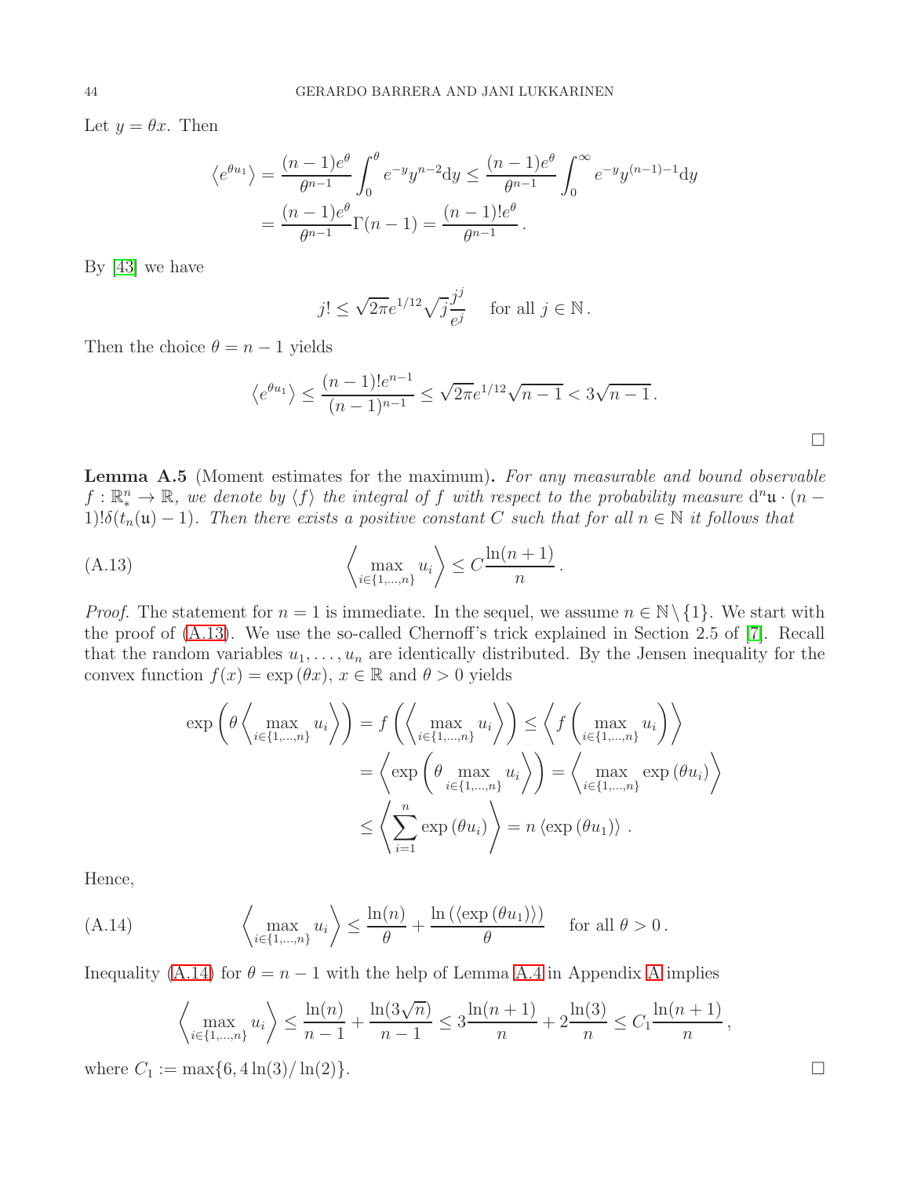Let $y = \theta x$. Then

$$
\begin{aligned}
\left\langle e^{\theta u_1} \right\rangle &= \frac{(n-1)e^{\theta}}{\theta^{n-1}} \int_0^{\theta} e^{-y} y^{n-2} \mathrm{d}y \leq \frac{(n-1)e^{\theta}}{\theta^{n-1}} \int_0^{\infty} e^{-y} y^{(n-1)-1} \mathrm{d}y \\
&= \frac{(n-1)e^{\theta}}{\theta^{n-1}} \Gamma(n-1) = \frac{(n-1)! e^{\theta}}{\theta^{n-1}}.
\end{aligned}
$$

By [43] we have

$$
j! \leq \sqrt{2\pi} e^{1/12} \sqrt{j} \frac{j^j}{e^j} \quad \text{for all } j \in \mathbb{N}.
$$

Then the choice $\theta = n - 1$ yields

$$
\left\langle e^{\theta u_1} \right\rangle \leq \frac{(n-1)! e^{n-1}}{(n-1)^{n-1}} \leq \sqrt{2\pi} e^{1/12} \sqrt{n-1} < 3\sqrt{n-1}.
$$

□

**Lemma A.5** (Moment estimates for the maximum)**.** *For any measurable and bound observable $f : \mathbb{R}^n_* \to \mathbb{R}$, we denote by $\langle f \rangle$ the integral of $f$ with respect to the probability measure $\mathrm{d}^n \mathfrak{u} \cdot (n-1)! \delta(t_n(\mathfrak{u}) - 1)$. Then there exists a positive constant $C$ such that for all $n \in \mathbb{N}$ it follows that*

$$
\left\langle \max_{i \in \{1,\ldots,n\}} u_i \right\rangle \leq C \frac{\ln(n+1)}{n}. \tag{A.13}
$$

*Proof.* The statement for $n = 1$ is immediate. In the sequel, we assume $n \in \mathbb{N} \setminus \{1\}$. We start with the proof of (A.13). We use the so-called Chernoff's trick explained in Section 2.5 of [7]. Recall that the random variables $u_1, \ldots, u_n$ are identically distributed. By the Jensen inequality for the convex function $f(x) = \exp(\theta x)$, $x \in \mathbb{R}$ and $\theta > 0$ yields

$$
\begin{aligned}
\exp\left(\theta \left\langle \max_{i \in \{1,\ldots,n\}} u_i \right\rangle\right) &= f\left(\left\langle \max_{i \in \{1,\ldots,n\}} u_i \right\rangle\right) \leq \left\langle f\left(\max_{i \in \{1,\ldots,n\}} u_i\right) \right\rangle \\
&= \left\langle \exp\left(\theta \max_{i \in \{1,\ldots,n\}} u_i\right) \right\rangle = \left\langle \max_{i \in \{1,\ldots,n\}} \exp(\theta u_i) \right\rangle \\
&\leq \left\langle \sum_{i=1}^{n} \exp(\theta u_i) \right\rangle = n \left\langle \exp(\theta u_1) \right\rangle.
\end{aligned}
$$

Hence,

$$
\left\langle \max_{i \in \{1,\ldots,n\}} u_i \right\rangle \leq \frac{\ln(n)}{\theta} + \frac{\ln\left(\langle \exp(\theta u_1) \rangle\right)}{\theta} \quad \text{for all } \theta > 0. \tag{A.14}
$$

Inequality (A.14) for $\theta = n - 1$ with the help of Lemma A.4 in Appendix A implies

$$
\left\langle \max_{i \in \{1,\ldots,n\}} u_i \right\rangle \leq \frac{\ln(n)}{n-1} + \frac{\ln(3\sqrt{n})}{n-1} \leq 3 \frac{\ln(n+1)}{n} + 2 \frac{\ln(3)}{n} \leq C_1 \frac{\ln(n+1)}{n},
$$

where $C_1 := \max\{6, 4\ln(3)/\ln(2)\}$. □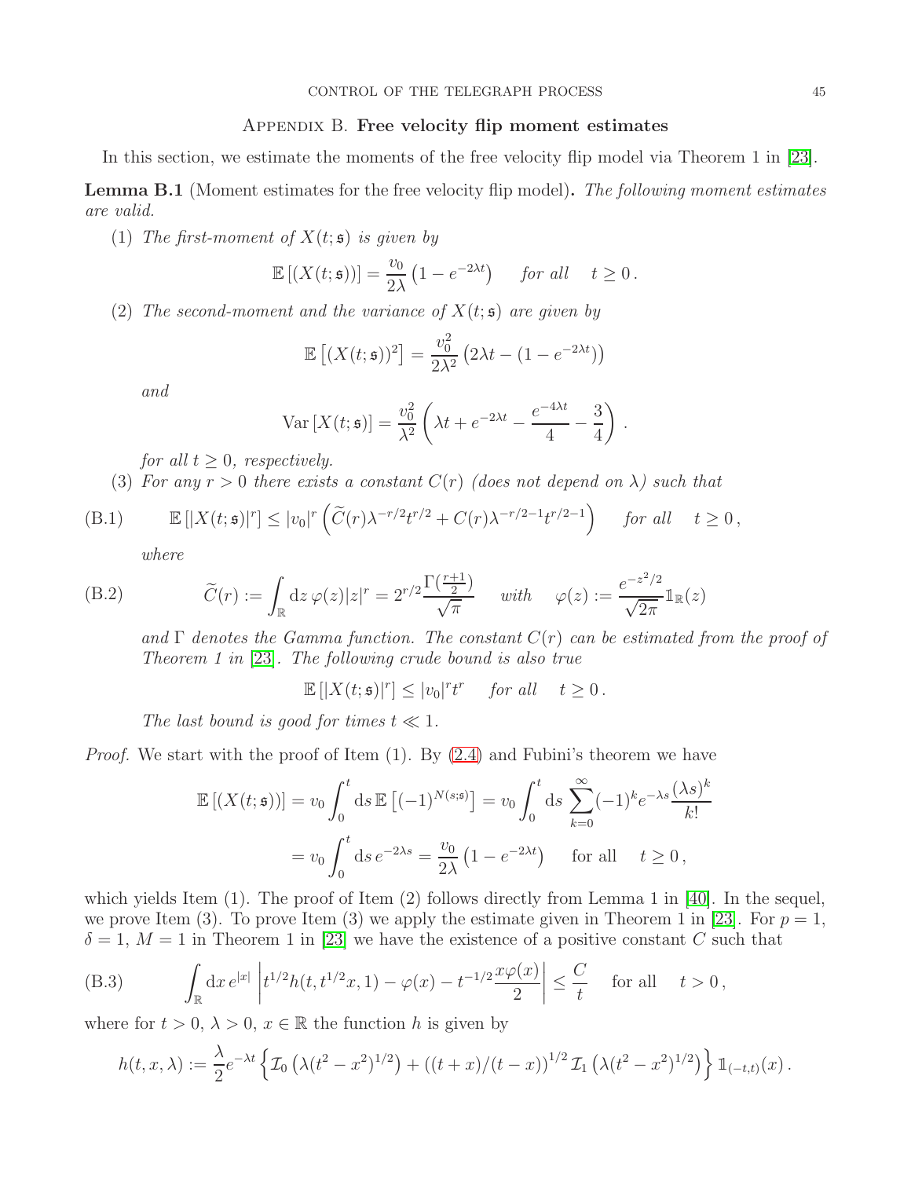## Appendix B. Free velocity flip moment estimates

In this section, we estimate the moments of the free velocity flip model via Theorem 1 in [23].

**Lemma B.1** (Moment estimates for the free velocity flip model)**.** *The following moment estimates are valid.*

(1) *The first-moment of $X(t;\mathfrak{s})$ is given by*

$$\mathbb{E}\left[(X(t;\mathfrak{s}))\right] = \frac{v_0}{2\lambda}\left(1-e^{-2\lambda t}\right) \quad \text{for all} \quad t\geq 0\,.$$

(2) *The second-moment and the variance of $X(t;\mathfrak{s})$ are given by*

$$\mathbb{E}\left[(X(t;\mathfrak{s}))^2\right] = \frac{v_0^2}{2\lambda^2}\left(2\lambda t - (1-e^{-2\lambda t})\right)$$

*and*

$$\operatorname{Var}\left[X(t;\mathfrak{s})\right] = \frac{v_0^2}{\lambda^2}\left(\lambda t + e^{-2\lambda t} - \frac{e^{-4\lambda t}}{4} - \frac{3}{4}\right).$$

*for all $t\geq 0$, respectively.*

(3) *For any $r>0$ there exists a constant $C(r)$ (does not depend on $\lambda$) such that*

$$\mathbb{E}\left[|X(t;\mathfrak{s})|^r\right] \leq |v_0|^r\left(\widetilde{C}(r)\lambda^{-r/2}t^{r/2} + C(r)\lambda^{-r/2-1}t^{r/2-1}\right) \quad \text{for all} \quad t\geq 0\,, \tag{B.1}$$

*where*

$$\widetilde{C}(r) := \int_{\mathbb{R}} \mathrm{d}z\, \varphi(z)|z|^r = 2^{r/2}\frac{\Gamma(\frac{r+1}{2})}{\sqrt{\pi}} \quad \text{with} \quad \varphi(z) := \frac{e^{-z^2/2}}{\sqrt{2\pi}}\mathbb{1}_{\mathbb{R}}(z) \tag{B.2}$$

*and $\Gamma$ denotes the Gamma function. The constant $C(r)$ can be estimated from the proof of Theorem 1 in [23]. The following crude bound is also true*

$$\mathbb{E}\left[|X(t;\mathfrak{s})|^r\right] \leq |v_0|^r t^r \quad \text{for all} \quad t\geq 0\,.$$

*The last bound is good for times $t\ll 1$.*

*Proof.* We start with the proof of Item (1). By (2.4) and Fubini's theorem we have

$$\begin{aligned}
\mathbb{E}\left[(X(t;\mathfrak{s}))\right] &= v_0\int_0^t \mathrm{d}s\, \mathbb{E}\left[(-1)^{N(s;\mathfrak{s})}\right] = v_0\int_0^t \mathrm{d}s\, \sum_{k=0}^{\infty}(-1)^k e^{-\lambda s}\frac{(\lambda s)^k}{k!} \\
&= v_0\int_0^t \mathrm{d}s\, e^{-2\lambda s} = \frac{v_0}{2\lambda}\left(1-e^{-2\lambda t}\right) \quad \text{for all} \quad t\geq 0\,,
\end{aligned}$$

which yields Item (1). The proof of Item (2) follows directly from Lemma 1 in [40]. In the sequel, we prove Item (3). To prove Item (3) we apply the estimate given in Theorem 1 in [23]. For $p=1$, $\delta=1$, $M=1$ in Theorem 1 in [23] we have the existence of a positive constant $C$ such that

$$\int_{\mathbb{R}} \mathrm{d}x\, e^{|x|}\left|t^{1/2}h(t,t^{1/2}x,1) - \varphi(x) - t^{-1/2}\frac{x\varphi(x)}{2}\right| \leq \frac{C}{t} \quad \text{for all} \quad t>0\,, \tag{B.3}$$

where for $t>0$, $\lambda>0$, $x\in\mathbb{R}$ the function $h$ is given by

$$h(t,x,\lambda) := \frac{\lambda}{2}e^{-\lambda t}\left\{\mathcal{I}_0\left(\lambda(t^2-x^2)^{1/2}\right) + ((t+x)/(t-x))^{1/2}\,\mathcal{I}_1\left(\lambda(t^2-x^2)^{1/2}\right)\right\}\mathbb{1}_{(-t,t)}(x)\,.$$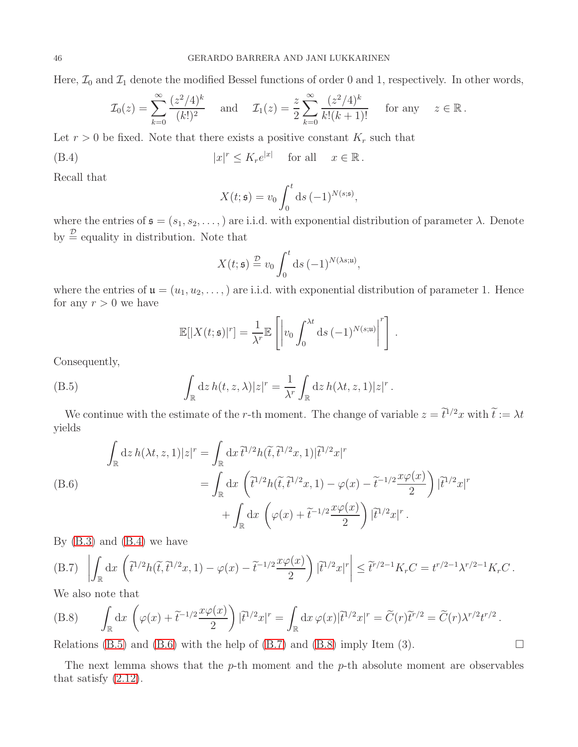Here, $\mathcal{I}_0$ and $\mathcal{I}_1$ denote the modified Bessel functions of order 0 and 1, respectively. In other words,

$$\mathcal{I}_0(z) = \sum_{k=0}^{\infty} \frac{(z^2/4)^k}{(k!)^2} \quad \text{and} \quad \mathcal{I}_1(z) = \frac{z}{2}\sum_{k=0}^{\infty} \frac{(z^2/4)^k}{k!(k+1)!} \quad \text{for any} \quad z \in \mathbb{R}\,.$$

Let $r > 0$ be fixed. Note that there exists a positive constant $K_r$ such that

$$|x|^r \leq K_r e^{|x|} \quad \text{for all} \quad x \in \mathbb{R}\,. \tag{B.4}$$

Recall that

$$X(t;\mathfrak{s}) = v_0 \int_0^t \mathrm{d}s\, (-1)^{N(s;\mathfrak{s})},$$

where the entries of $\mathfrak{s} = (s_1, s_2, \ldots,)$ are i.i.d. with exponential distribution of parameter $\lambda$. Denote by $\stackrel{\mathcal{D}}{=}$ equality in distribution. Note that

$$X(t;\mathfrak{s}) \stackrel{\mathcal{D}}{=} v_0 \int_0^t \mathrm{d}s\, (-1)^{N(\lambda s;\mathfrak{u})},$$

where the entries of $\mathfrak{u} = (u_1, u_2, \ldots,)$ are i.i.d. with exponential distribution of parameter 1. Hence for any $r > 0$ we have

$$\mathbb{E}[|X(t;\mathfrak{s})|^r] = \frac{1}{\lambda^r}\mathbb{E}\left[\left|v_0 \int_0^{\lambda t} \mathrm{d}s\, (-1)^{N(s;\mathfrak{u})}\right|^r\right].$$

Consequently,

$$\int_{\mathbb{R}} \mathrm{d}z\, h(t,z,\lambda)|z|^r = \frac{1}{\lambda^r}\int_{\mathbb{R}} \mathrm{d}z\, h(\lambda t, z, 1)|z|^r\,. \tag{B.5}$$

We continue with the estimate of the $r$-th moment. The change of variable $z = \widetilde{t}^{1/2}x$ with $\widetilde{t} := \lambda t$ yields

$$\begin{aligned}
\int_{\mathbb{R}} \mathrm{d}z\, h(\lambda t, z, 1)|z|^r &= \int_{\mathbb{R}} \mathrm{d}x\, \widetilde{t}^{1/2} h(\widetilde{t}, \widetilde{t}^{1/2}x, 1)|\widetilde{t}^{1/2}x|^r \\
&= \int_{\mathbb{R}} \mathrm{d}x\, \left(\widetilde{t}^{1/2} h(\widetilde{t}, \widetilde{t}^{1/2}x, 1) - \varphi(x) - \widetilde{t}^{-1/2}\frac{x\varphi(x)}{2}\right)|\widetilde{t}^{1/2}x|^r \\
&\quad + \int_{\mathbb{R}} \mathrm{d}x\, \left(\varphi(x) + \widetilde{t}^{-1/2}\frac{x\varphi(x)}{2}\right)|\widetilde{t}^{1/2}x|^r\,.
\end{aligned} \tag{B.6}$$

By (B.3) and (B.4) we have

$$\left|\int_{\mathbb{R}} \mathrm{d}x\, \left(\widetilde{t}^{1/2} h(\widetilde{t}, \widetilde{t}^{1/2}x, 1) - \varphi(x) - \widetilde{t}^{-1/2}\frac{x\varphi(x)}{2}\right)|\widetilde{t}^{1/2}x|^r\right| \leq \widetilde{t}^{r/2-1}K_r C = t^{r/2-1}\lambda^{r/2-1}K_r C\,. \tag{B.7}$$

We also note that

$$\int_{\mathbb{R}} \mathrm{d}x\, \left(\varphi(x) + \widetilde{t}^{-1/2}\frac{x\varphi(x)}{2}\right)|\widetilde{t}^{1/2}x|^r = \int_{\mathbb{R}} \mathrm{d}x\, \varphi(x)|\widetilde{t}^{1/2}x|^r = \widetilde{C}(r)\widetilde{t}^{r/2} = \widetilde{C}(r)\lambda^{r/2}t^{r/2}\,. \tag{B.8}$$

Relations (B.5) and (B.6) with the help of (B.7) and (B.8) imply Item (3). □

The next lemma shows that the $p$-th moment and the $p$-th absolute moment are observables that satisfy (2.12).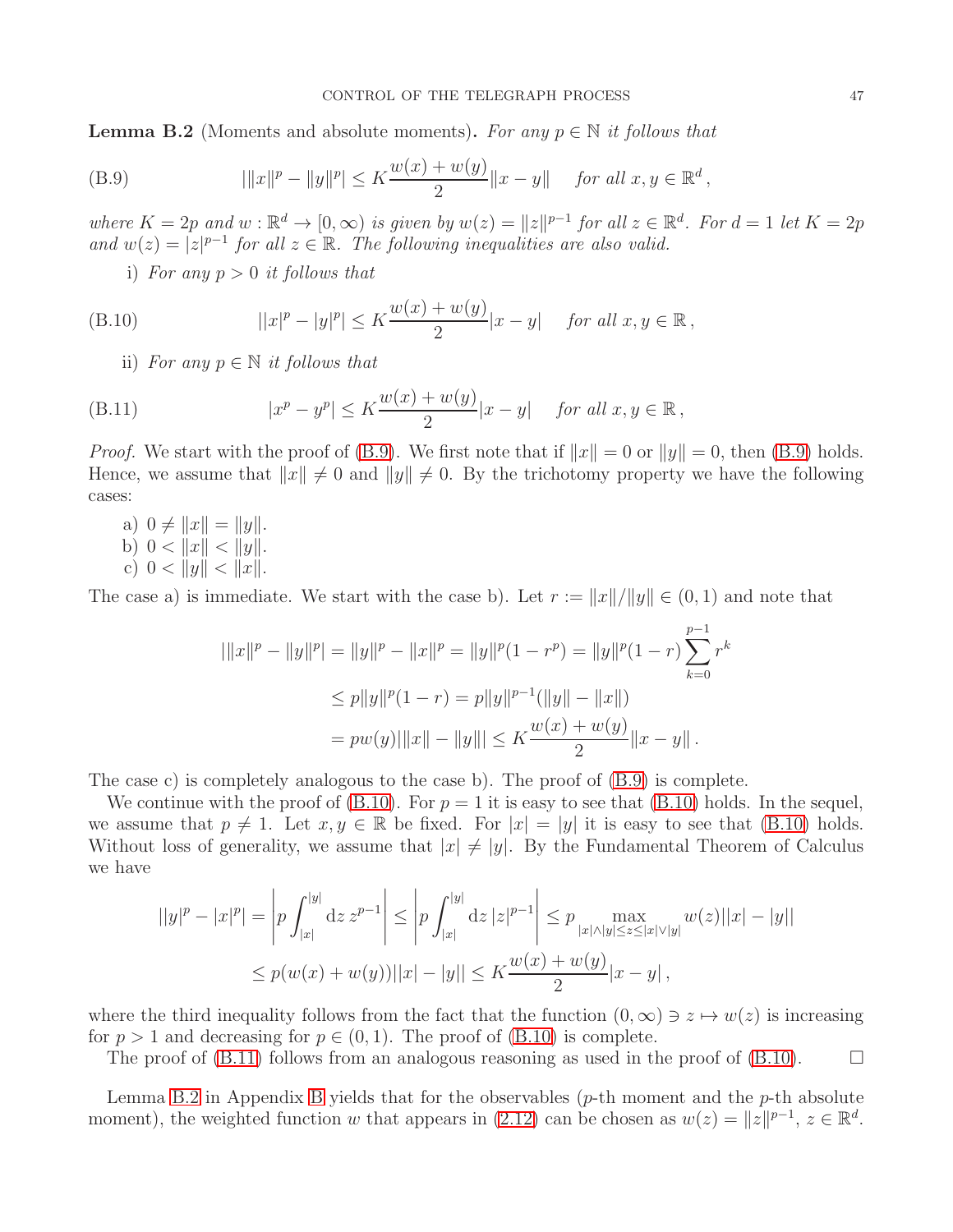**Lemma B.2** (Moments and absolute moments)**.** *For any $p \in \mathbb{N}$ it follows that*

$$
\big|\|x\|^p - \|y\|^p\big| \leq K\frac{w(x)+w(y)}{2}\|x-y\| \quad \textit{for all } x,y \in \mathbb{R}^d\,, \tag{B.9}
$$

*where $K = 2p$ and $w : \mathbb{R}^d \to [0,\infty)$ is given by $w(z) = \|z\|^{p-1}$ for all $z \in \mathbb{R}^d$. For $d = 1$ let $K = 2p$ and $w(z) = |z|^{p-1}$ for all $z \in \mathbb{R}$. The following inequalities are also valid.*

i) *For any $p > 0$ it follows that*

$$
\big||x|^p - |y|^p\big| \leq K\frac{w(x)+w(y)}{2}|x-y| \quad \textit{for all } x,y \in \mathbb{R}\,, \tag{B.10}
$$

ii) *For any $p \in \mathbb{N}$ it follows that*

$$
|x^p - y^p| \leq K\frac{w(x)+w(y)}{2}|x-y| \quad \textit{for all } x,y \in \mathbb{R}\,, \tag{B.11}
$$

*Proof.* We start with the proof of (B.9). We first note that if $\|x\| = 0$ or $\|y\| = 0$, then (B.9) holds. Hence, we assume that $\|x\| \neq 0$ and $\|y\| \neq 0$. By the trichotomy property we have the following cases:

a) $0 \neq \|x\| = \|y\|$.
b) $0 < \|x\| < \|y\|$.
c) $0 < \|y\| < \|x\|$.

The case a) is immediate. We start with the case b). Let $r := \|x\|/\|y\| \in (0,1)$ and note that

$$
\begin{aligned}
\big|\|x\|^p - \|y\|^p\big| = \|y\|^p - \|x\|^p = \|y\|^p(1-r^p) &= \|y\|^p(1-r)\sum_{k=0}^{p-1} r^k \\
&\leq p\|y\|^p(1-r) = p\|y\|^{p-1}(\|y\| - \|x\|) \\
&= pw(y)\big|\|x\| - \|y\|\big| \leq K\frac{w(x)+w(y)}{2}\|x-y\|\,.
\end{aligned}
$$

The case c) is completely analogous to the case b). The proof of (B.9) is complete.

We continue with the proof of (B.10). For $p = 1$ it is easy to see that (B.10) holds. In the sequel, we assume that $p \neq 1$. Let $x, y \in \mathbb{R}$ be fixed. For $|x| = |y|$ it is easy to see that (B.10) holds. Without loss of generality, we assume that $|x| \neq |y|$. By the Fundamental Theorem of Calculus we have

$$
\begin{aligned}
\big||y|^p - |x|^p\big| = \left| p\int_{|x|}^{|y|} \mathrm{d}z\, z^{p-1}\right| \leq \left| p\int_{|x|}^{|y|} \mathrm{d}z\, |z|^{p-1}\right| &\leq p \max_{|x|\wedge|y| \leq z \leq |x|\vee|y|} w(z)\big||x| - |y|\big| \\
&\leq p(w(x)+w(y))\big||x|-|y|\big| \leq K\frac{w(x)+w(y)}{2}|x-y|\,,
\end{aligned}
$$

where the third inequality follows from the fact that the function $(0,\infty) \ni z \mapsto w(z)$ is increasing for $p > 1$ and decreasing for $p \in (0,1)$. The proof of (B.10) is complete.

The proof of (B.11) follows from an analogous reasoning as used in the proof of (B.10). $\square$

Lemma B.2 in Appendix B yields that for the observables ($p$-th moment and the $p$-th absolute moment), the weighted function $w$ that appears in (2.12) can be chosen as $w(z) = \|z\|^{p-1}$, $z \in \mathbb{R}^d$.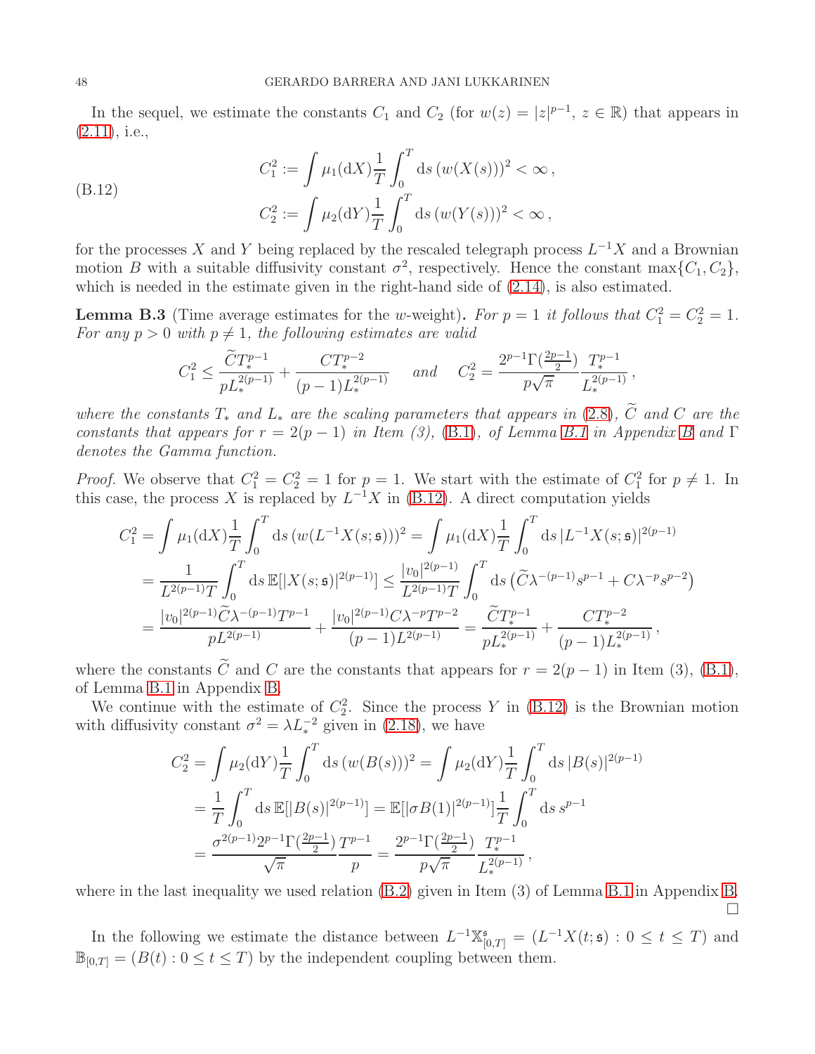In the sequel, we estimate the constants $C_1$ and $C_2$ (for $w(z) = |z|^{p-1}$, $z \in \mathbb{R}$) that appears in (2.11), i.e.,

$$
\begin{aligned}
C_1^2 &:= \int \mu_1(\mathrm{d}X)\frac{1}{T}\int_0^T \mathrm{d}s\,(w(X(s)))^2 < \infty\,,\\
C_2^2 &:= \int \mu_2(\mathrm{d}Y)\frac{1}{T}\int_0^T \mathrm{d}s\,(w(Y(s)))^2 < \infty\,,
\end{aligned}
\tag{B.12}
$$

for the processes $X$ and $Y$ being replaced by the rescaled telegraph process $L^{-1}X$ and a Brownian motion $B$ with a suitable diffusivity constant $\sigma^2$, respectively. Hence the constant $\max\{C_1, C_2\}$, which is needed in the estimate given in the right-hand side of (2.14), is also estimated.

**Lemma B.3** (Time average estimates for the $w$-weight)**.** *For $p = 1$ it follows that $C_1^2 = C_2^2 = 1$. For any $p > 0$ with $p \neq 1$, the following estimates are valid*

$$
C_1^2 \leq \frac{\widetilde{C}T_*^{p-1}}{pL_*^{2(p-1)}} + \frac{CT_*^{p-2}}{(p-1)L_*^{2(p-1)}} \quad \text{and} \quad C_2^2 = \frac{2^{p-1}\Gamma(\frac{2p-1}{2})}{p\sqrt{\pi}}\frac{T_*^{p-1}}{L_*^{2(p-1)}}\,,
$$

*where the constants $T_*$ and $L_*$ are the scaling parameters that appears in (2.8), $\widetilde{C}$ and $C$ are the constants that appears for $r = 2(p-1)$ in Item (3), (B.1), of Lemma B.1 in Appendix B and $\Gamma$ denotes the Gamma function.*

*Proof.* We observe that $C_1^2 = C_2^2 = 1$ for $p = 1$. We start with the estimate of $C_1^2$ for $p \neq 1$. In this case, the process $X$ is replaced by $L^{-1}X$ in (B.12). A direct computation yields

$$
\begin{aligned}
C_1^2 &= \int \mu_1(\mathrm{d}X)\frac{1}{T}\int_0^T \mathrm{d}s\,(w(L^{-1}X(s;\mathfrak{s})))^2 = \int \mu_1(\mathrm{d}X)\frac{1}{T}\int_0^T \mathrm{d}s\,|L^{-1}X(s;\mathfrak{s})|^{2(p-1)}\\
&= \frac{1}{L^{2(p-1)}T}\int_0^T \mathrm{d}s\,\mathbb{E}[|X(s;\mathfrak{s})|^{2(p-1)}] \leq \frac{|v_0|^{2(p-1)}}{L^{2(p-1)}T}\int_0^T \mathrm{d}s\left(\widetilde{C}\lambda^{-(p-1)}s^{p-1} + C\lambda^{-p}s^{p-2}\right)\\
&= \frac{|v_0|^{2(p-1)}\widetilde{C}\lambda^{-(p-1)}T^{p-1}}{pL^{2(p-1)}} + \frac{|v_0|^{2(p-1)}C\lambda^{-p}T^{p-2}}{(p-1)L^{2(p-1)}} = \frac{\widetilde{C}T_*^{p-1}}{pL_*^{2(p-1)}} + \frac{CT_*^{p-2}}{(p-1)L_*^{2(p-1)}}\,,
\end{aligned}
$$

where the constants $\widetilde{C}$ and $C$ are the constants that appears for $r = 2(p-1)$ in Item (3), (B.1), of Lemma B.1 in Appendix B.

We continue with the estimate of $C_2^2$. Since the process $Y$ in (B.12) is the Brownian motion with diffusivity constant $\sigma^2 = \lambda L_*^{-2}$ given in (2.18), we have

$$
\begin{aligned}
C_2^2 &= \int \mu_2(\mathrm{d}Y)\frac{1}{T}\int_0^T \mathrm{d}s\,(w(B(s)))^2 = \int \mu_2(\mathrm{d}Y)\frac{1}{T}\int_0^T \mathrm{d}s\,|B(s)|^{2(p-1)}\\
&= \frac{1}{T}\int_0^T \mathrm{d}s\,\mathbb{E}[|B(s)|^{2(p-1)}] = \mathbb{E}[|\sigma B(1)|^{2(p-1)}]\frac{1}{T}\int_0^T \mathrm{d}s\,s^{p-1}\\
&= \frac{\sigma^{2(p-1)}2^{p-1}\Gamma(\frac{2p-1}{2})}{\sqrt{\pi}}\frac{T^{p-1}}{p} = \frac{2^{p-1}\Gamma(\frac{2p-1}{2})}{p\sqrt{\pi}}\frac{T_*^{p-1}}{L_*^{2(p-1)}}\,,
\end{aligned}
$$

where in the last inequality we used relation (B.2) given in Item (3) of Lemma B.1 in Appendix B. □

In the following we estimate the distance between $L^{-1}\mathbb{X}^{\mathfrak{s}}_{[0,T]} = (L^{-1}X(t;\mathfrak{s}) : 0 \leq t \leq T)$ and $\mathbb{B}_{[0,T]} = (B(t) : 0 \leq t \leq T)$ by the independent coupling between them.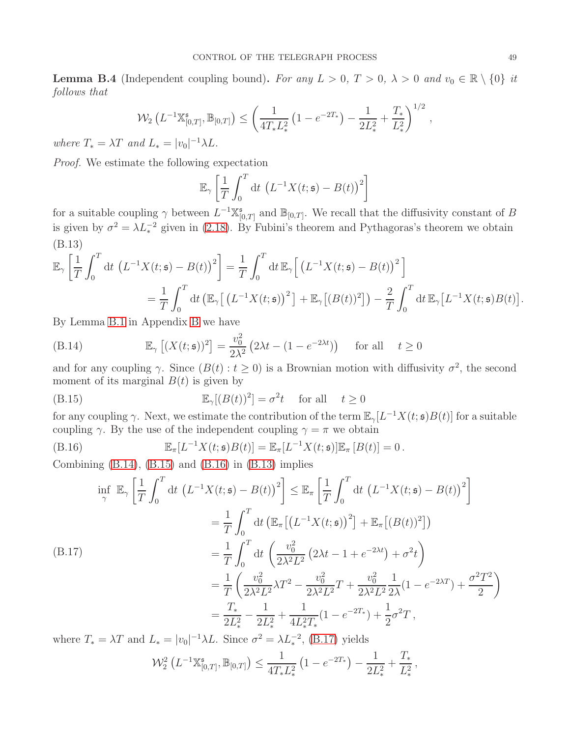**Lemma B.4** (Independent coupling bound)**.** *For any $L > 0$, $T > 0$, $\lambda > 0$ and $v_0 \in \mathbb{R} \setminus \{0\}$ it follows that*

$$\mathcal{W}_2\left(L^{-1}\mathbb{X}^{\mathfrak{s}}_{[0,T]}, \mathbb{B}_{[0,T]}\right) \leq \left(\frac{1}{4T_* L_*^2}\left(1 - e^{-2T_*}\right) - \frac{1}{2L_*^2} + \frac{T_*}{L_*^2}\right)^{1/2},$$

*where $T_* = \lambda T$ and $L_* = |v_0|^{-1}\lambda L$.*

*Proof.* We estimate the following expectation

$$\mathbb{E}_\gamma\left[\frac{1}{T}\int_0^T \mathrm{d}t\, \left(L^{-1}X(t;\mathfrak{s}) - B(t)\right)^2\right]$$

for a suitable coupling $\gamma$ between $L^{-1}\mathbb{X}^{\mathfrak{s}}_{[0,T]}$ and $\mathbb{B}_{[0,T]}$. We recall that the diffusivity constant of $B$ is given by $\sigma^2 = \lambda L_*^{-2}$ given in (2.18). By Fubini's theorem and Pythagoras's theorem we obtain

(B.13)
$$\begin{aligned}
\mathbb{E}_\gamma\left[\frac{1}{T}\int_0^T \mathrm{d}t\, \left(L^{-1}X(t;\mathfrak{s}) - B(t)\right)^2\right] &= \frac{1}{T}\int_0^T \mathrm{d}t\, \mathbb{E}_\gamma\Big[\left(L^{-1}X(t;\mathfrak{s}) - B(t)\right)^2\Big] \\
&= \frac{1}{T}\int_0^T \mathrm{d}t\left(\mathbb{E}_\gamma\big[\left(L^{-1}X(t;\mathfrak{s})\right)^2\big] + \mathbb{E}_\gamma\big[(B(t))^2\big]\right) - \frac{2}{T}\int_0^T \mathrm{d}t\, \mathbb{E}_\gamma\big[L^{-1}X(t;\mathfrak{s})B(t)\big].
\end{aligned}$$

By Lemma B.1 in Appendix B we have

$$\mathbb{E}_\gamma\left[(X(t;\mathfrak{s}))^2\right] = \frac{v_0^2}{2\lambda^2}\left(2\lambda t - (1 - e^{-2\lambda t})\right) \quad \text{for all} \quad t \geq 0 \tag{B.14}$$

and for any coupling $\gamma$. Since $(B(t) : t \geq 0)$ is a Brownian motion with diffusivity $\sigma^2$, the second moment of its marginal $B(t)$ is given by

$$\mathbb{E}_\gamma[(B(t))^2] = \sigma^2 t \quad \text{for all} \quad t \geq 0 \tag{B.15}$$

for any coupling $\gamma$. Next, we estimate the contribution of the term $\mathbb{E}_\gamma[L^{-1}X(t;\mathfrak{s})B(t)]$ for a suitable coupling $\gamma$. By the use of the independent coupling $\gamma = \pi$ we obtain

$$\mathbb{E}_\pi[L^{-1}X(t;\mathfrak{s})B(t)] = \mathbb{E}_\pi[L^{-1}X(t;\mathfrak{s})]\mathbb{E}_\pi\left[B(t)\right] = 0\,. \tag{B.16}$$

Combining (B.14), (B.15) and (B.16) in (B.13) implies

(B.17)
$$\begin{aligned}
\inf_\gamma\ \mathbb{E}_\gamma\left[\frac{1}{T}\int_0^T \mathrm{d}t\, \left(L^{-1}X(t;\mathfrak{s}) - B(t)\right)^2\right] &\leq \mathbb{E}_\pi\left[\frac{1}{T}\int_0^T \mathrm{d}t\, \left(L^{-1}X(t;\mathfrak{s}) - B(t)\right)^2\right] \\
&= \frac{1}{T}\int_0^T \mathrm{d}t\left(\mathbb{E}_\pi\big[\left(L^{-1}X(t;\mathfrak{s})\right)^2\big] + \mathbb{E}_\pi\big[(B(t))^2\big]\right) \\
&= \frac{1}{T}\int_0^T \mathrm{d}t\left(\frac{v_0^2}{2\lambda^2 L^2}\left(2\lambda t - 1 + e^{-2\lambda t}\right) + \sigma^2 t\right) \\
&= \frac{1}{T}\left(\frac{v_0^2}{2\lambda^2 L^2}\lambda T^2 - \frac{v_0^2}{2\lambda^2 L^2}T + \frac{v_0^2}{2\lambda^2 L^2}\frac{1}{2\lambda}(1 - e^{-2\lambda T}) + \frac{\sigma^2 T^2}{2}\right) \\
&= \frac{T_*}{2L_*^2} - \frac{1}{2L_*^2} + \frac{1}{4L_*^2 T_*}(1 - e^{-2T_*}) + \frac{1}{2}\sigma^2 T\,,
\end{aligned}$$

where $T_* = \lambda T$ and $L_* = |v_0|^{-1}\lambda L$. Since $\sigma^2 = \lambda L_*^{-2}$, (B.17) yields

$$\mathcal{W}_2^2\left(L^{-1}\mathbb{X}^{\mathfrak{s}}_{[0,T]}, \mathbb{B}_{[0,T]}\right) \leq \frac{1}{4T_* L_*^2}\left(1 - e^{-2T_*}\right) - \frac{1}{2L_*^2} + \frac{T_*}{L_*^2}\,,$$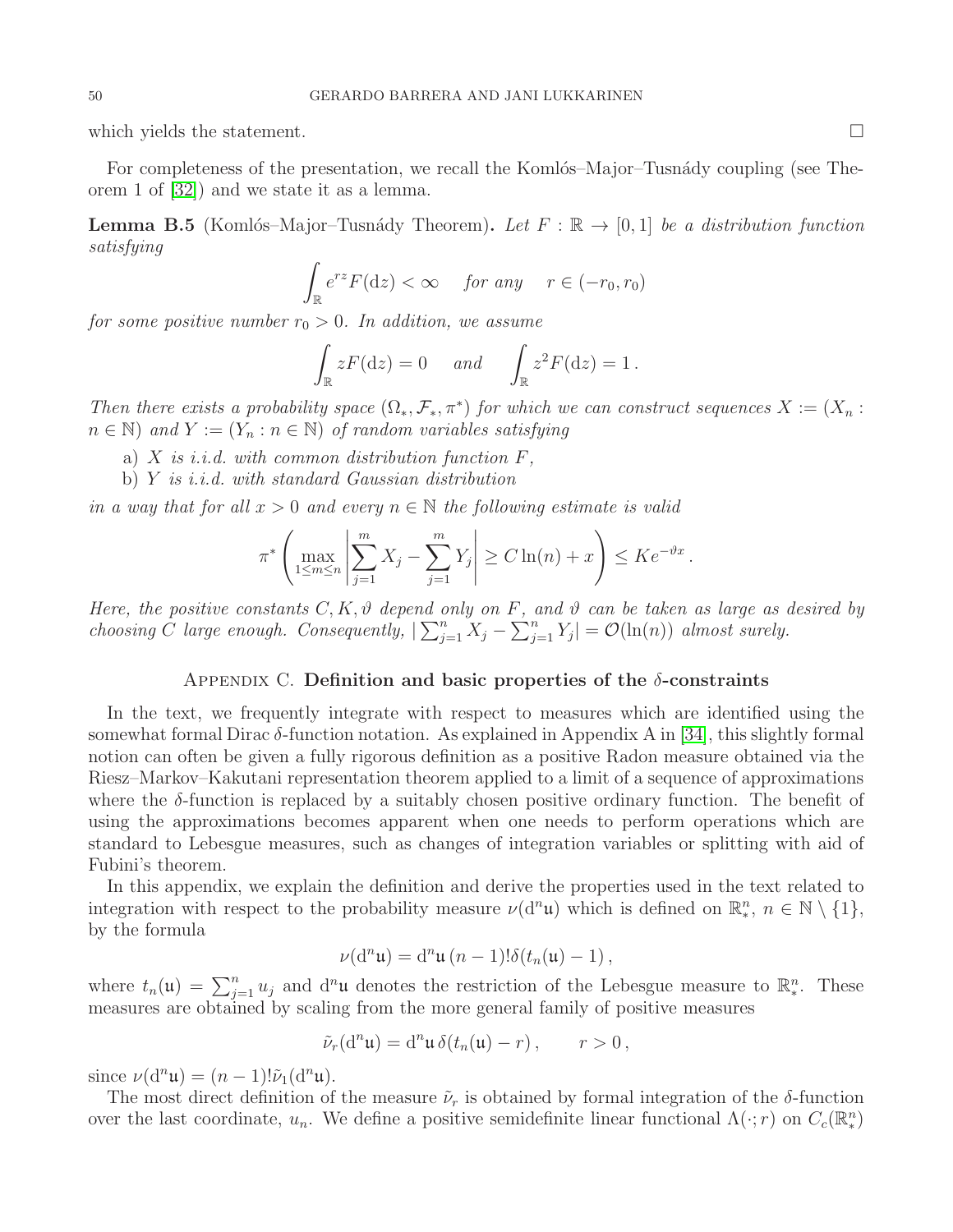which yields the statement. □

For completeness of the presentation, we recall the Komlós–Major–Tusnády coupling (see Theorem 1 of [32]) and we state it as a lemma.

**Lemma B.5** (Komlós–Major–Tusnády Theorem)**.** *Let $F : \mathbb{R} \to [0,1]$ be a distribution function satisfying*

$$\int_{\mathbb{R}} e^{rz} F(\mathrm{d}z) < \infty \quad \text{for any} \quad r \in (-r_0, r_0)$$

*for some positive number $r_0 > 0$. In addition, we assume*

$$\int_{\mathbb{R}} z F(\mathrm{d}z) = 0 \quad \text{and} \quad \int_{\mathbb{R}} z^2 F(\mathrm{d}z) = 1 \,.$$

*Then there exists a probability space $(\Omega_*, \mathcal{F}_*, \pi^*)$ for which we can construct sequences $X := (X_n : n \in \mathbb{N})$ and $Y := (Y_n : n \in \mathbb{N})$ of random variables satisfying*

a) *$X$ is i.i.d. with common distribution function $F$,*
b) *$Y$ is i.i.d. with standard Gaussian distribution*

*in a way that for all $x > 0$ and every $n \in \mathbb{N}$ the following estimate is valid*

$$\pi^* \left( \max_{1 \le m \le n} \left| \sum_{j=1}^{m} X_j - \sum_{j=1}^{m} Y_j \right| \ge C \ln(n) + x \right) \le K e^{-\vartheta x} \,.$$

*Here, the positive constants $C, K, \vartheta$ depend only on $F$, and $\vartheta$ can be taken as large as desired by choosing $C$ large enough. Consequently, $|\sum_{j=1}^{n} X_j - \sum_{j=1}^{n} Y_j| = \mathcal{O}(\ln(n))$ almost surely.*

## Appendix C. Definition and basic properties of the $\delta$-constraints

In the text, we frequently integrate with respect to measures which are identified using the somewhat formal Dirac $\delta$-function notation. As explained in Appendix A in [34], this slightly formal notion can often be given a fully rigorous definition as a positive Radon measure obtained via the Riesz–Markov–Kakutani representation theorem applied to a limit of a sequence of approximations where the $\delta$-function is replaced by a suitably chosen positive ordinary function. The benefit of using the approximations becomes apparent when one needs to perform operations which are standard to Lebesgue measures, such as changes of integration variables or splitting with aid of Fubini's theorem.

In this appendix, we explain the definition and derive the properties used in the text related to integration with respect to the probability measure $\nu(\mathrm{d}^n\mathfrak{u})$ which is defined on $\mathbb{R}^n_*$, $n \in \mathbb{N} \setminus \{1\}$, by the formula

$$\nu(\mathrm{d}^n\mathfrak{u}) = \mathrm{d}^n\mathfrak{u}\,(n-1)!\delta(t_n(\mathfrak{u}) - 1) \,,$$

where $t_n(\mathfrak{u}) = \sum_{j=1}^{n} u_j$ and $\mathrm{d}^n\mathfrak{u}$ denotes the restriction of the Lebesgue measure to $\mathbb{R}^n_*$. These measures are obtained by scaling from the more general family of positive measures

$$\tilde{\nu}_r(\mathrm{d}^n\mathfrak{u}) = \mathrm{d}^n\mathfrak{u}\,\delta(t_n(\mathfrak{u}) - r) \,, \qquad r > 0 \,,$$

since $\nu(\mathrm{d}^n\mathfrak{u}) = (n-1)!\tilde{\nu}_1(\mathrm{d}^n\mathfrak{u})$.

The most direct definition of the measure $\tilde{\nu}_r$ is obtained by formal integration of the $\delta$-function over the last coordinate, $u_n$. We define a positive semidefinite linear functional $\Lambda(\cdot\,; r)$ on $C_c(\mathbb{R}^n_*)$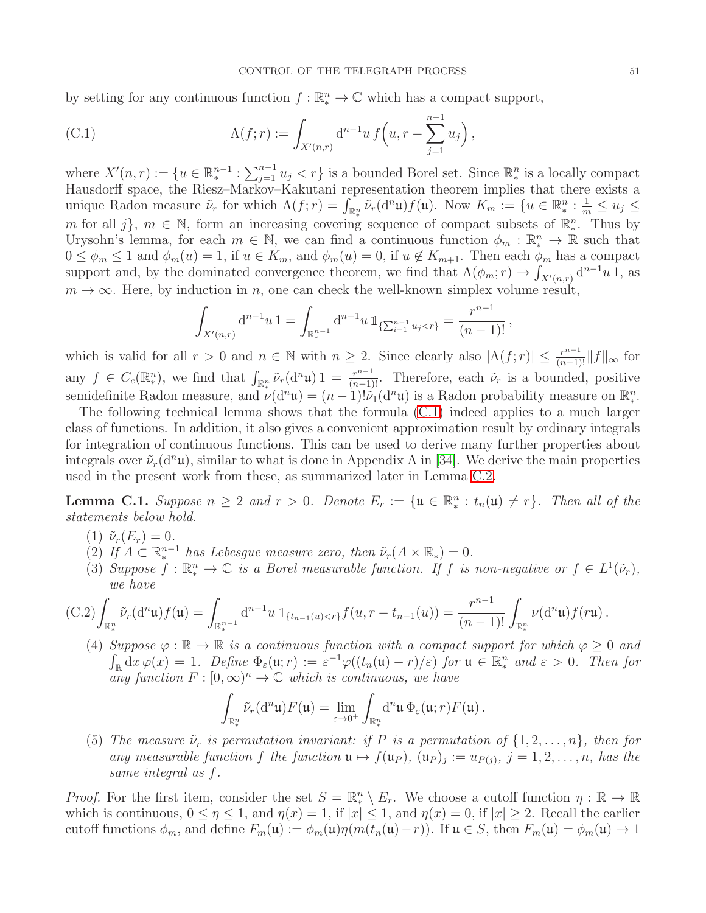by setting for any continuous function $f : \mathbb{R}_*^n \to \mathbb{C}$ which has a compact support,

$$\Lambda(f;r) := \int_{X'(n,r)} \mathrm{d}^{n-1}u\, f\Big(u, r - \sum_{j=1}^{n-1} u_j\Big)\,, \tag{C.1}$$

where $X'(n,r) := \{u \in \mathbb{R}_*^{n-1} : \sum_{j=1}^{n-1} u_j < r\}$ is a bounded Borel set. Since $\mathbb{R}_*^n$ is a locally compact Hausdorff space, the Riesz–Markov–Kakutani representation theorem implies that there exists a unique Radon measure $\tilde{\nu}_r$ for which $\Lambda(f;r) = \int_{\mathbb{R}_*^n} \tilde{\nu}_r(\mathrm{d}^n\mathfrak{u}) f(\mathfrak{u})$. Now $K_m := \{u \in \mathbb{R}_*^n : \frac{1}{m} \le u_j \le m \text{ for all } j\}$, $m \in \mathbb{N}$, form an increasing covering sequence of compact subsets of $\mathbb{R}_*^n$. Thus by Urysohn's lemma, for each $m \in \mathbb{N}$, we can find a continuous function $\phi_m : \mathbb{R}_*^n \to \mathbb{R}$ such that $0 \le \phi_m \le 1$ and $\phi_m(u) = 1$, if $u \in K_m$, and $\phi_m(u) = 0$, if $u \notin K_{m+1}$. Then each $\phi_m$ has a compact support and, by the dominated convergence theorem, we find that $\Lambda(\phi_m; r) \to \int_{X'(n,r)} \mathrm{d}^{n-1}u\, 1$, as $m \to \infty$. Here, by induction in $n$, one can check the well-known simplex volume result,

$$\int_{X'(n,r)} \mathrm{d}^{n-1}u\, 1 = \int_{\mathbb{R}_*^{n-1}} \mathrm{d}^{n-1}u\, \mathbb{1}_{\{\sum_{i=1}^{n-1} u_j < r\}} = \frac{r^{n-1}}{(n-1)!}\,,$$

which is valid for all $r > 0$ and $n \in \mathbb{N}$ with $n \ge 2$. Since clearly also $|\Lambda(f;r)| \le \frac{r^{n-1}}{(n-1)!}\|f\|_\infty$ for any $f \in C_c(\mathbb{R}_*^n)$, we find that $\int_{\mathbb{R}_*^n} \tilde{\nu}_r(\mathrm{d}^n\mathfrak{u})\, 1 = \frac{r^{n-1}}{(n-1)!}$. Therefore, each $\tilde{\nu}_r$ is a bounded, positive semidefinite Radon measure, and $\nu(\mathrm{d}^n\mathfrak{u}) = (n-1)!\tilde{\nu}_1(\mathrm{d}^n\mathfrak{u})$ is a Radon probability measure on $\mathbb{R}_*^n$.

The following technical lemma shows that the formula (C.1) indeed applies to a much larger class of functions. In addition, it also gives a convenient approximation result by ordinary integrals for integration of continuous functions. This can be used to derive many further properties about integrals over $\tilde{\nu}_r(\mathrm{d}^n\mathfrak{u})$, similar to what is done in Appendix A in [34]. We derive the main properties used in the present work from these, as summarized later in Lemma C.2.

**Lemma C.1.** *Suppose $n \ge 2$ and $r > 0$. Denote $E_r := \{\mathfrak{u} \in \mathbb{R}_*^n : t_n(\mathfrak{u}) \ne r\}$. Then all of the statements below hold.*

1. *$\tilde{\nu}_r(E_r) = 0$.*
2. *If $A \subset \mathbb{R}_*^{n-1}$ has Lebesgue measure zero, then $\tilde{\nu}_r(A \times \mathbb{R}_*) = 0$.*
3. *Suppose $f : \mathbb{R}_*^n \to \mathbb{C}$ is a Borel measurable function. If $f$ is non-negative or $f \in L^1(\tilde{\nu}_r)$, we have*

$$\int_{\mathbb{R}_*^n} \tilde{\nu}_r(\mathrm{d}^n\mathfrak{u}) f(\mathfrak{u}) = \int_{\mathbb{R}_*^{n-1}} \mathrm{d}^{n-1}u\, \mathbb{1}_{\{t_{n-1}(u) < r\}} f(u, r - t_{n-1}(u)) = \frac{r^{n-1}}{(n-1)!} \int_{\mathbb{R}_*^n} \nu(\mathrm{d}^n\mathfrak{u}) f(r\mathfrak{u})\,. \tag{C.2}$$

4. *Suppose $\varphi : \mathbb{R} \to \mathbb{R}$ is a continuous function with a compact support for which $\varphi \ge 0$ and $\int_{\mathbb{R}} \mathrm{d}x\, \varphi(x) = 1$. Define $\Phi_\varepsilon(\mathfrak{u}; r) := \varepsilon^{-1}\varphi((t_n(\mathfrak{u}) - r)/\varepsilon)$ for $\mathfrak{u} \in \mathbb{R}_*^n$ and $\varepsilon > 0$. Then for any function $F : [0,\infty)^n \to \mathbb{C}$ which is continuous, we have*

$$\int_{\mathbb{R}_*^n} \tilde{\nu}_r(\mathrm{d}^n\mathfrak{u}) F(\mathfrak{u}) = \lim_{\varepsilon \to 0^+} \int_{\mathbb{R}_*^n} \mathrm{d}^n\mathfrak{u}\, \Phi_\varepsilon(\mathfrak{u}; r) F(\mathfrak{u})\,.$$

5. *The measure $\tilde{\nu}_r$ is permutation invariant: if $P$ is a permutation of $\{1, 2, \ldots, n\}$, then for any measurable function $f$ the function $\mathfrak{u} \mapsto f(\mathfrak{u}_P)$, $(\mathfrak{u}_P)_j := u_{P(j)}$, $j = 1, 2, \ldots, n$, has the same integral as $f$.*

*Proof.* For the first item, consider the set $S = \mathbb{R}_*^n \setminus E_r$. We choose a cutoff function $\eta : \mathbb{R} \to \mathbb{R}$ which is continuous, $0 \le \eta \le 1$, and $\eta(x) = 1$, if $|x| \le 1$, and $\eta(x) = 0$, if $|x| \ge 2$. Recall the earlier cutoff functions $\phi_m$, and define $F_m(\mathfrak{u}) := \phi_m(\mathfrak{u})\eta(m(t_n(\mathfrak{u}) - r))$. If $\mathfrak{u} \in S$, then $F_m(\mathfrak{u}) = \phi_m(\mathfrak{u}) \to 1$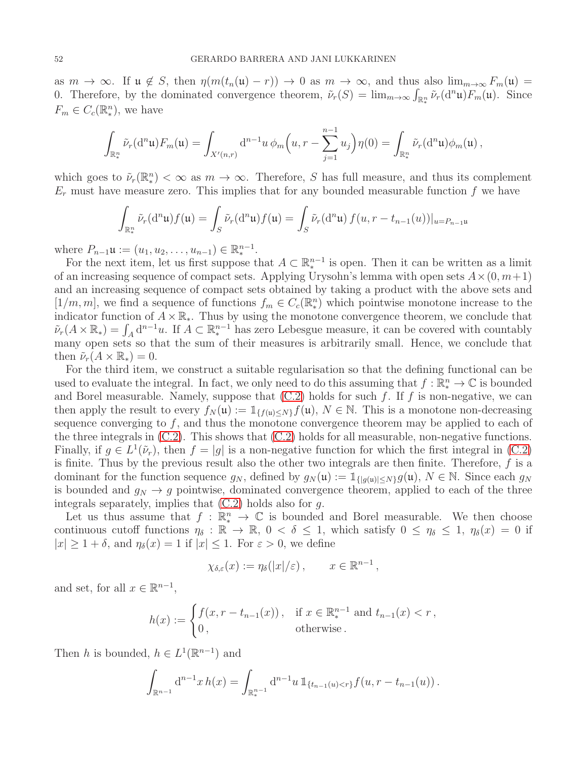as $m \to \infty$. If $\mathfrak{u} \notin S$, then $\eta(m(t_n(\mathfrak{u}) - r)) \to 0$ as $m \to \infty$, and thus also $\lim_{m\to\infty} F_m(\mathfrak{u}) = 0$. Therefore, by the dominated convergence theorem, $\tilde{\nu}_r(S) = \lim_{m\to\infty} \int_{\mathbb{R}^n_*} \tilde{\nu}_r(\mathrm{d}^n\mathfrak{u})F_m(\mathfrak{u})$. Since $F_m \in C_c(\mathbb{R}^n_*)$, we have

$$\int_{\mathbb{R}^n_*} \tilde{\nu}_r(\mathrm{d}^n\mathfrak{u})F_m(\mathfrak{u}) = \int_{X'(n,r)} \mathrm{d}^{n-1}u \, \phi_m\Big(u, r - \sum_{j=1}^{n-1} u_j\Big)\eta(0) = \int_{\mathbb{R}^n_*} \tilde{\nu}_r(\mathrm{d}^n\mathfrak{u})\phi_m(\mathfrak{u}) \,,$$

which goes to $\tilde{\nu}_r(\mathbb{R}^n_*) < \infty$ as $m \to \infty$. Therefore, $S$ has full measure, and thus its complement $E_r$ must have measure zero. This implies that for any bounded measurable function $f$ we have

$$\int_{\mathbb{R}^n_*} \tilde{\nu}_r(\mathrm{d}^n\mathfrak{u})f(\mathfrak{u}) = \int_S \tilde{\nu}_r(\mathrm{d}^n\mathfrak{u})f(\mathfrak{u}) = \int_S \tilde{\nu}_r(\mathrm{d}^n\mathfrak{u}) \, f(u, r - t_{n-1}(u))|_{u=P_{n-1}\mathfrak{u}}$$

where $P_{n-1}\mathfrak{u} := (u_1, u_2, \ldots, u_{n-1}) \in \mathbb{R}^{n-1}_*$.

For the next item, let us first suppose that $A \subset \mathbb{R}^{n-1}_*$ is open. Then it can be written as a limit of an increasing sequence of compact sets. Applying Urysohn's lemma with open sets $A \times (0, m+1)$ and an increasing sequence of compact sets obtained by taking a product with the above sets and $[1/m, m]$, we find a sequence of functions $f_m \in C_c(\mathbb{R}^n_*)$ which pointwise monotone increase to the indicator function of $A \times \mathbb{R}_*$. Thus by using the monotone convergence theorem, we conclude that $\tilde{\nu}_r(A \times \mathbb{R}_*) = \int_A \mathrm{d}^{n-1}u$. If $A \subset \mathbb{R}^{n-1}_*$ has zero Lebesgue measure, it can be covered with countably many open sets so that the sum of their measures is arbitrarily small. Hence, we conclude that then $\tilde{\nu}_r(A \times \mathbb{R}_*) = 0$.

For the third item, we construct a suitable regularisation so that the defining functional can be used to evaluate the integral. In fact, we only need to do this assuming that $f : \mathbb{R}^n_* \to \mathbb{C}$ is bounded and Borel measurable. Namely, suppose that (C.2) holds for such $f$. If $f$ is non-negative, we can then apply the result to every $f_N(\mathfrak{u}) := \mathbb{1}_{\{f(\mathfrak{u})\le N\}} f(\mathfrak{u})$, $N \in \mathbb{N}$. This is a monotone non-decreasing sequence converging to $f$, and thus the monotone convergence theorem may be applied to each of the three integrals in (C.2). This shows that (C.2) holds for all measurable, non-negative functions. Finally, if $g \in L^1(\tilde{\nu}_r)$, then $f = |g|$ is a non-negative function for which the first integral in (C.2) is finite. Thus by the previous result also the other two integrals are then finite. Therefore, $f$ is a dominant for the function sequence $g_N$, defined by $g_N(\mathfrak{u}) := \mathbb{1}_{\{|g(\mathfrak{u})|\le N\}} g(\mathfrak{u})$, $N \in \mathbb{N}$. Since each $g_N$ is bounded and $g_N \to g$ pointwise, dominated convergence theorem, applied to each of the three integrals separately, implies that (C.2) holds also for $g$.

Let us thus assume that $f : \mathbb{R}^n_* \to \mathbb{C}$ is bounded and Borel measurable. We then choose continuous cutoff functions $\eta_\delta : \mathbb{R} \to \mathbb{R}$, $0 < \delta \le 1$, which satisfy $0 \le \eta_\delta \le 1$, $\eta_\delta(x) = 0$ if $|x| \ge 1 + \delta$, and $\eta_\delta(x) = 1$ if $|x| \le 1$. For $\varepsilon > 0$, we define

$$\chi_{\delta,\varepsilon}(x) := \eta_\delta(|x|/\varepsilon) \,, \qquad x \in \mathbb{R}^{n-1} \,,$$

and set, for all $x \in \mathbb{R}^{n-1}$,

$$h(x) := \begin{cases} f(x, r - t_{n-1}(x)) \,, & \text{if } x \in \mathbb{R}^{n-1}_* \text{ and } t_{n-1}(x) < r \,, \\ 0 \,, & \text{otherwise} \,. \end{cases}$$

Then $h$ is bounded, $h \in L^1(\mathbb{R}^{n-1})$ and

$$\int_{\mathbb{R}^{n-1}} \mathrm{d}^{n-1}x \, h(x) = \int_{\mathbb{R}^{n-1}_*} \mathrm{d}^{n-1}u \, \mathbb{1}_{\{t_{n-1}(u)<r\}} f(u, r - t_{n-1}(u)) \,.$$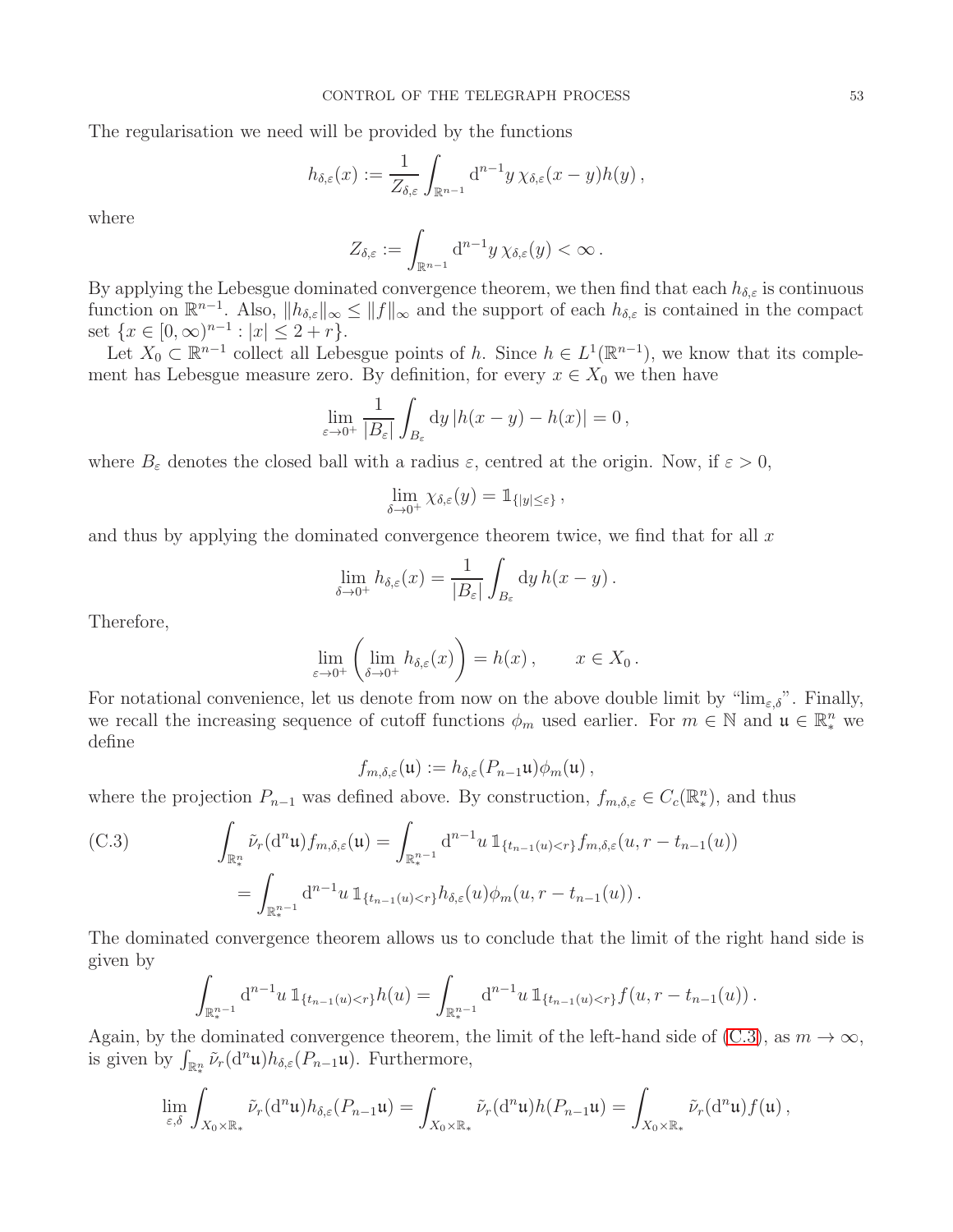The regularisation we need will be provided by the functions

$$h_{\delta,\varepsilon}(x) := \frac{1}{Z_{\delta,\varepsilon}} \int_{\mathbb{R}^{n-1}} \mathrm{d}^{n-1}y \, \chi_{\delta,\varepsilon}(x-y) h(y) \,,$$

where

$$Z_{\delta,\varepsilon} := \int_{\mathbb{R}^{n-1}} \mathrm{d}^{n-1}y \, \chi_{\delta,\varepsilon}(y) < \infty \,.$$

By applying the Lebesgue dominated convergence theorem, we then find that each $h_{\delta,\varepsilon}$ is continuous function on $\mathbb{R}^{n-1}$. Also, $\|h_{\delta,\varepsilon}\|_\infty \le \|f\|_\infty$ and the support of each $h_{\delta,\varepsilon}$ is contained in the compact set $\{x \in [0,\infty)^{n-1} : |x| \le 2 + r\}$.

Let $X_0 \subset \mathbb{R}^{n-1}$ collect all Lebesgue points of $h$. Since $h \in L^1(\mathbb{R}^{n-1})$, we know that its complement has Lebesgue measure zero. By definition, for every $x \in X_0$ we then have

$$\lim_{\varepsilon \to 0^+} \frac{1}{|B_\varepsilon|} \int_{B_\varepsilon} \mathrm{d}y \, |h(x-y) - h(x)| = 0 \,,$$

where $B_\varepsilon$ denotes the closed ball with a radius $\varepsilon$, centred at the origin. Now, if $\varepsilon > 0$,

$$\lim_{\delta \to 0^+} \chi_{\delta,\varepsilon}(y) = \mathbb{1}_{\{|y| \le \varepsilon\}} \,,$$

and thus by applying the dominated convergence theorem twice, we find that for all $x$

$$\lim_{\delta \to 0^+} h_{\delta,\varepsilon}(x) = \frac{1}{|B_\varepsilon|} \int_{B_\varepsilon} \mathrm{d}y \, h(x-y) \,.$$

Therefore,

$$\lim_{\varepsilon \to 0^+} \left( \lim_{\delta \to 0^+} h_{\delta,\varepsilon}(x) \right) = h(x) \,, \qquad x \in X_0 \,.$$

For notational convenience, let us denote from now on the above double limit by "$\lim_{\varepsilon,\delta}$". Finally, we recall the increasing sequence of cutoff functions $\phi_m$ used earlier. For $m \in \mathbb{N}$ and $\mathfrak{u} \in \mathbb{R}^n_*$ we define

$$f_{m,\delta,\varepsilon}(\mathfrak{u}) := h_{\delta,\varepsilon}(P_{n-1}\mathfrak{u}) \phi_m(\mathfrak{u}) \,,$$

where the projection $P_{n-1}$ was defined above. By construction, $f_{m,\delta,\varepsilon} \in C_c(\mathbb{R}^n_*)$, and thus

$$\begin{aligned}
\text{(C.3)} \qquad \int_{\mathbb{R}^n_*} \tilde{\nu}_r(\mathrm{d}^n\mathfrak{u}) f_{m,\delta,\varepsilon}(\mathfrak{u}) &= \int_{\mathbb{R}^{n-1}_*} \mathrm{d}^{n-1}u \, \mathbb{1}_{\{t_{n-1}(u) < r\}} f_{m,\delta,\varepsilon}(u, r - t_{n-1}(u)) \\
&= \int_{\mathbb{R}^{n-1}_*} \mathrm{d}^{n-1}u \, \mathbb{1}_{\{t_{n-1}(u) < r\}} h_{\delta,\varepsilon}(u) \phi_m(u, r - t_{n-1}(u)) \,.
\end{aligned}$$

The dominated convergence theorem allows us to conclude that the limit of the right hand side is given by

$$\int_{\mathbb{R}^{n-1}_*} \mathrm{d}^{n-1}u \, \mathbb{1}_{\{t_{n-1}(u) < r\}} h(u) = \int_{\mathbb{R}^{n-1}_*} \mathrm{d}^{n-1}u \, \mathbb{1}_{\{t_{n-1}(u) < r\}} f(u, r - t_{n-1}(u)) \,.$$

Again, by the dominated convergence theorem, the limit of the left-hand side of (C.3), as $m \to \infty$, is given by $\int_{\mathbb{R}^n_*} \tilde{\nu}_r(\mathrm{d}^n\mathfrak{u}) h_{\delta,\varepsilon}(P_{n-1}\mathfrak{u})$. Furthermore,

$$\lim_{\varepsilon,\delta} \int_{X_0 \times \mathbb{R}_*} \tilde{\nu}_r(\mathrm{d}^n\mathfrak{u}) h_{\delta,\varepsilon}(P_{n-1}\mathfrak{u}) = \int_{X_0 \times \mathbb{R}_*} \tilde{\nu}_r(\mathrm{d}^n\mathfrak{u}) h(P_{n-1}\mathfrak{u}) = \int_{X_0 \times \mathbb{R}_*} \tilde{\nu}_r(\mathrm{d}^n\mathfrak{u}) f(\mathfrak{u}) \,,$$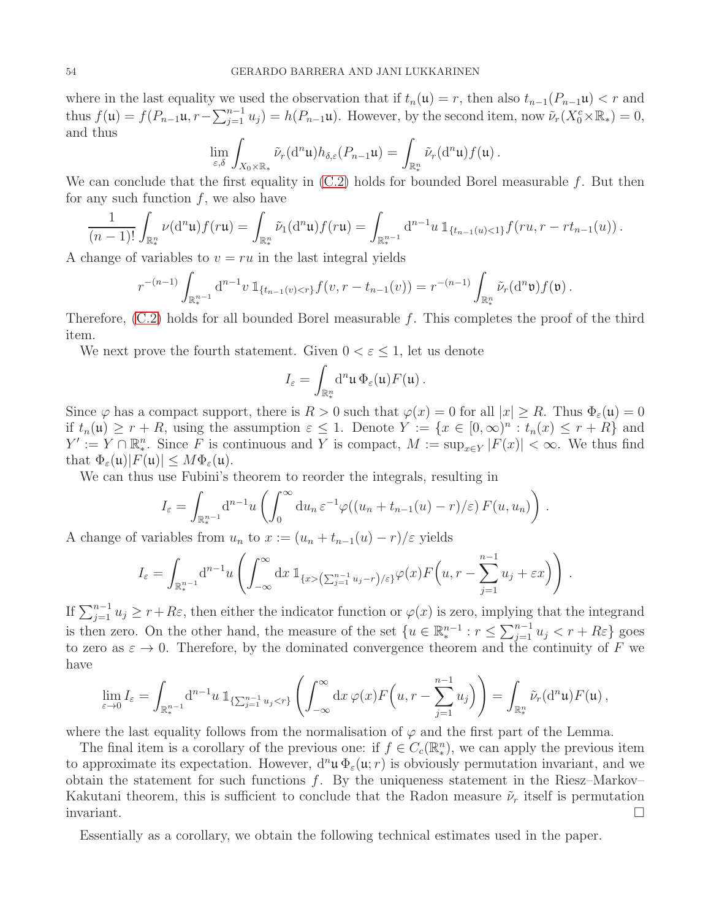where in the last equality we used the observation that if $t_n(\mathfrak{u}) = r$, then also $t_{n-1}(P_{n-1}\mathfrak{u}) < r$ and thus $f(\mathfrak{u}) = f(P_{n-1}\mathfrak{u}, r - \sum_{j=1}^{n-1} u_j) = h(P_{n-1}\mathfrak{u})$. However, by the second item, now $\tilde{\nu}_r(X_0^c \times \mathbb{R}_*) = 0$, and thus

$$\lim_{\varepsilon,\delta} \int_{X_0 \times \mathbb{R}_*} \tilde{\nu}_r(\mathrm{d}^n\mathfrak{u}) h_{\delta,\varepsilon}(P_{n-1}\mathfrak{u}) = \int_{\mathbb{R}_*^n} \tilde{\nu}_r(\mathrm{d}^n\mathfrak{u}) f(\mathfrak{u}) .$$

We can conclude that the first equality in (C.2) holds for bounded Borel measurable $f$. But then for any such function $f$, we also have

$$\frac{1}{(n-1)!} \int_{\mathbb{R}_*^n} \nu(\mathrm{d}^n\mathfrak{u}) f(r\mathfrak{u}) = \int_{\mathbb{R}_*^n} \tilde{\nu}_1(\mathrm{d}^n\mathfrak{u}) f(r\mathfrak{u}) = \int_{\mathbb{R}_*^{n-1}} \mathrm{d}^{n-1}u \, \mathbb{1}_{\{t_{n-1}(u)<1\}} f(ru, r - rt_{n-1}(u)) .$$

A change of variables to $v = ru$ in the last integral yields

$$r^{-(n-1)} \int_{\mathbb{R}_*^{n-1}} \mathrm{d}^{n-1}v \, \mathbb{1}_{\{t_{n-1}(v)<r\}} f(v, r - t_{n-1}(v)) = r^{-(n-1)} \int_{\mathbb{R}_*^n} \tilde{\nu}_r(\mathrm{d}^n\mathfrak{v}) f(\mathfrak{v}) .$$

Therefore, (C.2) holds for all bounded Borel measurable $f$. This completes the proof of the third item.

We next prove the fourth statement. Given $0 < \varepsilon \leq 1$, let us denote

$$I_\varepsilon = \int_{\mathbb{R}_*^n} \mathrm{d}^n\mathfrak{u} \, \Phi_\varepsilon(\mathfrak{u}) F(\mathfrak{u}) .$$

Since $\varphi$ has a compact support, there is $R > 0$ such that $\varphi(x) = 0$ for all $|x| \geq R$. Thus $\Phi_\varepsilon(\mathfrak{u}) = 0$ if $t_n(\mathfrak{u}) \geq r + R$, using the assumption $\varepsilon \leq 1$. Denote $Y := \{x \in [0,\infty)^n : t_n(x) \leq r + R\}$ and $Y' := Y \cap \mathbb{R}_*^n$. Since $F$ is continuous and $Y$ is compact, $M := \sup_{x \in Y} |F(x)| < \infty$. We thus find that $\Phi_\varepsilon(\mathfrak{u})|F(\mathfrak{u})| \leq M\Phi_\varepsilon(\mathfrak{u})$.

We can thus use Fubini's theorem to reorder the integrals, resulting in

$$I_\varepsilon = \int_{\mathbb{R}_*^{n-1}} \mathrm{d}^{n-1}u \left( \int_0^\infty \mathrm{d}u_n \, \varepsilon^{-1} \varphi((u_n + t_{n-1}(u) - r)/\varepsilon) \, F(u, u_n) \right) .$$

A change of variables from $u_n$ to $x := (u_n + t_{n-1}(u) - r)/\varepsilon$ yields

$$I_\varepsilon = \int_{\mathbb{R}_*^{n-1}} \mathrm{d}^{n-1}u \left( \int_{-\infty}^\infty \mathrm{d}x \, \mathbb{1}_{\{x > \left(\sum_{j=1}^{n-1} u_j - r\right)/\varepsilon\}} \varphi(x) F\Big(u, r - \sum_{j=1}^{n-1} u_j + \varepsilon x\Big) \right) .$$

If $\sum_{j=1}^{n-1} u_j \geq r + R\varepsilon$, then either the indicator function or $\varphi(x)$ is zero, implying that the integrand is then zero. On the other hand, the measure of the set $\{u \in \mathbb{R}_*^{n-1} : r \leq \sum_{j=1}^{n-1} u_j < r + R\varepsilon\}$ goes to zero as $\varepsilon \to 0$. Therefore, by the dominated convergence theorem and the continuity of $F$ we have

$$\lim_{\varepsilon \to 0} I_\varepsilon = \int_{\mathbb{R}_*^{n-1}} \mathrm{d}^{n-1}u \, \mathbb{1}_{\{\sum_{j=1}^{n-1} u_j < r\}} \left( \int_{-\infty}^\infty \mathrm{d}x \, \varphi(x) F\Big(u, r - \sum_{j=1}^{n-1} u_j\Big) \right) = \int_{\mathbb{R}_*^n} \tilde{\nu}_r(\mathrm{d}^n\mathfrak{u}) F(\mathfrak{u}) ,$$

where the last equality follows from the normalisation of $\varphi$ and the first part of the Lemma.

The final item is a corollary of the previous one: if $f \in C_c(\mathbb{R}_*^n)$, we can apply the previous item to approximate its expectation. However, $\mathrm{d}^n\mathfrak{u} \, \Phi_\varepsilon(\mathfrak{u}; r)$ is obviously permutation invariant, and we obtain the statement for such functions $f$. By the uniqueness statement in the Riesz–Markov–Kakutani theorem, this is sufficient to conclude that the Radon measure $\tilde{\nu}_r$ itself is permutation invariant. $\square$

Essentially as a corollary, we obtain the following technical estimates used in the paper.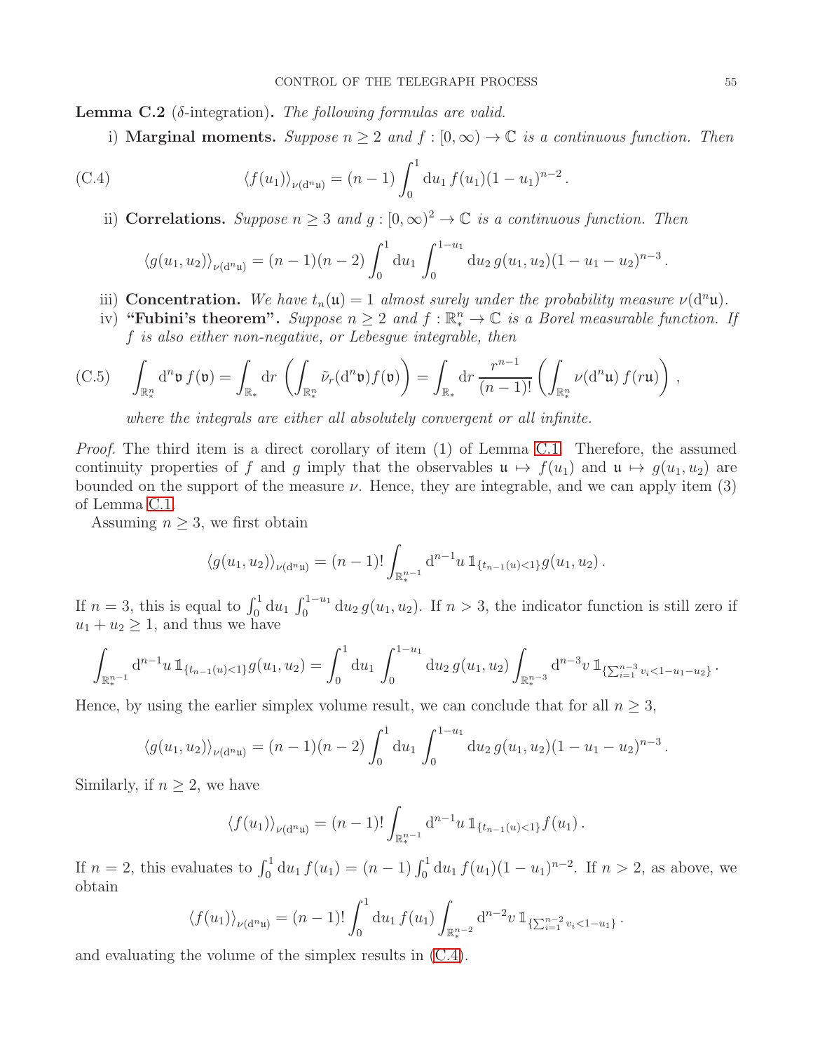**Lemma C.2** ($\delta$-integration)**.** *The following formulas are valid.*

i) **Marginal moments.** *Suppose $n \geq 2$ and $f : [0,\infty) \to \mathbb{C}$ is a continuous function. Then*

$$\langle f(u_1) \rangle_{\nu(\mathrm{d}^n \mathfrak{u})} = (n-1) \int_0^1 \mathrm{d}u_1 \, f(u_1)(1-u_1)^{n-2} \,. \tag{C.4}$$

ii) **Correlations.** *Suppose $n \geq 3$ and $g : [0,\infty)^2 \to \mathbb{C}$ is a continuous function. Then*

$$\langle g(u_1,u_2) \rangle_{\nu(\mathrm{d}^n \mathfrak{u})} = (n-1)(n-2) \int_0^1 \mathrm{d}u_1 \int_0^{1-u_1} \mathrm{d}u_2 \, g(u_1,u_2)(1-u_1-u_2)^{n-3} \,.$$

iii) **Concentration.** *We have $t_n(\mathfrak{u}) = 1$ almost surely under the probability measure $\nu(\mathrm{d}^n \mathfrak{u})$.*

iv) **"Fubini's theorem".** *Suppose $n \geq 2$ and $f : \mathbb{R}_*^n \to \mathbb{C}$ is a Borel measurable function. If $f$ is also either non-negative, or Lebesgue integrable, then*

$$\int_{\mathbb{R}_*^n} \mathrm{d}^n \mathfrak{v} \, f(\mathfrak{v}) = \int_{\mathbb{R}_*} \mathrm{d}r \left( \int_{\mathbb{R}_*^n} \tilde{\nu}_r(\mathrm{d}^n \mathfrak{v}) f(\mathfrak{v}) \right) = \int_{\mathbb{R}_*} \mathrm{d}r \, \frac{r^{n-1}}{(n-1)!} \left( \int_{\mathbb{R}_*^n} \nu(\mathrm{d}^n \mathfrak{u}) \, f(r\mathfrak{u}) \right) , \tag{C.5}$$

*where the integrals are either all absolutely convergent or all infinite.*

*Proof.* The third item is a direct corollary of item (1) of Lemma C.1. Therefore, the assumed continuity properties of $f$ and $g$ imply that the observables $\mathfrak{u} \mapsto f(u_1)$ and $\mathfrak{u} \mapsto g(u_1,u_2)$ are bounded on the support of the measure $\nu$. Hence, they are integrable, and we can apply item (3) of Lemma C.1.

Assuming $n \geq 3$, we first obtain

$$\langle g(u_1,u_2) \rangle_{\nu(\mathrm{d}^n \mathfrak{u})} = (n-1)! \int_{\mathbb{R}_*^{n-1}} \mathrm{d}^{n-1} u \, \mathbb{1}_{\{t_{n-1}(u)<1\}} g(u_1,u_2) \,.$$

If $n = 3$, this is equal to $\int_0^1 \mathrm{d}u_1 \int_0^{1-u_1} \mathrm{d}u_2 \, g(u_1,u_2)$. If $n > 3$, the indicator function is still zero if $u_1 + u_2 \geq 1$, and thus we have

$$\int_{\mathbb{R}_*^{n-1}} \mathrm{d}^{n-1} u \, \mathbb{1}_{\{t_{n-1}(u)<1\}} g(u_1,u_2) = \int_0^1 \mathrm{d}u_1 \int_0^{1-u_1} \mathrm{d}u_2 \, g(u_1,u_2) \int_{\mathbb{R}_*^{n-3}} \mathrm{d}^{n-3} v \, \mathbb{1}_{\{\sum_{i=1}^{n-3} v_i < 1-u_1-u_2\}} \,.$$

Hence, by using the earlier simplex volume result, we can conclude that for all $n \geq 3$,

$$\langle g(u_1,u_2) \rangle_{\nu(\mathrm{d}^n \mathfrak{u})} = (n-1)(n-2) \int_0^1 \mathrm{d}u_1 \int_0^{1-u_1} \mathrm{d}u_2 \, g(u_1,u_2)(1-u_1-u_2)^{n-3} \,.$$

Similarly, if $n \geq 2$, we have

$$\langle f(u_1) \rangle_{\nu(\mathrm{d}^n \mathfrak{u})} = (n-1)! \int_{\mathbb{R}_*^{n-1}} \mathrm{d}^{n-1} u \, \mathbb{1}_{\{t_{n-1}(u)<1\}} f(u_1) \,.$$

If $n = 2$, this evaluates to $\int_0^1 \mathrm{d}u_1 \, f(u_1) = (n-1) \int_0^1 \mathrm{d}u_1 \, f(u_1)(1-u_1)^{n-2}$. If $n > 2$, as above, we obtain

$$\langle f(u_1) \rangle_{\nu(\mathrm{d}^n \mathfrak{u})} = (n-1)! \int_0^1 \mathrm{d}u_1 \, f(u_1) \int_{\mathbb{R}_*^{n-2}} \mathrm{d}^{n-2} v \, \mathbb{1}_{\{\sum_{i=1}^{n-2} v_i < 1-u_1\}} \,.$$

and evaluating the volume of the simplex results in (C.4).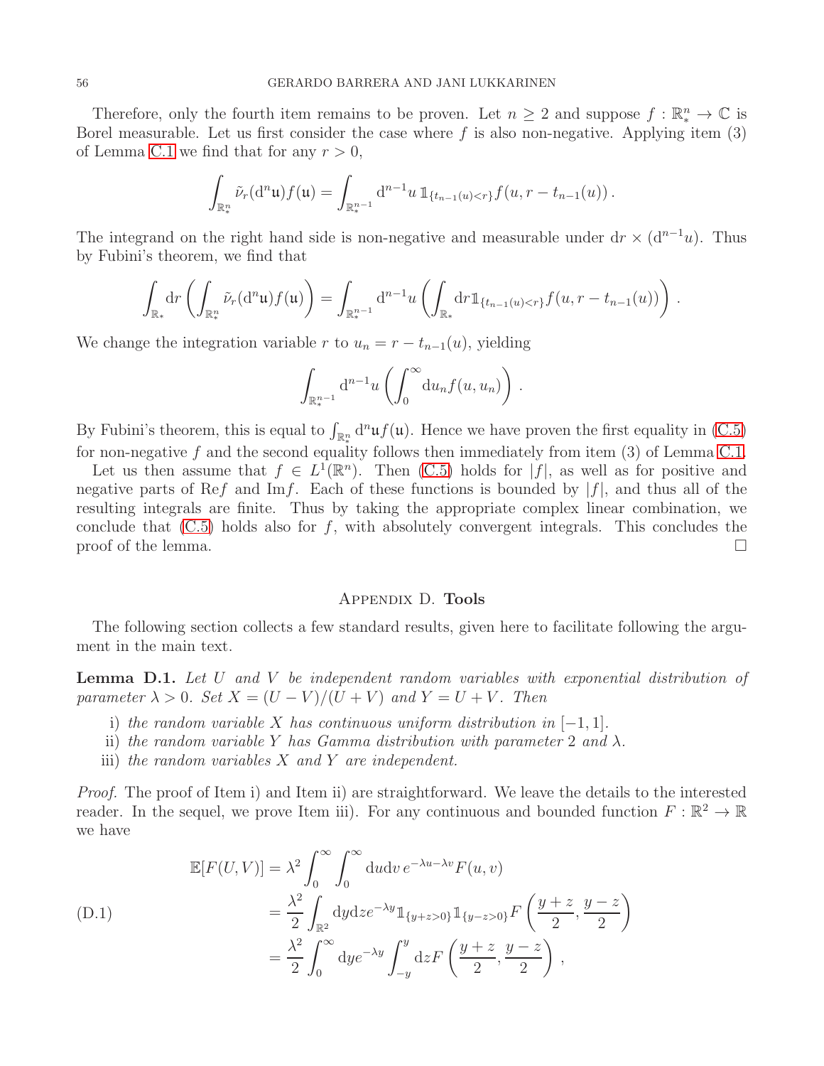Therefore, only the fourth item remains to be proven. Let $n \geq 2$ and suppose $f : \mathbb{R}_*^n \to \mathbb{C}$ is Borel measurable. Let us first consider the case where $f$ is also non-negative. Applying item (3) of Lemma C.1 we find that for any $r > 0$,

$$\int_{\mathbb{R}_*^n} \tilde{\nu}_r(\mathrm{d}^n \mathfrak{u}) f(\mathfrak{u}) = \int_{\mathbb{R}_*^{n-1}} \mathrm{d}^{n-1}u \, \mathbb{1}_{\{t_{n-1}(u) < r\}} f(u, r - t_{n-1}(u)) \, .$$

The integrand on the right hand side is non-negative and measurable under $\mathrm{d}r \times (\mathrm{d}^{n-1}u)$. Thus by Fubini's theorem, we find that

$$\int_{\mathbb{R}_*} \mathrm{d}r \left( \int_{\mathbb{R}_*^n} \tilde{\nu}_r(\mathrm{d}^n \mathfrak{u}) f(\mathfrak{u}) \right) = \int_{\mathbb{R}_*^{n-1}} \mathrm{d}^{n-1}u \left( \int_{\mathbb{R}_*} \mathrm{d}r \mathbb{1}_{\{t_{n-1}(u) < r\}} f(u, r - t_{n-1}(u)) \right) .$$

We change the integration variable $r$ to $u_n = r - t_{n-1}(u)$, yielding

$$\int_{\mathbb{R}_*^{n-1}} \mathrm{d}^{n-1}u \left( \int_0^\infty \mathrm{d}u_n f(u, u_n) \right) .$$

By Fubini's theorem, this is equal to $\int_{\mathbb{R}_*^n} \mathrm{d}^n \mathfrak{u} f(\mathfrak{u})$. Hence we have proven the first equality in (C.5) for non-negative $f$ and the second equality follows then immediately from item (3) of Lemma C.1.

Let us then assume that $f \in L^1(\mathbb{R}^n)$. Then (C.5) holds for $|f|$, as well as for positive and negative parts of $\mathrm{Re} f$ and $\mathrm{Im} f$. Each of these functions is bounded by $|f|$, and thus all of the resulting integrals are finite. Thus by taking the appropriate complex linear combination, we conclude that (C.5) holds also for $f$, with absolutely convergent integrals. This concludes the proof of the lemma. □

## Appendix D. Tools

The following section collects a few standard results, given here to facilitate following the argument in the main text.

**Lemma D.1.** *Let $U$ and $V$ be independent random variables with exponential distribution of parameter $\lambda > 0$. Set $X = (U - V)/(U + V)$ and $Y = U + V$. Then*

i) *the random variable $X$ has continuous uniform distribution in $[-1, 1]$.*
ii) *the random variable $Y$ has Gamma distribution with parameter 2 and $\lambda$.*
iii) *the random variables $X$ and $Y$ are independent.*

*Proof.* The proof of Item i) and Item ii) are straightforward. We leave the details to the interested reader. In the sequel, we prove Item iii). For any continuous and bounded function $F : \mathbb{R}^2 \to \mathbb{R}$ we have

$$\begin{aligned}
\mathbb{E}[F(U, V)] &= \lambda^2 \int_0^\infty \int_0^\infty \mathrm{d}u \mathrm{d}v \, e^{-\lambda u - \lambda v} F(u, v) \\
&= \frac{\lambda^2}{2} \int_{\mathbb{R}^2} \mathrm{d}y \mathrm{d}z e^{-\lambda y} \mathbb{1}_{\{y+z>0\}} \mathbb{1}_{\{y-z>0\}} F\left( \frac{y+z}{2}, \frac{y-z}{2} \right) \\
&= \frac{\lambda^2}{2} \int_0^\infty \mathrm{d}y e^{-\lambda y} \int_{-y}^{y} \mathrm{d}z F\left( \frac{y+z}{2}, \frac{y-z}{2} \right) ,
\end{aligned} \tag{D.1}$$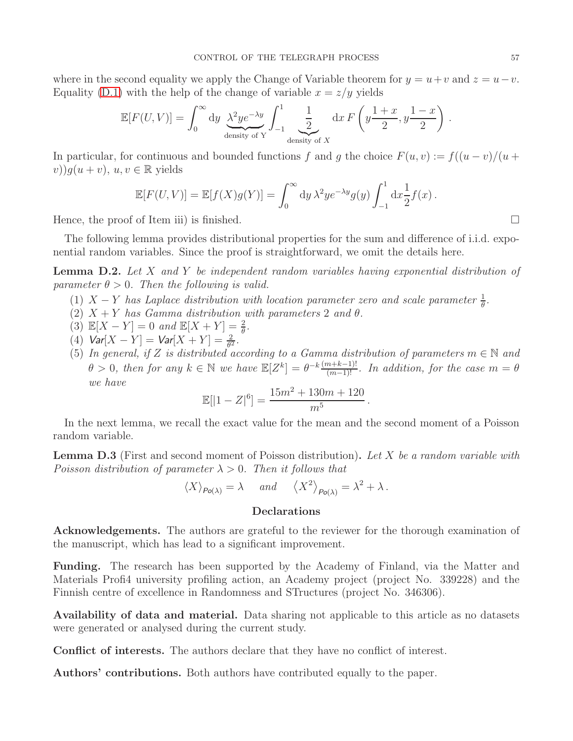where in the second equality we apply the Change of Variable theorem for $y = u+v$ and $z = u-v$. Equality (D.1) with the help of the change of variable $x = z/y$ yields

$$\mathbb{E}[F(U,V)] = \int_0^\infty \mathrm{d}y \underbrace{\lambda^2 y e^{-\lambda y}}_{\text{density of Y}} \int_{-1}^1 \underbrace{\frac{1}{2}}_{\text{density of } X} \mathrm{d}x \, F\left(y\frac{1+x}{2}, y\frac{1-x}{2}\right).$$

In particular, for continuous and bounded functions $f$ and $g$ the choice $F(u,v) := f((u-v)/(u+v))g(u+v)$, $u, v \in \mathbb{R}$ yields

$$\mathbb{E}[F(U,V)] = \mathbb{E}[f(X)g(Y)] = \int_0^\infty \mathrm{d}y \, \lambda^2 y e^{-\lambda y} g(y) \int_{-1}^1 \mathrm{d}x \frac{1}{2} f(x).$$

Hence, the proof of Item iii) is finished. □

The following lemma provides distributional properties for the sum and difference of i.i.d. exponential random variables. Since the proof is straightforward, we omit the details here.

**Lemma D.2.** *Let $X$ and $Y$ be independent random variables having exponential distribution of parameter $\theta > 0$. Then the following is valid.*

1. *$X - Y$ has Laplace distribution with location parameter zero and scale parameter $\frac{1}{\theta}$.*
2. *$X + Y$ has Gamma distribution with parameters 2 and $\theta$.*
3. *$\mathbb{E}[X-Y] = 0$ and $\mathbb{E}[X+Y] = \frac{2}{\theta}$.*
4. *$\mathsf{Var}[X-Y] = \mathsf{Var}[X+Y] = \frac{2}{\theta^2}$.*
5. *In general, if $Z$ is distributed according to a Gamma distribution of parameters $m \in \mathbb{N}$ and $\theta > 0$, then for any $k \in \mathbb{N}$ we have $\mathbb{E}[Z^k] = \theta^{-k}\frac{(m+k-1)!}{(m-1)!}$. In addition, for the case $m = \theta$ we have*
$$\mathbb{E}[|1-Z|^6] = \frac{15m^2 + 130m + 120}{m^5}.$$

In the next lemma, we recall the exact value for the mean and the second moment of a Poisson random variable.

**Lemma D.3** (First and second moment of Poisson distribution)**.** *Let $X$ be a random variable with Poisson distribution of parameter $\lambda > 0$. Then it follows that*

$$\langle X \rangle_{\mathsf{Po}(\lambda)} = \lambda \quad \text{ and } \quad \langle X^2 \rangle_{\mathsf{Po}(\lambda)} = \lambda^2 + \lambda.$$

## Declarations

**Acknowledgements.** The authors are grateful to the reviewer for the thorough examination of the manuscript, which has lead to a significant improvement.

**Funding.** The research has been supported by the Academy of Finland, via the Matter and Materials Profi4 university profiling action, an Academy project (project No. 339228) and the Finnish centre of excellence in Randomness and STructures (project No. 346306).

**Availability of data and material.** Data sharing not applicable to this article as no datasets were generated or analysed during the current study.

**Conflict of interests.** The authors declare that they have no conflict of interest.

**Authors' contributions.** Both authors have contributed equally to the paper.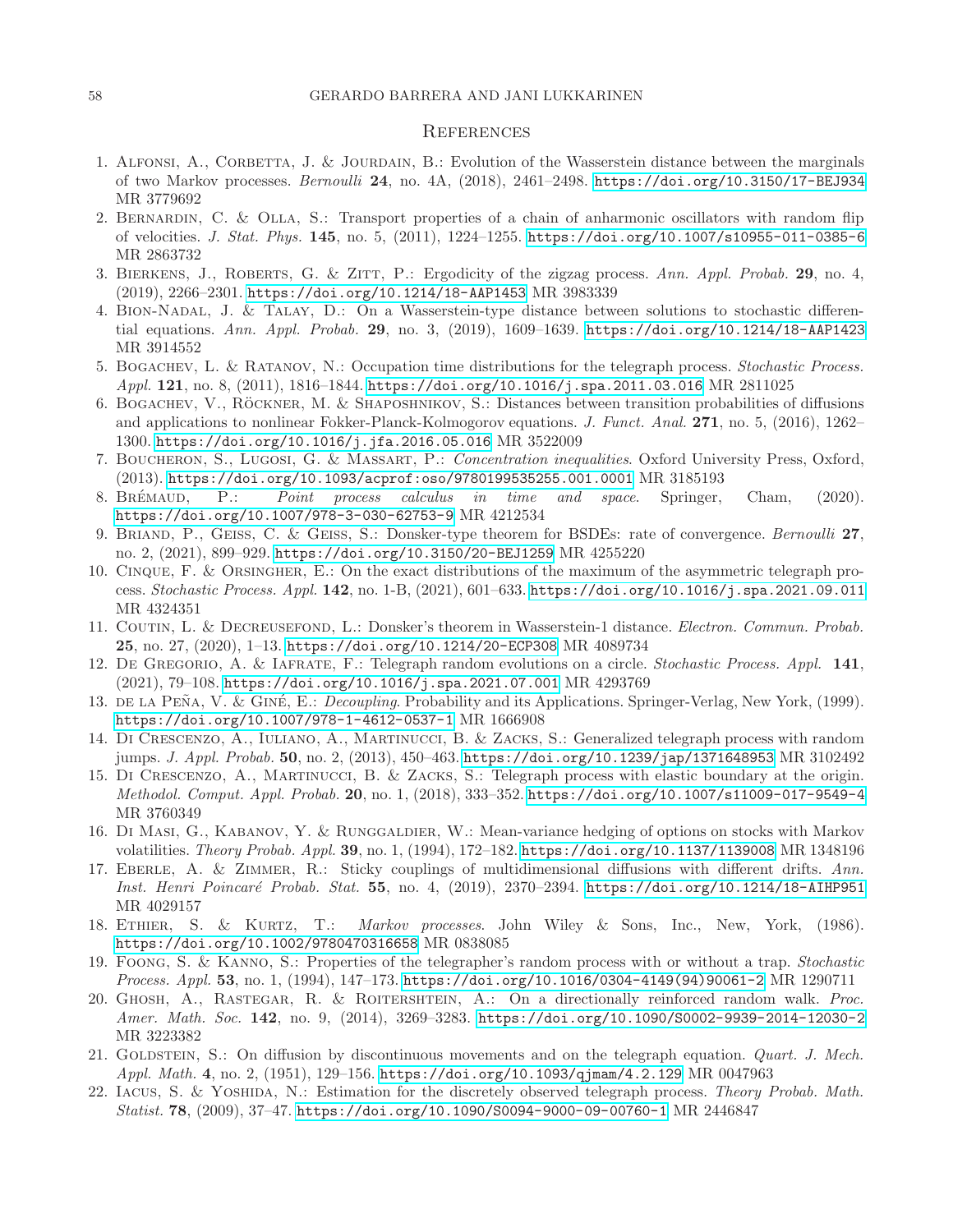## References

1. Alfonsi, A., Corbetta, J. & Jourdain, B.: Evolution of the Wasserstein distance between the marginals of two Markov processes. *Bernoulli* **24**, no. 4A, (2018), 2461–2498. https://doi.org/10.3150/17-BEJ934 MR 3779692
2. Bernardin, C. & Olla, S.: Transport properties of a chain of anharmonic oscillators with random flip of velocities. *J. Stat. Phys.* **145**, no. 5, (2011), 1224–1255. https://doi.org/10.1007/s10955-011-0385-6 MR 2863732
3. Bierkens, J., Roberts, G. & Zitt, P.: Ergodicity of the zigzag process. *Ann. Appl. Probab.* **29**, no. 4, (2019), 2266–2301. https://doi.org/10.1214/18-AAP1453 MR 3983339
4. Bion-Nadal, J. & Talay, D.: On a Wasserstein-type distance between solutions to stochastic differential equations. *Ann. Appl. Probab.* **29**, no. 3, (2019), 1609–1639. https://doi.org/10.1214/18-AAP1423 MR 3914552
5. Bogachev, L. & Ratanov, N.: Occupation time distributions for the telegraph process. *Stochastic Process. Appl.* **121**, no. 8, (2011), 1816–1844. https://doi.org/10.1016/j.spa.2011.03.016 MR 2811025
6. Bogachev, V., Röckner, M. & Shaposhnikov, S.: Distances between transition probabilities of diffusions and applications to nonlinear Fokker-Planck-Kolmogorov equations. *J. Funct. Anal.* **271**, no. 5, (2016), 1262–1300. https://doi.org/10.1016/j.jfa.2016.05.016 MR 3522009
7. Boucheron, S., Lugosi, G. & Massart, P.: *Concentration inequalities*. Oxford University Press, Oxford, (2013). https://doi.org/10.1093/acprof:oso/9780199535255.001.0001 MR 3185193
8. Brémaud, P.: *Point process calculus in time and space*. Springer, Cham, (2020). https://doi.org/10.1007/978-3-030-62753-9 MR 4212534
9. Briand, P., Geiss, C. & Geiss, S.: Donsker-type theorem for BSDEs: rate of convergence. *Bernoulli* **27**, no. 2, (2021), 899–929. https://doi.org/10.3150/20-BEJ1259 MR 4255220
10. Cinque, F. & Orsingher, E.: On the exact distributions of the maximum of the asymmetric telegraph process. *Stochastic Process. Appl.* **142**, no. 1-B, (2021), 601–633. https://doi.org/10.1016/j.spa.2021.09.011 MR 4324351
11. Coutin, L. & Decreusefond, L.: Donsker's theorem in Wasserstein-1 distance. *Electron. Commun. Probab.* **25**, no. 27, (2020), 1–13. https://doi.org/10.1214/20-ECP308 MR 4089734
12. De Gregorio, A. & Iafrate, F.: Telegraph random evolutions on a circle. *Stochastic Process. Appl.* **141**, (2021), 79–108. https://doi.org/10.1016/j.spa.2021.07.001 MR 4293769
13. de la Peña, V. & Giné, E.: *Decoupling*. Probability and its Applications. Springer-Verlag, New York, (1999). https://doi.org/10.1007/978-1-4612-0537-1 MR 1666908
14. Di Crescenzo, A., Iuliano, A., Martinucci, B. & Zacks, S.: Generalized telegraph process with random jumps. *J. Appl. Probab.* **50**, no. 2, (2013), 450–463. https://doi.org/10.1239/jap/1371648953 MR 3102492
15. Di Crescenzo, A., Martinucci, B. & Zacks, S.: Telegraph process with elastic boundary at the origin. *Methodol. Comput. Appl. Probab.* **20**, no. 1, (2018), 333–352. https://doi.org/10.1007/s11009-017-9549-4 MR 3760349
16. Di Masi, G., Kabanov, Y. & Runggaldier, W.: Mean-variance hedging of options on stocks with Markov volatilities. *Theory Probab. Appl.* **39**, no. 1, (1994), 172–182. https://doi.org/10.1137/1139008 MR 1348196
17. Eberle, A. & Zimmer, R.: Sticky couplings of multidimensional diffusions with different drifts. *Ann. Inst. Henri Poincaré Probab. Stat.* **55**, no. 4, (2019), 2370–2394. https://doi.org/10.1214/18-AIHP951 MR 4029157
18. Ethier, S. & Kurtz, T.: *Markov processes*. John Wiley & Sons, Inc., New, York, (1986). https://doi.org/10.1002/9780470316658 MR 0838085
19. Foong, S. & Kanno, S.: Properties of the telegrapher's random process with or without a trap. *Stochastic Process. Appl.* **53**, no. 1, (1994), 147–173. https://doi.org/10.1016/0304-4149(94)90061-2 MR 1290711
20. Ghosh, A., Rastegar, R. & Roitershtein, A.: On a directionally reinforced random walk. *Proc. Amer. Math. Soc.* **142**, no. 9, (2014), 3269–3283. https://doi.org/10.1090/S0002-9939-2014-12030-2 MR 3223382
21. Goldstein, S.: On diffusion by discontinuous movements and on the telegraph equation. *Quart. J. Mech. Appl. Math.* **4**, no. 2, (1951), 129–156. https://doi.org/10.1093/qjmam/4.2.129 MR 0047963
22. Iacus, S. & Yoshida, N.: Estimation for the discretely observed telegraph process. *Theory Probab. Math. Statist.* **78**, (2009), 37–47. https://doi.org/10.1090/S0094-9000-09-00760-1 MR 2446847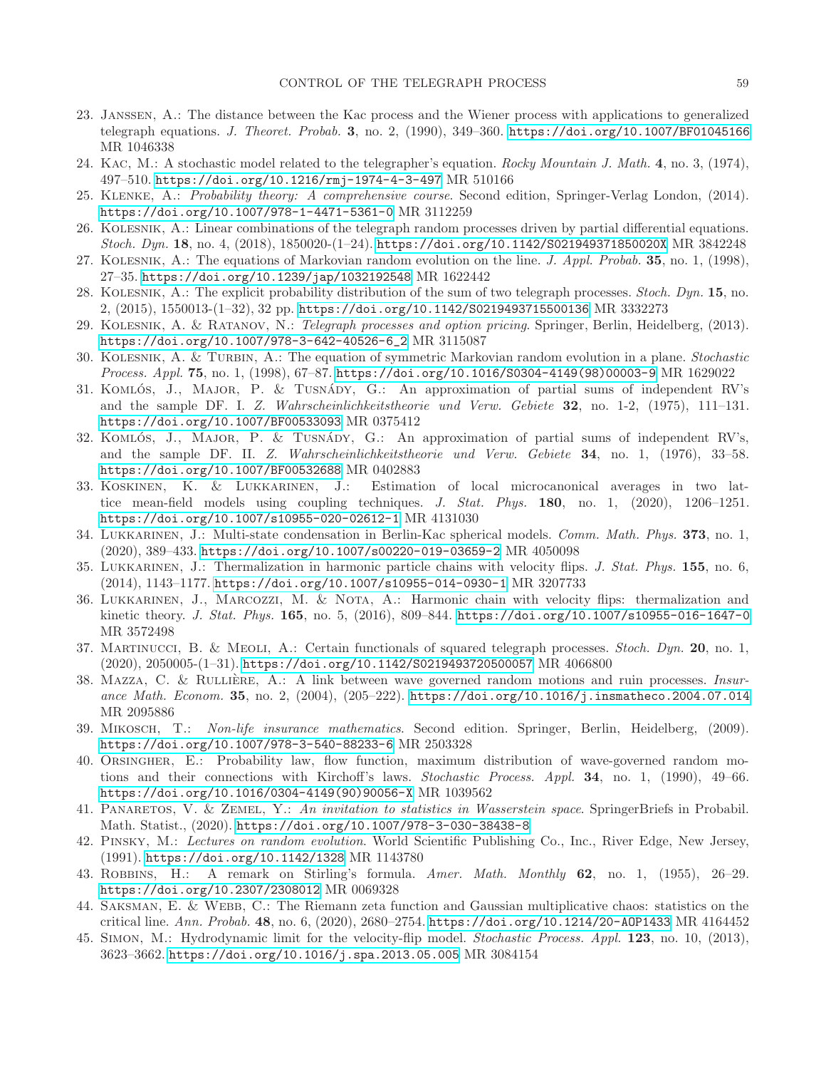23. Janssen, A.: The distance between the Kac process and the Wiener process with applications to generalized telegraph equations. *J. Theoret. Probab.* **3**, no. 2, (1990), 349–360. https://doi.org/10.1007/BF01045166 MR 1046338
24. Kac, M.: A stochastic model related to the telegrapher's equation. *Rocky Mountain J. Math.* **4**, no. 3, (1974), 497–510. https://doi.org/10.1216/rmj-1974-4-3-497 MR 510166
25. Klenke, A.: *Probability theory: A comprehensive course.* Second edition, Springer-Verlag London, (2014). https://doi.org/10.1007/978-1-4471-5361-0 MR 3112259
26. Kolesnik, A.: Linear combinations of the telegraph random processes driven by partial differential equations. *Stoch. Dyn.* **18**, no. 4, (2018), 1850020-(1–24). https://doi.org/10.1142/S021949371850020X MR 3842248
27. Kolesnik, A.: The equations of Markovian random evolution on the line. *J. Appl. Probab.* **35**, no. 1, (1998), 27–35. https://doi.org/10.1239/jap/1032192548 MR 1622442
28. Kolesnik, A.: The explicit probability distribution of the sum of two telegraph processes. *Stoch. Dyn.* **15**, no. 2, (2015), 1550013-(1–32), 32 pp. https://doi.org/10.1142/S0219493715500136 MR 3332273
29. Kolesnik, A. & Ratanov, N.: *Telegraph processes and option pricing.* Springer, Berlin, Heidelberg, (2013). https://doi.org/10.1007/978-3-642-40526-6_2 MR 3115087
30. Kolesnik, A. & Turbin, A.: The equation of symmetric Markovian random evolution in a plane. *Stochastic Process. Appl.* **75**, no. 1, (1998), 67–87. https://doi.org/10.1016/S0304-4149(98)00003-9 MR 1629022
31. Komlós, J., Major, P. & Tusnády, G.: An approximation of partial sums of independent RV's and the sample DF. I. *Z. Wahrscheinlichkeitstheorie und Verw. Gebiete* **32**, no. 1-2, (1975), 111–131. https://doi.org/10.1007/BF00533093 MR 0375412
32. Komlós, J., Major, P. & Tusnády, G.: An approximation of partial sums of independent RV's, and the sample DF. II. *Z. Wahrscheinlichkeitstheorie und Verw. Gebiete* **34**, no. 1, (1976), 33–58. https://doi.org/10.1007/BF00532688 MR 0402883
33. Koskinen, K. & Lukkarinen, J.: Estimation of local microcanonical averages in two lattice mean-field models using coupling techniques. *J. Stat. Phys.* **180**, no. 1, (2020), 1206–1251. https://doi.org/10.1007/s10955-020-02612-1 MR 4131030
34. Lukkarinen, J.: Multi-state condensation in Berlin-Kac spherical models. *Comm. Math. Phys.* **373**, no. 1, (2020), 389–433. https://doi.org/10.1007/s00220-019-03659-2 MR 4050098
35. Lukkarinen, J.: Thermalization in harmonic particle chains with velocity flips. *J. Stat. Phys.* **155**, no. 6, (2014), 1143–1177. https://doi.org/10.1007/s10955-014-0930-1 MR 3207733
36. Lukkarinen, J., Marcozzi, M. & Nota, A.: Harmonic chain with velocity flips: thermalization and kinetic theory. *J. Stat. Phys.* **165**, no. 5, (2016), 809–844. https://doi.org/10.1007/s10955-016-1647-0 MR 3572498
37. Martinucci, B. & Meoli, A.: Certain functionals of squared telegraph processes. *Stoch. Dyn.* **20**, no. 1, (2020), 2050005-(1–31). https://doi.org/10.1142/S0219493720500057 MR 4066800
38. Mazza, C. & Rullière, A.: A link between wave governed random motions and ruin processes. *Insurance Math. Econom.* **35**, no. 2, (2004), (205–222). https://doi.org/10.1016/j.insmatheco.2004.07.014 MR 2095886
39. Mikosch, T.: *Non-life insurance mathematics*. Second edition. Springer, Berlin, Heidelberg, (2009). https://doi.org/10.1007/978-3-540-88233-6 MR 2503328
40. Orsingher, E.: Probability law, flow function, maximum distribution of wave-governed random motions and their connections with Kirchoff's laws. *Stochastic Process. Appl.* **34**, no. 1, (1990), 49–66. https://doi.org/10.1016/0304-4149(90)90056-X MR 1039562
41. Panaretos, V. & Zemel, Y.: *An invitation to statistics in Wasserstein space*. SpringerBriefs in Probabil. Math. Statist., (2020). https://doi.org/10.1007/978-3-030-38438-8
42. Pinsky, M.: *Lectures on random evolution.* World Scientific Publishing Co., Inc., River Edge, New Jersey, (1991). https://doi.org/10.1142/1328 MR 1143780
43. Robbins, H.: A remark on Stirling's formula. *Amer. Math. Monthly* **62**, no. 1, (1955), 26–29. https://doi.org/10.2307/2308012 MR 0069328
44. Saksman, E. & Webb, C.: The Riemann zeta function and Gaussian multiplicative chaos: statistics on the critical line. *Ann. Probab.* **48**, no. 6, (2020), 2680–2754. https://doi.org/10.1214/20-AOP1433 MR 4164452
45. Simon, M.: Hydrodynamic limit for the velocity-flip model. *Stochastic Process. Appl.* **123**, no. 10, (2013), 3623–3662. https://doi.org/10.1016/j.spa.2013.05.005 MR 3084154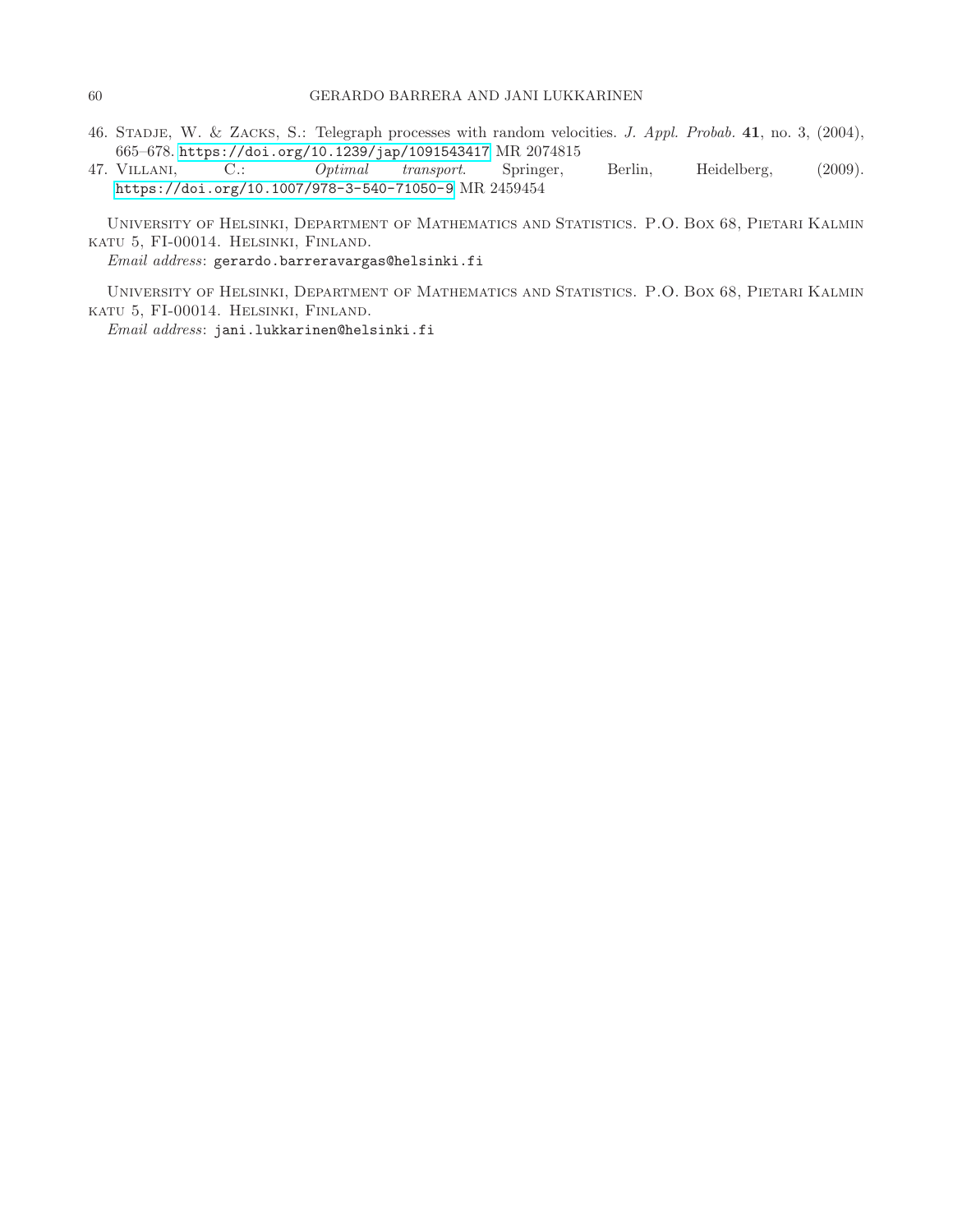46. Stadje, W. & Zacks, S.: Telegraph processes with random velocities. *J. Appl. Probab.* **41**, no. 3, (2004), 665–678. https://doi.org/10.1239/jap/1091543417 MR 2074815
47. Villani, C.: *Optimal transport*. Springer, Berlin, Heidelberg, (2009). https://doi.org/10.1007/978-3-540-71050-9 MR 2459454

University of Helsinki, Department of Mathematics and Statistics. P.O. Box 68, Pietari Kalmin katu 5, FI-00014. Helsinki, Finland.
*Email address*: gerardo.barreravargas@helsinki.fi

University of Helsinki, Department of Mathematics and Statistics. P.O. Box 68, Pietari Kalmin katu 5, FI-00014. Helsinki, Finland.
*Email address*: jani.lukkarinen@helsinki.fi